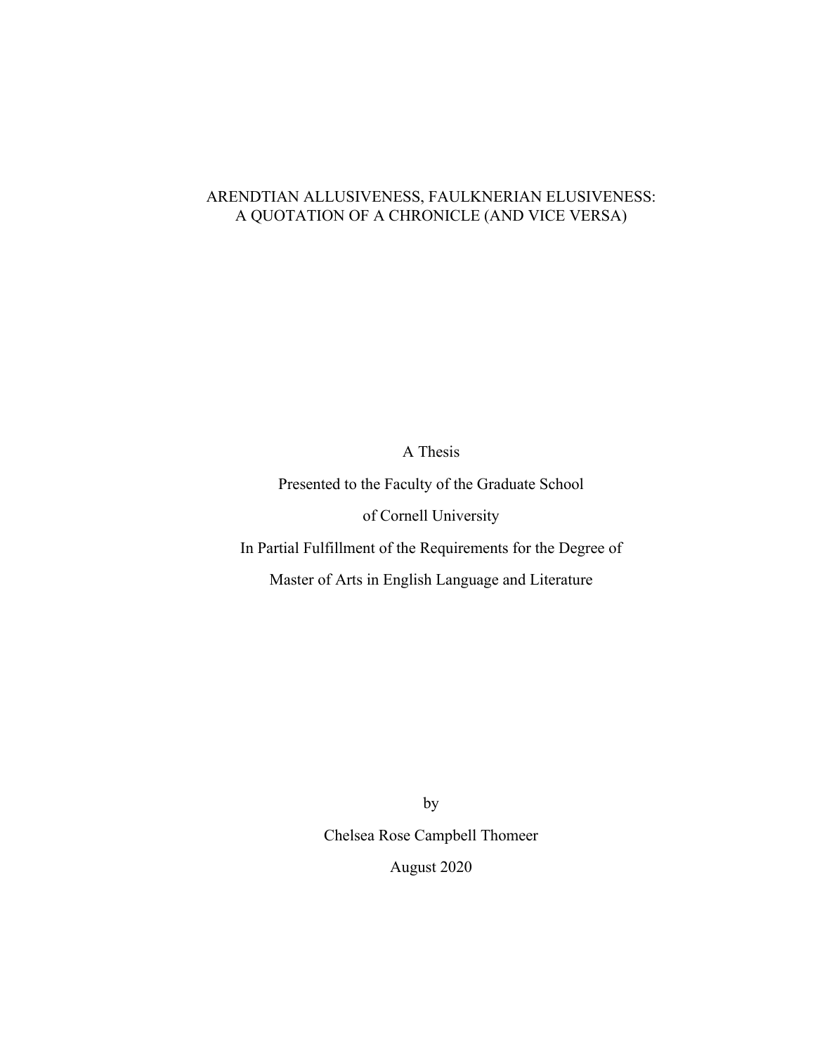# ARENDTIAN ALLUSIVENESS, FAULKNERIAN ELUSIVENESS: A QUOTATION OF A CHRONICLE (AND VICE VERSA)

A Thesis

Presented to the Faculty of the Graduate School

of Cornell University

In Partial Fulfillment of the Requirements for the Degree of

Master of Arts in English Language and Literature

by

Chelsea Rose Campbell Thomeer

August 2020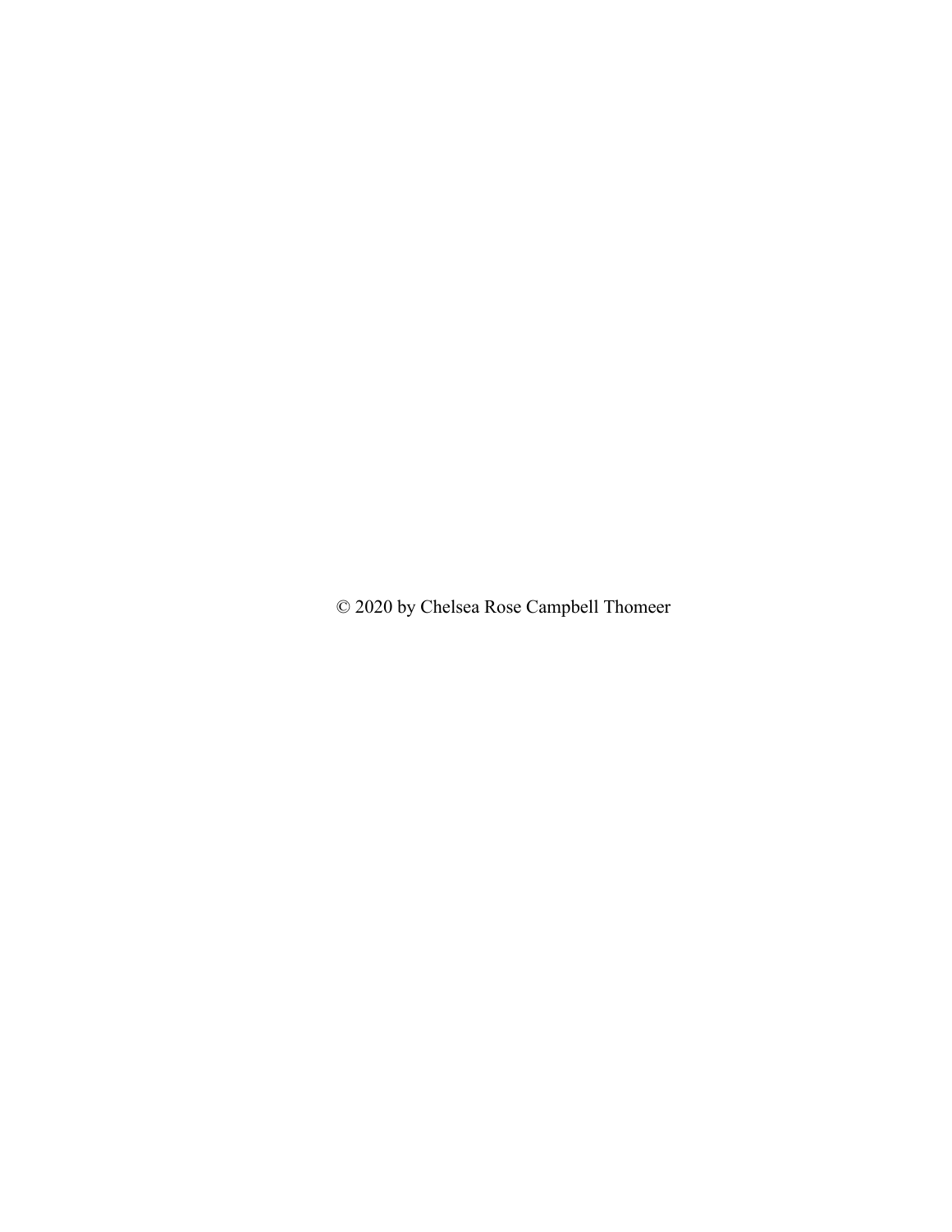© 2020 by Chelsea Rose Campbell Thomeer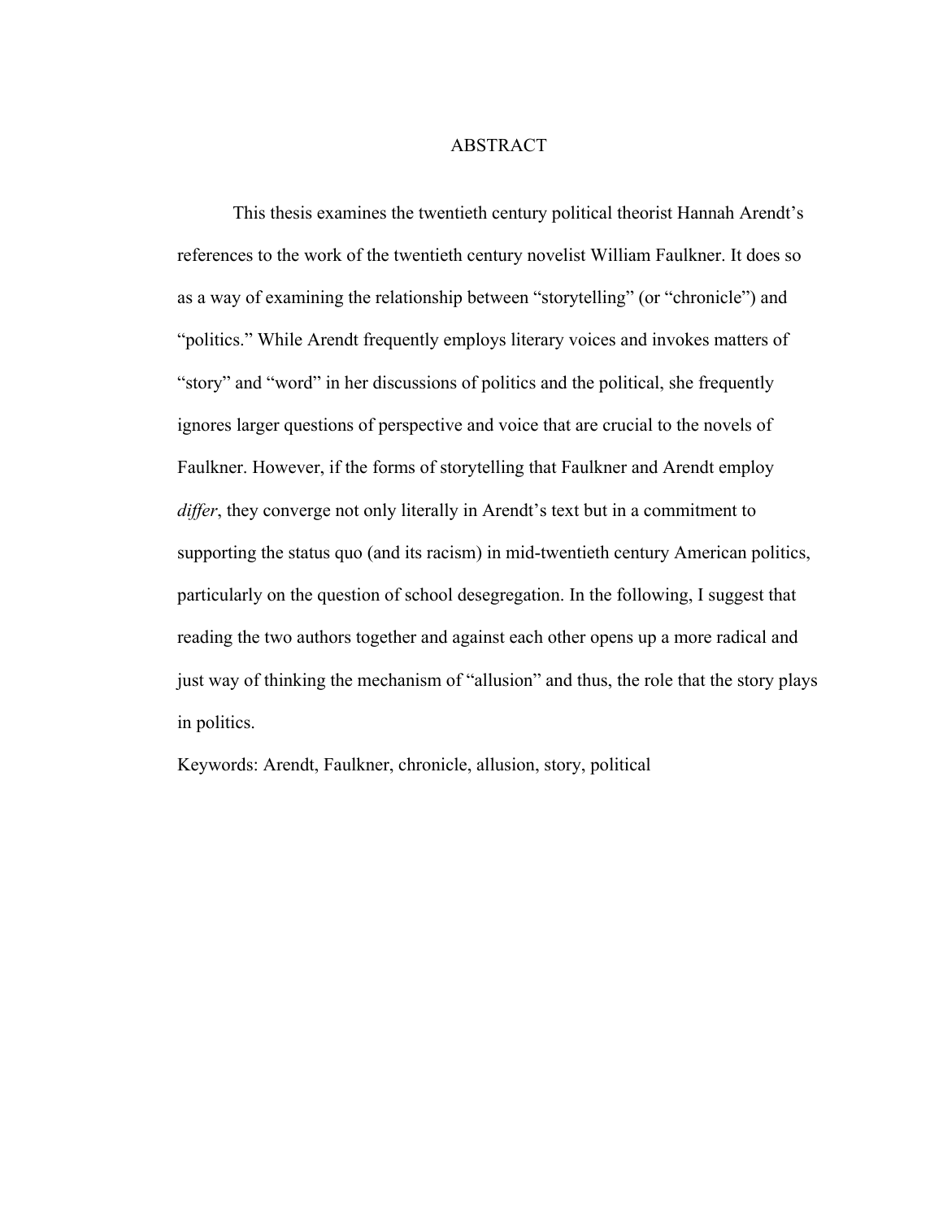# ABSTRACT

This thesis examines the twentieth century political theorist Hannah Arendt's references to the work of the twentieth century novelist William Faulkner. It does so as a way of examining the relationship between "storytelling" (or "chronicle") and "politics." While Arendt frequently employs literary voices and invokes matters of "story" and "word" in her discussions of politics and the political, she frequently ignores larger questions of perspective and voice that are crucial to the novels of Faulkner. However, if the forms of storytelling that Faulkner and Arendt employ *differ*, they converge not only literally in Arendt's text but in a commitment to supporting the status quo (and its racism) in mid-twentieth century American politics, particularly on the question of school desegregation. In the following, I suggest that reading the two authors together and against each other opens up a more radical and just way of thinking the mechanism of "allusion" and thus, the role that the story plays in politics.

Keywords: Arendt, Faulkner, chronicle, allusion, story, political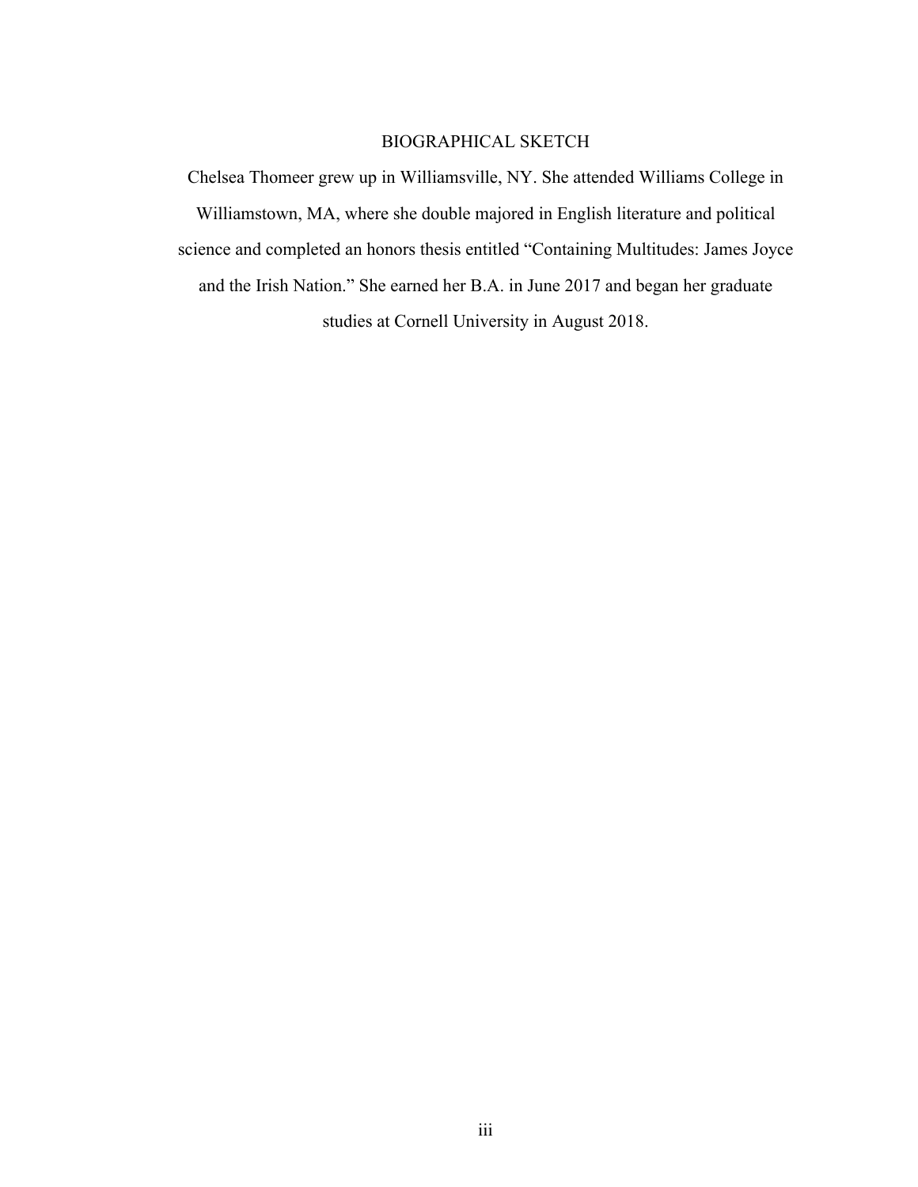# BIOGRAPHICAL SKETCH

Chelsea Thomeer grew up in Williamsville, NY. She attended Williams College in Williamstown, MA, where she double majored in English literature and political science and completed an honors thesis entitled "Containing Multitudes: James Joyce and the Irish Nation." She earned her B.A. in June 2017 and began her graduate studies at Cornell University in August 2018.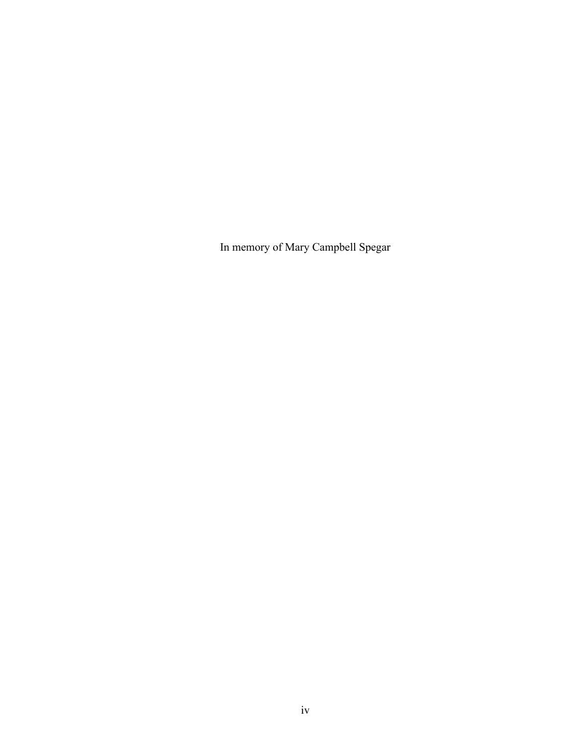In memory of Mary Campbell Spegar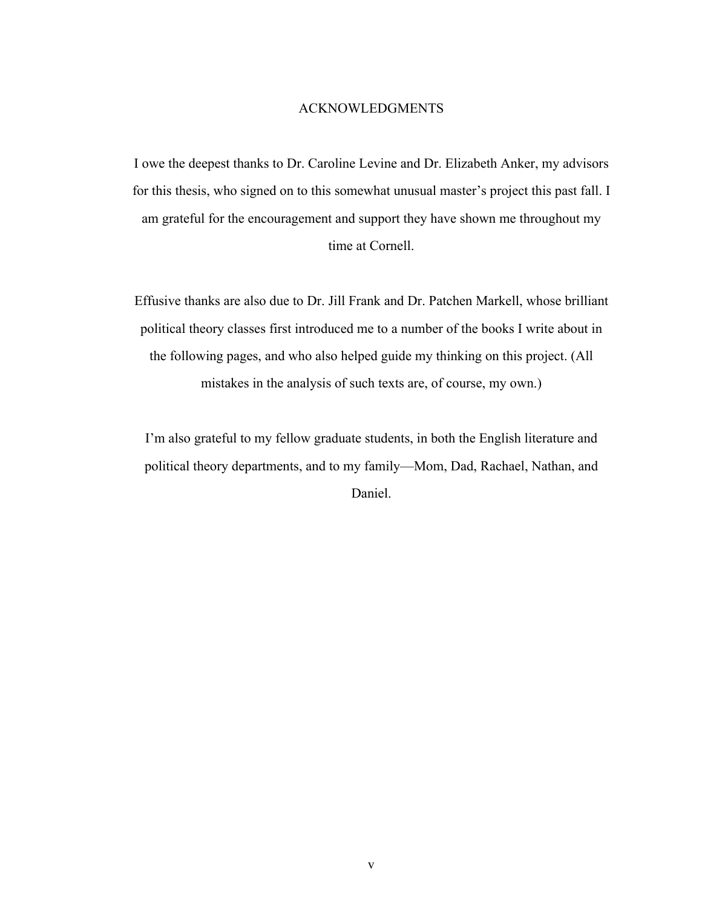# ACKNOWLEDGMENTS

I owe the deepest thanks to Dr. Caroline Levine and Dr. Elizabeth Anker, my advisors for this thesis, who signed on to this somewhat unusual master's project this past fall. I am grateful for the encouragement and support they have shown me throughout my time at Cornell.

Effusive thanks are also due to Dr. Jill Frank and Dr. Patchen Markell, whose brilliant political theory classes first introduced me to a number of the books I write about in the following pages, and who also helped guide my thinking on this project. (All mistakes in the analysis of such texts are, of course, my own.)

I'm also grateful to my fellow graduate students, in both the English literature and political theory departments, and to my family—Mom, Dad, Rachael, Nathan, and Daniel.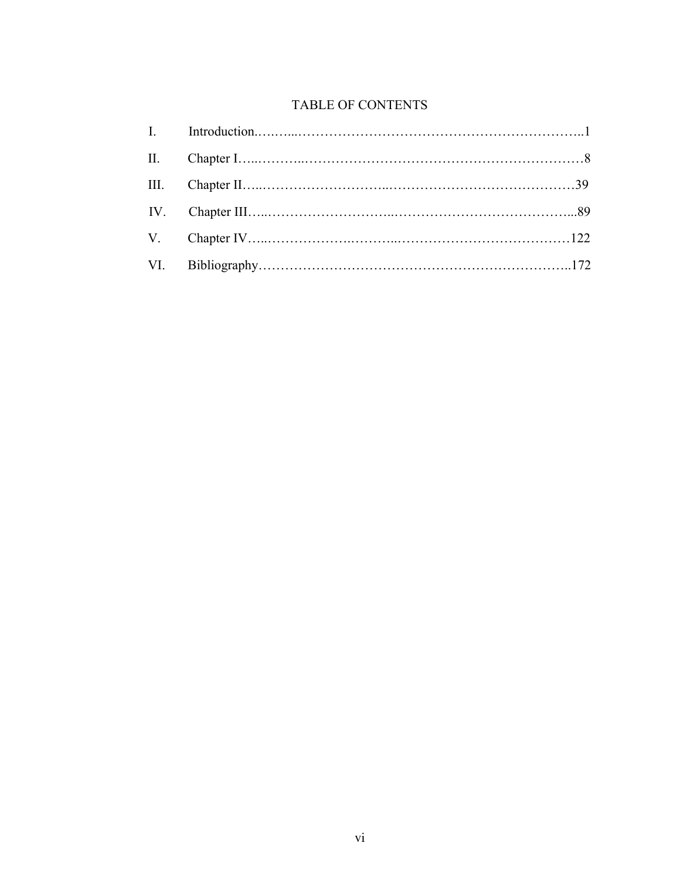# TABLE OF CONTENTS

I. Introduction……...…………………………………………………………..1

II. Chapter I…..………..…………………………………………………………8

III. Chapter II…..………………………...……………………………………39

IV. Chapter III…...………………………..………………………………….....89

V. Chapter IV…..……………….………..…………………………………122

VI. Bibliography……………………………………………………………..172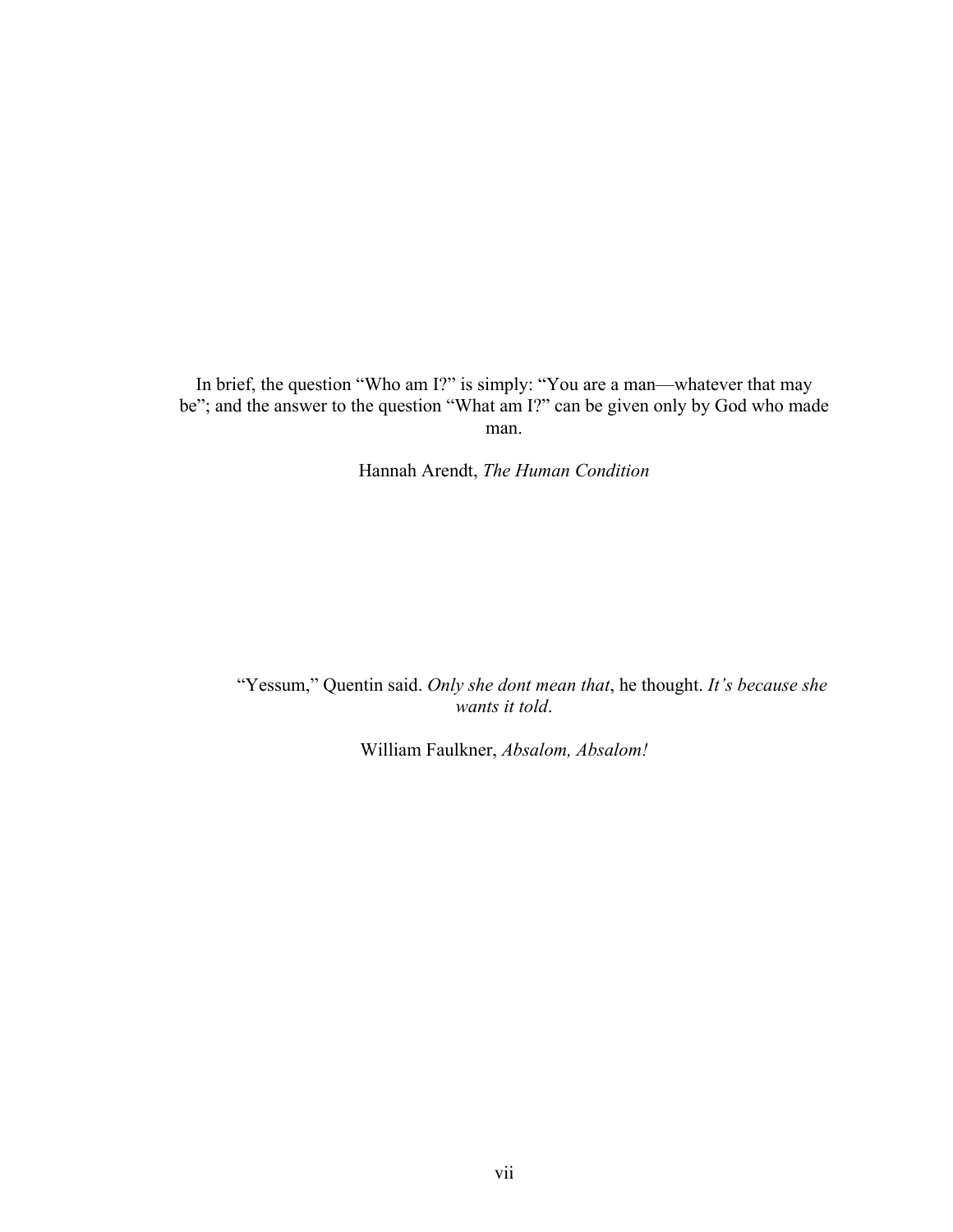In brief, the question "Who am I?" is simply: "You are a man—whatever that may be"; and the answer to the question "What am I?" can be given only by God who made man.

Hannah Arendt, *The Human Condition*

"Yessum," Quentin said. *Only she dont mean that*, he thought. *It's because she wants it told*.

William Faulkner, *Absalom, Absalom!*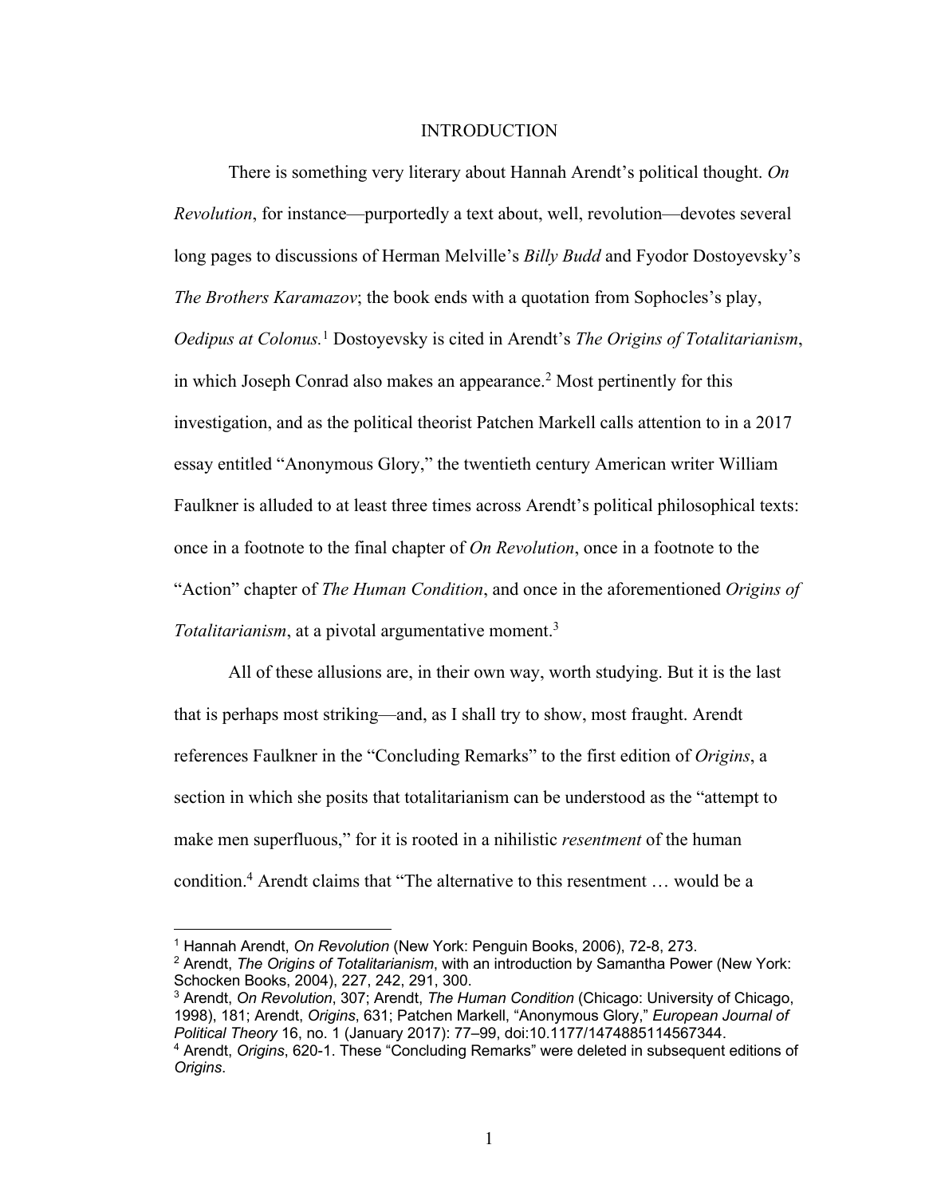# INTRODUCTION

There is something very literary about Hannah Arendt's political thought. *On Revolution*, for instance—purportedly a text about, well, revolution—devotes several long pages to discussions of Herman Melville's *Billy Budd* and Fyodor Dostoyevsky's *The Brothers Karamazov*; the book ends with a quotation from Sophocles's play, *Oedipus at Colonus.*[1] Dostoyevsky is cited in Arendt's *The Origins of Totalitarianism*, in which Joseph Conrad also makes an appearance.[2] Most pertinently for this investigation, and as the political theorist Patchen Markell calls attention to in a 2017 essay entitled "Anonymous Glory," the twentieth century American writer William Faulkner is alluded to at least three times across Arendt's political philosophical texts: once in a footnote to the final chapter of *On Revolution*, once in a footnote to the "Action" chapter of *The Human Condition*, and once in the aforementioned *Origins of Totalitarianism*, at a pivotal argumentative moment.[3]

All of these allusions are, in their own way, worth studying. But it is the last that is perhaps most striking—and, as I shall try to show, most fraught. Arendt references Faulkner in the "Concluding Remarks" to the first edition of *Origins*, a section in which she posits that totalitarianism can be understood as the "attempt to make men superfluous," for it is rooted in a nihilistic *resentment* of the human condition.[4] Arendt claims that "The alternative to this resentment … would be a

---

[1] Hannah Arendt, *On Revolution* (New York: Penguin Books, 2006), 72-8, 273.

[2] Arendt, *The Origins of Totalitarianism*, with an introduction by Samantha Power (New York: Schocken Books, 2004), 227, 242, 291, 300.

[3] Arendt, *On Revolution*, 307; Arendt, *The Human Condition* (Chicago: University of Chicago, 1998), 181; Arendt, *Origins*, 631; Patchen Markell, "Anonymous Glory," *European Journal of Political Theory* 16, no. 1 (January 2017): 77–99, doi:10.1177/1474885114567344.

[4] Arendt, *Origins*, 620-1. These "Concluding Remarks" were deleted in subsequent editions of *Origins*.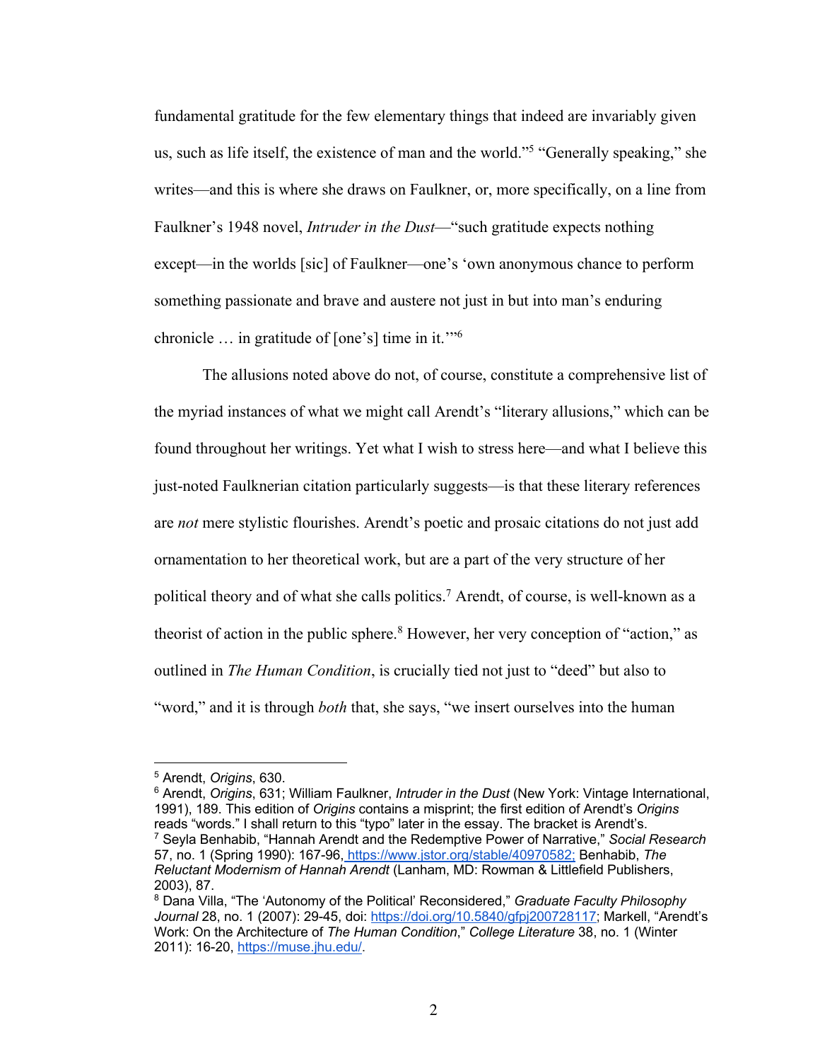fundamental gratitude for the few elementary things that indeed are invariably given us, such as life itself, the existence of man and the world."[5] "Generally speaking," she writes—and this is where she draws on Faulkner, or, more specifically, on a line from Faulkner's 1948 novel, *Intruder in the Dust*—"such gratitude expects nothing except—in the worlds [sic] of Faulkner—one's 'own anonymous chance to perform something passionate and brave and austere not just in but into man's enduring chronicle … in gratitude of [one's] time in it.'"[6]

The allusions noted above do not, of course, constitute a comprehensive list of the myriad instances of what we might call Arendt's "literary allusions," which can be found throughout her writings. Yet what I wish to stress here—and what I believe this just-noted Faulknerian citation particularly suggests—is that these literary references are *not* mere stylistic flourishes. Arendt's poetic and prosaic citations do not just add ornamentation to her theoretical work, but are a part of the very structure of her political theory and of what she calls politics.[7] Arendt, of course, is well-known as a theorist of action in the public sphere.[8] However, her very conception of "action," as outlined in *The Human Condition*, is crucially tied not just to "deed" but also to "word," and it is through *both* that, she says, "we insert ourselves into the human

---

[5] Arendt, *Origins*, 630.

[6] Arendt, *Origins*, 631; William Faulkner, *Intruder in the Dust* (New York: Vintage International, 1991), 189. This edition of *Origins* contains a misprint; the first edition of Arendt's *Origins* reads "words." I shall return to this "typo" later in the essay. The bracket is Arendt's.

[7] Seyla Benhabib, "Hannah Arendt and the Redemptive Power of Narrative," *Social Research* 57, no. 1 (Spring 1990): 167-96, https://www.jstor.org/stable/40970582; Benhabib, *The Reluctant Modernism of Hannah Arendt* (Lanham, MD: Rowman & Littlefield Publishers, 2003), 87.

[8] Dana Villa, "The 'Autonomy of the Political' Reconsidered," *Graduate Faculty Philosophy Journal* 28, no. 1 (2007): 29-45, doi: https://doi.org/10.5840/gfpj200728117; Markell, "Arendt's Work: On the Architecture of *The Human Condition*," *College Literature* 38, no. 1 (Winter 2011): 16-20, https://muse.jhu.edu/.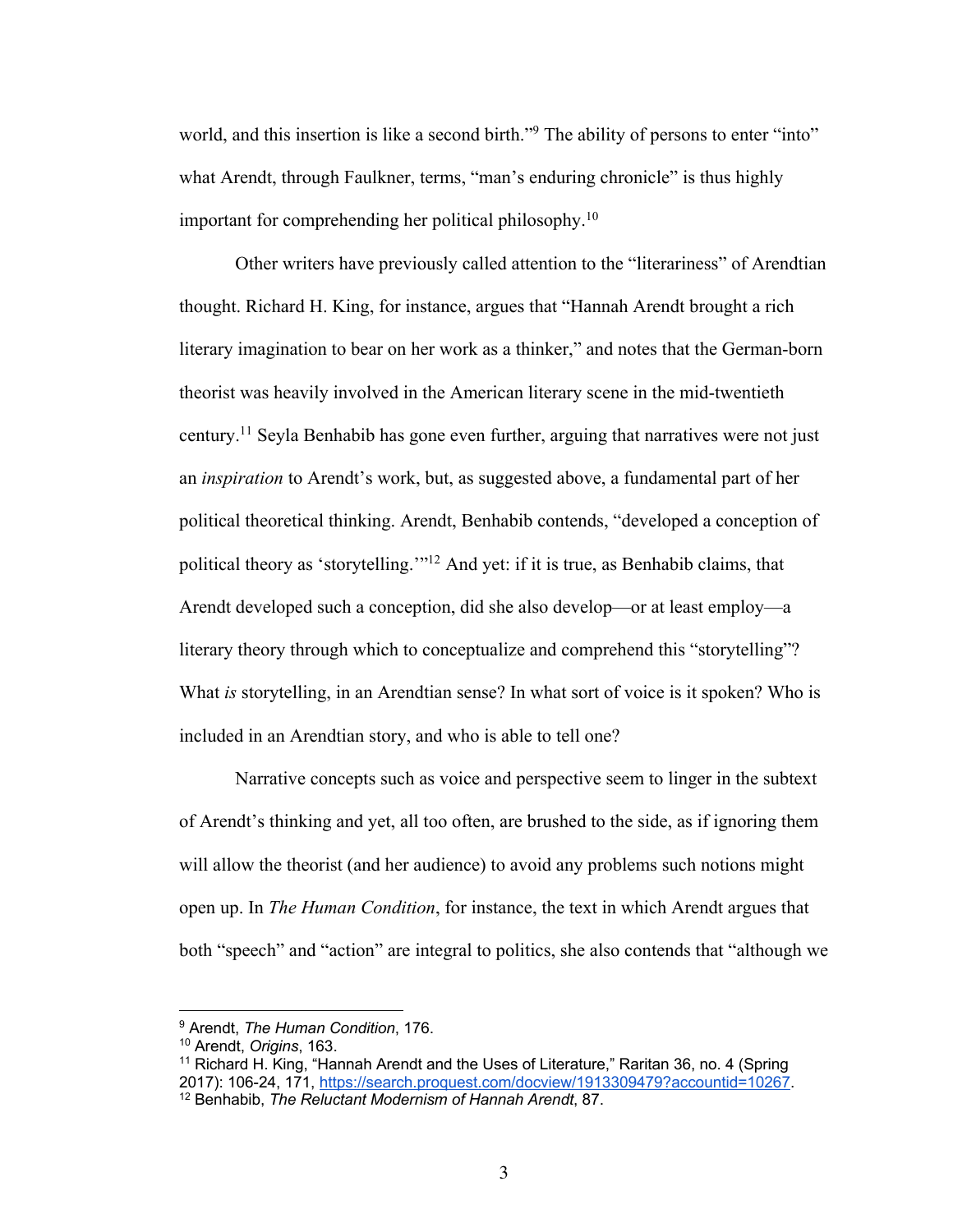world, and this insertion is like a second birth."[9] The ability of persons to enter "into" what Arendt, through Faulkner, terms, "man's enduring chronicle" is thus highly important for comprehending her political philosophy.[10]

Other writers have previously called attention to the "literariness" of Arendtian thought. Richard H. King, for instance, argues that "Hannah Arendt brought a rich literary imagination to bear on her work as a thinker," and notes that the German-born theorist was heavily involved in the American literary scene in the mid-twentieth century.[11] Seyla Benhabib has gone even further, arguing that narratives were not just an *inspiration* to Arendt's work, but, as suggested above, a fundamental part of her political theoretical thinking. Arendt, Benhabib contends, "developed a conception of political theory as 'storytelling.'"[12] And yet: if it is true, as Benhabib claims, that Arendt developed such a conception, did she also develop—or at least employ—a literary theory through which to conceptualize and comprehend this "storytelling"? What *is* storytelling, in an Arendtian sense? In what sort of voice is it spoken? Who is included in an Arendtian story, and who is able to tell one?

Narrative concepts such as voice and perspective seem to linger in the subtext of Arendt's thinking and yet, all too often, are brushed to the side, as if ignoring them will allow the theorist (and her audience) to avoid any problems such notions might open up. In *The Human Condition*, for instance, the text in which Arendt argues that both "speech" and "action" are integral to politics, she also contends that "although we

---

[9] Arendt, *The Human Condition*, 176.

[10] Arendt, *Origins*, 163.

[11] Richard H. King, "Hannah Arendt and the Uses of Literature," Raritan 36, no. 4 (Spring 2017): 106-24, 171, https://search.proquest.com/docview/1913309479?accountid=10267.

[12] Benhabib, *The Reluctant Modernism of Hannah Arendt*, 87.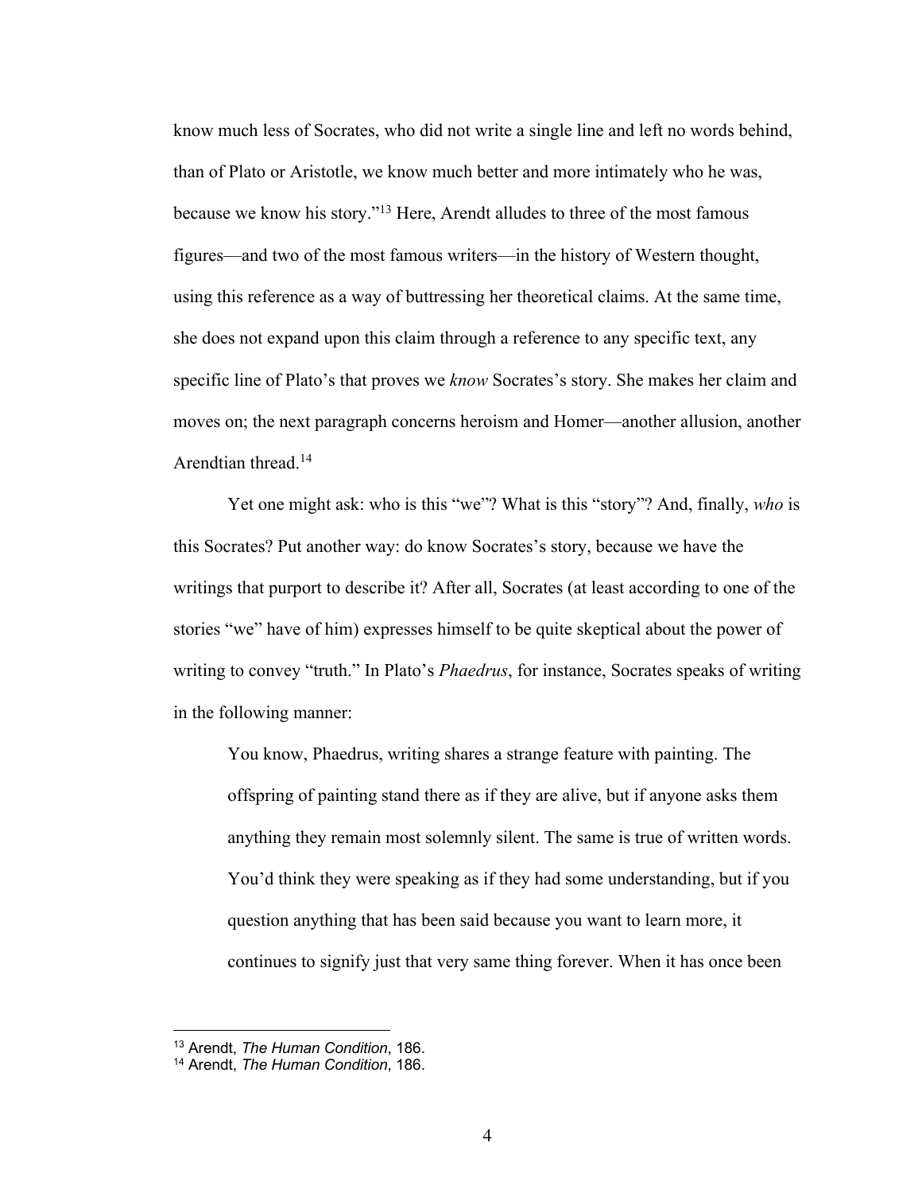know much less of Socrates, who did not write a single line and left no words behind, than of Plato or Aristotle, we know much better and more intimately who he was, because we know his story."[13] Here, Arendt alludes to three of the most famous figures—and two of the most famous writers—in the history of Western thought, using this reference as a way of buttressing her theoretical claims. At the same time, she does not expand upon this claim through a reference to any specific text, any specific line of Plato's that proves we *know* Socrates's story. She makes her claim and moves on; the next paragraph concerns heroism and Homer—another allusion, another Arendtian thread.[14]

Yet one might ask: who is this "we"? What is this "story"? And, finally, *who* is this Socrates? Put another way: do know Socrates's story, because we have the writings that purport to describe it? After all, Socrates (at least according to one of the stories "we" have of him) expresses himself to be quite skeptical about the power of writing to convey "truth." In Plato's *Phaedrus*, for instance, Socrates speaks of writing in the following manner:

> You know, Phaedrus, writing shares a strange feature with painting. The offspring of painting stand there as if they are alive, but if anyone asks them anything they remain most solemnly silent. The same is true of written words. You'd think they were speaking as if they had some understanding, but if you question anything that has been said because you want to learn more, it continues to signify just that very same thing forever. When it has once been

[13] Arendt, *The Human Condition*, 186.
[14] Arendt, *The Human Condition*, 186.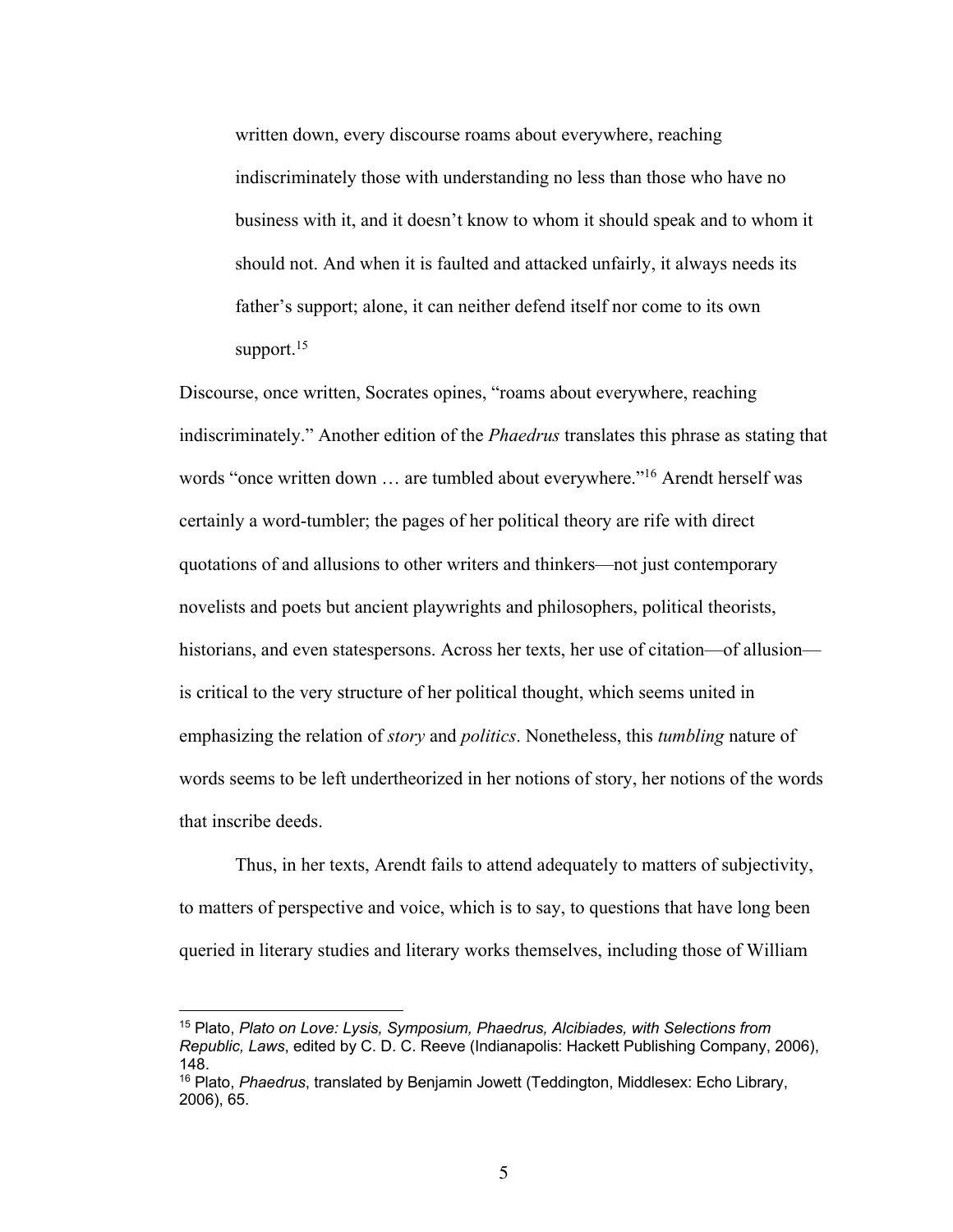> written down, every discourse roams about everywhere, reaching indiscriminately those with understanding no less than those who have no business with it, and it doesn't know to whom it should speak and to whom it should not. And when it is faulted and attacked unfairly, it always needs its father's support; alone, it can neither defend itself nor come to its own support.[15]

Discourse, once written, Socrates opines, "roams about everywhere, reaching indiscriminately." Another edition of the *Phaedrus* translates this phrase as stating that words "once written down … are tumbled about everywhere."[16] Arendt herself was certainly a word-tumbler; the pages of her political theory are rife with direct quotations of and allusions to other writers and thinkers—not just contemporary novelists and poets but ancient playwrights and philosophers, political theorists, historians, and even statespersons. Across her texts, her use of citation—of allusion—is critical to the very structure of her political thought, which seems united in emphasizing the relation of *story* and *politics*. Nonetheless, this *tumbling* nature of words seems to be left undertheorized in her notions of story, her notions of the words that inscribe deeds.

Thus, in her texts, Arendt fails to attend adequately to matters of subjectivity, to matters of perspective and voice, which is to say, to questions that have long been queried in literary studies and literary works themselves, including those of William

---

[15] Plato, *Plato on Love: Lysis, Symposium, Phaedrus, Alcibiades, with Selections from Republic, Laws*, edited by C. D. C. Reeve (Indianapolis: Hackett Publishing Company, 2006), 148.

[16] Plato, *Phaedrus*, translated by Benjamin Jowett (Teddington, Middlesex: Echo Library, 2006), 65.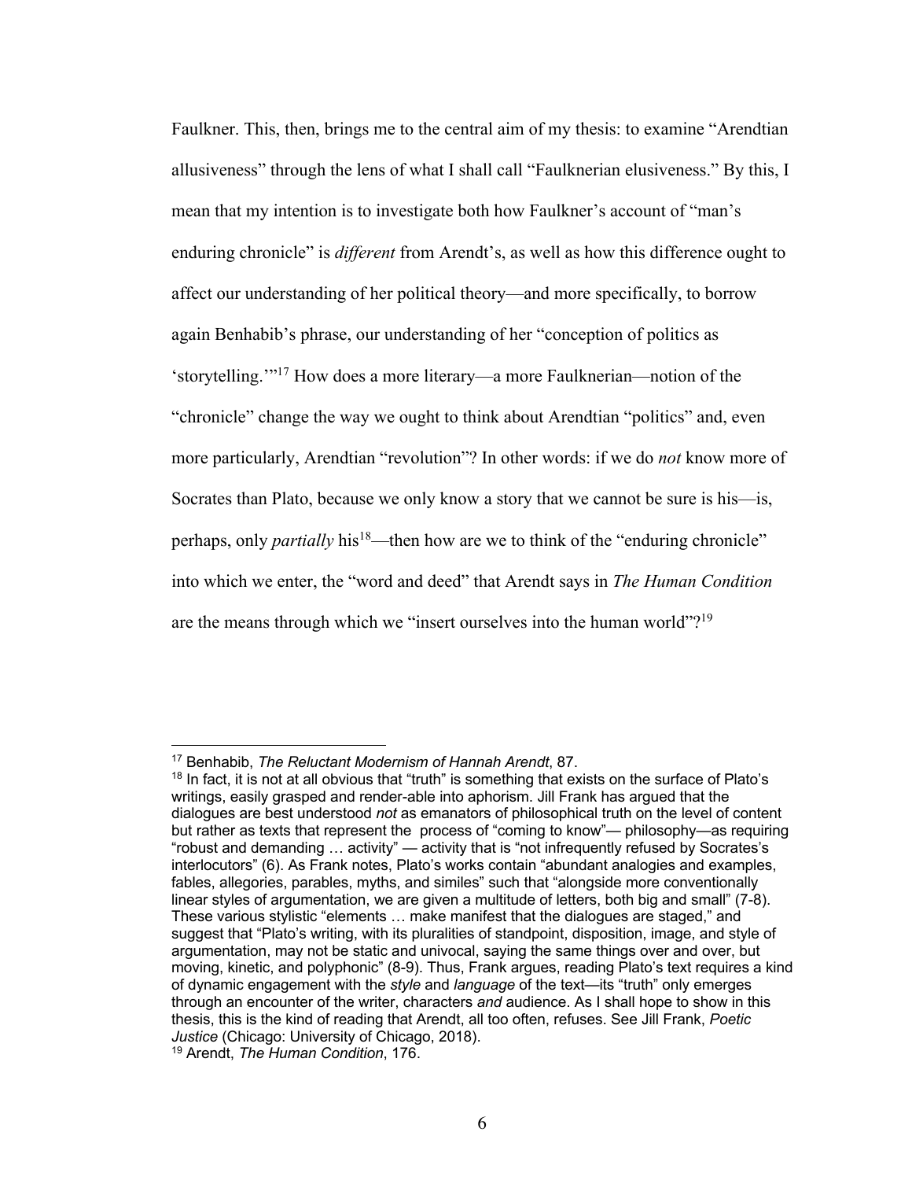Faulkner. This, then, brings me to the central aim of my thesis: to examine "Arendtian allusiveness" through the lens of what I shall call "Faulknerian elusiveness." By this, I mean that my intention is to investigate both how Faulkner's account of "man's enduring chronicle" is *different* from Arendt's, as well as how this difference ought to affect our understanding of her political theory—and more specifically, to borrow again Benhabib's phrase, our understanding of her "conception of politics as 'storytelling.'"[17] How does a more literary—a more Faulknerian—notion of the "chronicle" change the way we ought to think about Arendtian "politics" and, even more particularly, Arendtian "revolution"? In other words: if we do *not* know more of Socrates than Plato, because we only know a story that we cannot be sure is his—is, perhaps, only *partially* his[18]—then how are we to think of the "enduring chronicle" into which we enter, the "word and deed" that Arendt says in *The Human Condition* are the means through which we "insert ourselves into the human world"?[19]

---

[17] Benhabib, *The Reluctant Modernism of Hannah Arendt*, 87.

[18] In fact, it is not at all obvious that "truth" is something that exists on the surface of Plato's writings, easily grasped and render-able into aphorism. Jill Frank has argued that the dialogues are best understood *not* as emanators of philosophical truth on the level of content but rather as texts that represent the process of "coming to know"— philosophy—as requiring "robust and demanding … activity" — activity that is "not infrequently refused by Socrates's interlocutors" (6). As Frank notes, Plato's works contain "abundant analogies and examples, fables, allegories, parables, myths, and similes" such that "alongside more conventionally linear styles of argumentation, we are given a multitude of letters, both big and small" (7-8). These various stylistic "elements … make manifest that the dialogues are staged," and suggest that "Plato's writing, with its pluralities of standpoint, disposition, image, and style of argumentation, may not be static and univocal, saying the same things over and over, but moving, kinetic, and polyphonic" (8-9). Thus, Frank argues, reading Plato's text requires a kind of dynamic engagement with the *style* and *language* of the text—its "truth" only emerges through an encounter of the writer, characters *and* audience. As I shall hope to show in this thesis, this is the kind of reading that Arendt, all too often, refuses. See Jill Frank, *Poetic Justice* (Chicago: University of Chicago, 2018).

[19] Arendt, *The Human Condition*, 176.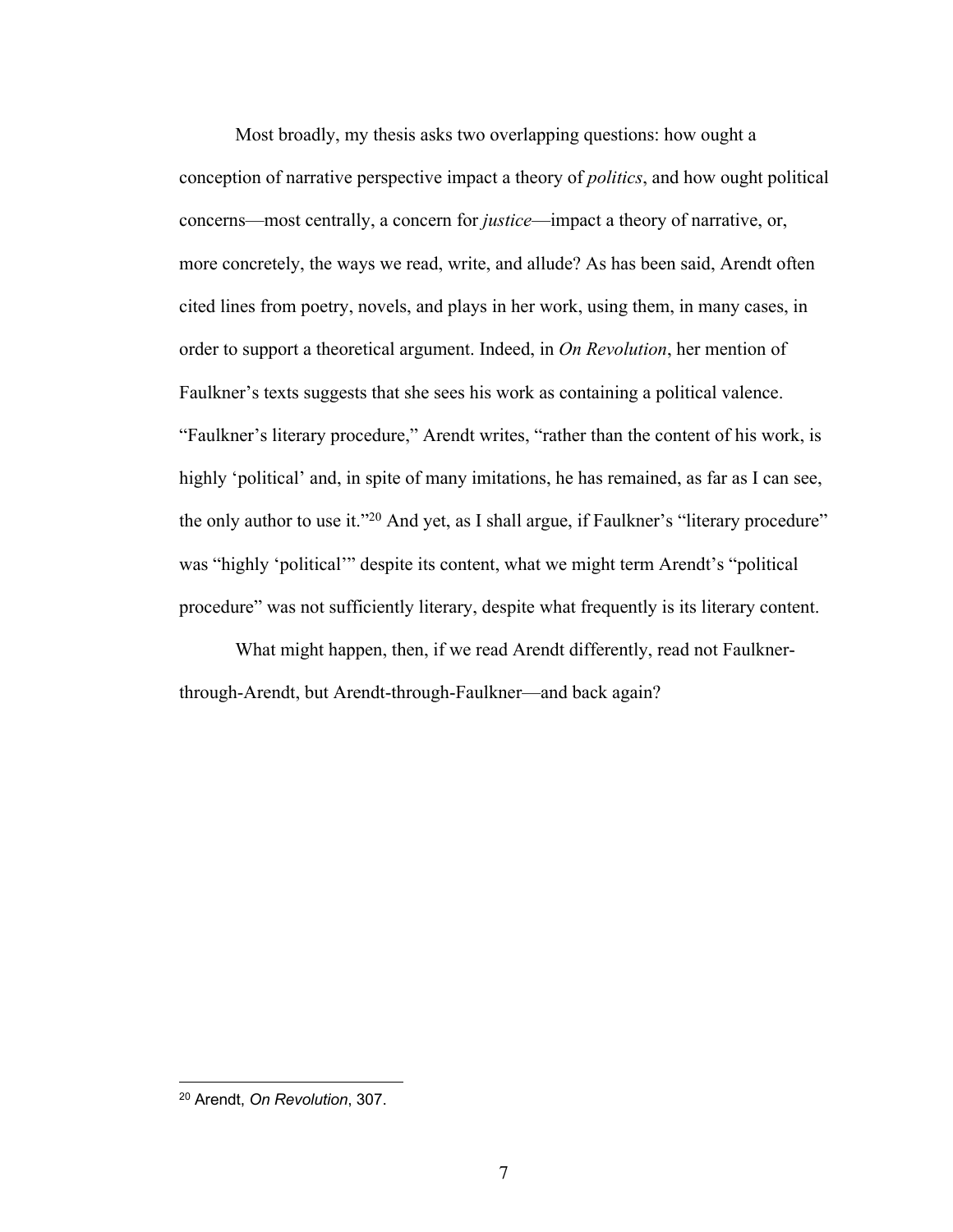Most broadly, my thesis asks two overlapping questions: how ought a conception of narrative perspective impact a theory of *politics*, and how ought political concerns—most centrally, a concern for *justice*—impact a theory of narrative, or, more concretely, the ways we read, write, and allude? As has been said, Arendt often cited lines from poetry, novels, and plays in her work, using them, in many cases, in order to support a theoretical argument. Indeed, in *On Revolution*, her mention of Faulkner's texts suggests that she sees his work as containing a political valence. "Faulkner's literary procedure," Arendt writes, "rather than the content of his work, is highly 'political' and, in spite of many imitations, he has remained, as far as I can see, the only author to use it."[20] And yet, as I shall argue, if Faulkner's "literary procedure" was "highly 'political'" despite its content, what we might term Arendt's "political procedure" was not sufficiently literary, despite what frequently is its literary content.

What might happen, then, if we read Arendt differently, read not Faulkner-through-Arendt, but Arendt-through-Faulkner—and back again?

[20] Arendt, *On Revolution*, 307.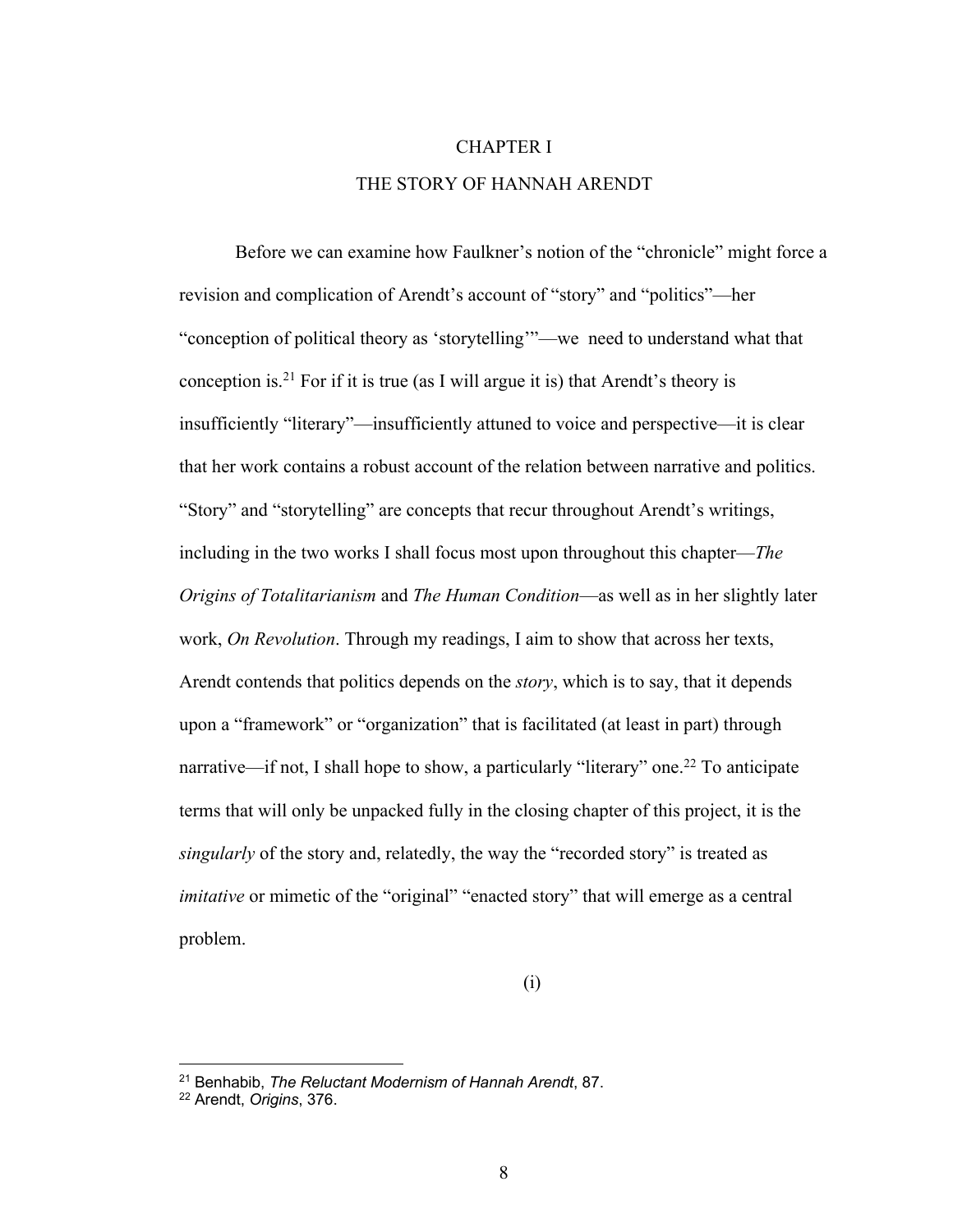# CHAPTER I

# THE STORY OF HANNAH ARENDT

Before we can examine how Faulkner's notion of the "chronicle" might force a revision and complication of Arendt's account of "story" and "politics"—her "conception of political theory as 'storytelling'"—we need to understand what that conception is.[21] For if it is true (as I will argue it is) that Arendt's theory is insufficiently "literary"—insufficiently attuned to voice and perspective—it is clear that her work contains a robust account of the relation between narrative and politics. "Story" and "storytelling" are concepts that recur throughout Arendt's writings, including in the two works I shall focus most upon throughout this chapter—*The Origins of Totalitarianism* and *The Human Condition*—as well as in her slightly later work, *On Revolution*. Through my readings, I aim to show that across her texts, Arendt contends that politics depends on the *story*, which is to say, that it depends upon a "framework" or "organization" that is facilitated (at least in part) through narrative—if not, I shall hope to show, a particularly "literary" one.[22] To anticipate terms that will only be unpacked fully in the closing chapter of this project, it is the *singularly* of the story and, relatedly, the way the "recorded story" is treated as *imitative* or mimetic of the "original" "enacted story" that will emerge as a central problem.

(i)

---

[21] Benhabib, *The Reluctant Modernism of Hannah Arendt*, 87.

[22] Arendt, *Origins*, 376.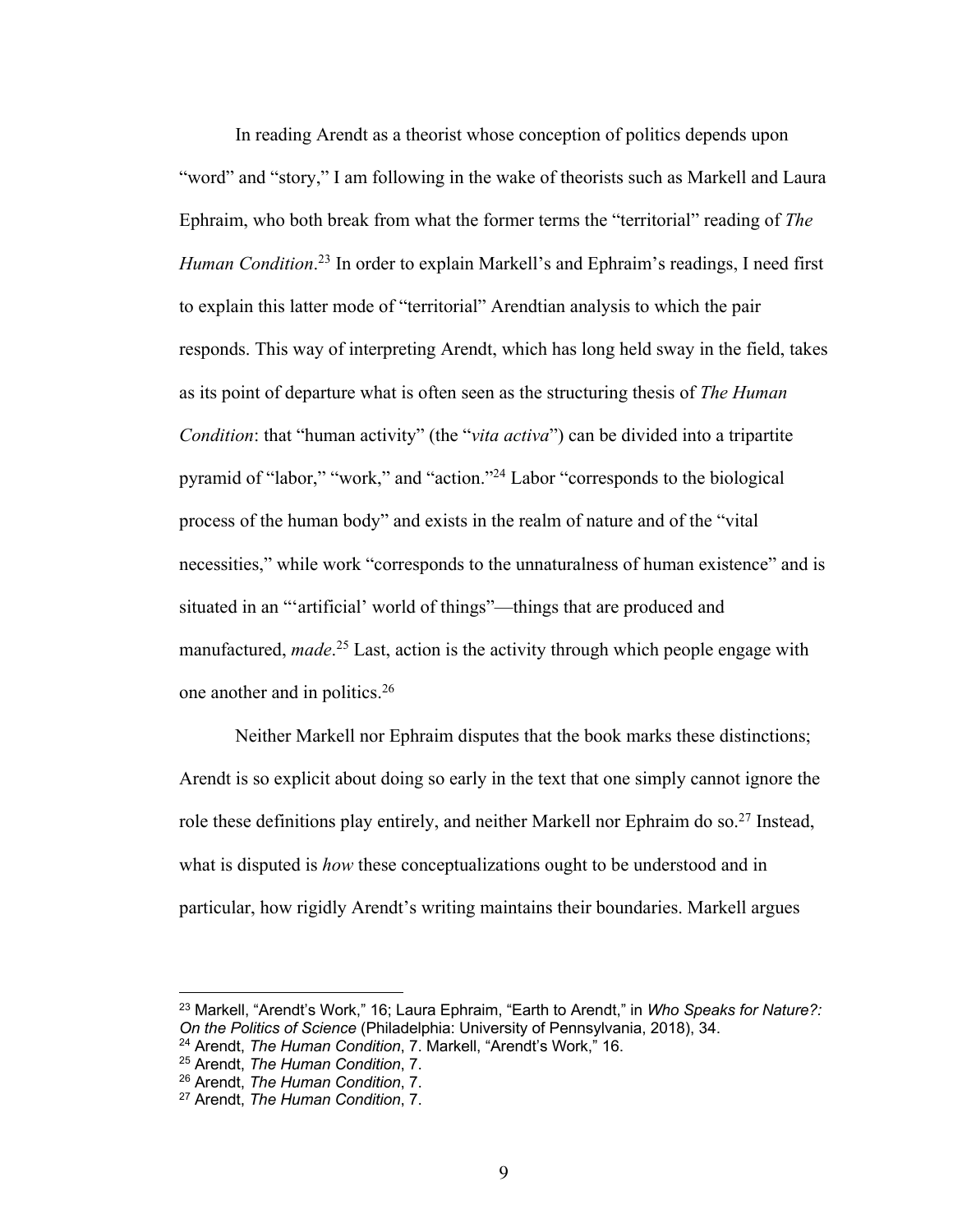In reading Arendt as a theorist whose conception of politics depends upon "word" and "story," I am following in the wake of theorists such as Markell and Laura Ephraim, who both break from what the former terms the "territorial" reading of *The Human Condition*.[23] In order to explain Markell's and Ephraim's readings, I need first to explain this latter mode of "territorial" Arendtian analysis to which the pair responds. This way of interpreting Arendt, which has long held sway in the field, takes as its point of departure what is often seen as the structuring thesis of *The Human Condition*: that "human activity" (the "*vita activa*") can be divided into a tripartite pyramid of "labor," "work," and "action."[24] Labor "corresponds to the biological process of the human body" and exists in the realm of nature and of the "vital necessities," while work "corresponds to the unnaturalness of human existence" and is situated in an "'artificial' world of things"—things that are produced and manufactured, *made*.[25] Last, action is the activity through which people engage with one another and in politics.[26]

Neither Markell nor Ephraim disputes that the book marks these distinctions; Arendt is so explicit about doing so early in the text that one simply cannot ignore the role these definitions play entirely, and neither Markell nor Ephraim do so.[27] Instead, what is disputed is *how* these conceptualizations ought to be understood and in particular, how rigidly Arendt's writing maintains their boundaries. Markell argues

---

[23] Markell, "Arendt's Work," 16; Laura Ephraim, "Earth to Arendt," in *Who Speaks for Nature?: On the Politics of Science* (Philadelphia: University of Pennsylvania, 2018), 34.

[24] Arendt, *The Human Condition*, 7. Markell, "Arendt's Work," 16.

[25] Arendt, *The Human Condition*, 7.

[26] Arendt, *The Human Condition*, 7.

[27] Arendt, *The Human Condition*, 7.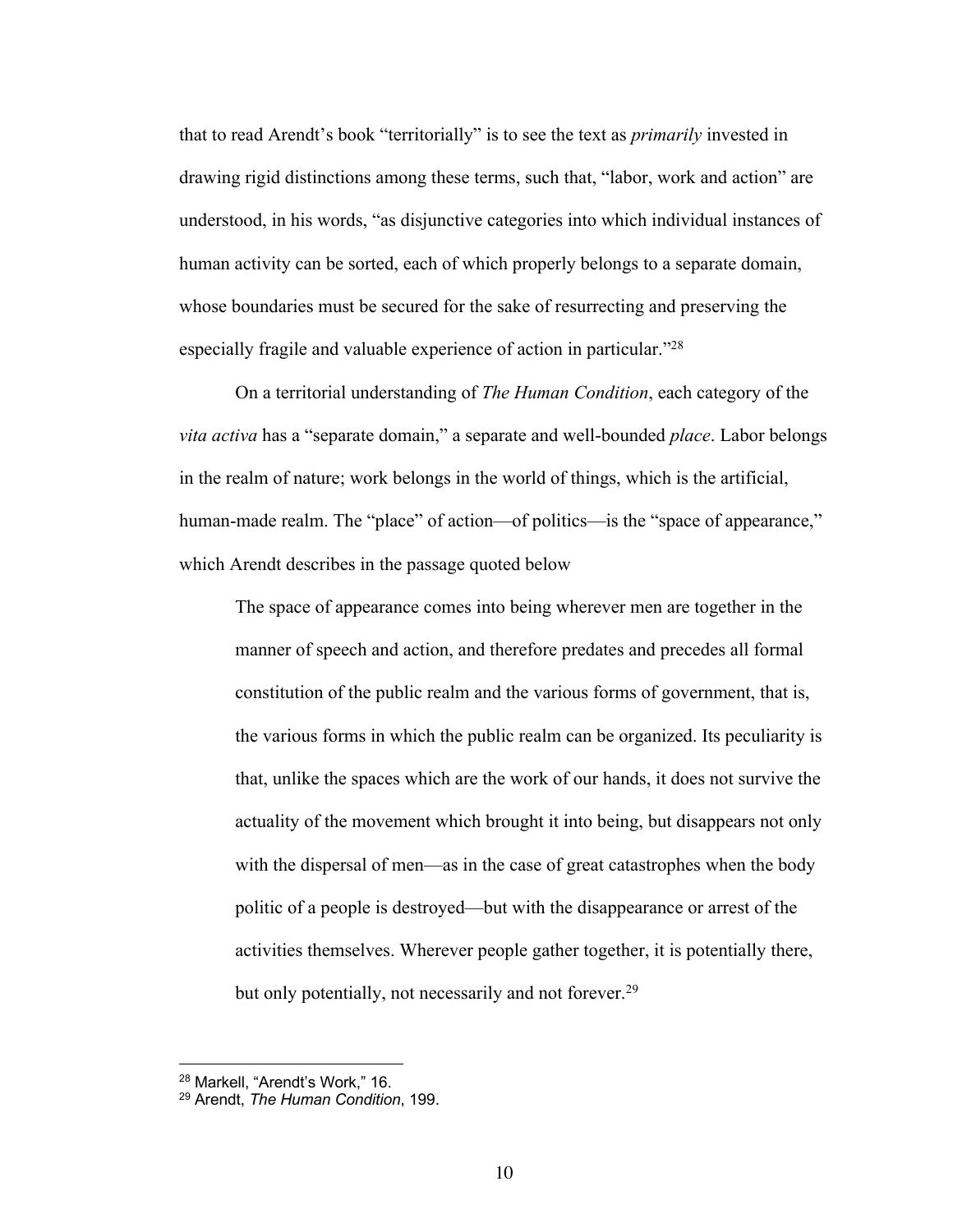that to read Arendt's book "territorially" is to see the text as *primarily* invested in drawing rigid distinctions among these terms, such that, "labor, work and action" are understood, in his words, "as disjunctive categories into which individual instances of human activity can be sorted, each of which properly belongs to a separate domain, whose boundaries must be secured for the sake of resurrecting and preserving the especially fragile and valuable experience of action in particular."[28]

On a territorial understanding of *The Human Condition*, each category of the *vita activa* has a "separate domain," a separate and well-bounded *place*. Labor belongs in the realm of nature; work belongs in the world of things, which is the artificial, human-made realm. The "place" of action—of politics—is the "space of appearance," which Arendt describes in the passage quoted below

> The space of appearance comes into being wherever men are together in the manner of speech and action, and therefore predates and precedes all formal constitution of the public realm and the various forms of government, that is, the various forms in which the public realm can be organized. Its peculiarity is that, unlike the spaces which are the work of our hands, it does not survive the actuality of the movement which brought it into being, but disappears not only with the dispersal of men—as in the case of great catastrophes when the body politic of a people is destroyed—but with the disappearance or arrest of the activities themselves. Wherever people gather together, it is potentially there, but only potentially, not necessarily and not forever.[29]

---

[28] Markell, "Arendt's Work," 16.

[29] Arendt, *The Human Condition*, 199.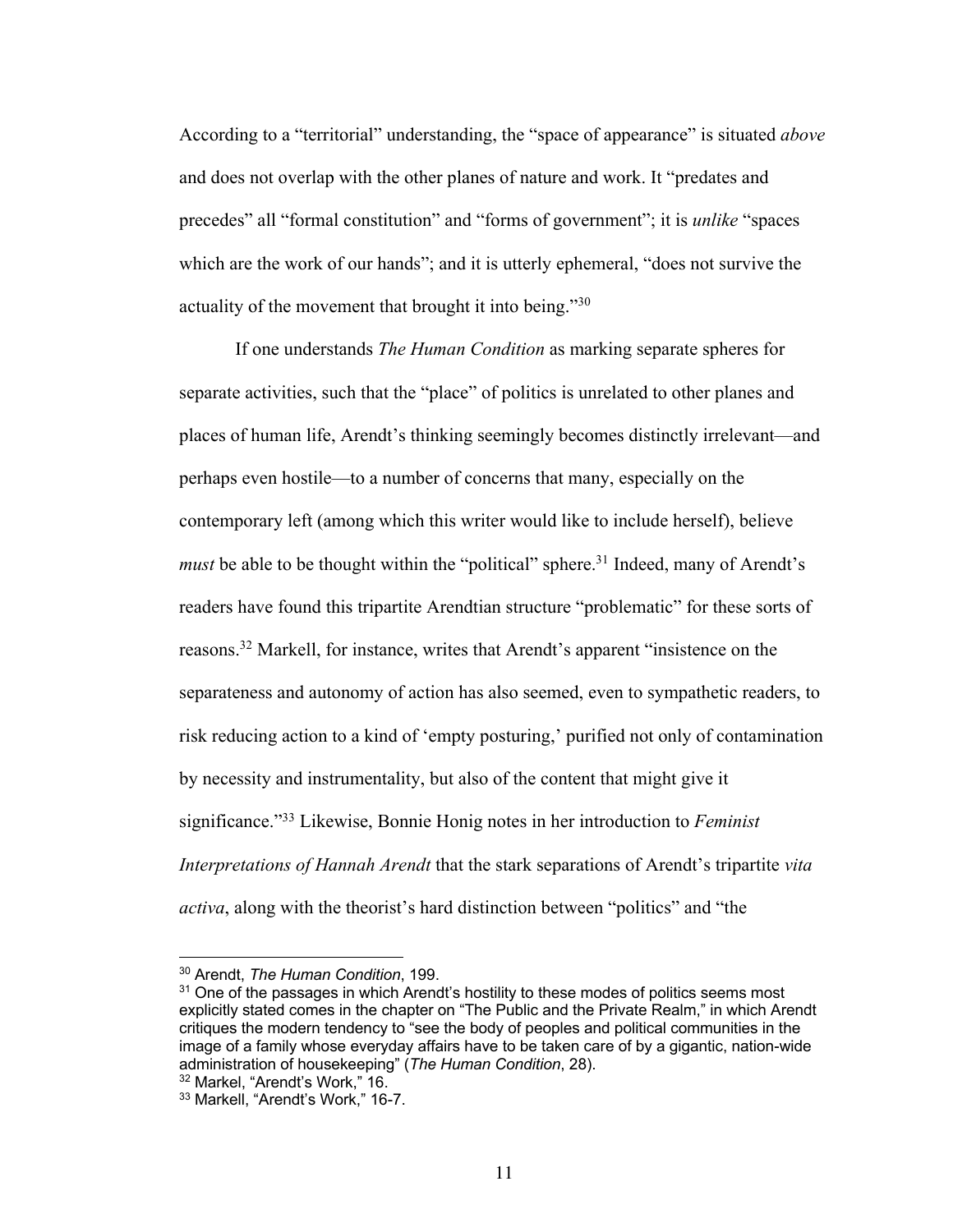According to a "territorial" understanding, the "space of appearance" is situated *above* and does not overlap with the other planes of nature and work. It "predates and precedes" all "formal constitution" and "forms of government"; it is *unlike* "spaces which are the work of our hands"; and it is utterly ephemeral, "does not survive the actuality of the movement that brought it into being."[30]

If one understands *The Human Condition* as marking separate spheres for separate activities, such that the "place" of politics is unrelated to other planes and places of human life, Arendt's thinking seemingly becomes distinctly irrelevant—and perhaps even hostile—to a number of concerns that many, especially on the contemporary left (among which this writer would like to include herself), believe *must* be able to be thought within the "political" sphere.[31] Indeed, many of Arendt's readers have found this tripartite Arendtian structure "problematic" for these sorts of reasons.[32] Markell, for instance, writes that Arendt's apparent "insistence on the separateness and autonomy of action has also seemed, even to sympathetic readers, to risk reducing action to a kind of 'empty posturing,' purified not only of contamination by necessity and instrumentality, but also of the content that might give it significance."[33] Likewise, Bonnie Honig notes in her introduction to *Feminist Interpretations of Hannah Arendt* that the stark separations of Arendt's tripartite *vita activa*, along with the theorist's hard distinction between "politics" and "the

---

[30] Arendt, *The Human Condition*, 199.

[31] One of the passages in which Arendt's hostility to these modes of politics seems most explicitly stated comes in the chapter on "The Public and the Private Realm," in which Arendt critiques the modern tendency to "see the body of peoples and political communities in the image of a family whose everyday affairs have to be taken care of by a gigantic, nation-wide administration of housekeeping" (*The Human Condition*, 28).

[32] Markel, "Arendt's Work," 16.

[33] Markell, "Arendt's Work," 16-7.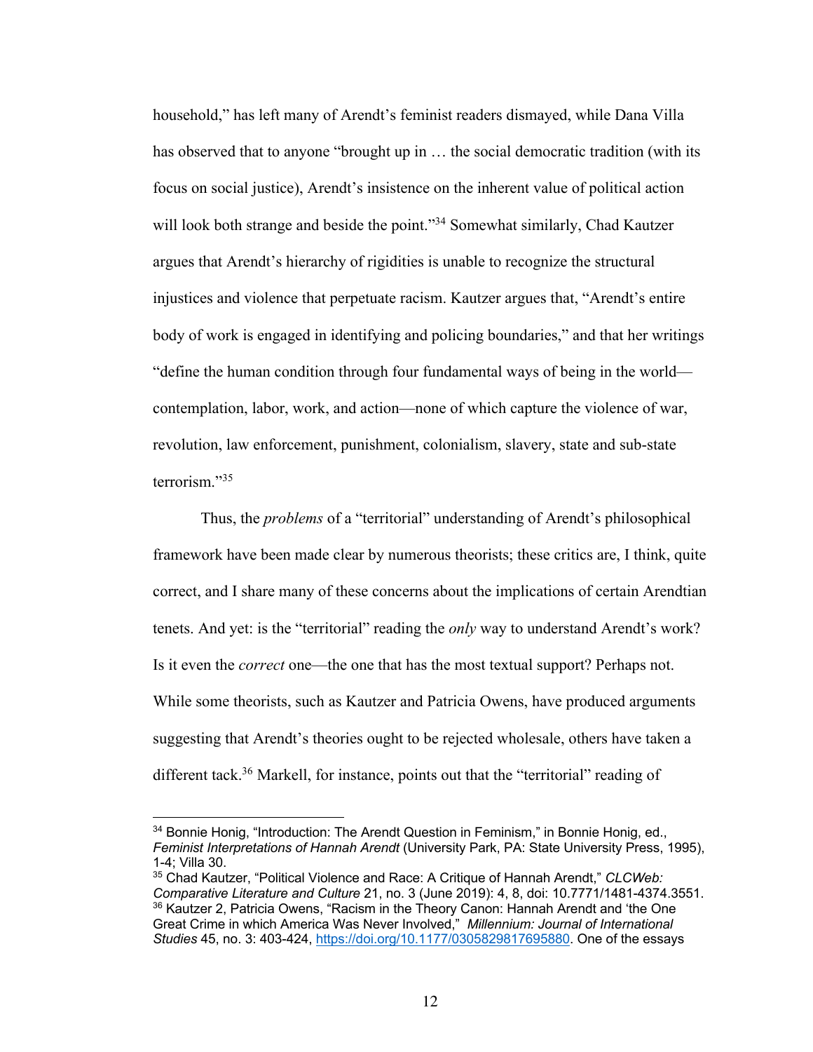household," has left many of Arendt's feminist readers dismayed, while Dana Villa has observed that to anyone "brought up in … the social democratic tradition (with its focus on social justice), Arendt's insistence on the inherent value of political action will look both strange and beside the point."[34] Somewhat similarly, Chad Kautzer argues that Arendt's hierarchy of rigidities is unable to recognize the structural injustices and violence that perpetuate racism. Kautzer argues that, "Arendt's entire body of work is engaged in identifying and policing boundaries," and that her writings "define the human condition through four fundamental ways of being in the world—contemplation, labor, work, and action—none of which capture the violence of war, revolution, law enforcement, punishment, colonialism, slavery, state and sub-state terrorism."[35]

Thus, the *problems* of a "territorial" understanding of Arendt's philosophical framework have been made clear by numerous theorists; these critics are, I think, quite correct, and I share many of these concerns about the implications of certain Arendtian tenets. And yet: is the "territorial" reading the *only* way to understand Arendt's work? Is it even the *correct* one—the one that has the most textual support? Perhaps not. While some theorists, such as Kautzer and Patricia Owens, have produced arguments suggesting that Arendt's theories ought to be rejected wholesale, others have taken a different tack.[36] Markell, for instance, points out that the "territorial" reading of

---

[34] Bonnie Honig, "Introduction: The Arendt Question in Feminism," in Bonnie Honig, ed., *Feminist Interpretations of Hannah Arendt* (University Park, PA: State University Press, 1995), 1-4; Villa 30.

[35] Chad Kautzer, "Political Violence and Race: A Critique of Hannah Arendt," *CLCWeb: Comparative Literature and Culture* 21, no. 3 (June 2019): 4, 8, doi: 10.7771/1481-4374.3551.

[36] Kautzer 2, Patricia Owens, "Racism in the Theory Canon: Hannah Arendt and 'the One Great Crime in which America Was Never Involved," *Millennium: Journal of International Studies* 45, no. 3: 403-424, https://doi.org/10.1177/0305829817695880. One of the essays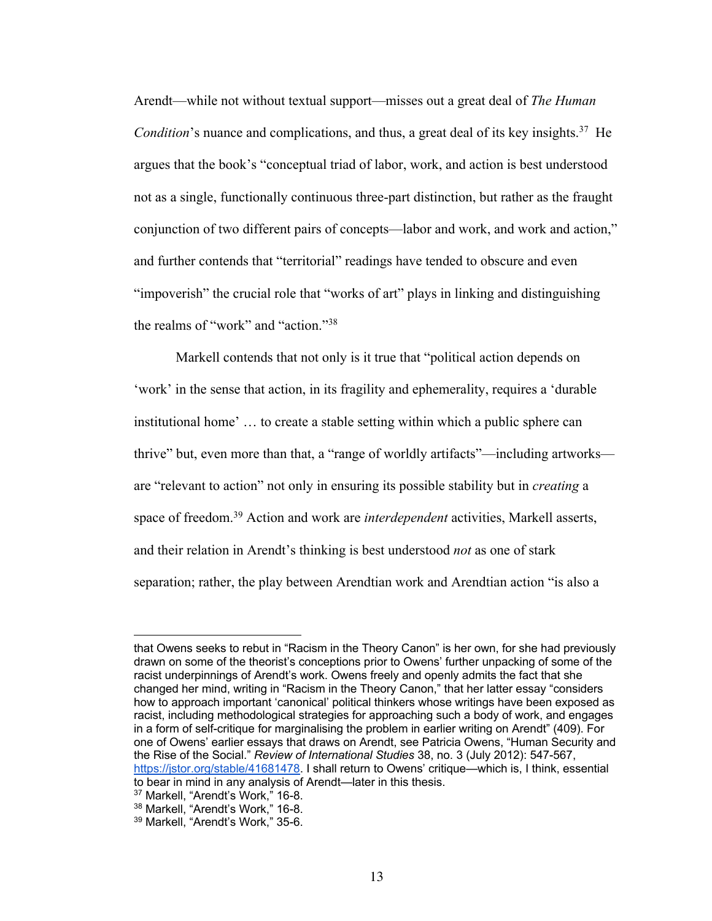Arendt—while not without textual support—misses out a great deal of *The Human Condition*'s nuance and complications, and thus, a great deal of its key insights.[37] He argues that the book's "conceptual triad of labor, work, and action is best understood not as a single, functionally continuous three-part distinction, but rather as the fraught conjunction of two different pairs of concepts—labor and work, and work and action," and further contends that "territorial" readings have tended to obscure and even "impoverish" the crucial role that "works of art" plays in linking and distinguishing the realms of "work" and "action."[38]

Markell contends that not only is it true that "political action depends on 'work' in the sense that action, in its fragility and ephemerality, requires a 'durable institutional home' … to create a stable setting within which a public sphere can thrive" but, even more than that, a "range of worldly artifacts"—including artworks—are "relevant to action" not only in ensuring its possible stability but in *creating* a space of freedom.[39] Action and work are *interdependent* activities, Markell asserts, and their relation in Arendt's thinking is best understood *not* as one of stark separation; rather, the play between Arendtian work and Arendtian action "is also a

---

that Owens seeks to rebut in "Racism in the Theory Canon" is her own, for she had previously drawn on some of the theorist's conceptions prior to Owens' further unpacking of some of the racist underpinnings of Arendt's work. Owens freely and openly admits the fact that she changed her mind, writing in "Racism in the Theory Canon," that her latter essay "considers how to approach important 'canonical' political thinkers whose writings have been exposed as racist, including methodological strategies for approaching such a body of work, and engages in a form of self-critique for marginalising the problem in earlier writing on Arendt" (409). For one of Owens' earlier essays that draws on Arendt, see Patricia Owens, "Human Security and the Rise of the Social." *Review of International Studies* 38, no. 3 (July 2012): 547-567, https://jstor.org/stable/41681478. I shall return to Owens' critique—which is, I think, essential to bear in mind in any analysis of Arendt—later in this thesis.

[37] Markell, "Arendt's Work," 16-8.

[38] Markell, "Arendt's Work," 16-8.

[39] Markell, "Arendt's Work," 35-6.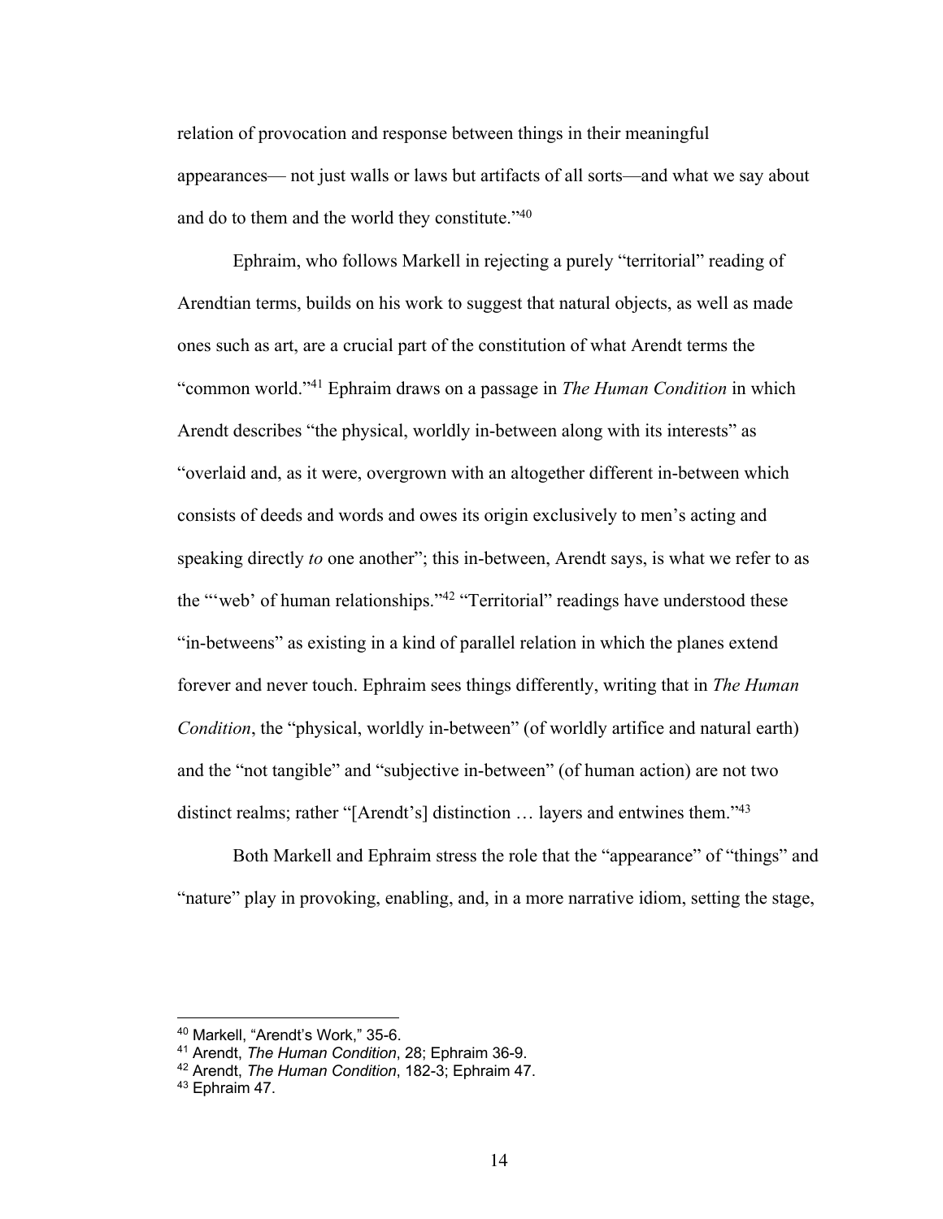relation of provocation and response between things in their meaningful appearances— not just walls or laws but artifacts of all sorts—and what we say about and do to them and the world they constitute."[40]

Ephraim, who follows Markell in rejecting a purely "territorial" reading of Arendtian terms, builds on his work to suggest that natural objects, as well as made ones such as art, are a crucial part of the constitution of what Arendt terms the "common world."[41] Ephraim draws on a passage in *The Human Condition* in which Arendt describes "the physical, worldly in-between along with its interests" as "overlaid and, as it were, overgrown with an altogether different in-between which consists of deeds and words and owes its origin exclusively to men's acting and speaking directly *to* one another"; this in-between, Arendt says, is what we refer to as the "'web' of human relationships."[42] "Territorial" readings have understood these "in-betweens" as existing in a kind of parallel relation in which the planes extend forever and never touch. Ephraim sees things differently, writing that in *The Human Condition*, the "physical, worldly in-between" (of worldly artifice and natural earth) and the "not tangible" and "subjective in-between" (of human action) are not two distinct realms; rather "[Arendt's] distinction … layers and entwines them."[43]

Both Markell and Ephraim stress the role that the "appearance" of "things" and "nature" play in provoking, enabling, and, in a more narrative idiom, setting the stage,

---

[40] Markell, "Arendt's Work," 35-6.

[41] Arendt, *The Human Condition*, 28; Ephraim 36-9.

[42] Arendt, *The Human Condition*, 182-3; Ephraim 47.

[43] Ephraim 47.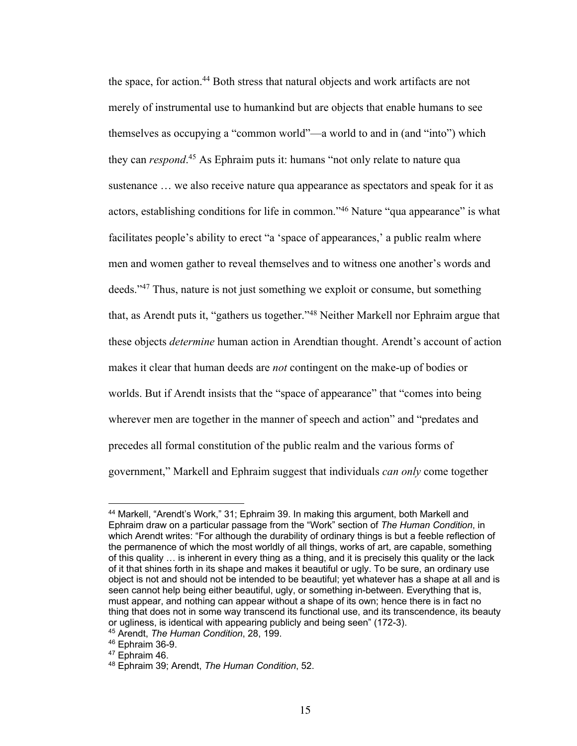the space, for action.[44] Both stress that natural objects and work artifacts are not merely of instrumental use to humankind but are objects that enable humans to see themselves as occupying a "common world"—a world to and in (and "into") which they can *respond*.[45] As Ephraim puts it: humans "not only relate to nature qua sustenance … we also receive nature qua appearance as spectators and speak for it as actors, establishing conditions for life in common."[46] Nature "qua appearance" is what facilitates people's ability to erect "a 'space of appearances,' a public realm where men and women gather to reveal themselves and to witness one another's words and deeds."[47] Thus, nature is not just something we exploit or consume, but something that, as Arendt puts it, "gathers us together."[48] Neither Markell nor Ephraim argue that these objects *determine* human action in Arendtian thought. Arendt's account of action makes it clear that human deeds are *not* contingent on the make-up of bodies or worlds. But if Arendt insists that the "space of appearance" that "comes into being wherever men are together in the manner of speech and action" and "predates and precedes all formal constitution of the public realm and the various forms of government," Markell and Ephraim suggest that individuals *can only* come together

---

[44] Markell, "Arendt's Work," 31; Ephraim 39. In making this argument, both Markell and Ephraim draw on a particular passage from the "Work" section of *The Human Condition*, in which Arendt writes: "For although the durability of ordinary things is but a feeble reflection of the permanence of which the most worldly of all things, works of art, are capable, something of this quality … is inherent in every thing as a thing, and it is precisely this quality or the lack of it that shines forth in its shape and makes it beautiful or ugly. To be sure, an ordinary use object is not and should not be intended to be beautiful; yet whatever has a shape at all and is seen cannot help being either beautiful, ugly, or something in-between. Everything that is, must appear, and nothing can appear without a shape of its own; hence there is in fact no thing that does not in some way transcend its functional use, and its transcendence, its beauty or ugliness, is identical with appearing publicly and being seen" (172-3).

[45] Arendt, *The Human Condition*, 28, 199.

[46] Ephraim 36-9.

[47] Ephraim 46.

[48] Ephraim 39; Arendt, *The Human Condition*, 52.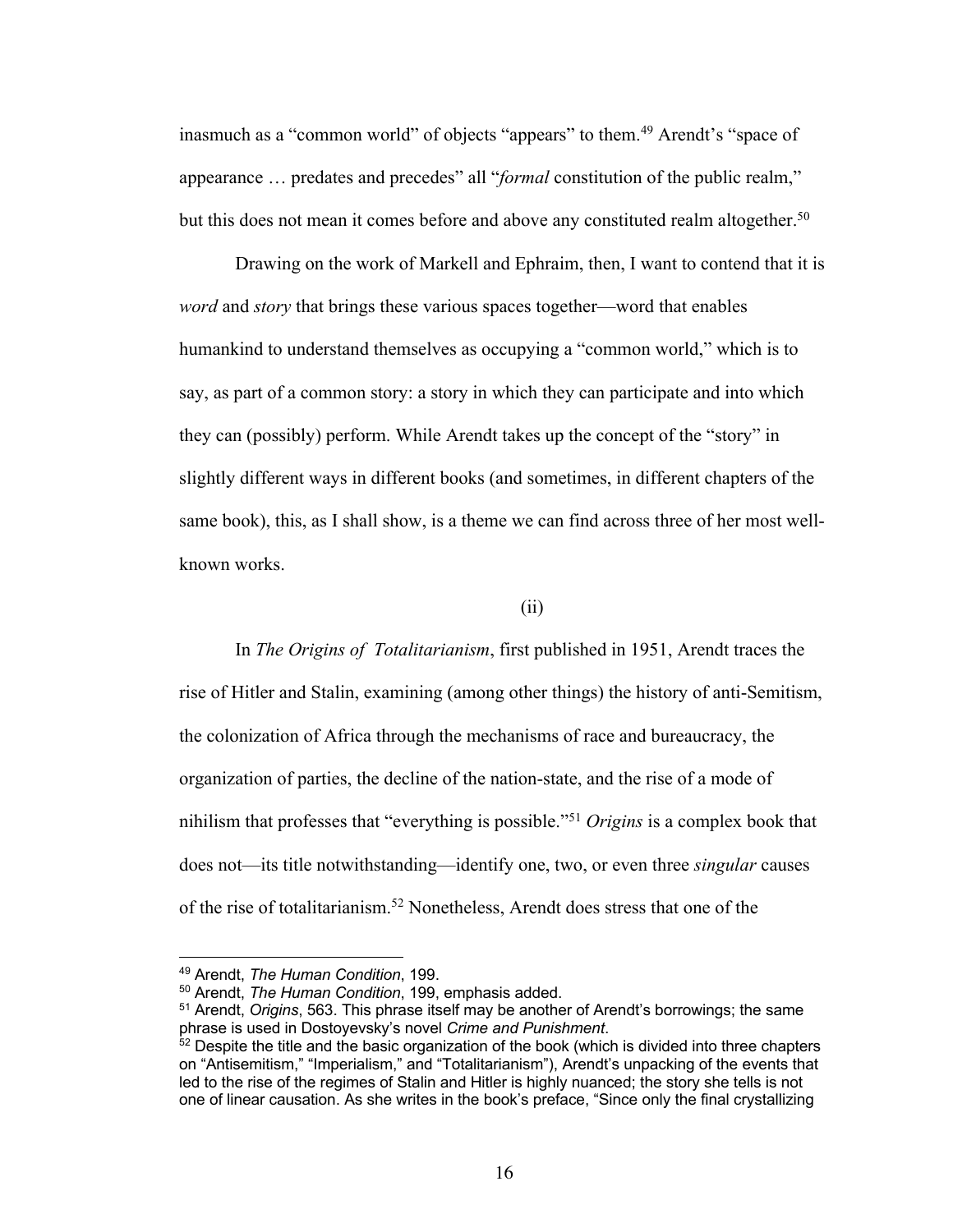inasmuch as a "common world" of objects "appears" to them.[49] Arendt's "space of appearance … predates and precedes" all "*formal* constitution of the public realm," but this does not mean it comes before and above any constituted realm altogether.[50]

Drawing on the work of Markell and Ephraim, then, I want to contend that it is *word* and *story* that brings these various spaces together—word that enables humankind to understand themselves as occupying a "common world," which is to say, as part of a common story: a story in which they can participate and into which they can (possibly) perform. While Arendt takes up the concept of the "story" in slightly different ways in different books (and sometimes, in different chapters of the same book), this, as I shall show, is a theme we can find across three of her most well-known works.

(ii)

In *The Origins of Totalitarianism*, first published in 1951, Arendt traces the rise of Hitler and Stalin, examining (among other things) the history of anti-Semitism, the colonization of Africa through the mechanisms of race and bureaucracy, the organization of parties, the decline of the nation-state, and the rise of a mode of nihilism that professes that "everything is possible."[51] *Origins* is a complex book that does not—its title notwithstanding—identify one, two, or even three *singular* causes of the rise of totalitarianism.[52] Nonetheless, Arendt does stress that one of the

---

[49] Arendt, *The Human Condition*, 199.

[50] Arendt, *The Human Condition*, 199, emphasis added.

[51] Arendt, *Origins*, 563. This phrase itself may be another of Arendt's borrowings; the same phrase is used in Dostoyevsky's novel *Crime and Punishment*.

[52] Despite the title and the basic organization of the book (which is divided into three chapters on "Antisemitism," "Imperialism," and "Totalitarianism"), Arendt's unpacking of the events that led to the rise of the regimes of Stalin and Hitler is highly nuanced; the story she tells is not one of linear causation. As she writes in the book's preface, "Since only the final crystallizing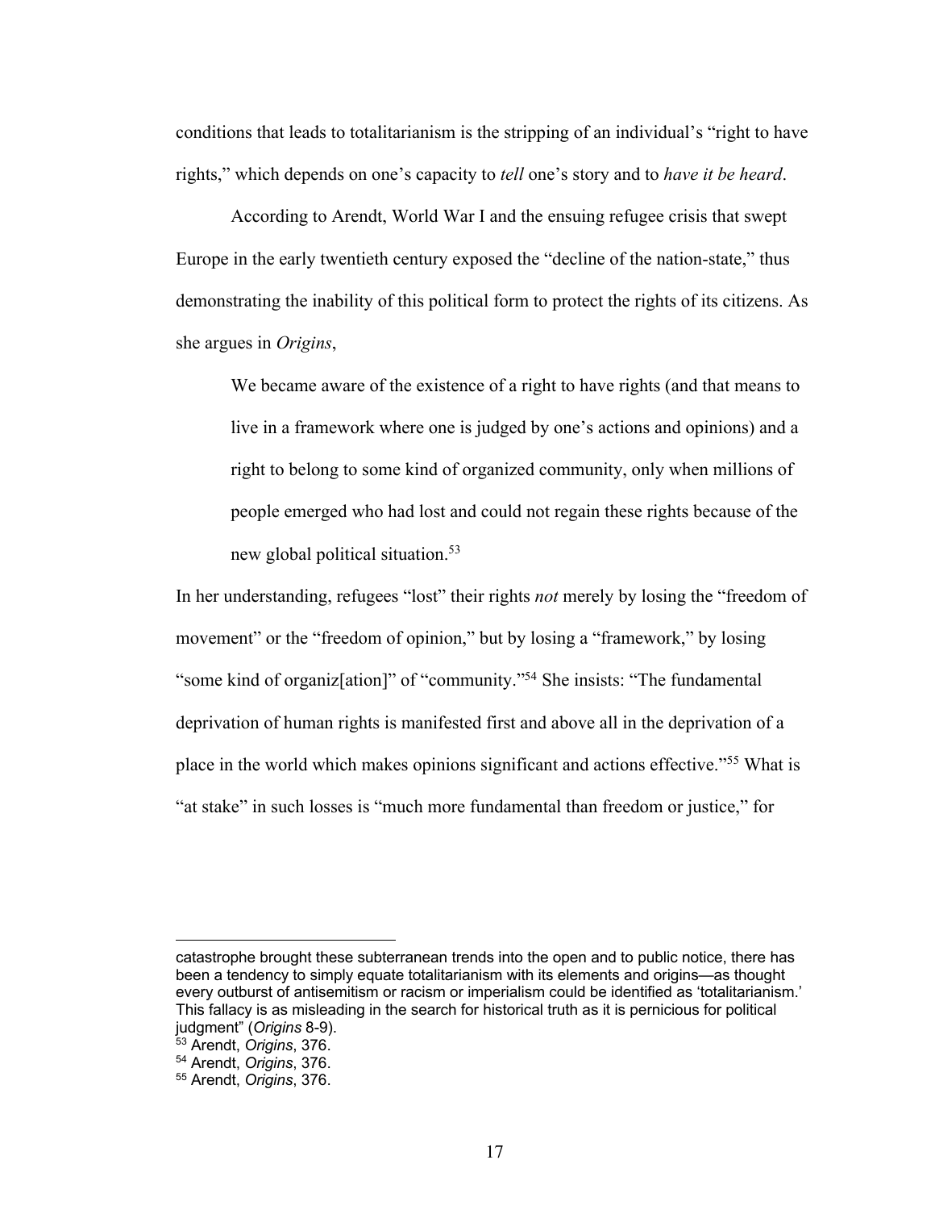conditions that leads to totalitarianism is the stripping of an individual's "right to have rights," which depends on one's capacity to *tell* one's story and to *have it be heard*.

According to Arendt, World War I and the ensuing refugee crisis that swept Europe in the early twentieth century exposed the "decline of the nation-state," thus demonstrating the inability of this political form to protect the rights of its citizens. As she argues in *Origins*,

> We became aware of the existence of a right to have rights (and that means to live in a framework where one is judged by one's actions and opinions) and a right to belong to some kind of organized community, only when millions of people emerged who had lost and could not regain these rights because of the new global political situation.[53]

In her understanding, refugees "lost" their rights *not* merely by losing the "freedom of movement" or the "freedom of opinion," but by losing a "framework," by losing "some kind of organiz[ation]" of "community."[54] She insists: "The fundamental deprivation of human rights is manifested first and above all in the deprivation of a place in the world which makes opinions significant and actions effective."[55] What is "at stake" in such losses is "much more fundamental than freedom or justice," for

---

catastrophe brought these subterranean trends into the open and to public notice, there has been a tendency to simply equate totalitarianism with its elements and origins—as thought every outburst of antisemitism or racism or imperialism could be identified as 'totalitarianism.' This fallacy is as misleading in the search for historical truth as it is pernicious for political judgment" (*Origins* 8-9).

[53] Arendt, *Origins*, 376.

[54] Arendt, *Origins*, 376.

[55] Arendt, *Origins*, 376.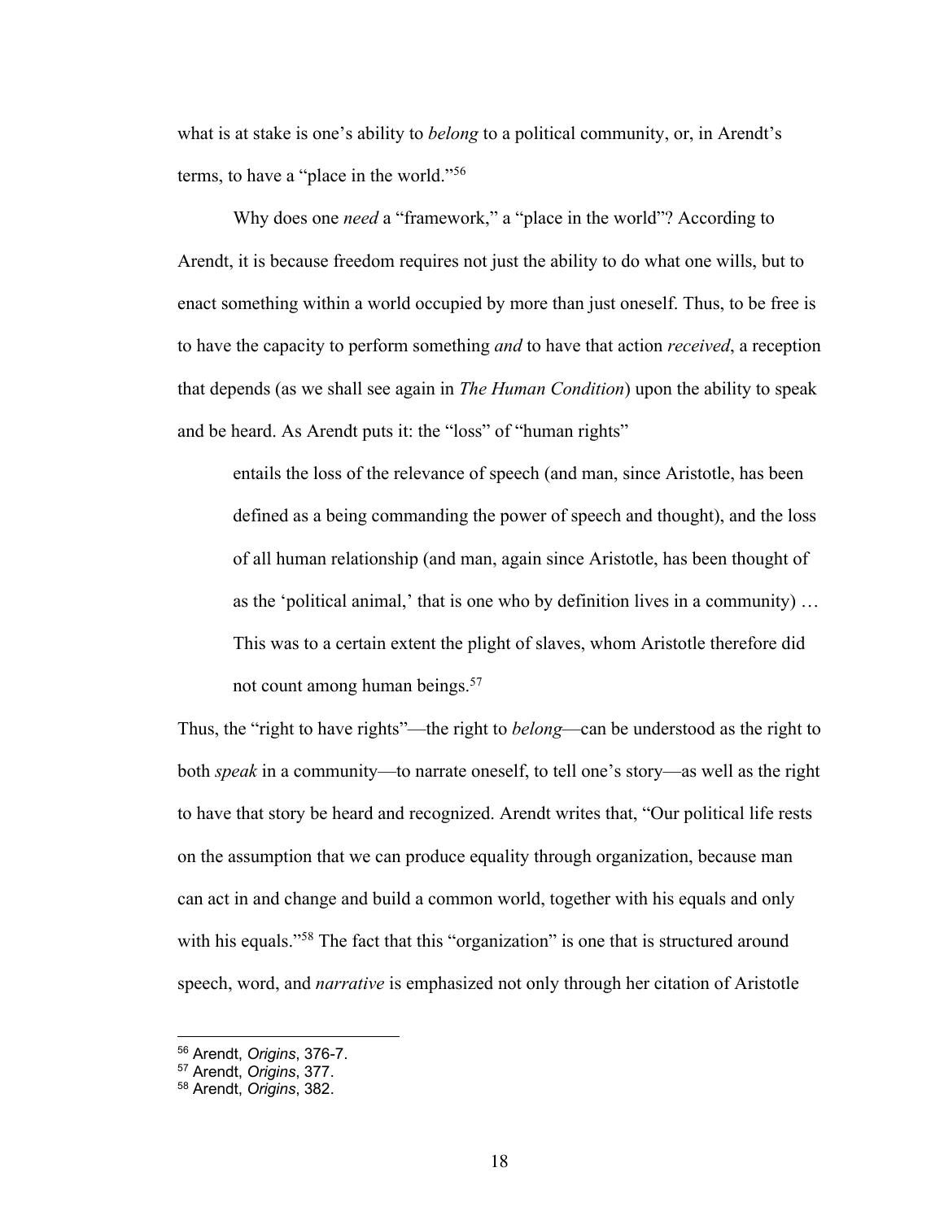what is at stake is one's ability to *belong* to a political community, or, in Arendt's terms, to have a "place in the world."[56]

Why does one *need* a "framework," a "place in the world"? According to Arendt, it is because freedom requires not just the ability to do what one wills, but to enact something within a world occupied by more than just oneself. Thus, to be free is to have the capacity to perform something *and* to have that action *received*, a reception that depends (as we shall see again in *The Human Condition*) upon the ability to speak and be heard. As Arendt puts it: the "loss" of "human rights"

> entails the loss of the relevance of speech (and man, since Aristotle, has been defined as a being commanding the power of speech and thought), and the loss of all human relationship (and man, again since Aristotle, has been thought of as the 'political animal,' that is one who by definition lives in a community) … This was to a certain extent the plight of slaves, whom Aristotle therefore did not count among human beings.[57]

Thus, the "right to have rights"—the right to *belong*—can be understood as the right to both *speak* in a community—to narrate oneself, to tell one's story—as well as the right to have that story be heard and recognized. Arendt writes that, "Our political life rests on the assumption that we can produce equality through organization, because man can act in and change and build a common world, together with his equals and only with his equals."[58] The fact that this "organization" is one that is structured around speech, word, and *narrative* is emphasized not only through her citation of Aristotle

---

[56] Arendt, *Origins*, 376-7.
[57] Arendt, *Origins*, 377.
[58] Arendt, *Origins*, 382.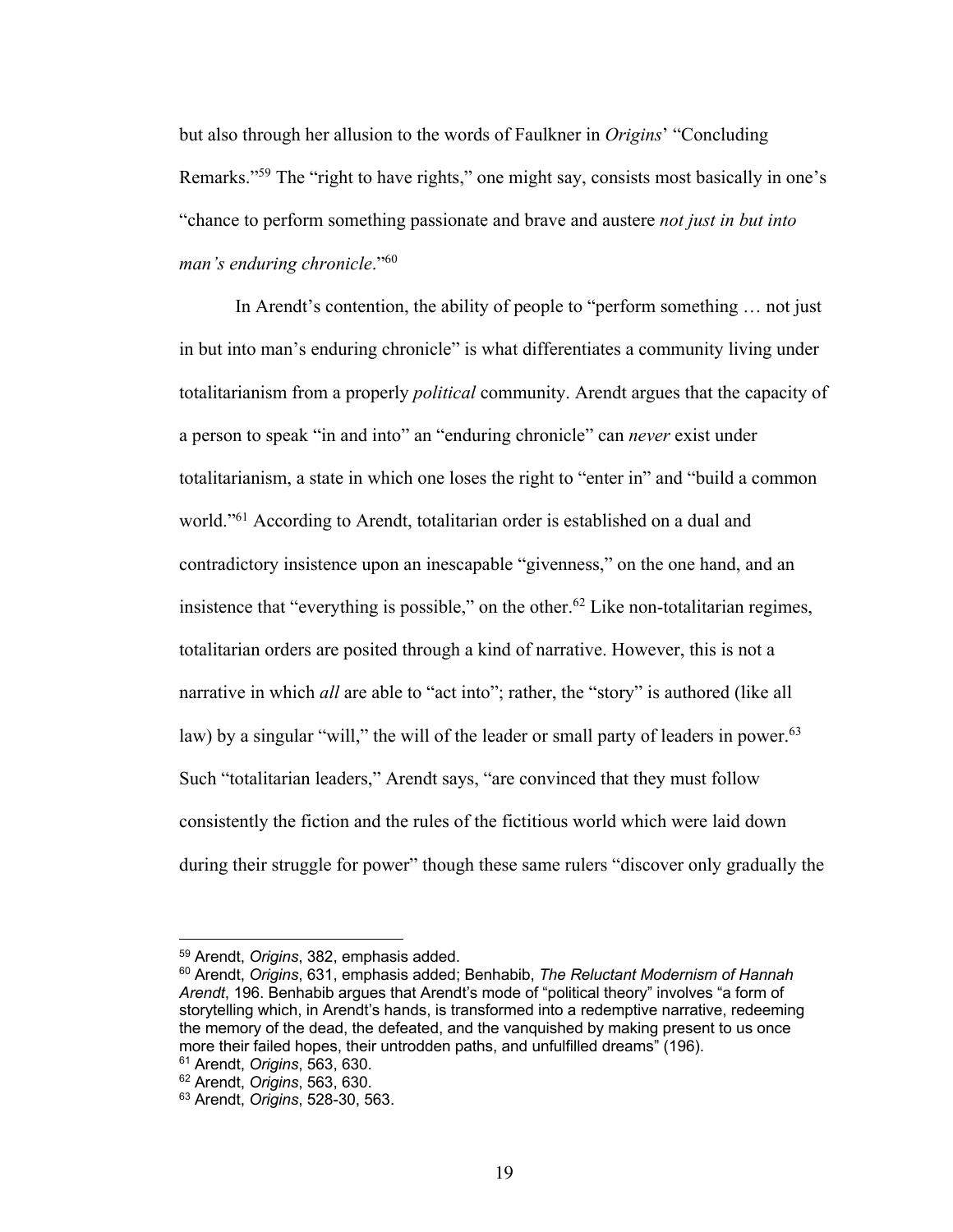but also through her allusion to the words of Faulkner in *Origins*' "Concluding Remarks."[59] The "right to have rights," one might say, consists most basically in one's "chance to perform something passionate and brave and austere *not just in but into man's enduring chronicle*."[60]

In Arendt's contention, the ability of people to "perform something … not just in but into man's enduring chronicle" is what differentiates a community living under totalitarianism from a properly *political* community. Arendt argues that the capacity of a person to speak "in and into" an "enduring chronicle" can *never* exist under totalitarianism, a state in which one loses the right to "enter in" and "build a common world."[61] According to Arendt, totalitarian order is established on a dual and contradictory insistence upon an inescapable "givenness," on the one hand, and an insistence that "everything is possible," on the other.[62] Like non-totalitarian regimes, totalitarian orders are posited through a kind of narrative. However, this is not a narrative in which *all* are able to "act into"; rather, the "story" is authored (like all law) by a singular "will," the will of the leader or small party of leaders in power.[63] Such "totalitarian leaders," Arendt says, "are convinced that they must follow consistently the fiction and the rules of the fictitious world which were laid down during their struggle for power" though these same rulers "discover only gradually the

---

[59] Arendt, *Origins*, 382, emphasis added.

[60] Arendt, *Origins*, 631, emphasis added; Benhabib, *The Reluctant Modernism of Hannah Arendt*, 196. Benhabib argues that Arendt's mode of "political theory" involves "a form of storytelling which, in Arendt's hands, is transformed into a redemptive narrative, redeeming the memory of the dead, the defeated, and the vanquished by making present to us once more their failed hopes, their untrodden paths, and unfulfilled dreams" (196).

[61] Arendt, *Origins*, 563, 630.

[62] Arendt, *Origins*, 563, 630.

[63] Arendt, *Origins*, 528-30, 563.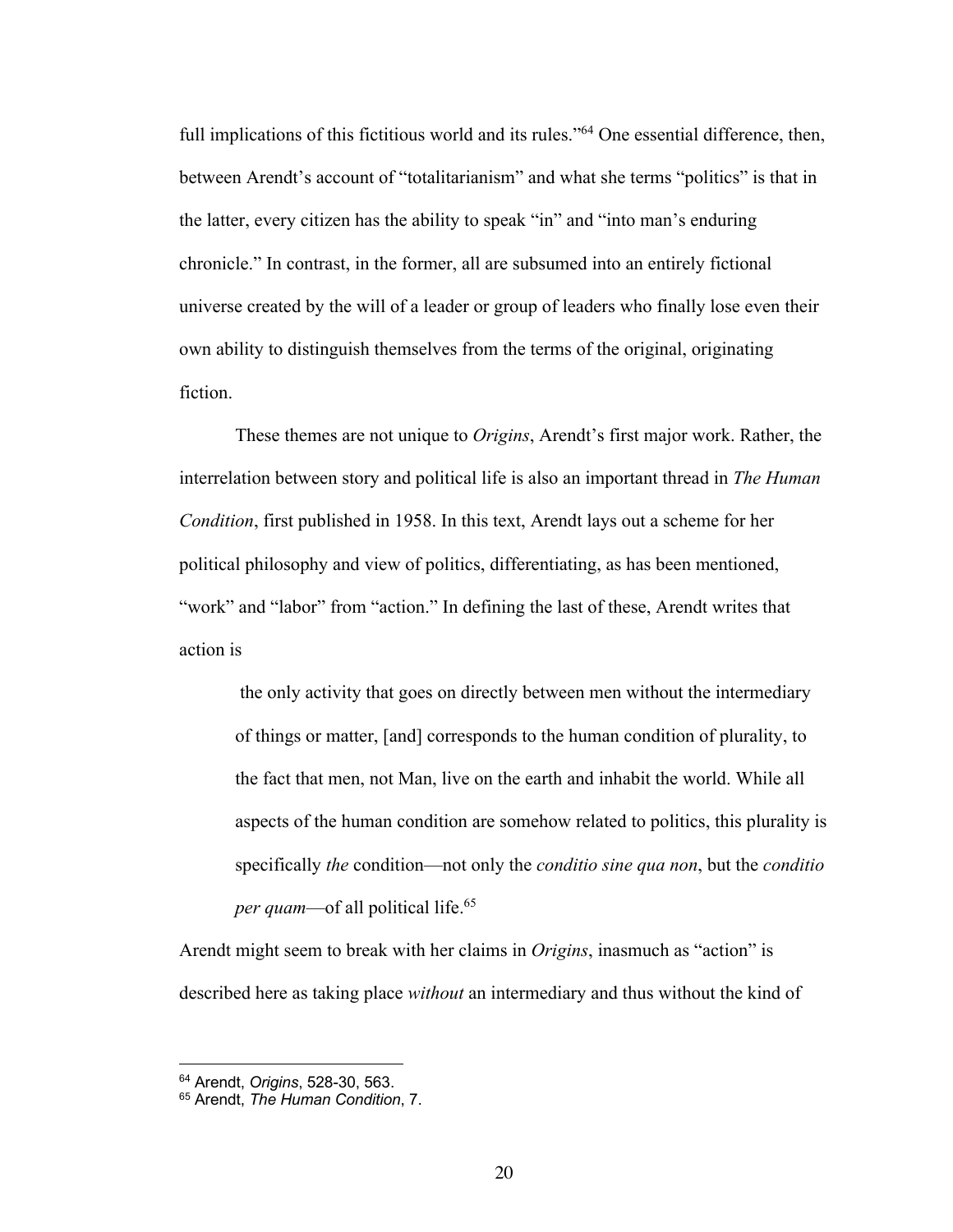full implications of this fictitious world and its rules."[64] One essential difference, then, between Arendt's account of "totalitarianism" and what she terms "politics" is that in the latter, every citizen has the ability to speak "in" and "into man's enduring chronicle." In contrast, in the former, all are subsumed into an entirely fictional universe created by the will of a leader or group of leaders who finally lose even their own ability to distinguish themselves from the terms of the original, originating fiction.

These themes are not unique to *Origins*, Arendt's first major work. Rather, the interrelation between story and political life is also an important thread in *The Human Condition*, first published in 1958. In this text, Arendt lays out a scheme for her political philosophy and view of politics, differentiating, as has been mentioned, "work" and "labor" from "action." In defining the last of these, Arendt writes that action is

> the only activity that goes on directly between men without the intermediary of things or matter, [and] corresponds to the human condition of plurality, to the fact that men, not Man, live on the earth and inhabit the world. While all aspects of the human condition are somehow related to politics, this plurality is specifically *the* condition—not only the *conditio sine qua non*, but the *conditio per quam*—of all political life.[65]

Arendt might seem to break with her claims in *Origins*, inasmuch as "action" is described here as taking place *without* an intermediary and thus without the kind of

---

[64] Arendt, *Origins*, 528-30, 563.

[65] Arendt, *The Human Condition*, 7.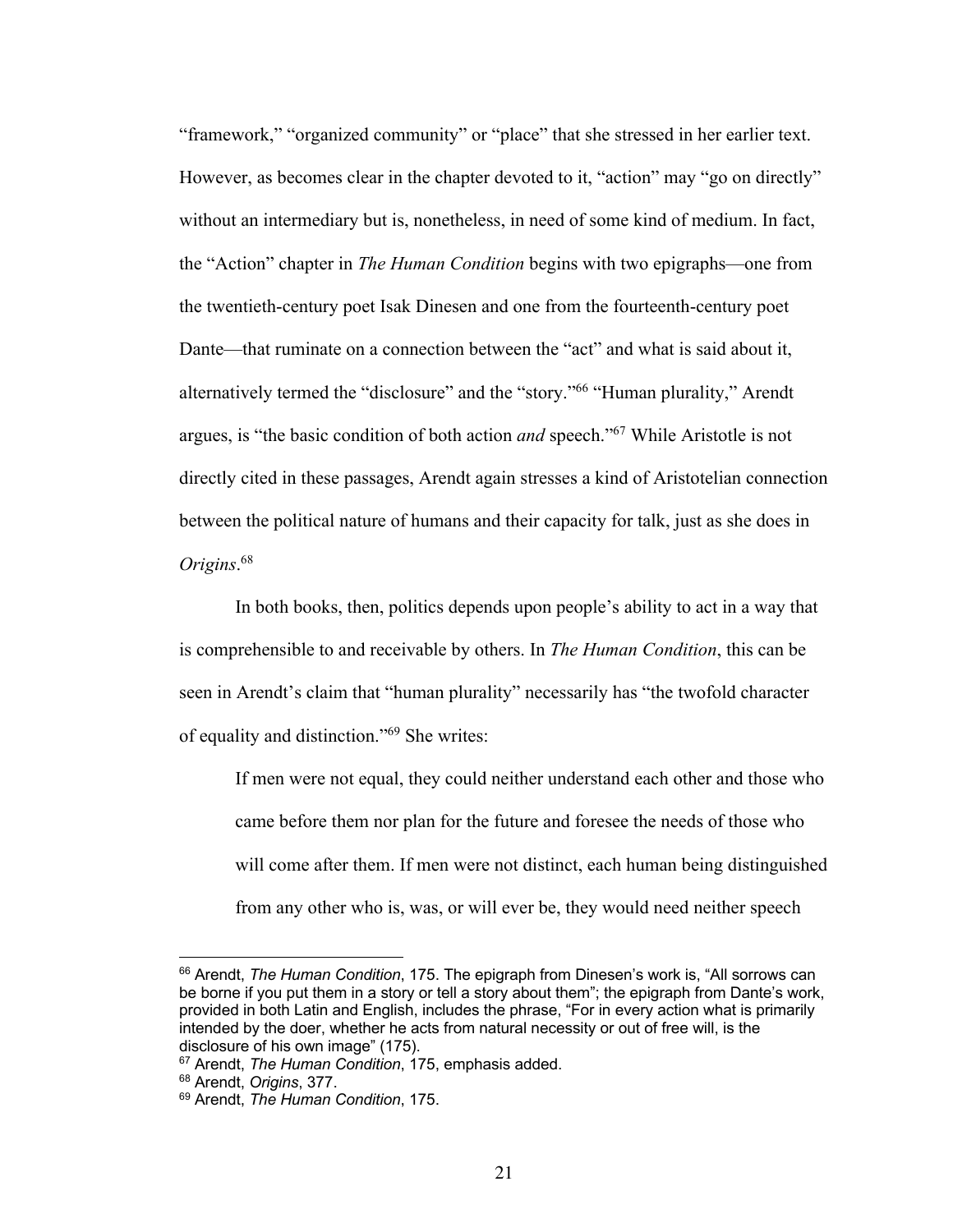"framework," "organized community" or "place" that she stressed in her earlier text. However, as becomes clear in the chapter devoted to it, "action" may "go on directly" without an intermediary but is, nonetheless, in need of some kind of medium. In fact, the "Action" chapter in *The Human Condition* begins with two epigraphs—one from the twentieth-century poet Isak Dinesen and one from the fourteenth-century poet Dante—that ruminate on a connection between the "act" and what is said about it, alternatively termed the "disclosure" and the "story."[66] "Human plurality," Arendt argues, is "the basic condition of both action *and* speech."[67] While Aristotle is not directly cited in these passages, Arendt again stresses a kind of Aristotelian connection between the political nature of humans and their capacity for talk, just as she does in *Origins*.[68]

In both books, then, politics depends upon people's ability to act in a way that is comprehensible to and receivable by others. In *The Human Condition*, this can be seen in Arendt's claim that "human plurality" necessarily has "the twofold character of equality and distinction."[69] She writes:

> If men were not equal, they could neither understand each other and those who came before them nor plan for the future and foresee the needs of those who will come after them. If men were not distinct, each human being distinguished from any other who is, was, or will ever be, they would need neither speech

---

[66] Arendt, *The Human Condition*, 175. The epigraph from Dinesen's work is, "All sorrows can be borne if you put them in a story or tell a story about them"; the epigraph from Dante's work, provided in both Latin and English, includes the phrase, "For in every action what is primarily intended by the doer, whether he acts from natural necessity or out of free will, is the disclosure of his own image" (175).

[67] Arendt, *The Human Condition*, 175, emphasis added.

[68] Arendt, *Origins*, 377.

[69] Arendt, *The Human Condition*, 175.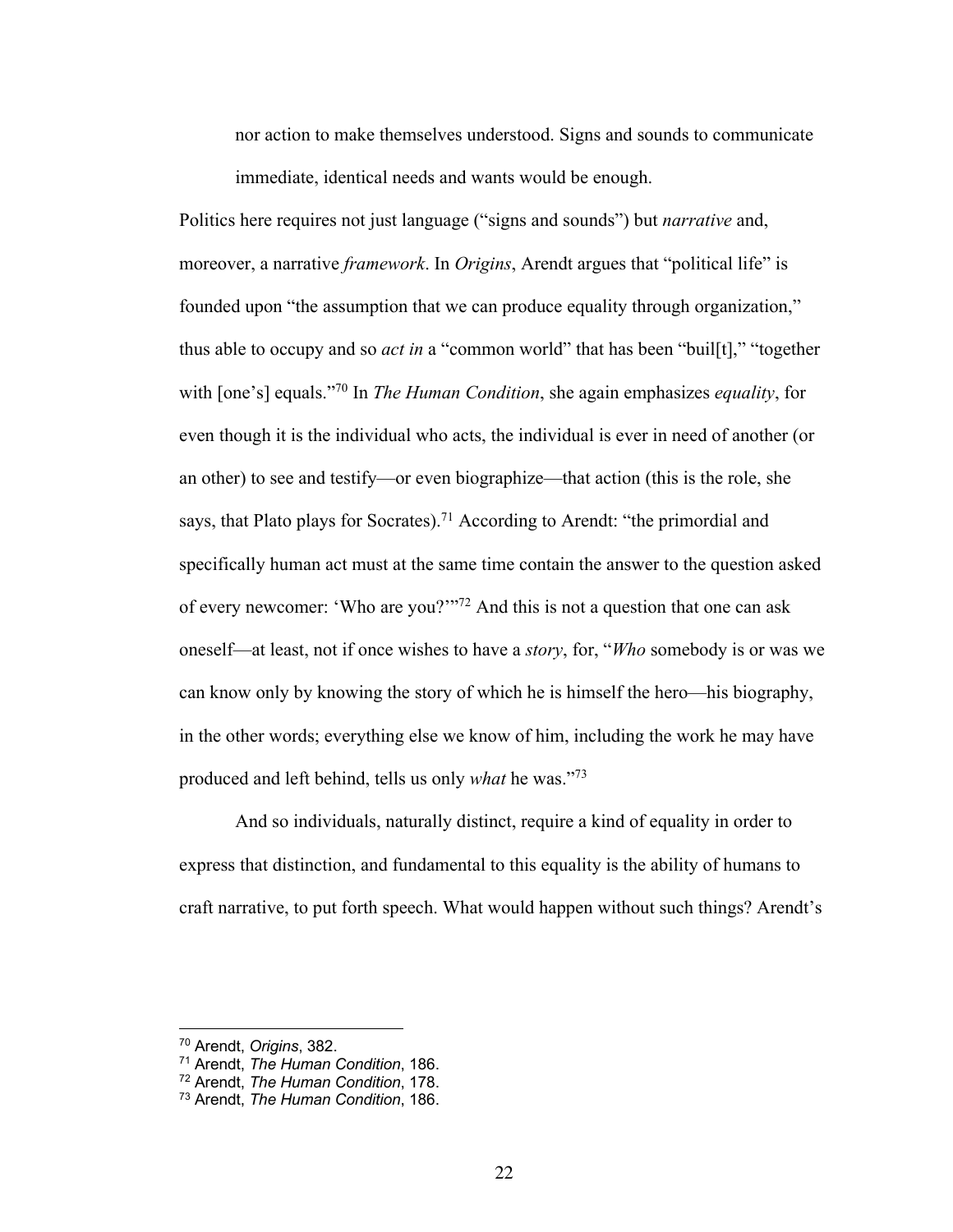> nor action to make themselves understood. Signs and sounds to communicate immediate, identical needs and wants would be enough.

Politics here requires not just language (“signs and sounds”) but *narrative* and, moreover, a narrative *framework*. In *Origins*, Arendt argues that “political life” is founded upon “the assumption that we can produce equality through organization,” thus able to occupy and so *act in* a “common world” that has been “buil[t],” “together with [one’s] equals.”[70] In *The Human Condition*, she again emphasizes *equality*, for even though it is the individual who acts, the individual is ever in need of another (or an other) to see and testify—or even biographize—that action (this is the role, she says, that Plato plays for Socrates).[71] According to Arendt: “the primordial and specifically human act must at the same time contain the answer to the question asked of every newcomer: ‘Who are you?’”[72] And this is not a question that one can ask oneself—at least, not if once wishes to have a *story*, for, “*Who* somebody is or was we can know only by knowing the story of which he is himself the hero—his biography, in the other words; everything else we know of him, including the work he may have produced and left behind, tells us only *what* he was.”[73]

And so individuals, naturally distinct, require a kind of equality in order to express that distinction, and fundamental to this equality is the ability of humans to craft narrative, to put forth speech. What would happen without such things? Arendt’s

---

[70] Arendt, *Origins*, 382.
[71] Arendt, *The Human Condition*, 186.
[72] Arendt, *The Human Condition*, 178.
[73] Arendt, *The Human Condition*, 186.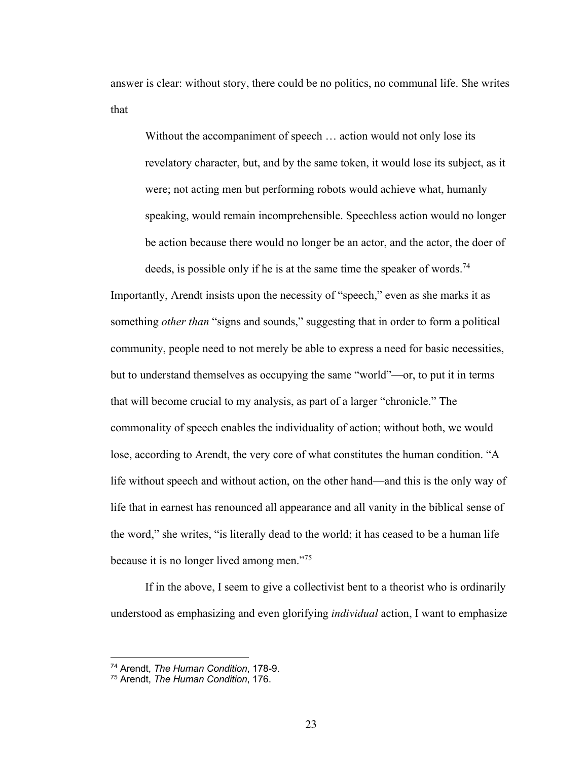answer is clear: without story, there could be no politics, no communal life. She writes that

> Without the accompaniment of speech … action would not only lose its revelatory character, but, and by the same token, it would lose its subject, as it were; not acting men but performing robots would achieve what, humanly speaking, would remain incomprehensible. Speechless action would no longer be action because there would no longer be an actor, and the actor, the doer of deeds, is possible only if he is at the same time the speaker of words.[74]

Importantly, Arendt insists upon the necessity of "speech," even as she marks it as something *other than* "signs and sounds," suggesting that in order to form a political community, people need to not merely be able to express a need for basic necessities, but to understand themselves as occupying the same "world"—or, to put it in terms that will become crucial to my analysis, as part of a larger "chronicle." The commonality of speech enables the individuality of action; without both, we would lose, according to Arendt, the very core of what constitutes the human condition. "A life without speech and without action, on the other hand—and this is the only way of life that in earnest has renounced all appearance and all vanity in the biblical sense of the word," she writes, "is literally dead to the world; it has ceased to be a human life because it is no longer lived among men."[75]

If in the above, I seem to give a collectivist bent to a theorist who is ordinarily understood as emphasizing and even glorifying *individual* action, I want to emphasize

---

[74] Arendt, *The Human Condition*, 178-9.
[75] Arendt, *The Human Condition*, 176.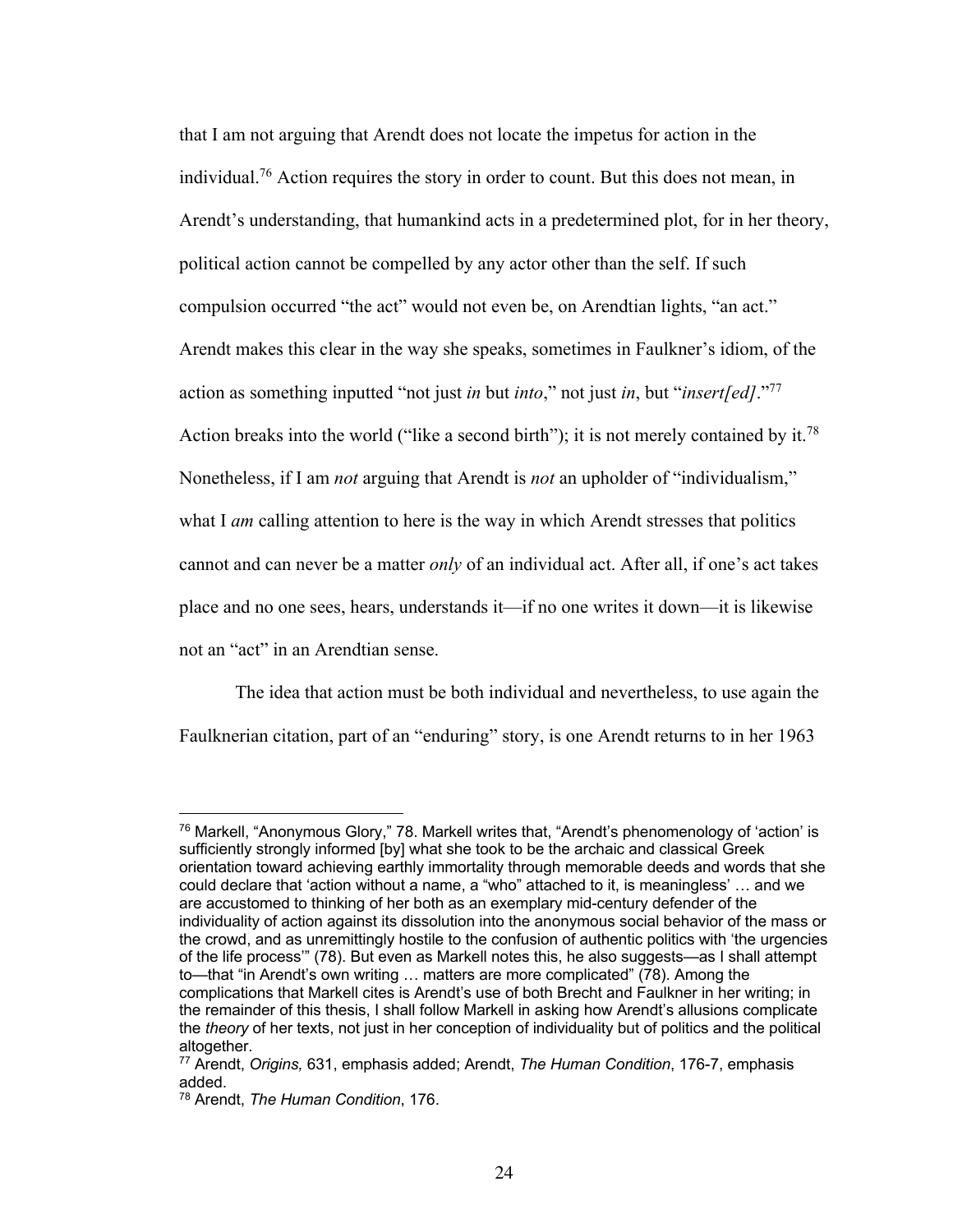that I am not arguing that Arendt does not locate the impetus for action in the individual.[76] Action requires the story in order to count. But this does not mean, in Arendt's understanding, that humankind acts in a predetermined plot, for in her theory, political action cannot be compelled by any actor other than the self. If such compulsion occurred "the act" would not even be, on Arendtian lights, "an act." Arendt makes this clear in the way she speaks, sometimes in Faulkner's idiom, of the action as something inputted "not just *in* but *into*," not just *in*, but "*insert[ed]*."[77] Action breaks into the world ("like a second birth"); it is not merely contained by it.[78] Nonetheless, if I am *not* arguing that Arendt is *not* an upholder of "individualism," what I *am* calling attention to here is the way in which Arendt stresses that politics cannot and can never be a matter *only* of an individual act. After all, if one's act takes place and no one sees, hears, understands it—if no one writes it down—it is likewise not an "act" in an Arendtian sense.

The idea that action must be both individual and nevertheless, to use again the Faulknerian citation, part of an "enduring" story, is one Arendt returns to in her 1963

---

[76] Markell, "Anonymous Glory," 78. Markell writes that, "Arendt's phenomenology of 'action' is sufficiently strongly informed [by] what she took to be the archaic and classical Greek orientation toward achieving earthly immortality through memorable deeds and words that she could declare that 'action without a name, a "who" attached to it, is meaningless' … and we are accustomed to thinking of her both as an exemplary mid-century defender of the individuality of action against its dissolution into the anonymous social behavior of the mass or the crowd, and as unremittingly hostile to the confusion of authentic politics with 'the urgencies of the life process'" (78). But even as Markell notes this, he also suggests—as I shall attempt to—that "in Arendt's own writing … matters are more complicated" (78). Among the complications that Markell cites is Arendt's use of both Brecht and Faulkner in her writing; in the remainder of this thesis, I shall follow Markell in asking how Arendt's allusions complicate the *theory* of her texts, not just in her conception of individuality but of politics and the political altogether.

[77] Arendt, *Origins,* 631, emphasis added; Arendt, *The Human Condition*, 176-7, emphasis added.

[78] Arendt, *The Human Condition*, 176.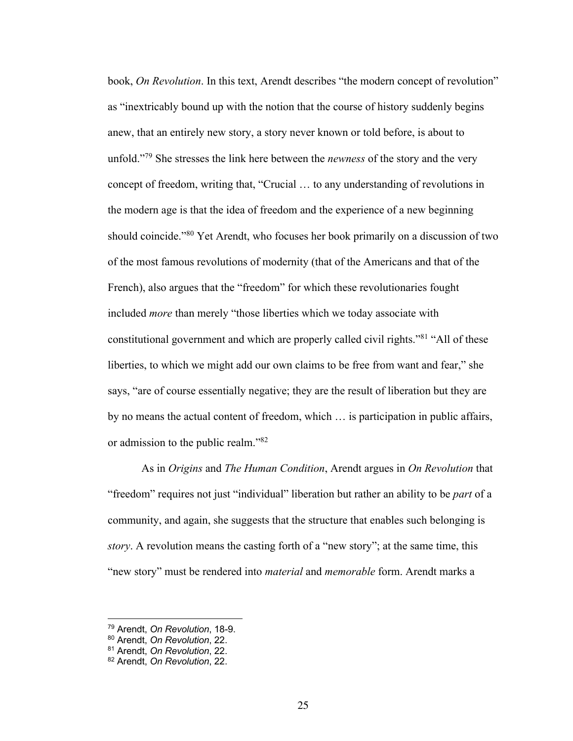book, *On Revolution*. In this text, Arendt describes “the modern concept of revolution” as “inextricably bound up with the notion that the course of history suddenly begins anew, that an entirely new story, a story never known or told before, is about to unfold.”[79] She stresses the link here between the *newness* of the story and the very concept of freedom, writing that, “Crucial … to any understanding of revolutions in the modern age is that the idea of freedom and the experience of a new beginning should coincide.”[80] Yet Arendt, who focuses her book primarily on a discussion of two of the most famous revolutions of modernity (that of the Americans and that of the French), also argues that the “freedom” for which these revolutionaries fought included *more* than merely “those liberties which we today associate with constitutional government and which are properly called civil rights.”[81] “All of these liberties, to which we might add our own claims to be free from want and fear,” she says, “are of course essentially negative; they are the result of liberation but they are by no means the actual content of freedom, which … is participation in public affairs, or admission to the public realm.”[82]

As in *Origins* and *The Human Condition*, Arendt argues in *On Revolution* that “freedom” requires not just “individual” liberation but rather an ability to be *part* of a community, and again, she suggests that the structure that enables such belonging is *story*. A revolution means the casting forth of a “new story”; at the same time, this “new story” must be rendered into *material* and *memorable* form. Arendt marks a

[79] Arendt, *On Revolution*, 18-9.
[80] Arendt, *On Revolution*, 22.
[81] Arendt, *On Revolution*, 22.
[82] Arendt, *On Revolution*, 22.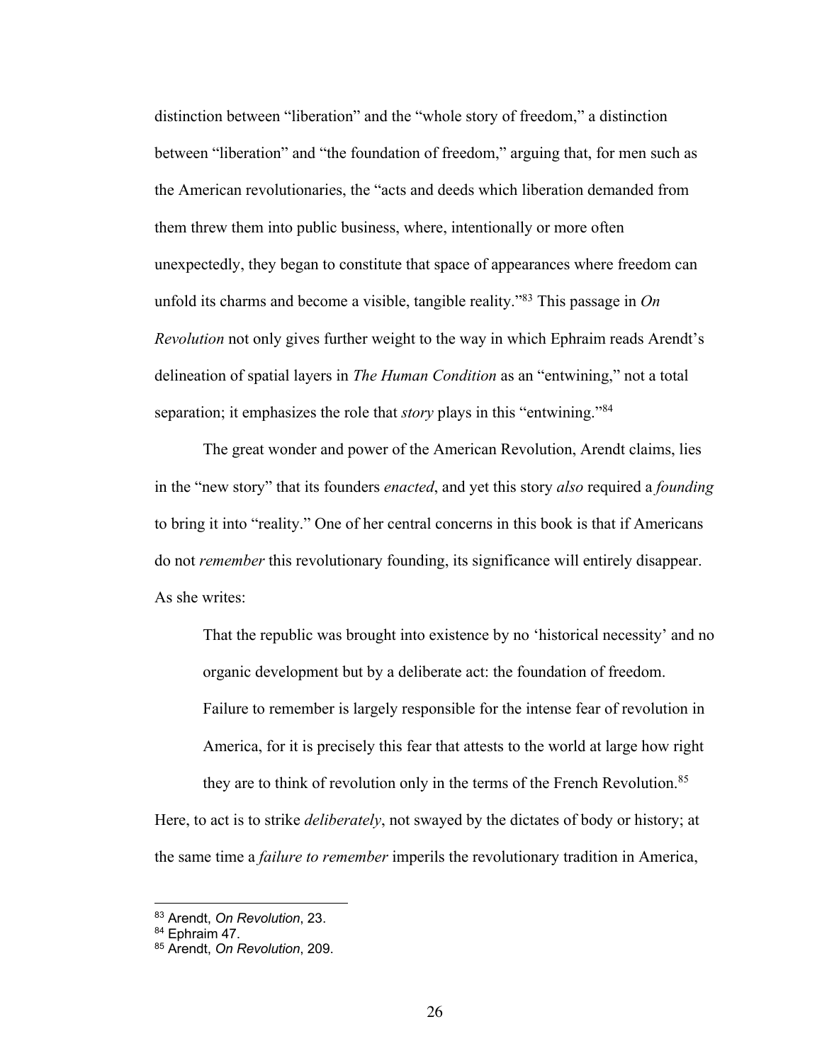distinction between "liberation" and the "whole story of freedom," a distinction between "liberation" and "the foundation of freedom," arguing that, for men such as the American revolutionaries, the "acts and deeds which liberation demanded from them threw them into public business, where, intentionally or more often unexpectedly, they began to constitute that space of appearances where freedom can unfold its charms and become a visible, tangible reality."[83] This passage in *On Revolution* not only gives further weight to the way in which Ephraim reads Arendt's delineation of spatial layers in *The Human Condition* as an "entwining," not a total separation; it emphasizes the role that *story* plays in this "entwining."[84]

The great wonder and power of the American Revolution, Arendt claims, lies in the "new story" that its founders *enacted*, and yet this story *also* required a *founding* to bring it into "reality." One of her central concerns in this book is that if Americans do not *remember* this revolutionary founding, its significance will entirely disappear. As she writes:

> That the republic was brought into existence by no 'historical necessity' and no organic development but by a deliberate act: the foundation of freedom. Failure to remember is largely responsible for the intense fear of revolution in America, for it is precisely this fear that attests to the world at large how right they are to think of revolution only in the terms of the French Revolution.[85]

Here, to act is to strike *deliberately*, not swayed by the dictates of body or history; at the same time a *failure to remember* imperils the revolutionary tradition in America,

---

[83] Arendt, *On Revolution*, 23.
[84] Ephraim 47.
[85] Arendt, *On Revolution*, 209.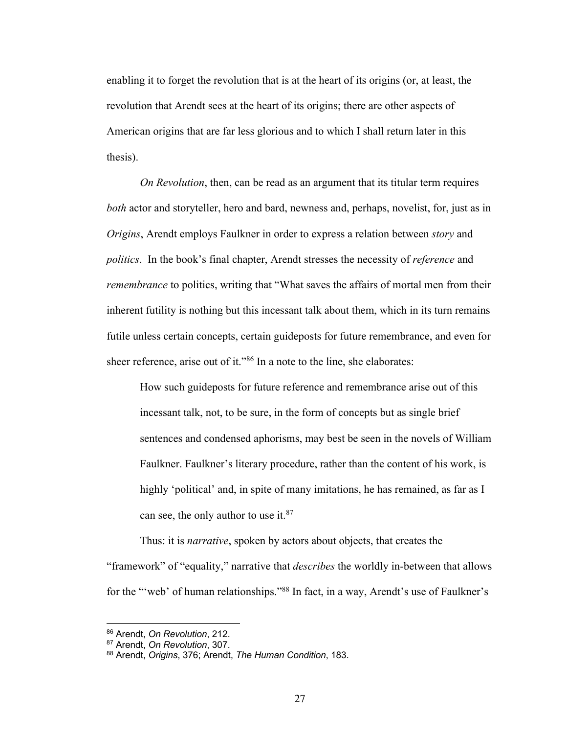enabling it to forget the revolution that is at the heart of its origins (or, at least, the revolution that Arendt sees at the heart of its origins; there are other aspects of American origins that are far less glorious and to which I shall return later in this thesis).

*On Revolution*, then, can be read as an argument that its titular term requires *both* actor and storyteller, hero and bard, newness and, perhaps, novelist, for, just as in *Origins*, Arendt employs Faulkner in order to express a relation between *story* and *politics*. In the book's final chapter, Arendt stresses the necessity of *reference* and *remembrance* to politics, writing that "What saves the affairs of mortal men from their inherent futility is nothing but this incessant talk about them, which in its turn remains futile unless certain concepts, certain guideposts for future remembrance, and even for sheer reference, arise out of it."[86] In a note to the line, she elaborates:

> How such guideposts for future reference and remembrance arise out of this incessant talk, not, to be sure, in the form of concepts but as single brief sentences and condensed aphorisms, may best be seen in the novels of William Faulkner. Faulkner's literary procedure, rather than the content of his work, is highly 'political' and, in spite of many imitations, he has remained, as far as I can see, the only author to use it.[87]

Thus: it is *narrative*, spoken by actors about objects, that creates the "framework" of "equality," narrative that *describes* the worldly in-between that allows for the "'web' of human relationships."[88] In fact, in a way, Arendt's use of Faulkner's

---

[86] Arendt, *On Revolution*, 212.
[87] Arendt, *On Revolution*, 307.
[88] Arendt, *Origins*, 376; Arendt, *The Human Condition*, 183.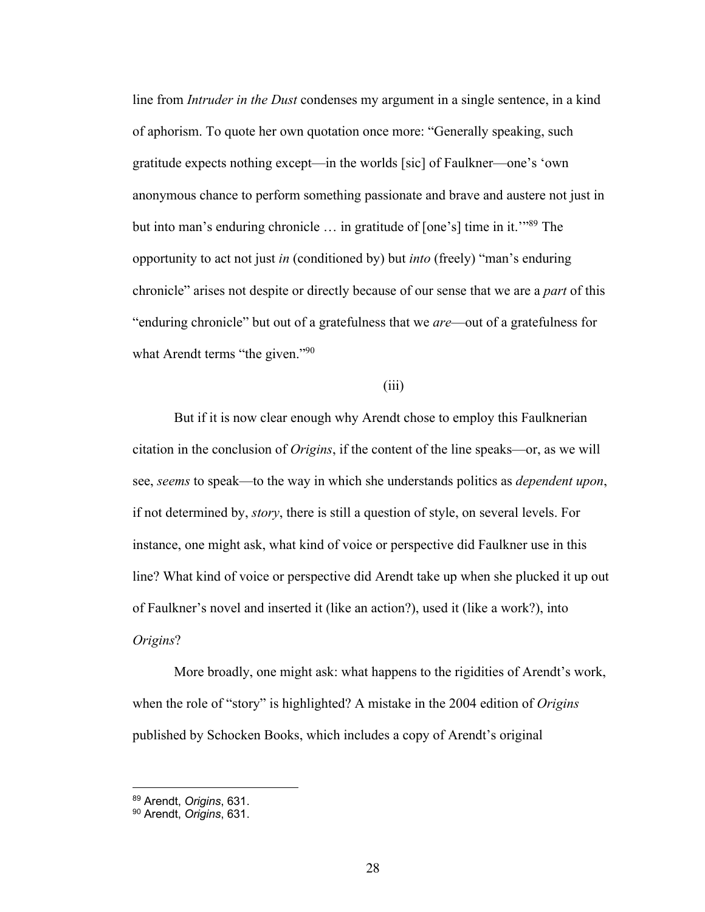line from *Intruder in the Dust* condenses my argument in a single sentence, in a kind of aphorism. To quote her own quotation once more: "Generally speaking, such gratitude expects nothing except—in the worlds [sic] of Faulkner—one's 'own anonymous chance to perform something passionate and brave and austere not just in but into man's enduring chronicle … in gratitude of [one's] time in it.'"[89] The opportunity to act not just *in* (conditioned by) but *into* (freely) "man's enduring chronicle" arises not despite or directly because of our sense that we are a *part* of this "enduring chronicle" but out of a gratefulness that we *are*—out of a gratefulness for what Arendt terms "the given."[90]

(iii)

But if it is now clear enough why Arendt chose to employ this Faulknerian citation in the conclusion of *Origins*, if the content of the line speaks—or, as we will see, *seems* to speak—to the way in which she understands politics as *dependent upon*, if not determined by, *story*, there is still a question of style, on several levels. For instance, one might ask, what kind of voice or perspective did Faulkner use in this line? What kind of voice or perspective did Arendt take up when she plucked it up out of Faulkner's novel and inserted it (like an action?), used it (like a work?), into *Origins*?

More broadly, one might ask: what happens to the rigidities of Arendt's work, when the role of "story" is highlighted? A mistake in the 2004 edition of *Origins* published by Schocken Books, which includes a copy of Arendt's original

---

[89] Arendt, *Origins*, 631.

[90] Arendt, *Origins*, 631.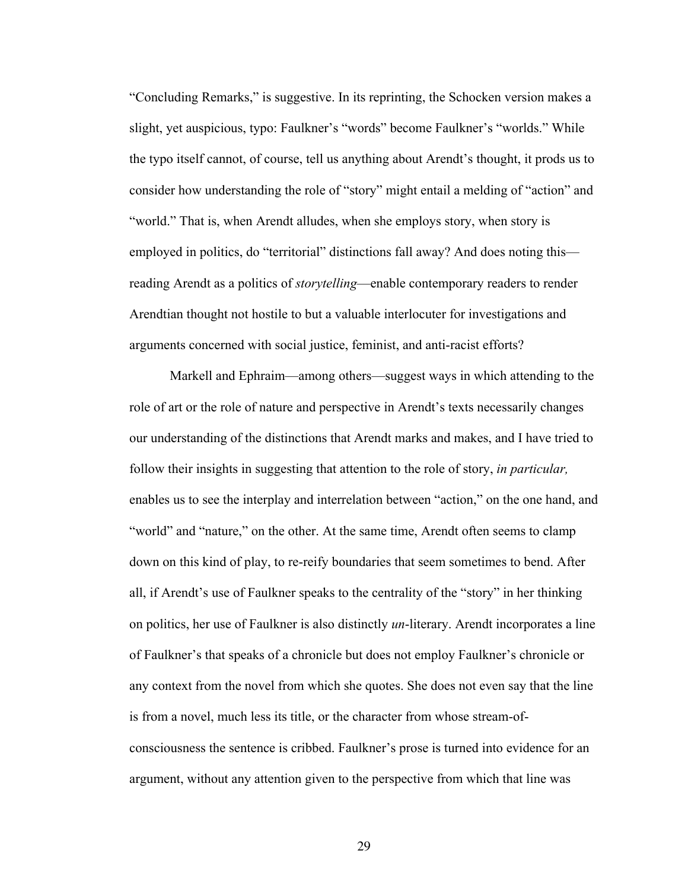"Concluding Remarks," is suggestive. In its reprinting, the Schocken version makes a slight, yet auspicious, typo: Faulkner's "words" become Faulkner's "worlds." While the typo itself cannot, of course, tell us anything about Arendt's thought, it prods us to consider how understanding the role of "story" might entail a melding of "action" and "world." That is, when Arendt alludes, when she employs story, when story is employed in politics, do "territorial" distinctions fall away? And does noting this—reading Arendt as a politics of *storytelling*—enable contemporary readers to render Arendtian thought not hostile to but a valuable interlocuter for investigations and arguments concerned with social justice, feminist, and anti-racist efforts?

Markell and Ephraim—among others—suggest ways in which attending to the role of art or the role of nature and perspective in Arendt's texts necessarily changes our understanding of the distinctions that Arendt marks and makes, and I have tried to follow their insights in suggesting that attention to the role of story, *in particular,* enables us to see the interplay and interrelation between "action," on the one hand, and "world" and "nature," on the other. At the same time, Arendt often seems to clamp down on this kind of play, to re-reify boundaries that seem sometimes to bend. After all, if Arendt's use of Faulkner speaks to the centrality of the "story" in her thinking on politics, her use of Faulkner is also distinctly *un*-literary. Arendt incorporates a line of Faulkner's that speaks of a chronicle but does not employ Faulkner's chronicle or any context from the novel from which she quotes. She does not even say that the line is from a novel, much less its title, or the character from whose stream-of-consciousness the sentence is cribbed. Faulkner's prose is turned into evidence for an argument, without any attention given to the perspective from which that line was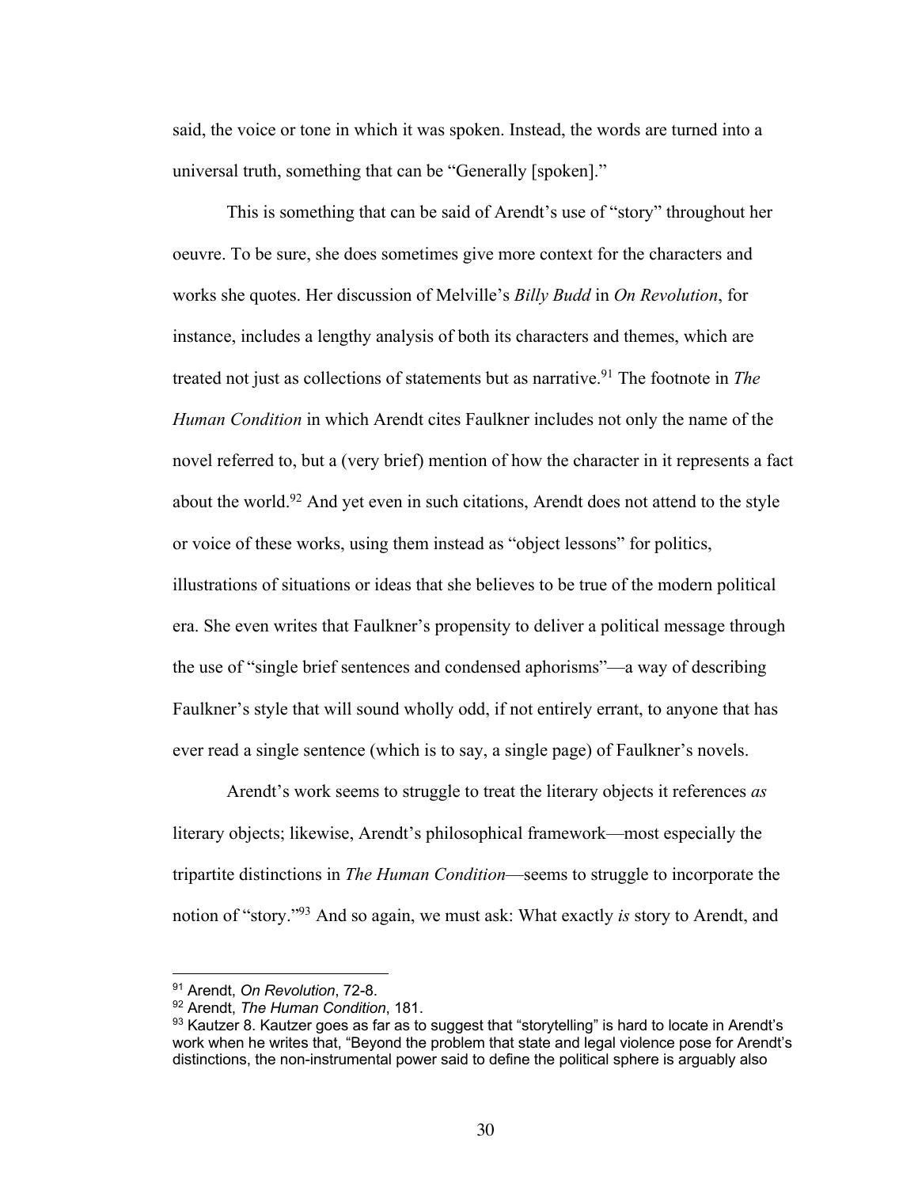said, the voice or tone in which it was spoken. Instead, the words are turned into a universal truth, something that can be "Generally [spoken]."

This is something that can be said of Arendt's use of "story" throughout her oeuvre. To be sure, she does sometimes give more context for the characters and works she quotes. Her discussion of Melville's *Billy Budd* in *On Revolution*, for instance, includes a lengthy analysis of both its characters and themes, which are treated not just as collections of statements but as narrative.[91] The footnote in *The Human Condition* in which Arendt cites Faulkner includes not only the name of the novel referred to, but a (very brief) mention of how the character in it represents a fact about the world.[92] And yet even in such citations, Arendt does not attend to the style or voice of these works, using them instead as "object lessons" for politics, illustrations of situations or ideas that she believes to be true of the modern political era. She even writes that Faulkner's propensity to deliver a political message through the use of "single brief sentences and condensed aphorisms"—a way of describing Faulkner's style that will sound wholly odd, if not entirely errant, to anyone that has ever read a single sentence (which is to say, a single page) of Faulkner's novels.

Arendt's work seems to struggle to treat the literary objects it references *as* literary objects; likewise, Arendt's philosophical framework—most especially the tripartite distinctions in *The Human Condition*—seems to struggle to incorporate the notion of "story."[93] And so again, we must ask: What exactly *is* story to Arendt, and

---

[91] Arendt, *On Revolution*, 72-8.

[92] Arendt, *The Human Condition*, 181.

[93] Kautzer 8. Kautzer goes as far as to suggest that "storytelling" is hard to locate in Arendt's work when he writes that, "Beyond the problem that state and legal violence pose for Arendt's distinctions, the non-instrumental power said to define the political sphere is arguably also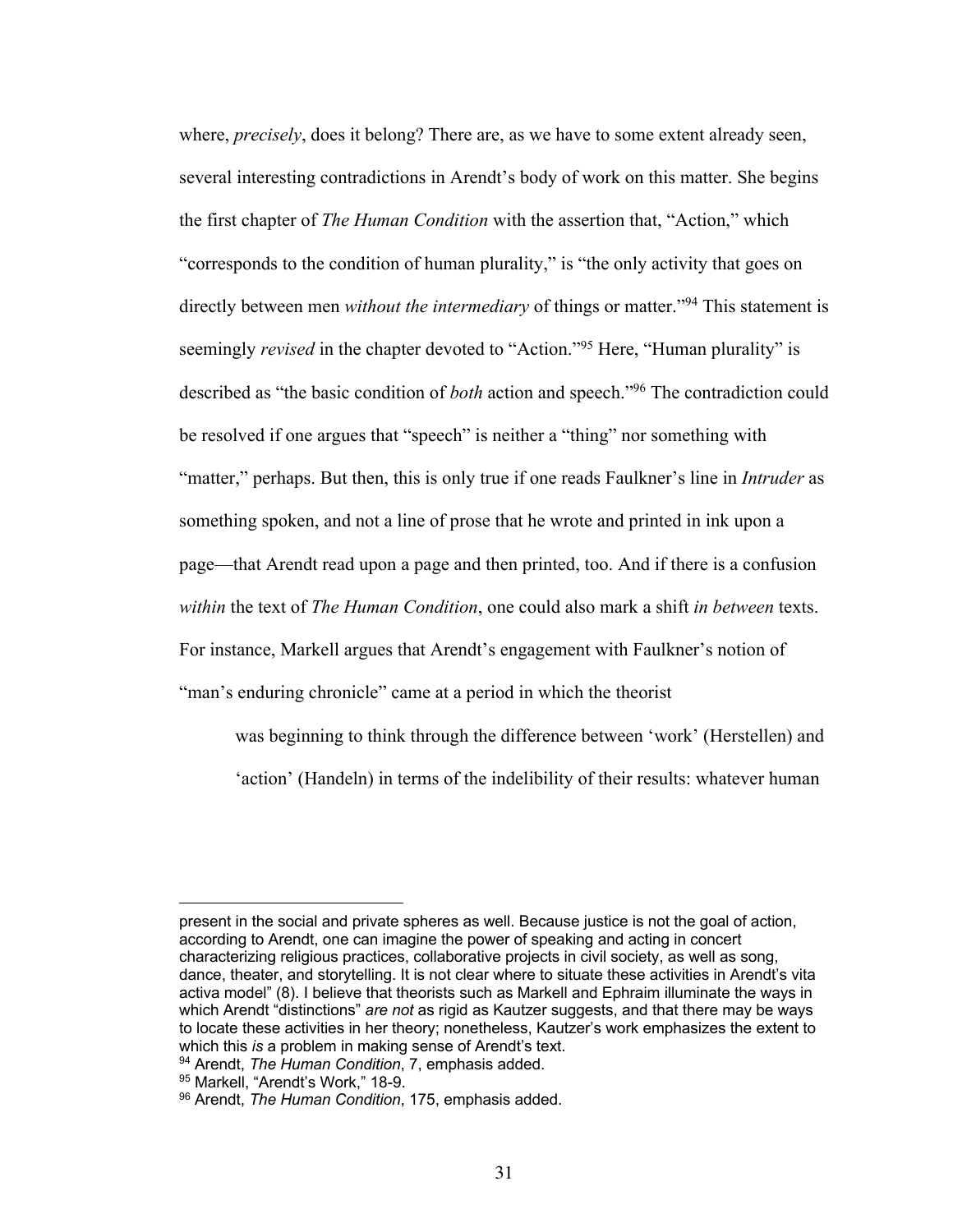where, *precisely*, does it belong? There are, as we have to some extent already seen, several interesting contradictions in Arendt's body of work on this matter. She begins the first chapter of *The Human Condition* with the assertion that, "Action," which "corresponds to the condition of human plurality," is "the only activity that goes on directly between men *without the intermediary* of things or matter."[94] This statement is seemingly *revised* in the chapter devoted to "Action."[95] Here, "Human plurality" is described as "the basic condition of *both* action and speech."[96] The contradiction could be resolved if one argues that "speech" is neither a "thing" nor something with "matter," perhaps. But then, this is only true if one reads Faulkner's line in *Intruder* as something spoken, and not a line of prose that he wrote and printed in ink upon a page—that Arendt read upon a page and then printed, too. And if there is a confusion *within* the text of *The Human Condition*, one could also mark a shift *in between* texts. For instance, Markell argues that Arendt's engagement with Faulkner's notion of "man's enduring chronicle" came at a period in which the theorist

> was beginning to think through the difference between 'work' (Herstellen) and 'action' (Handeln) in terms of the indelibility of their results: whatever human

---

present in the social and private spheres as well. Because justice is not the goal of action, according to Arendt, one can imagine the power of speaking and acting in concert characterizing religious practices, collaborative projects in civil society, as well as song, dance, theater, and storytelling. It is not clear where to situate these activities in Arendt's vita activa model" (8). I believe that theorists such as Markell and Ephraim illuminate the ways in which Arendt "distinctions" *are not* as rigid as Kautzer suggests, and that there may be ways to locate these activities in her theory; nonetheless, Kautzer's work emphasizes the extent to which this *is* a problem in making sense of Arendt's text.

[94] Arendt, *The Human Condition*, 7, emphasis added.

[95] Markell, "Arendt's Work," 18-9.

[96] Arendt, *The Human Condition*, 175, emphasis added.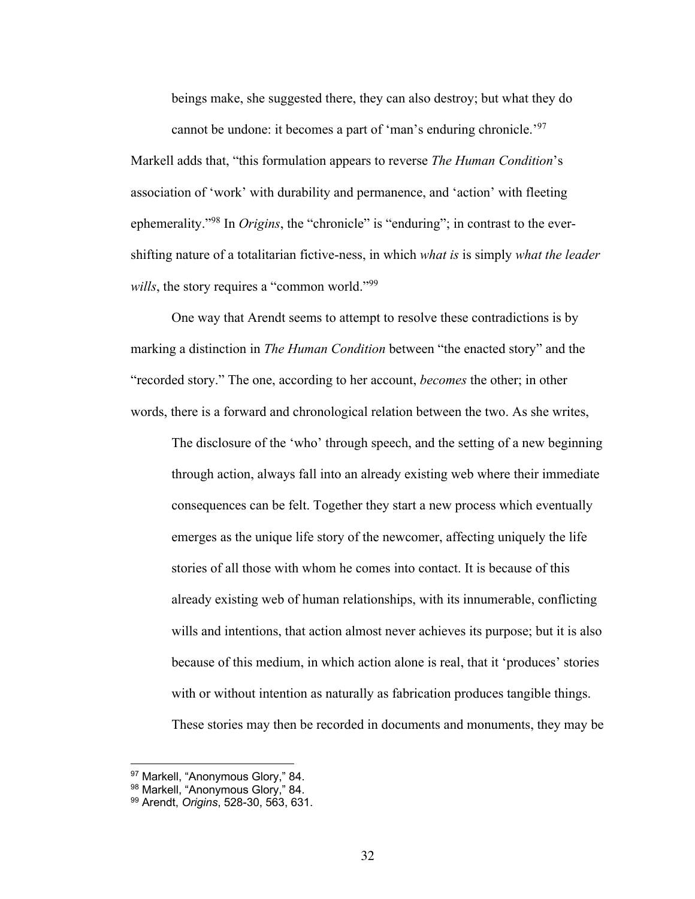> beings make, she suggested there, they can also destroy; but what they do cannot be undone: it becomes a part of 'man's enduring chronicle.'[97]

Markell adds that, "this formulation appears to reverse *The Human Condition*'s association of 'work' with durability and permanence, and 'action' with fleeting ephemerality."[98] In *Origins*, the "chronicle" is "enduring"; in contrast to the ever-shifting nature of a totalitarian fictive-ness, in which *what is* is simply *what the leader wills*, the story requires a "common world."[99]

One way that Arendt seems to attempt to resolve these contradictions is by marking a distinction in *The Human Condition* between "the enacted story" and the "recorded story." The one, according to her account, *becomes* the other; in other words, there is a forward and chronological relation between the two. As she writes,

> The disclosure of the 'who' through speech, and the setting of a new beginning through action, always fall into an already existing web where their immediate consequences can be felt. Together they start a new process which eventually emerges as the unique life story of the newcomer, affecting uniquely the life stories of all those with whom he comes into contact. It is because of this already existing web of human relationships, with its innumerable, conflicting wills and intentions, that action almost never achieves its purpose; but it is also because of this medium, in which action alone is real, that it 'produces' stories with or without intention as naturally as fabrication produces tangible things. These stories may then be recorded in documents and monuments, they may be

---

[97] Markell, "Anonymous Glory," 84.

[98] Markell, "Anonymous Glory," 84.

[99] Arendt, *Origins*, 528-30, 563, 631.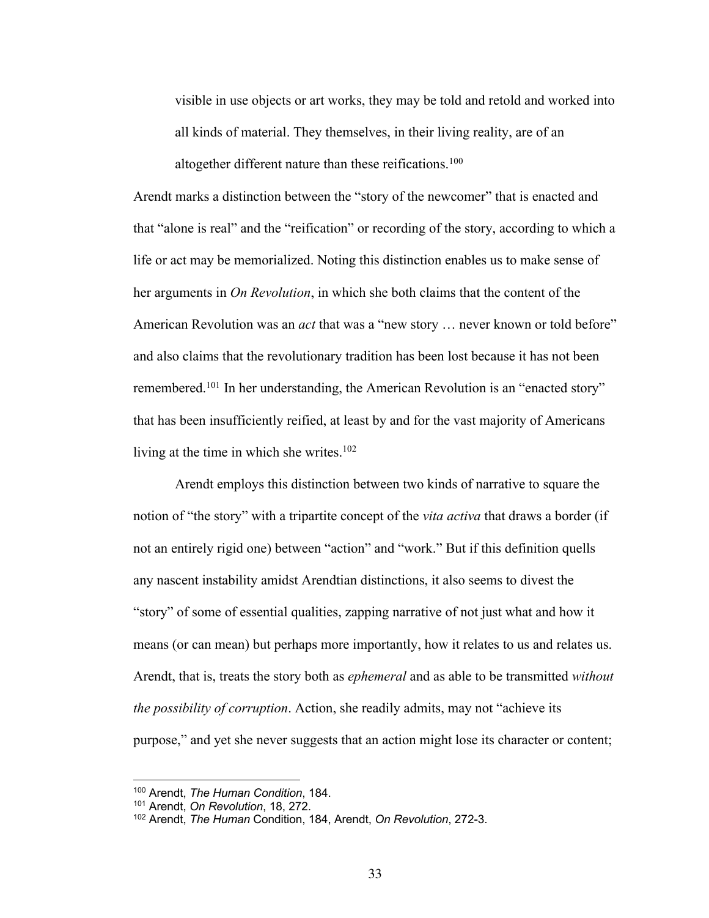> visible in use objects or art works, they may be told and retold and worked into all kinds of material. They themselves, in their living reality, are of an altogether different nature than these reifications.[100]

Arendt marks a distinction between the "story of the newcomer" that is enacted and that "alone is real" and the "reification" or recording of the story, according to which a life or act may be memorialized. Noting this distinction enables us to make sense of her arguments in *On Revolution*, in which she both claims that the content of the American Revolution was an *act* that was a "new story … never known or told before" and also claims that the revolutionary tradition has been lost because it has not been remembered.[101] In her understanding, the American Revolution is an "enacted story" that has been insufficiently reified, at least by and for the vast majority of Americans living at the time in which she writes.[102]

Arendt employs this distinction between two kinds of narrative to square the notion of "the story" with a tripartite concept of the *vita activa* that draws a border (if not an entirely rigid one) between "action" and "work." But if this definition quells any nascent instability amidst Arendtian distinctions, it also seems to divest the "story" of some of essential qualities, zapping narrative of not just what and how it means (or can mean) but perhaps more importantly, how it relates to us and relates us. Arendt, that is, treats the story both as *ephemeral* and as able to be transmitted *without the possibility of corruption*. Action, she readily admits, may not "achieve its purpose," and yet she never suggests that an action might lose its character or content;

---

[100] Arendt, *The Human Condition*, 184.

[101] Arendt, *On Revolution*, 18, 272.

[102] Arendt, *The Human* Condition, 184, Arendt, *On Revolution*, 272-3.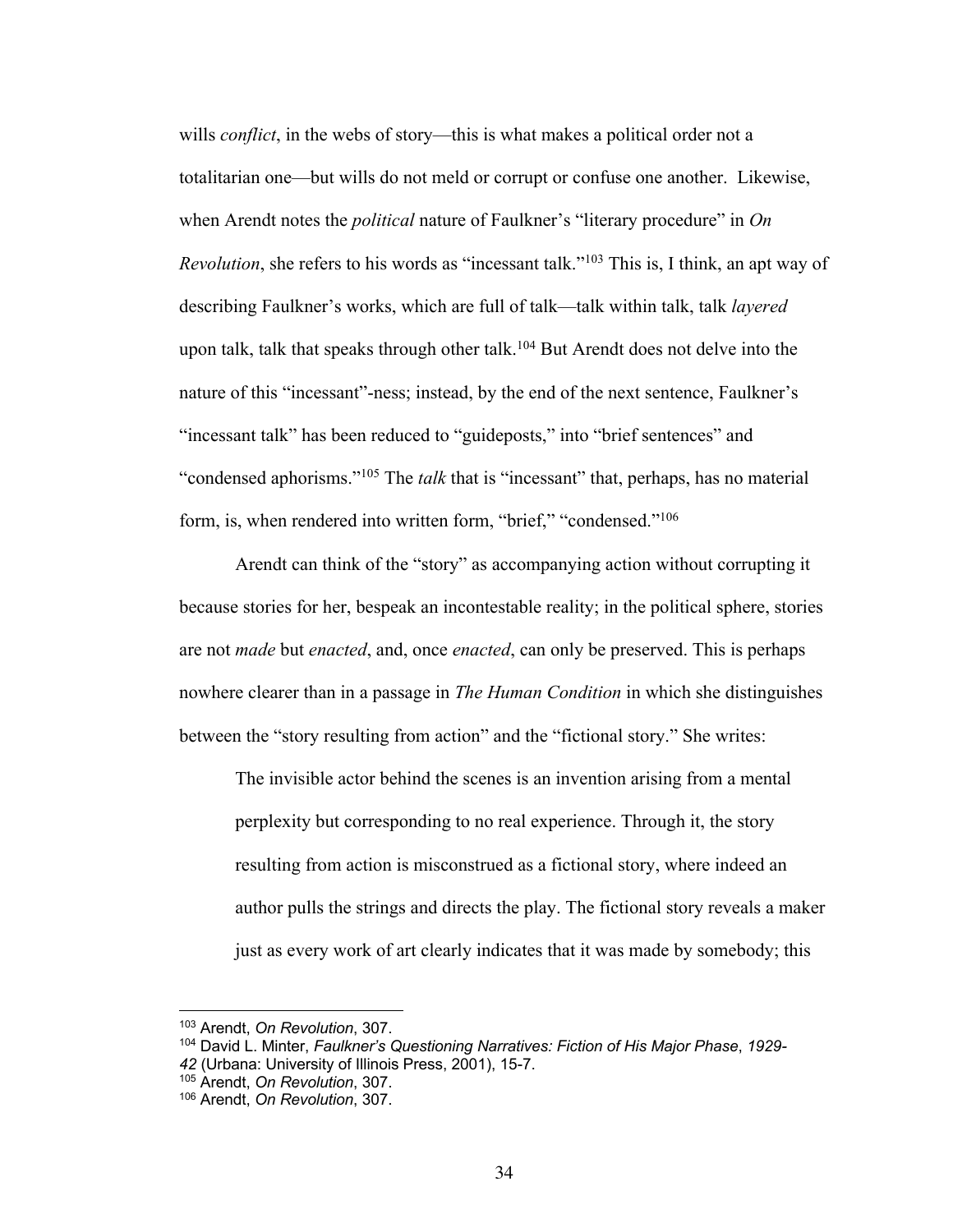wills *conflict*, in the webs of story—this is what makes a political order not a totalitarian one—but wills do not meld or corrupt or confuse one another. Likewise, when Arendt notes the *political* nature of Faulkner's "literary procedure" in *On Revolution*, she refers to his words as "incessant talk."[103] This is, I think, an apt way of describing Faulkner's works, which are full of talk—talk within talk, talk *layered* upon talk, talk that speaks through other talk.[104] But Arendt does not delve into the nature of this "incessant"-ness; instead, by the end of the next sentence, Faulkner's "incessant talk" has been reduced to "guideposts," into "brief sentences" and "condensed aphorisms."[105] The *talk* that is "incessant" that, perhaps, has no material form, is, when rendered into written form, "brief," "condensed."[106]

Arendt can think of the "story" as accompanying action without corrupting it because stories for her, bespeak an incontestable reality; in the political sphere, stories are not *made* but *enacted*, and, once *enacted*, can only be preserved. This is perhaps nowhere clearer than in a passage in *The Human Condition* in which she distinguishes between the "story resulting from action" and the "fictional story." She writes:

> The invisible actor behind the scenes is an invention arising from a mental perplexity but corresponding to no real experience. Through it, the story resulting from action is misconstrued as a fictional story, where indeed an author pulls the strings and directs the play. The fictional story reveals a maker just as every work of art clearly indicates that it was made by somebody; this

---

[103] Arendt, *On Revolution*, 307.
[104] David L. Minter, *Faulkner's Questioning Narratives: Fiction of His Major Phase, 1929-42* (Urbana: University of Illinois Press, 2001), 15-7.
[105] Arendt, *On Revolution*, 307.
[106] Arendt, *On Revolution*, 307.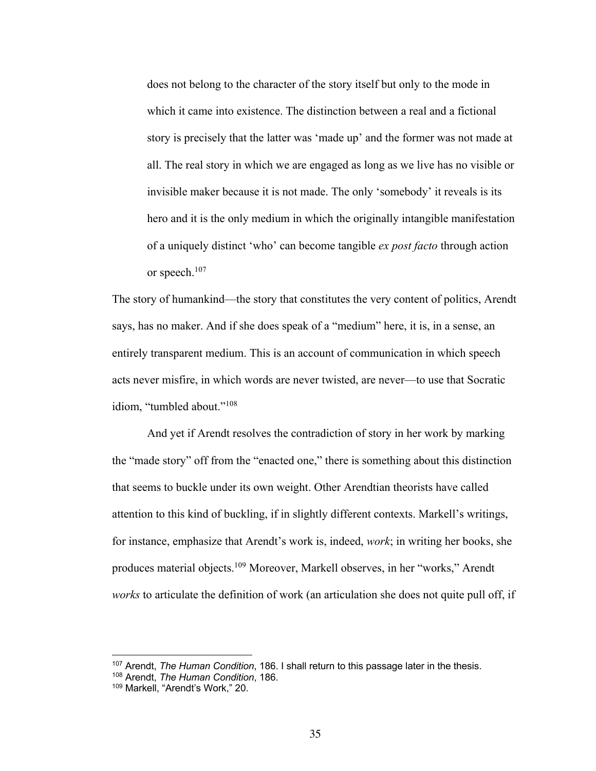> does not belong to the character of the story itself but only to the mode in which it came into existence. The distinction between a real and a fictional story is precisely that the latter was 'made up' and the former was not made at all. The real story in which we are engaged as long as we live has no visible or invisible maker because it is not made. The only 'somebody' it reveals is its hero and it is the only medium in which the originally intangible manifestation of a uniquely distinct 'who' can become tangible *ex post facto* through action or speech.[107]

The story of humankind—the story that constitutes the very content of politics, Arendt says, has no maker. And if she does speak of a "medium" here, it is, in a sense, an entirely transparent medium. This is an account of communication in which speech acts never misfire, in which words are never twisted, are never—to use that Socratic idiom, "tumbled about."[108]

And yet if Arendt resolves the contradiction of story in her work by marking the "made story" off from the "enacted one," there is something about this distinction that seems to buckle under its own weight. Other Arendtian theorists have called attention to this kind of buckling, if in slightly different contexts. Markell's writings, for instance, emphasize that Arendt's work is, indeed, *work*; in writing her books, she produces material objects.[109] Moreover, Markell observes, in her "works," Arendt *works* to articulate the definition of work (an articulation she does not quite pull off, if

---

[107] Arendt, *The Human Condition*, 186. I shall return to this passage later in the thesis.
[108] Arendt, *The Human Condition*, 186.
[109] Markell, "Arendt's Work," 20.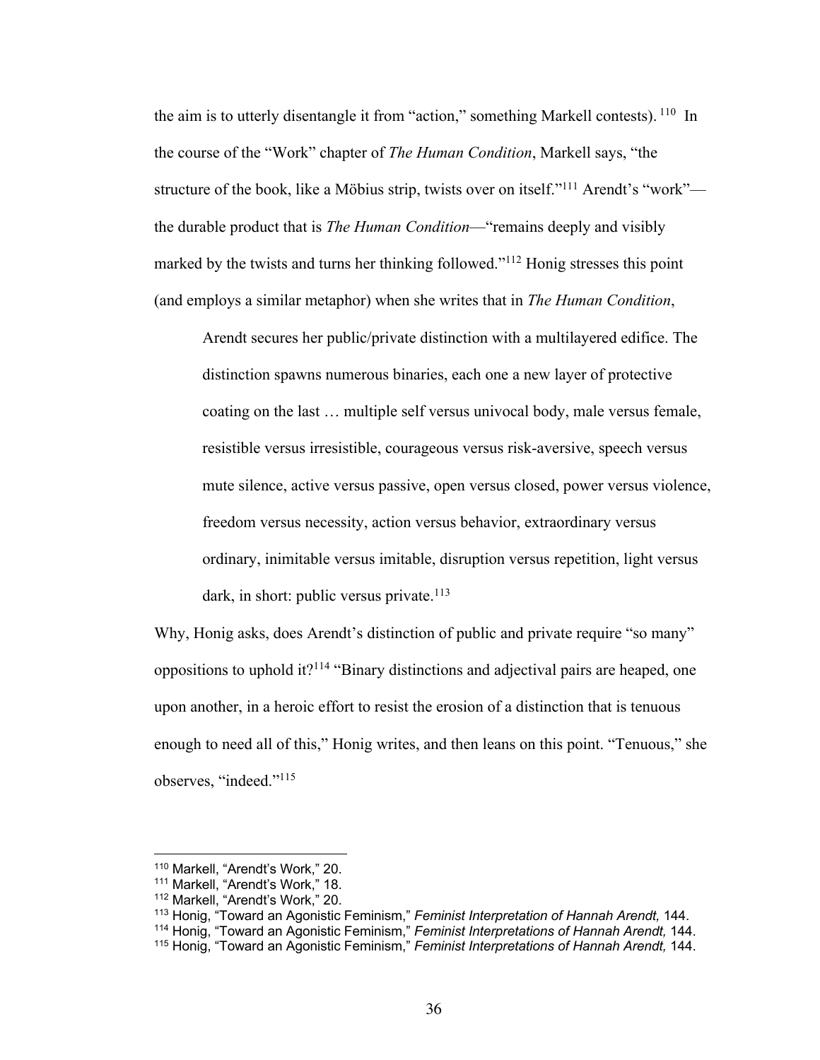the aim is to utterly disentangle it from "action," something Markell contests).[110] In the course of the "Work" chapter of *The Human Condition*, Markell says, "the structure of the book, like a Möbius strip, twists over on itself."[111] Arendt's "work"—the durable product that is *The Human Condition*—"remains deeply and visibly marked by the twists and turns her thinking followed."[112] Honig stresses this point (and employs a similar metaphor) when she writes that in *The Human Condition*,

> Arendt secures her public/private distinction with a multilayered edifice. The distinction spawns numerous binaries, each one a new layer of protective coating on the last … multiple self versus univocal body, male versus female, resistible versus irresistible, courageous versus risk-aversive, speech versus mute silence, active versus passive, open versus closed, power versus violence, freedom versus necessity, action versus behavior, extraordinary versus ordinary, inimitable versus imitable, disruption versus repetition, light versus dark, in short: public versus private.[113]

Why, Honig asks, does Arendt's distinction of public and private require "so many" oppositions to uphold it?[114] "Binary distinctions and adjectival pairs are heaped, one upon another, in a heroic effort to resist the erosion of a distinction that is tenuous enough to need all of this," Honig writes, and then leans on this point. "Tenuous," she observes, "indeed."[115]

---

[110] Markell, "Arendt's Work," 20.
[111] Markell, "Arendt's Work," 18.
[112] Markell, "Arendt's Work," 20.
[113] Honig, "Toward an Agonistic Feminism," *Feminist Interpretation of Hannah Arendt,* 144.
[114] Honig, "Toward an Agonistic Feminism," *Feminist Interpretations of Hannah Arendt,* 144.
[115] Honig, "Toward an Agonistic Feminism," *Feminist Interpretations of Hannah Arendt,* 144.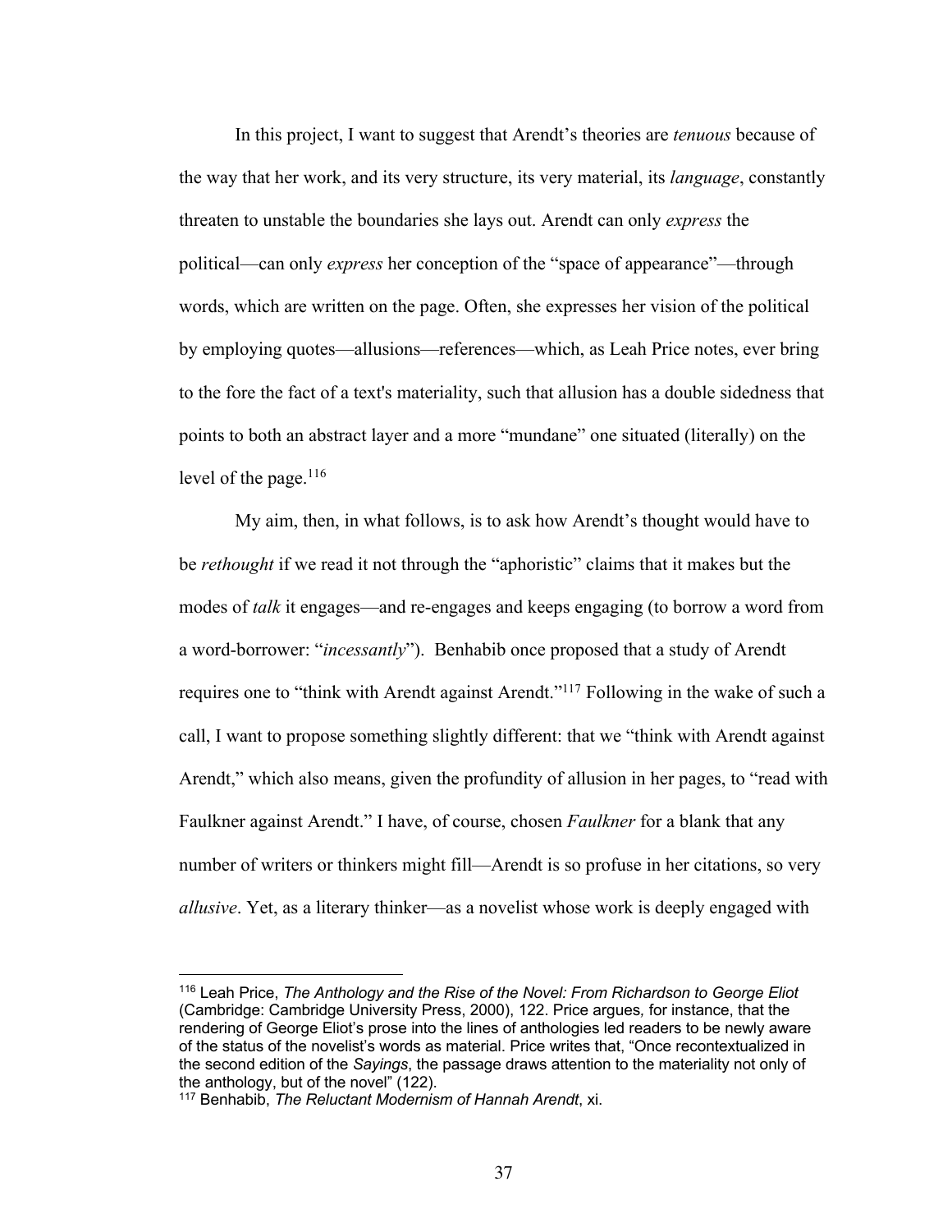In this project, I want to suggest that Arendt's theories are *tenuous* because of the way that her work, and its very structure, its very material, its *language*, constantly threaten to unstable the boundaries she lays out. Arendt can only *express* the political—can only *express* her conception of the "space of appearance"—through words, which are written on the page. Often, she expresses her vision of the political by employing quotes—allusions—references—which, as Leah Price notes, ever bring to the fore the fact of a text's materiality, such that allusion has a double sidedness that points to both an abstract layer and a more "mundane" one situated (literally) on the level of the page.[116]

My aim, then, in what follows, is to ask how Arendt's thought would have to be *rethought* if we read it not through the "aphoristic" claims that it makes but the modes of *talk* it engages—and re-engages and keeps engaging (to borrow a word from a word-borrower: "*incessantly*"). Benhabib once proposed that a study of Arendt requires one to "think with Arendt against Arendt."[117] Following in the wake of such a call, I want to propose something slightly different: that we "think with Arendt against Arendt," which also means, given the profundity of allusion in her pages, to "read with Faulkner against Arendt." I have, of course, chosen *Faulkner* for a blank that any number of writers or thinkers might fill—Arendt is so profuse in her citations, so very *allusive*. Yet, as a literary thinker—as a novelist whose work is deeply engaged with

---

[116] Leah Price, *The Anthology and the Rise of the Novel: From Richardson to George Eliot* (Cambridge: Cambridge University Press, 2000), 122. Price argues, for instance, that the rendering of George Eliot's prose into the lines of anthologies led readers to be newly aware of the status of the novelist's words as material. Price writes that, "Once recontextualized in the second edition of the *Sayings*, the passage draws attention to the materiality not only of the anthology, but of the novel" (122).

[117] Benhabib, *The Reluctant Modernism of Hannah Arendt*, xi.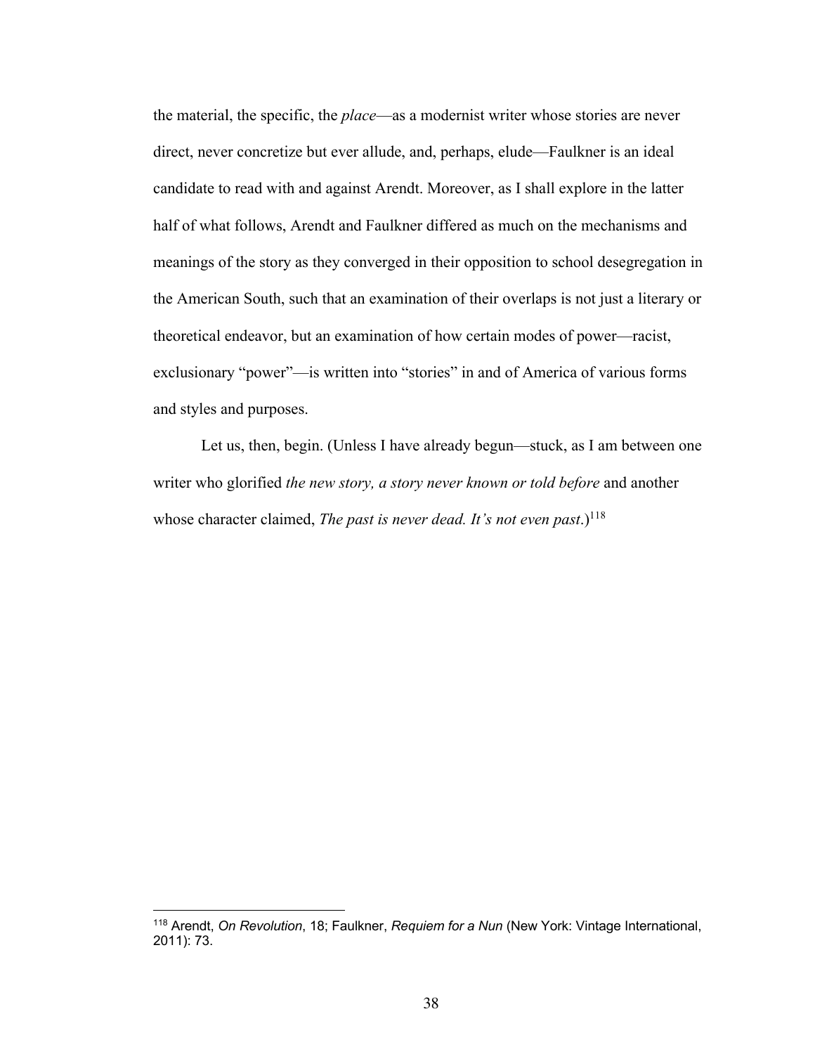the material, the specific, the *place*—as a modernist writer whose stories are never direct, never concretize but ever allude, and, perhaps, elude—Faulkner is an ideal candidate to read with and against Arendt. Moreover, as I shall explore in the latter half of what follows, Arendt and Faulkner differed as much on the mechanisms and meanings of the story as they converged in their opposition to school desegregation in the American South, such that an examination of their overlaps is not just a literary or theoretical endeavor, but an examination of how certain modes of power—racist, exclusionary "power"—is written into "stories" in and of America of various forms and styles and purposes.

Let us, then, begin. (Unless I have already begun—stuck, as I am between one writer who glorified *the new story, a story never known or told before* and another whose character claimed, *The past is never dead. It's not even past*.)[118]

---

[118] Arendt, *On Revolution*, 18; Faulkner, *Requiem for a Nun* (New York: Vintage International, 2011): 73.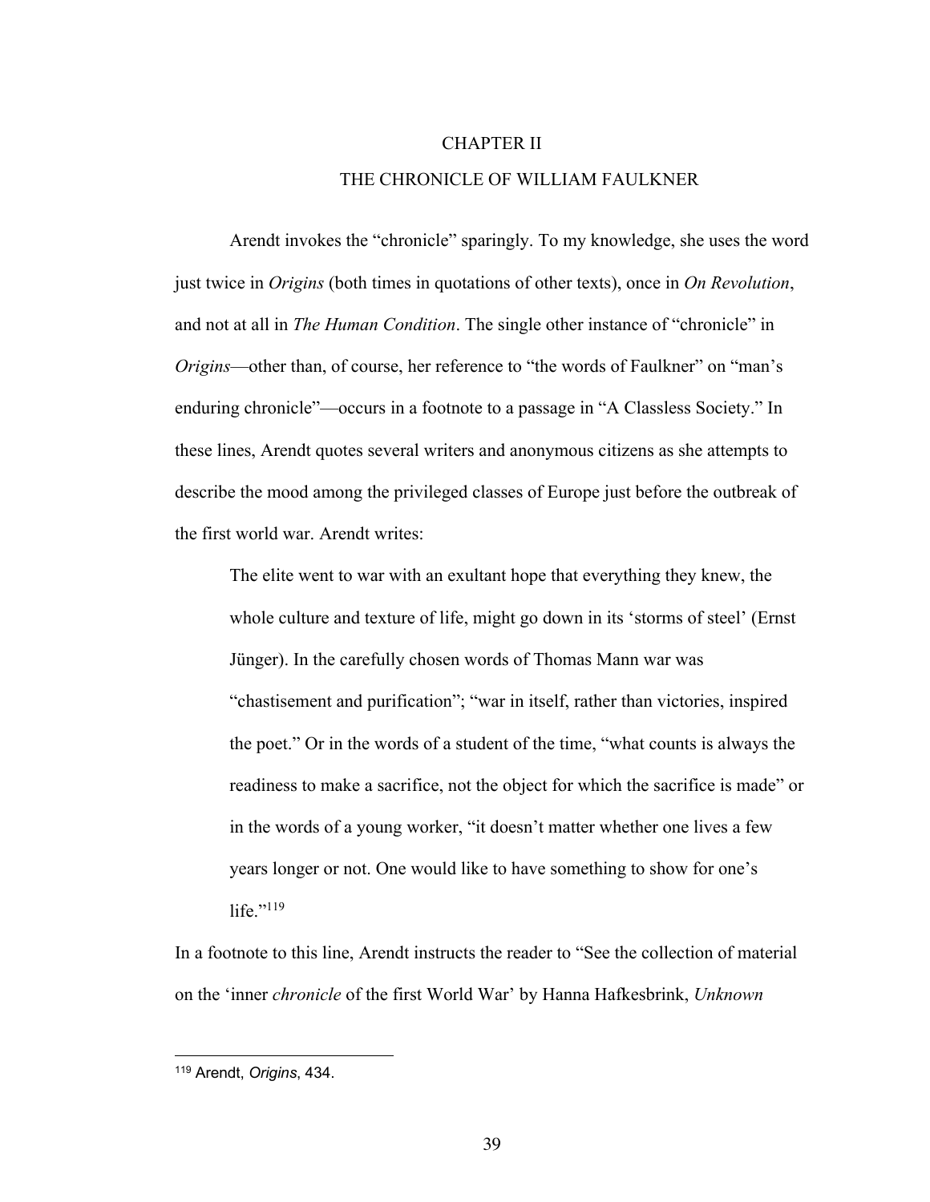# CHAPTER II

# THE CHRONICLE OF WILLIAM FAULKNER

Arendt invokes the "chronicle" sparingly. To my knowledge, she uses the word just twice in *Origins* (both times in quotations of other texts), once in *On Revolution*, and not at all in *The Human Condition*. The single other instance of "chronicle" in *Origins*—other than, of course, her reference to "the words of Faulkner" on "man's enduring chronicle"—occurs in a footnote to a passage in "A Classless Society." In these lines, Arendt quotes several writers and anonymous citizens as she attempts to describe the mood among the privileged classes of Europe just before the outbreak of the first world war. Arendt writes:

> The elite went to war with an exultant hope that everything they knew, the whole culture and texture of life, might go down in its 'storms of steel' (Ernst Jünger). In the carefully chosen words of Thomas Mann war was "chastisement and purification"; "war in itself, rather than victories, inspired the poet." Or in the words of a student of the time, "what counts is always the readiness to make a sacrifice, not the object for which the sacrifice is made" or in the words of a young worker, "it doesn't matter whether one lives a few years longer or not. One would like to have something to show for one's life."[119]

In a footnote to this line, Arendt instructs the reader to "See the collection of material on the 'inner *chronicle* of the first World War' by Hanna Hafkesbrink, *Unknown*

---

[119] Arendt, *Origins*, 434.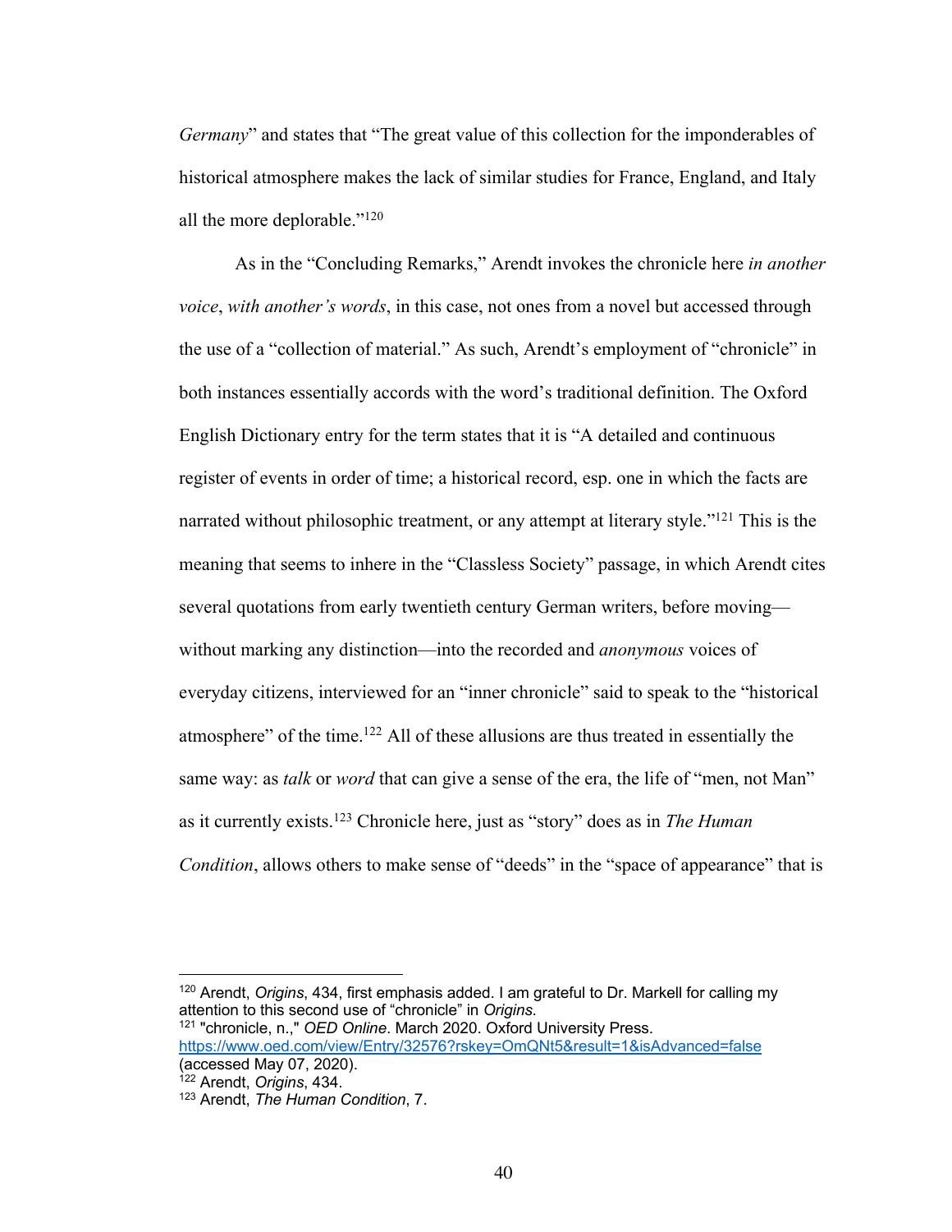*Germany*" and states that "The great value of this collection for the imponderables of historical atmosphere makes the lack of similar studies for France, England, and Italy all the more deplorable."[120]

As in the "Concluding Remarks," Arendt invokes the chronicle here *in another voice*, *with another's words*, in this case, not ones from a novel but accessed through the use of a "collection of material." As such, Arendt's employment of "chronicle" in both instances essentially accords with the word's traditional definition. The Oxford English Dictionary entry for the term states that it is "A detailed and continuous register of events in order of time; a historical record, esp. one in which the facts are narrated without philosophic treatment, or any attempt at literary style."[121] This is the meaning that seems to inhere in the "Classless Society" passage, in which Arendt cites several quotations from early twentieth century German writers, before moving—without marking any distinction—into the recorded and *anonymous* voices of everyday citizens, interviewed for an "inner chronicle" said to speak to the "historical atmosphere" of the time.[122] All of these allusions are thus treated in essentially the same way: as *talk* or *word* that can give a sense of the era, the life of "men, not Man" as it currently exists.[123] Chronicle here, just as "story" does as in *The Human Condition*, allows others to make sense of "deeds" in the "space of appearance" that is

---

[120] Arendt, *Origins*, 434, first emphasis added. I am grateful to Dr. Markell for calling my attention to this second use of "chronicle" in *Origins*.

[121] "chronicle, n.," *OED Online*. March 2020. Oxford University Press. https://www.oed.com/view/Entry/32576?rskey=OmQNt5&result=1&isAdvanced=false (accessed May 07, 2020).

[122] Arendt, *Origins*, 434.

[123] Arendt, *The Human Condition*, 7.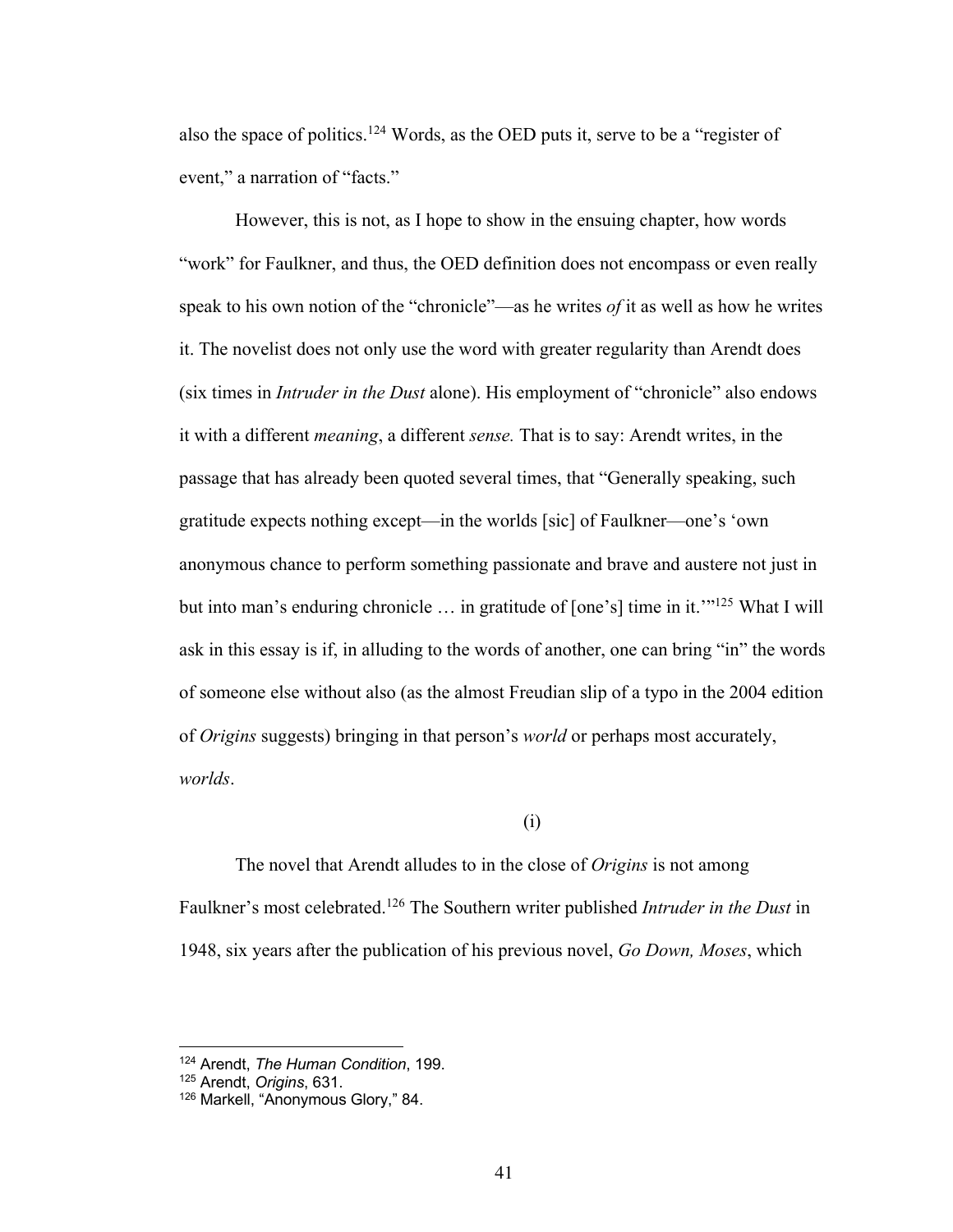also the space of politics.[124] Words, as the OED puts it, serve to be a "register of event," a narration of "facts."

However, this is not, as I hope to show in the ensuing chapter, how words "work" for Faulkner, and thus, the OED definition does not encompass or even really speak to his own notion of the "chronicle"—as he writes *of* it as well as how he writes it. The novelist does not only use the word with greater regularity than Arendt does (six times in *Intruder in the Dust* alone). His employment of "chronicle" also endows it with a different *meaning*, a different *sense.* That is to say: Arendt writes, in the passage that has already been quoted several times, that "Generally speaking, such gratitude expects nothing except—in the worlds [sic] of Faulkner—one's 'own anonymous chance to perform something passionate and brave and austere not just in but into man's enduring chronicle … in gratitude of [one's] time in it.'"[125] What I will ask in this essay is if, in alluding to the words of another, one can bring "in" the words of someone else without also (as the almost Freudian slip of a typo in the 2004 edition of *Origins* suggests) bringing in that person's *world* or perhaps most accurately, *worlds*.

(i)

The novel that Arendt alludes to in the close of *Origins* is not among Faulkner's most celebrated.[126] The Southern writer published *Intruder in the Dust* in 1948, six years after the publication of his previous novel, *Go Down, Moses*, which

---

[124] Arendt, *The Human Condition*, 199.
[125] Arendt, *Origins*, 631.
[126] Markell, "Anonymous Glory," 84.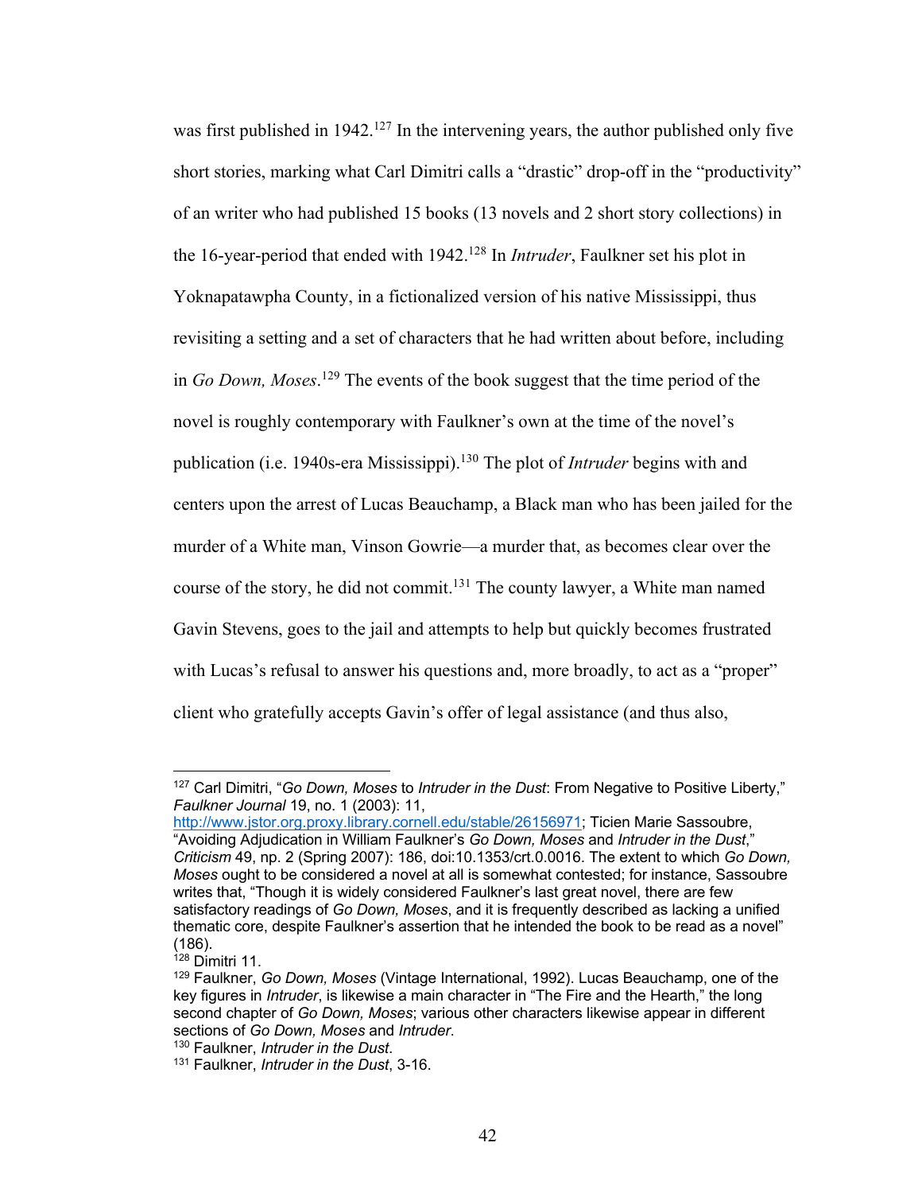was first published in 1942.[127] In the intervening years, the author published only five short stories, marking what Carl Dimitri calls a "drastic" drop-off in the "productivity" of an writer who had published 15 books (13 novels and 2 short story collections) in the 16-year-period that ended with 1942.[128] In *Intruder*, Faulkner set his plot in Yoknapatawpha County, in a fictionalized version of his native Mississippi, thus revisiting a setting and a set of characters that he had written about before, including in *Go Down, Moses*.[129] The events of the book suggest that the time period of the novel is roughly contemporary with Faulkner's own at the time of the novel's publication (i.e. 1940s-era Mississippi).[130] The plot of *Intruder* begins with and centers upon the arrest of Lucas Beauchamp, a Black man who has been jailed for the murder of a White man, Vinson Gowrie—a murder that, as becomes clear over the course of the story, he did not commit.[131] The county lawyer, a White man named Gavin Stevens, goes to the jail and attempts to help but quickly becomes frustrated with Lucas's refusal to answer his questions and, more broadly, to act as a "proper" client who gratefully accepts Gavin's offer of legal assistance (and thus also,

---

[127] Carl Dimitri, "*Go Down, Moses* to *Intruder in the Dust*: From Negative to Positive Liberty," *Faulkner Journal* 19, no. 1 (2003): 11, http://www.jstor.org.proxy.library.cornell.edu/stable/26156971; Ticien Marie Sassoubre, "Avoiding Adjudication in William Faulkner's *Go Down, Moses* and *Intruder in the Dust*," *Criticism* 49, np. 2 (Spring 2007): 186, doi:10.1353/crt.0.0016. The extent to which *Go Down, Moses* ought to be considered a novel at all is somewhat contested; for instance, Sassoubre writes that, "Though it is widely considered Faulkner's last great novel, there are few satisfactory readings of *Go Down, Moses*, and it is frequently described as lacking a unified thematic core, despite Faulkner's assertion that he intended the book to be read as a novel" (186).

[128] Dimitri 11.

[129] Faulkner, *Go Down, Moses* (Vintage International, 1992). Lucas Beauchamp, one of the key figures in *Intruder*, is likewise a main character in "The Fire and the Hearth," the long second chapter of *Go Down, Moses*; various other characters likewise appear in different sections of *Go Down, Moses* and *Intruder*.

[130] Faulkner, *Intruder in the Dust*.

[131] Faulkner, *Intruder in the Dust*, 3-16.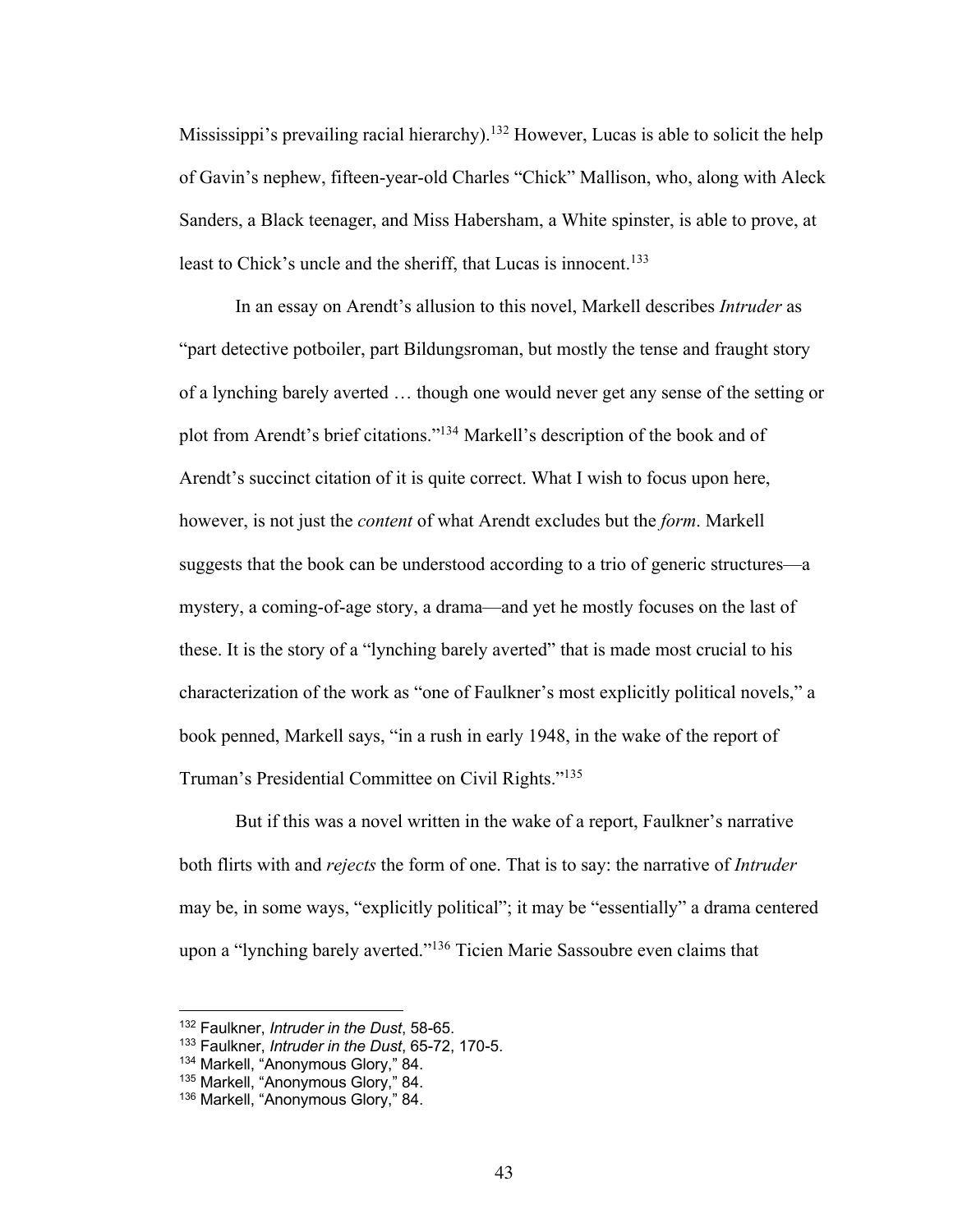Mississippi's prevailing racial hierarchy).[132] However, Lucas is able to solicit the help of Gavin's nephew, fifteen-year-old Charles "Chick" Mallison, who, along with Aleck Sanders, a Black teenager, and Miss Habersham, a White spinster, is able to prove, at least to Chick's uncle and the sheriff, that Lucas is innocent.[133]

In an essay on Arendt's allusion to this novel, Markell describes *Intruder* as "part detective potboiler, part Bildungsroman, but mostly the tense and fraught story of a lynching barely averted … though one would never get any sense of the setting or plot from Arendt's brief citations."[134] Markell's description of the book and of Arendt's succinct citation of it is quite correct. What I wish to focus upon here, however, is not just the *content* of what Arendt excludes but the *form*. Markell suggests that the book can be understood according to a trio of generic structures—a mystery, a coming-of-age story, a drama—and yet he mostly focuses on the last of these. It is the story of a "lynching barely averted" that is made most crucial to his characterization of the work as "one of Faulkner's most explicitly political novels," a book penned, Markell says, "in a rush in early 1948, in the wake of the report of Truman's Presidential Committee on Civil Rights."[135]

But if this was a novel written in the wake of a report, Faulkner's narrative both flirts with and *rejects* the form of one. That is to say: the narrative of *Intruder* may be, in some ways, "explicitly political"; it may be "essentially" a drama centered upon a "lynching barely averted."[136] Ticien Marie Sassoubre even claims that

---

[132] Faulkner, *Intruder in the Dust*, 58-65.

[133] Faulkner, *Intruder in the Dust*, 65-72, 170-5.

[134] Markell, "Anonymous Glory," 84.

[135] Markell, "Anonymous Glory," 84.

[136] Markell, "Anonymous Glory," 84.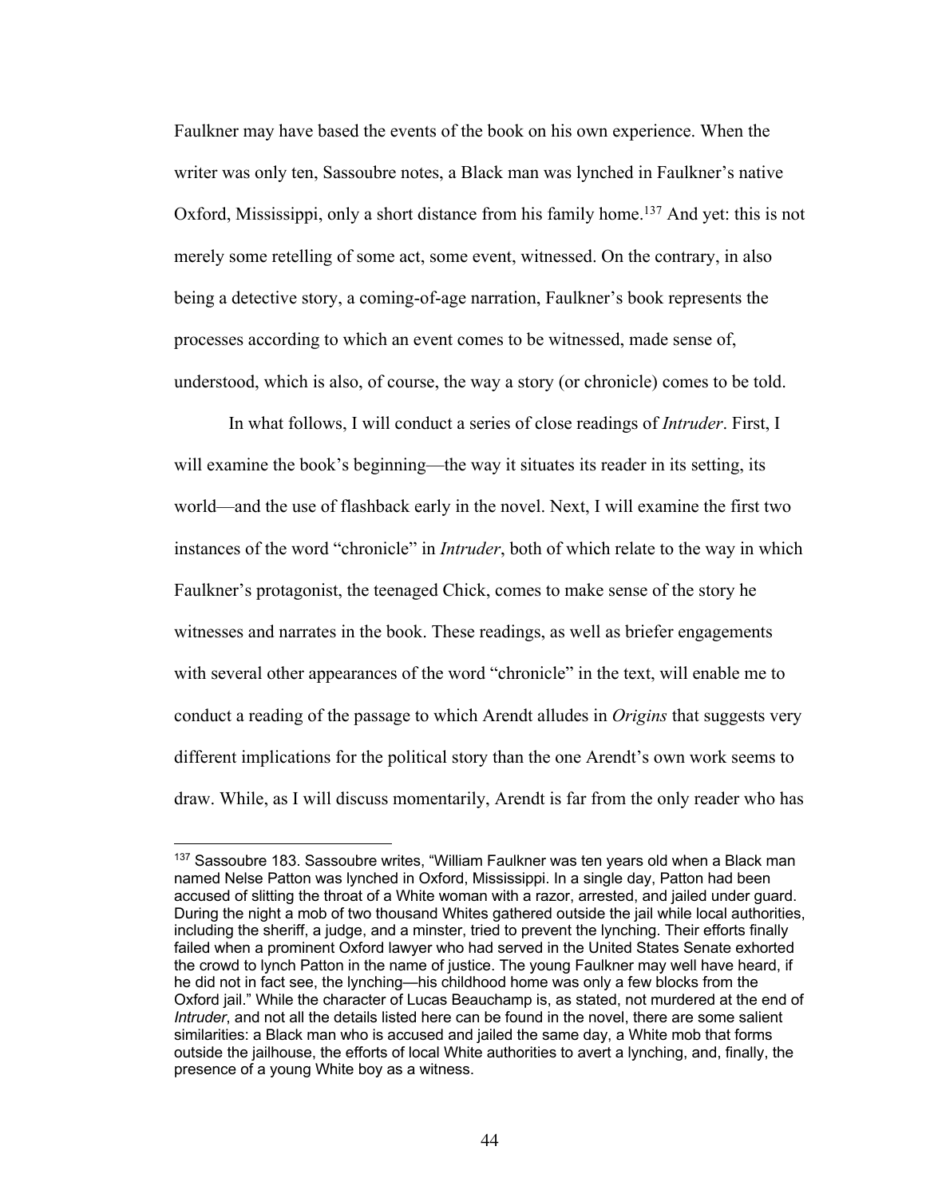Faulkner may have based the events of the book on his own experience. When the writer was only ten, Sassoubre notes, a Black man was lynched in Faulkner's native Oxford, Mississippi, only a short distance from his family home.[137] And yet: this is not merely some retelling of some act, some event, witnessed. On the contrary, in also being a detective story, a coming-of-age narration, Faulkner's book represents the processes according to which an event comes to be witnessed, made sense of, understood, which is also, of course, the way a story (or chronicle) comes to be told.

In what follows, I will conduct a series of close readings of *Intruder*. First, I will examine the book's beginning—the way it situates its reader in its setting, its world—and the use of flashback early in the novel. Next, I will examine the first two instances of the word "chronicle" in *Intruder*, both of which relate to the way in which Faulkner's protagonist, the teenaged Chick, comes to make sense of the story he witnesses and narrates in the book. These readings, as well as briefer engagements with several other appearances of the word "chronicle" in the text, will enable me to conduct a reading of the passage to which Arendt alludes in *Origins* that suggests very different implications for the political story than the one Arendt's own work seems to draw. While, as I will discuss momentarily, Arendt is far from the only reader who has

---

[137] Sassoubre 183. Sassoubre writes, "William Faulkner was ten years old when a Black man named Nelse Patton was lynched in Oxford, Mississippi. In a single day, Patton had been accused of slitting the throat of a White woman with a razor, arrested, and jailed under guard. During the night a mob of two thousand Whites gathered outside the jail while local authorities, including the sheriff, a judge, and a minster, tried to prevent the lynching. Their efforts finally failed when a prominent Oxford lawyer who had served in the United States Senate exhorted the crowd to lynch Patton in the name of justice. The young Faulkner may well have heard, if he did not in fact see, the lynching—his childhood home was only a few blocks from the Oxford jail." While the character of Lucas Beauchamp is, as stated, not murdered at the end of *Intruder*, and not all the details listed here can be found in the novel, there are some salient similarities: a Black man who is accused and jailed the same day, a White mob that forms outside the jailhouse, the efforts of local White authorities to avert a lynching, and, finally, the presence of a young White boy as a witness.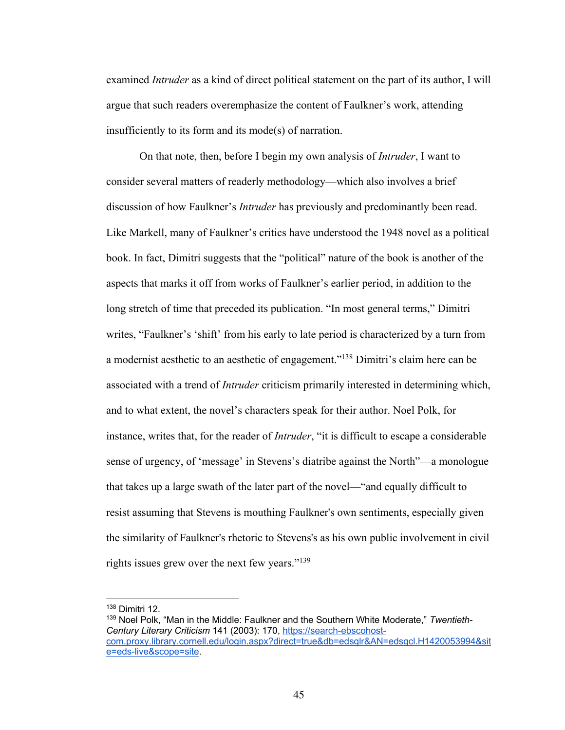examined *Intruder* as a kind of direct political statement on the part of its author, I will argue that such readers overemphasize the content of Faulkner's work, attending insufficiently to its form and its mode(s) of narration.

On that note, then, before I begin my own analysis of *Intruder*, I want to consider several matters of readerly methodology—which also involves a brief discussion of how Faulkner's *Intruder* has previously and predominantly been read. Like Markell, many of Faulkner's critics have understood the 1948 novel as a political book. In fact, Dimitri suggests that the "political" nature of the book is another of the aspects that marks it off from works of Faulkner's earlier period, in addition to the long stretch of time that preceded its publication. "In most general terms," Dimitri writes, "Faulkner's 'shift' from his early to late period is characterized by a turn from a modernist aesthetic to an aesthetic of engagement."[138] Dimitri's claim here can be associated with a trend of *Intruder* criticism primarily interested in determining which, and to what extent, the novel's characters speak for their author. Noel Polk, for instance, writes that, for the reader of *Intruder*, "it is difficult to escape a considerable sense of urgency, of 'message' in Stevens's diatribe against the North"—a monologue that takes up a large swath of the later part of the novel—"and equally difficult to resist assuming that Stevens is mouthing Faulkner's own sentiments, especially given the similarity of Faulkner's rhetoric to Stevens's as his own public involvement in civil rights issues grew over the next few years."[139]

---

[138] Dimitri 12.

[139] Noel Polk, "Man in the Middle: Faulkner and the Southern White Moderate," *Twentieth-Century Literary Criticism* 141 (2003): 170, https://search-ebscohost-com.proxy.library.cornell.edu/login.aspx?direct=true&db=edsglr&AN=edsgcl.H1420053994&site=eds-live&scope=site.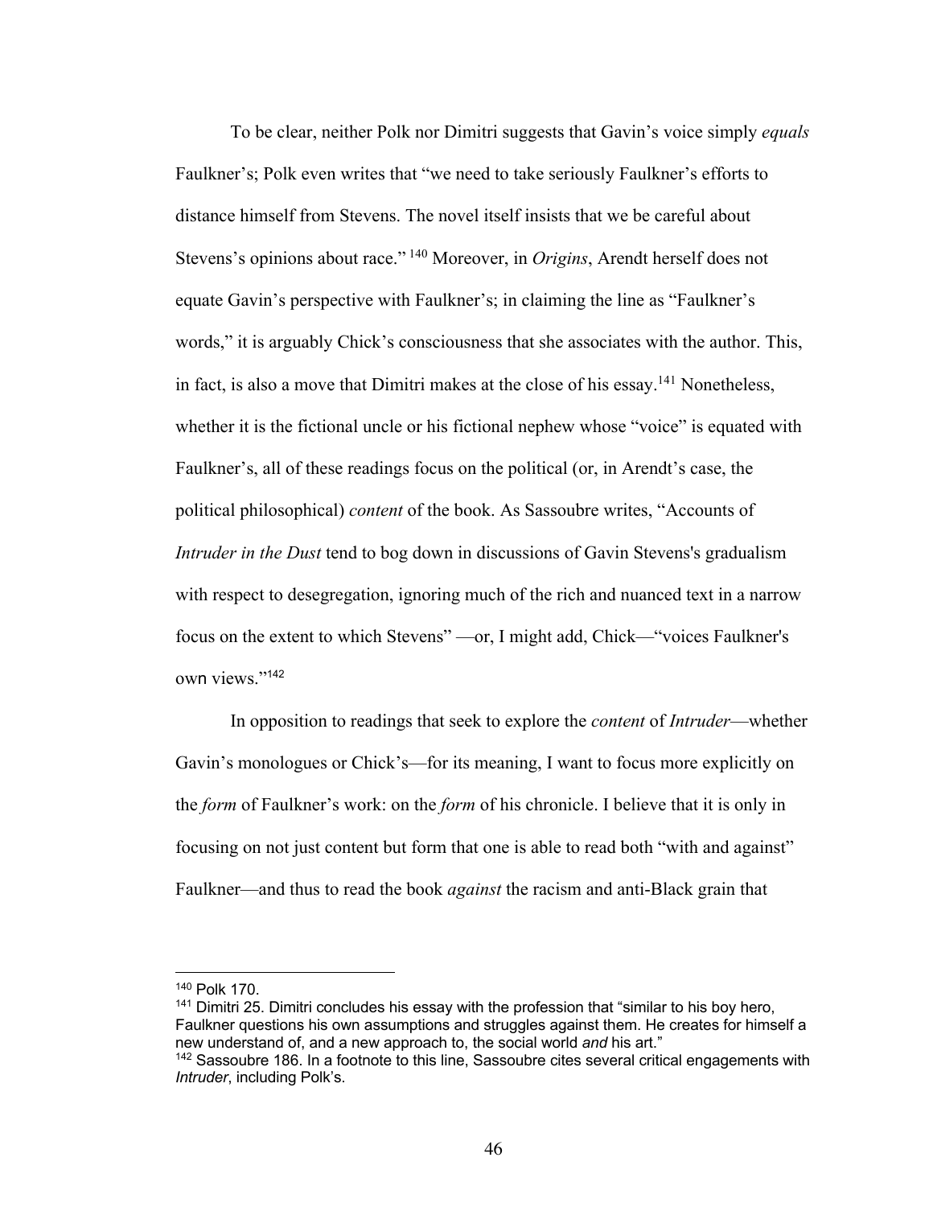To be clear, neither Polk nor Dimitri suggests that Gavin's voice simply *equals* Faulkner's; Polk even writes that "we need to take seriously Faulkner's efforts to distance himself from Stevens. The novel itself insists that we be careful about Stevens's opinions about race." [140] Moreover, in *Origins*, Arendt herself does not equate Gavin's perspective with Faulkner's; in claiming the line as "Faulkner's words," it is arguably Chick's consciousness that she associates with the author. This, in fact, is also a move that Dimitri makes at the close of his essay.[141] Nonetheless, whether it is the fictional uncle or his fictional nephew whose "voice" is equated with Faulkner's, all of these readings focus on the political (or, in Arendt's case, the political philosophical) *content* of the book. As Sassoubre writes, "Accounts of *Intruder in the Dust* tend to bog down in discussions of Gavin Stevens's gradualism with respect to desegregation, ignoring much of the rich and nuanced text in a narrow focus on the extent to which Stevens" —or, I might add, Chick—"voices Faulkner's own views."[142]

In opposition to readings that seek to explore the *content* of *Intruder*—whether Gavin's monologues or Chick's—for its meaning, I want to focus more explicitly on the *form* of Faulkner's work: on the *form* of his chronicle. I believe that it is only in focusing on not just content but form that one is able to read both "with and against" Faulkner—and thus to read the book *against* the racism and anti-Black grain that

---

[140] Polk 170.

[141] Dimitri 25. Dimitri concludes his essay with the profession that "similar to his boy hero, Faulkner questions his own assumptions and struggles against them. He creates for himself a new understand of, and a new approach to, the social world *and* his art."

[142] Sassoubre 186. In a footnote to this line, Sassoubre cites several critical engagements with *Intruder*, including Polk's.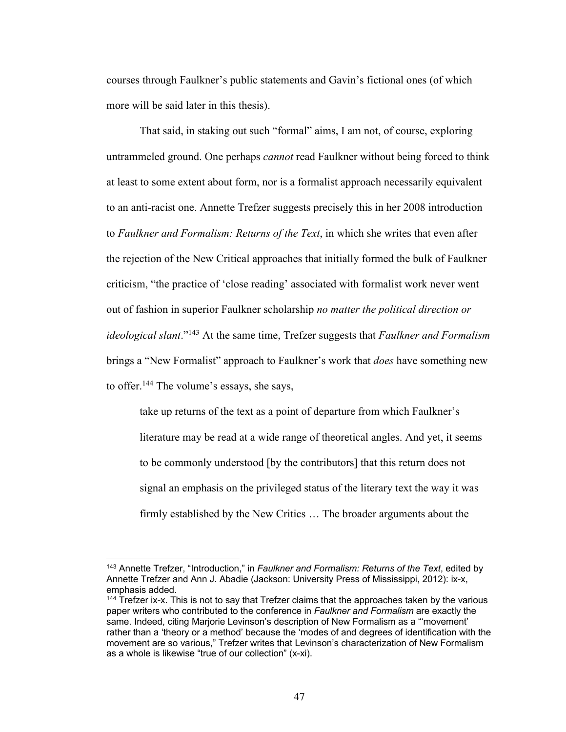courses through Faulkner's public statements and Gavin's fictional ones (of which more will be said later in this thesis).

That said, in staking out such "formal" aims, I am not, of course, exploring untrammeled ground. One perhaps *cannot* read Faulkner without being forced to think at least to some extent about form, nor is a formalist approach necessarily equivalent to an anti-racist one. Annette Trefzer suggests precisely this in her 2008 introduction to *Faulkner and Formalism: Returns of the Text*, in which she writes that even after the rejection of the New Critical approaches that initially formed the bulk of Faulkner criticism, "the practice of 'close reading' associated with formalist work never went out of fashion in superior Faulkner scholarship *no matter the political direction or ideological slant*."[143] At the same time, Trefzer suggests that *Faulkner and Formalism* brings a "New Formalist" approach to Faulkner's work that *does* have something new to offer.[144] The volume's essays, she says,

> take up returns of the text as a point of departure from which Faulkner's literature may be read at a wide range of theoretical angles. And yet, it seems to be commonly understood [by the contributors] that this return does not signal an emphasis on the privileged status of the literary text the way it was firmly established by the New Critics … The broader arguments about the

---

[143] Annette Trefzer, "Introduction," in *Faulkner and Formalism: Returns of the Text*, edited by Annette Trefzer and Ann J. Abadie (Jackson: University Press of Mississippi, 2012): ix-x, emphasis added.

[144] Trefzer ix-x. This is not to say that Trefzer claims that the approaches taken by the various paper writers who contributed to the conference in *Faulkner and Formalism* are exactly the same. Indeed, citing Marjorie Levinson's description of New Formalism as a "'movement' rather than a 'theory or a method' because the 'modes of and degrees of identification with the movement are so various," Trefzer writes that Levinson's characterization of New Formalism as a whole is likewise "true of our collection" (x-xi).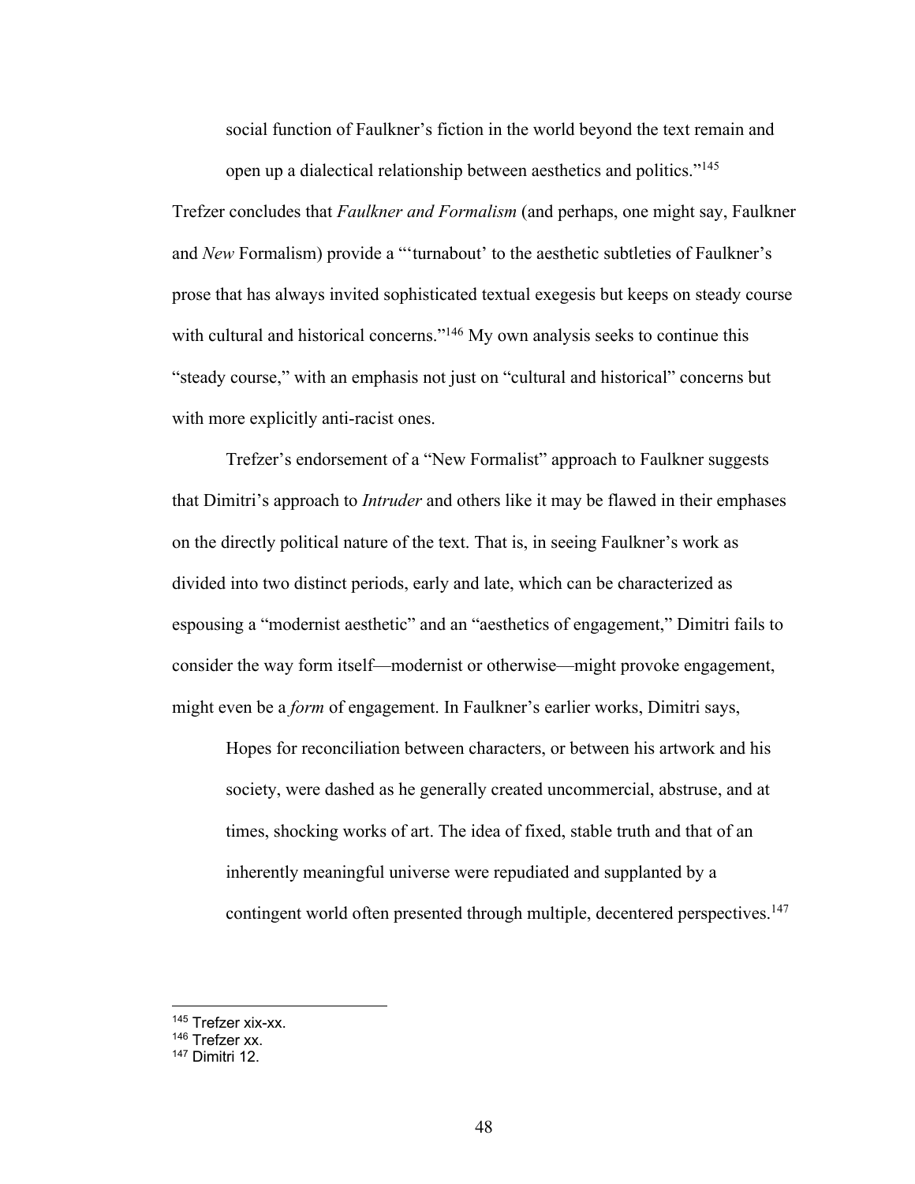> social function of Faulkner's fiction in the world beyond the text remain and open up a dialectical relationship between aesthetics and politics."[145]

Trefzer concludes that *Faulkner and Formalism* (and perhaps, one might say, Faulkner and *New* Formalism) provide a "'turnabout' to the aesthetic subtleties of Faulkner's prose that has always invited sophisticated textual exegesis but keeps on steady course with cultural and historical concerns."[146] My own analysis seeks to continue this "steady course," with an emphasis not just on "cultural and historical" concerns but with more explicitly anti-racist ones.

Trefzer's endorsement of a "New Formalist" approach to Faulkner suggests that Dimitri's approach to *Intruder* and others like it may be flawed in their emphases on the directly political nature of the text. That is, in seeing Faulkner's work as divided into two distinct periods, early and late, which can be characterized as espousing a "modernist aesthetic" and an "aesthetics of engagement," Dimitri fails to consider the way form itself—modernist or otherwise—might provoke engagement, might even be a *form* of engagement. In Faulkner's earlier works, Dimitri says,

> Hopes for reconciliation between characters, or between his artwork and his society, were dashed as he generally created uncommercial, abstruse, and at times, shocking works of art. The idea of fixed, stable truth and that of an inherently meaningful universe were repudiated and supplanted by a contingent world often presented through multiple, decentered perspectives.[147]

---

[145] Trefzer xix-xx.
[146] Trefzer xx.
[147] Dimitri 12.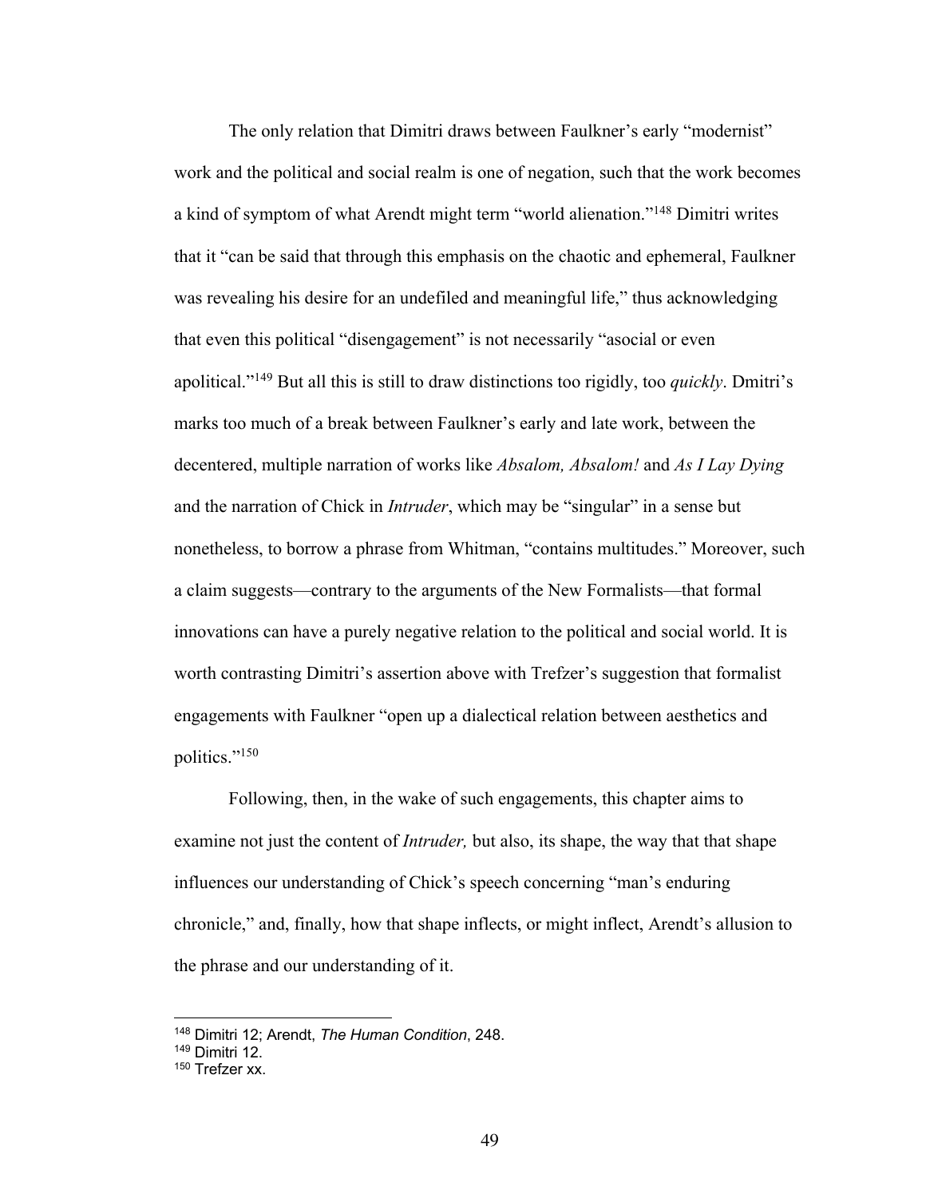The only relation that Dimitri draws between Faulkner's early "modernist" work and the political and social realm is one of negation, such that the work becomes a kind of symptom of what Arendt might term "world alienation."[148] Dimitri writes that it "can be said that through this emphasis on the chaotic and ephemeral, Faulkner was revealing his desire for an undefiled and meaningful life," thus acknowledging that even this political "disengagement" is not necessarily "asocial or even apolitical."[149] But all this is still to draw distinctions too rigidly, too *quickly*. Dmitri's marks too much of a break between Faulkner's early and late work, between the decentered, multiple narration of works like *Absalom, Absalom!* and *As I Lay Dying* and the narration of Chick in *Intruder*, which may be "singular" in a sense but nonetheless, to borrow a phrase from Whitman, "contains multitudes." Moreover, such a claim suggests—contrary to the arguments of the New Formalists—that formal innovations can have a purely negative relation to the political and social world. It is worth contrasting Dimitri's assertion above with Trefzer's suggestion that formalist engagements with Faulkner "open up a dialectical relation between aesthetics and politics."[150]

Following, then, in the wake of such engagements, this chapter aims to examine not just the content of *Intruder,* but also, its shape, the way that that shape influences our understanding of Chick's speech concerning "man's enduring chronicle," and, finally, how that shape inflects, or might inflect, Arendt's allusion to the phrase and our understanding of it.

---

[148] Dimitri 12; Arendt, *The Human Condition*, 248.

[149] Dimitri 12.

[150] Trefzer xx.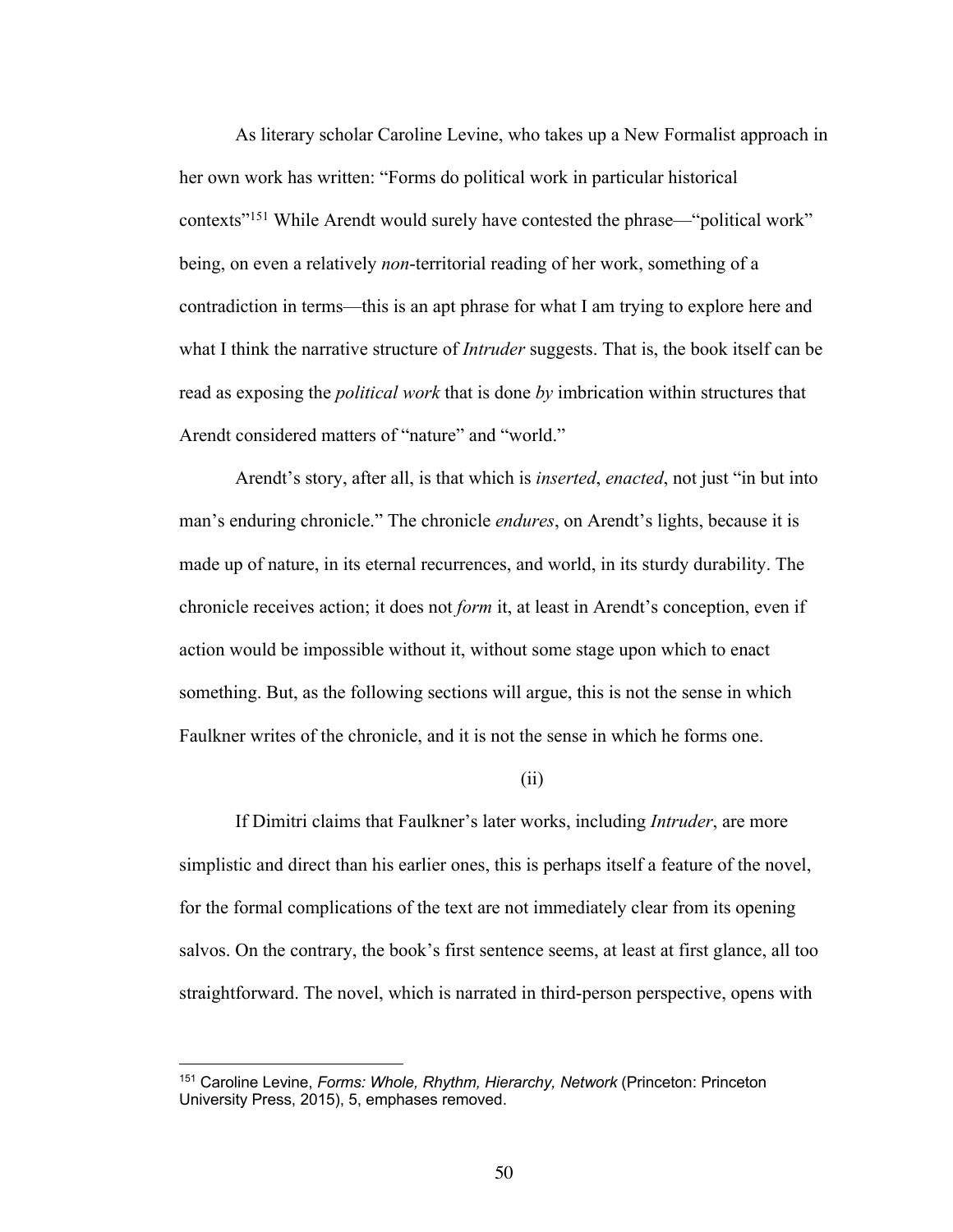As literary scholar Caroline Levine, who takes up a New Formalist approach in her own work has written: “Forms do political work in particular historical contexts”[151] While Arendt would surely have contested the phrase—“political work” being, on even a relatively *non*-territorial reading of her work, something of a contradiction in terms—this is an apt phrase for what I am trying to explore here and what I think the narrative structure of *Intruder* suggests. That is, the book itself can be read as exposing the *political work* that is done *by* imbrication within structures that Arendt considered matters of “nature” and “world.”

Arendt’s story, after all, is that which is *inserted*, *enacted*, not just “in but into man’s enduring chronicle.” The chronicle *endures*, on Arendt’s lights, because it is made up of nature, in its eternal recurrences, and world, in its sturdy durability. The chronicle receives action; it does not *form* it, at least in Arendt’s conception, even if action would be impossible without it, without some stage upon which to enact something. But, as the following sections will argue, this is not the sense in which Faulkner writes of the chronicle, and it is not the sense in which he forms one.

(ii)

If Dimitri claims that Faulkner’s later works, including *Intruder*, are more simplistic and direct than his earlier ones, this is perhaps itself a feature of the novel, for the formal complications of the text are not immediately clear from its opening salvos. On the contrary, the book’s first sentence seems, at least at first glance, all too straightforward. The novel, which is narrated in third-person perspective, opens with

---

[151] Caroline Levine, *Forms: Whole, Rhythm, Hierarchy, Network* (Princeton: Princeton University Press, 2015), 5, emphases removed.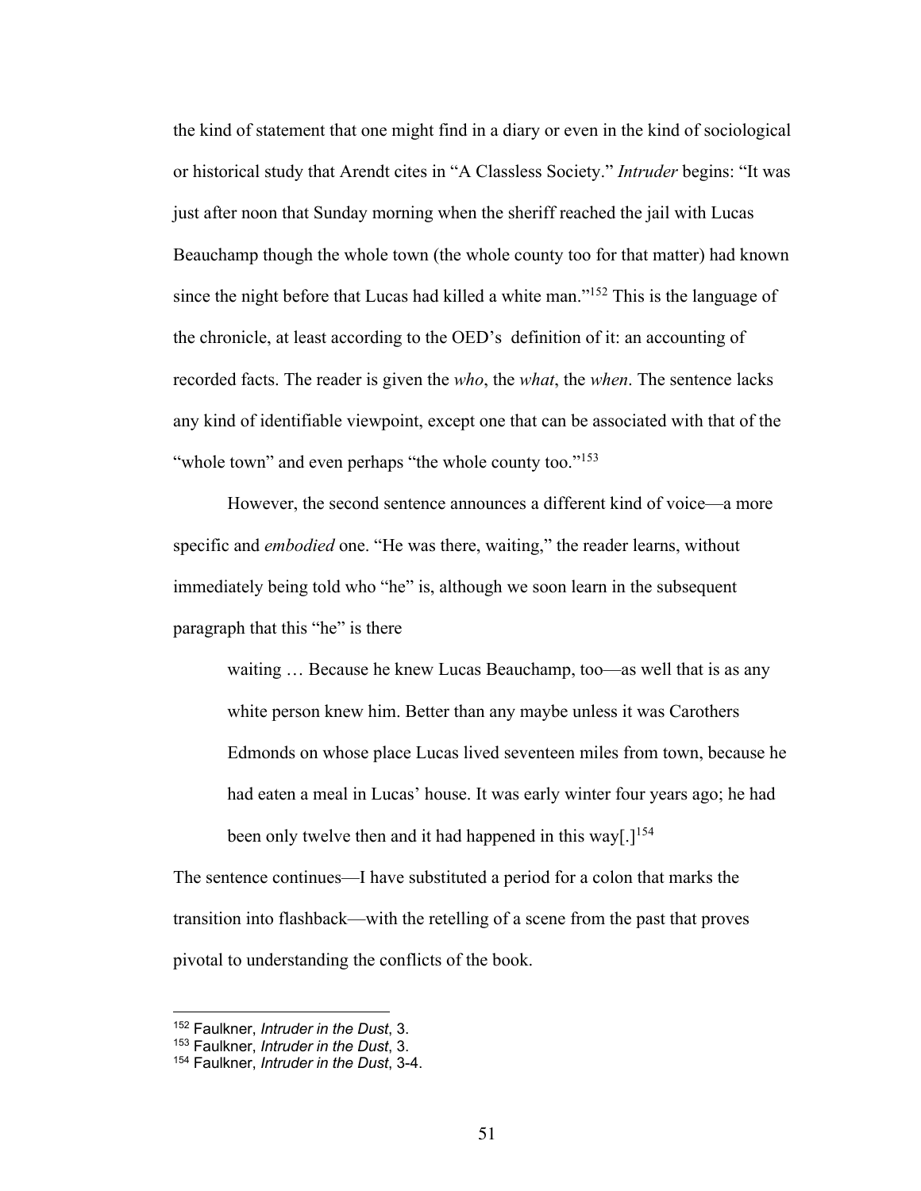the kind of statement that one might find in a diary or even in the kind of sociological or historical study that Arendt cites in "A Classless Society." *Intruder* begins: "It was just after noon that Sunday morning when the sheriff reached the jail with Lucas Beauchamp though the whole town (the whole county too for that matter) had known since the night before that Lucas had killed a white man."[152] This is the language of the chronicle, at least according to the OED's definition of it: an accounting of recorded facts. The reader is given the *who*, the *what*, the *when*. The sentence lacks any kind of identifiable viewpoint, except one that can be associated with that of the "whole town" and even perhaps "the whole county too."[153]

However, the second sentence announces a different kind of voice—a more specific and *embodied* one. "He was there, waiting," the reader learns, without immediately being told who "he" is, although we soon learn in the subsequent paragraph that this "he" is there

> waiting … Because he knew Lucas Beauchamp, too—as well that is as any white person knew him. Better than any maybe unless it was Carothers Edmonds on whose place Lucas lived seventeen miles from town, because he had eaten a meal in Lucas' house. It was early winter four years ago; he had been only twelve then and it had happened in this way[.][154]

The sentence continues—I have substituted a period for a colon that marks the transition into flashback—with the retelling of a scene from the past that proves pivotal to understanding the conflicts of the book.

---

[152] Faulkner, *Intruder in the Dust*, 3.
[153] Faulkner, *Intruder in the Dust*, 3.
[154] Faulkner, *Intruder in the Dust*, 3-4.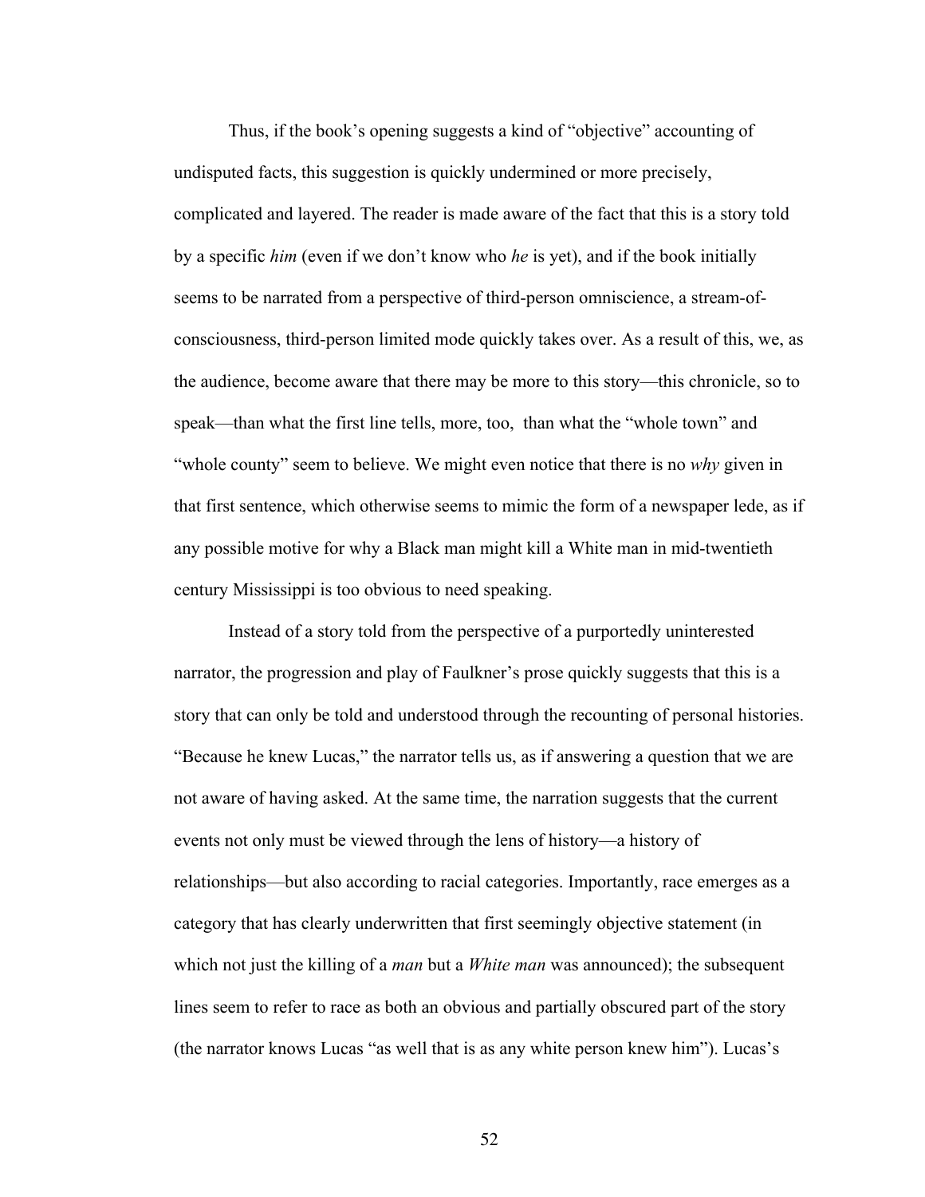Thus, if the book's opening suggests a kind of "objective" accounting of undisputed facts, this suggestion is quickly undermined or more precisely, complicated and layered. The reader is made aware of the fact that this is a story told by a specific *him* (even if we don't know who *he* is yet), and if the book initially seems to be narrated from a perspective of third-person omniscience, a stream-of-consciousness, third-person limited mode quickly takes over. As a result of this, we, as the audience, become aware that there may be more to this story—this chronicle, so to speak—than what the first line tells, more, too, than what the "whole town" and "whole county" seem to believe. We might even notice that there is no *why* given in that first sentence, which otherwise seems to mimic the form of a newspaper lede, as if any possible motive for why a Black man might kill a White man in mid-twentieth century Mississippi is too obvious to need speaking.

Instead of a story told from the perspective of a purportedly uninterested narrator, the progression and play of Faulkner's prose quickly suggests that this is a story that can only be told and understood through the recounting of personal histories. "Because he knew Lucas," the narrator tells us, as if answering a question that we are not aware of having asked. At the same time, the narration suggests that the current events not only must be viewed through the lens of history—a history of relationships—but also according to racial categories. Importantly, race emerges as a category that has clearly underwritten that first seemingly objective statement (in which not just the killing of a *man* but a *White man* was announced); the subsequent lines seem to refer to race as both an obvious and partially obscured part of the story (the narrator knows Lucas "as well that is as any white person knew him"). Lucas's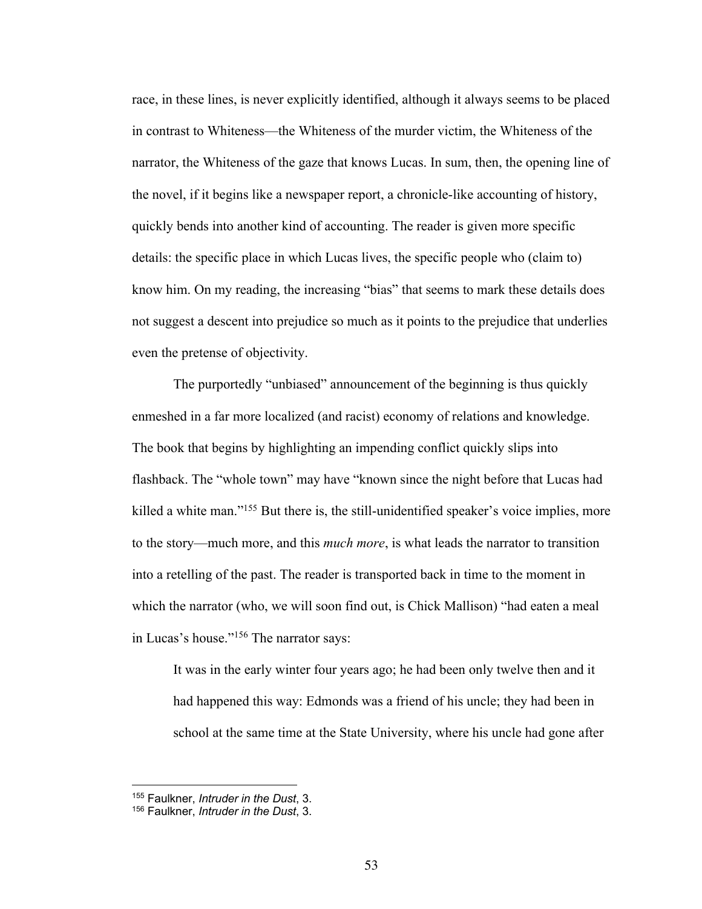race, in these lines, is never explicitly identified, although it always seems to be placed in contrast to Whiteness—the Whiteness of the murder victim, the Whiteness of the narrator, the Whiteness of the gaze that knows Lucas. In sum, then, the opening line of the novel, if it begins like a newspaper report, a chronicle-like accounting of history, quickly bends into another kind of accounting. The reader is given more specific details: the specific place in which Lucas lives, the specific people who (claim to) know him. On my reading, the increasing "bias" that seems to mark these details does not suggest a descent into prejudice so much as it points to the prejudice that underlies even the pretense of objectivity.

The purportedly "unbiased" announcement of the beginning is thus quickly enmeshed in a far more localized (and racist) economy of relations and knowledge. The book that begins by highlighting an impending conflict quickly slips into flashback. The "whole town" may have "known since the night before that Lucas had killed a white man."[155] But there is, the still-unidentified speaker's voice implies, more to the story—much more, and this *much more*, is what leads the narrator to transition into a retelling of the past. The reader is transported back in time to the moment in which the narrator (who, we will soon find out, is Chick Mallison) "had eaten a meal in Lucas's house."[156] The narrator says:

> It was in the early winter four years ago; he had been only twelve then and it had happened this way: Edmonds was a friend of his uncle; they had been in school at the same time at the State University, where his uncle had gone after

---

[155] Faulkner, *Intruder in the Dust*, 3.

[156] Faulkner, *Intruder in the Dust*, 3.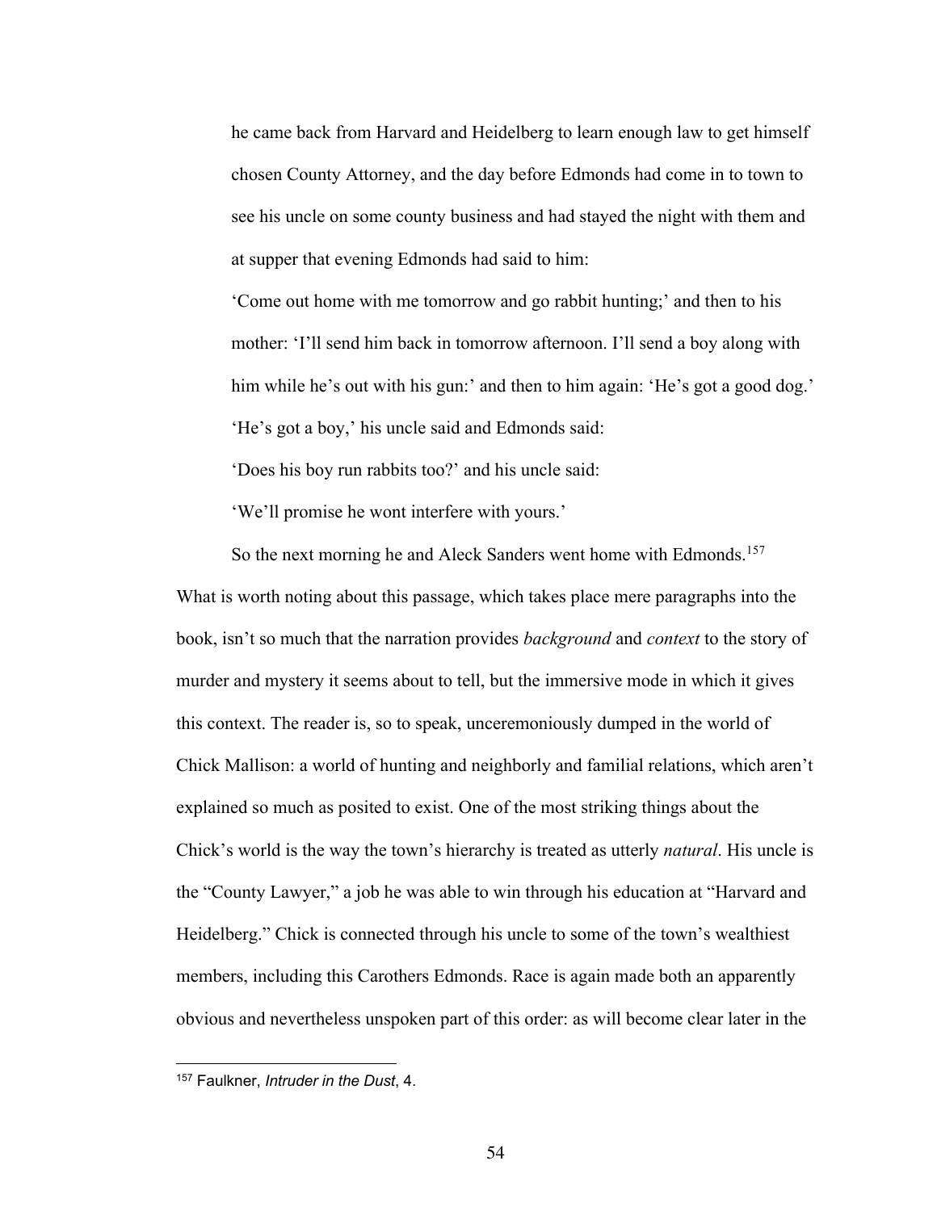> he came back from Harvard and Heidelberg to learn enough law to get himself chosen County Attorney, and the day before Edmonds had come in to town to see his uncle on some county business and had stayed the night with them and at supper that evening Edmonds had said to him:
>
> 'Come out home with me tomorrow and go rabbit hunting;' and then to his mother: 'I'll send him back in tomorrow afternoon. I'll send a boy along with him while he's out with his gun:' and then to him again: 'He's got a good dog.'
>
> 'He's got a boy,' his uncle said and Edmonds said:
>
> 'Does his boy run rabbits too?' and his uncle said:
>
> 'We'll promise he wont interfere with yours.'
>
> So the next morning he and Aleck Sanders went home with Edmonds.[157]

What is worth noting about this passage, which takes place mere paragraphs into the book, isn't so much that the narration provides *background* and *context* to the story of murder and mystery it seems about to tell, but the immersive mode in which it gives this context. The reader is, so to speak, unceremoniously dumped in the world of Chick Mallison: a world of hunting and neighborly and familial relations, which aren't explained so much as posited to exist. One of the most striking things about the Chick's world is the way the town's hierarchy is treated as utterly *natural*. His uncle is the "County Lawyer," a job he was able to win through his education at "Harvard and Heidelberg." Chick is connected through his uncle to some of the town's wealthiest members, including this Carothers Edmonds. Race is again made both an apparently obvious and nevertheless unspoken part of this order: as will become clear later in the

[157] Faulkner, *Intruder in the Dust*, 4.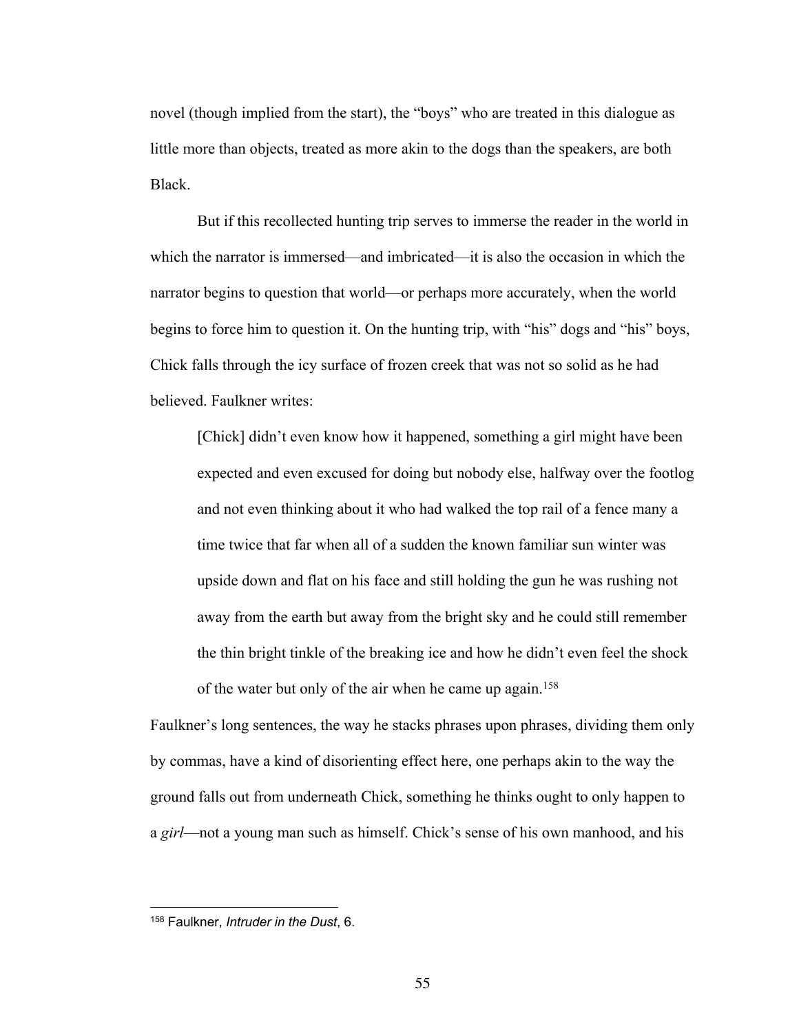novel (though implied from the start), the "boys" who are treated in this dialogue as little more than objects, treated as more akin to the dogs than the speakers, are both Black.

But if this recollected hunting trip serves to immerse the reader in the world in which the narrator is immersed—and imbricated—it is also the occasion in which the narrator begins to question that world—or perhaps more accurately, when the world begins to force him to question it. On the hunting trip, with "his" dogs and "his" boys, Chick falls through the icy surface of frozen creek that was not so solid as he had believed. Faulkner writes:

> [Chick] didn't even know how it happened, something a girl might have been expected and even excused for doing but nobody else, halfway over the footlog and not even thinking about it who had walked the top rail of a fence many a time twice that far when all of a sudden the known familiar sun winter was upside down and flat on his face and still holding the gun he was rushing not away from the earth but away from the bright sky and he could still remember the thin bright tinkle of the breaking ice and how he didn't even feel the shock of the water but only of the air when he came up again.[158]

Faulkner's long sentences, the way he stacks phrases upon phrases, dividing them only by commas, have a kind of disorienting effect here, one perhaps akin to the way the ground falls out from underneath Chick, something he thinks ought to only happen to a *girl*—not a young man such as himself. Chick's sense of his own manhood, and his

---

[158] Faulkner, *Intruder in the Dust*, 6.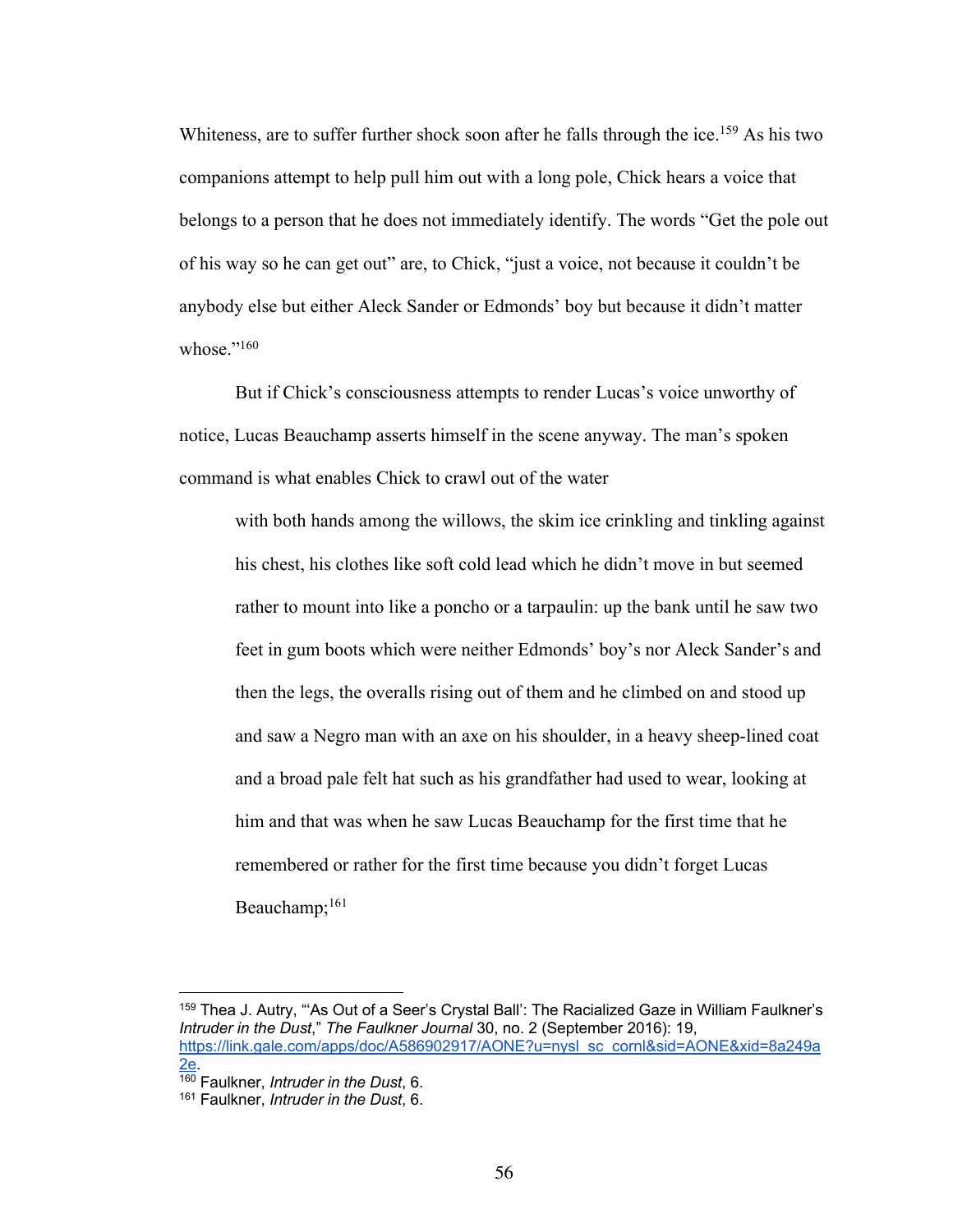Whiteness, are to suffer further shock soon after he falls through the ice.[159] As his two companions attempt to help pull him out with a long pole, Chick hears a voice that belongs to a person that he does not immediately identify. The words "Get the pole out of his way so he can get out" are, to Chick, "just a voice, not because it couldn't be anybody else but either Aleck Sander or Edmonds' boy but because it didn't matter whose."[160]

But if Chick's consciousness attempts to render Lucas's voice unworthy of notice, Lucas Beauchamp asserts himself in the scene anyway. The man's spoken command is what enables Chick to crawl out of the water

> with both hands among the willows, the skim ice crinkling and tinkling against his chest, his clothes like soft cold lead which he didn't move in but seemed rather to mount into like a poncho or a tarpaulin: up the bank until he saw two feet in gum boots which were neither Edmonds' boy's nor Aleck Sander's and then the legs, the overalls rising out of them and he climbed on and stood up and saw a Negro man with an axe on his shoulder, in a heavy sheep-lined coat and a broad pale felt hat such as his grandfather had used to wear, looking at him and that was when he saw Lucas Beauchamp for the first time that he remembered or rather for the first time because you didn't forget Lucas Beauchamp;[161]

---

[159] Thea J. Autry, "'As Out of a Seer's Crystal Ball': The Racialized Gaze in William Faulkner's *Intruder in the Dust*," *The Faulkner Journal* 30, no. 2 (September 2016): 19, https://link.gale.com/apps/doc/A586902917/AONE?u=nysl_sc_cornl&sid=AONE&xid=8a249a2e.

[160] Faulkner, *Intruder in the Dust*, 6.

[161] Faulkner, *Intruder in the Dust*, 6.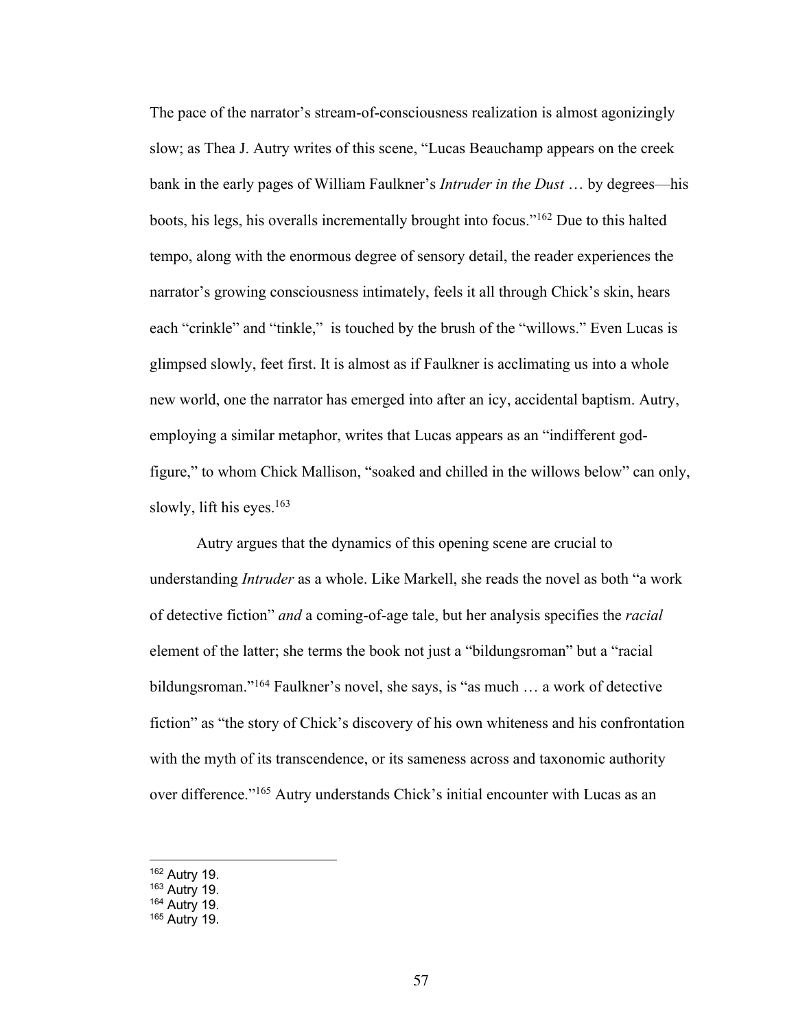The pace of the narrator's stream-of-consciousness realization is almost agonizingly slow; as Thea J. Autry writes of this scene, "Lucas Beauchamp appears on the creek bank in the early pages of William Faulkner's *Intruder in the Dust* … by degrees—his boots, his legs, his overalls incrementally brought into focus."[162] Due to this halted tempo, along with the enormous degree of sensory detail, the reader experiences the narrator's growing consciousness intimately, feels it all through Chick's skin, hears each "crinkle" and "tinkle," is touched by the brush of the "willows." Even Lucas is glimpsed slowly, feet first. It is almost as if Faulkner is acclimating us into a whole new world, one the narrator has emerged into after an icy, accidental baptism. Autry, employing a similar metaphor, writes that Lucas appears as an "indifferent god-figure," to whom Chick Mallison, "soaked and chilled in the willows below" can only, slowly, lift his eyes.[163]

Autry argues that the dynamics of this opening scene are crucial to understanding *Intruder* as a whole. Like Markell, she reads the novel as both "a work of detective fiction" *and* a coming-of-age tale, but her analysis specifies the *racial* element of the latter; she terms the book not just a "bildungsroman" but a "racial bildungsroman."[164] Faulkner's novel, she says, is "as much … a work of detective fiction" as "the story of Chick's discovery of his own whiteness and his confrontation with the myth of its transcendence, or its sameness across and taxonomic authority over difference."[165] Autry understands Chick's initial encounter with Lucas as an

---

[162] Autry 19.

[163] Autry 19.

[164] Autry 19.

[165] Autry 19.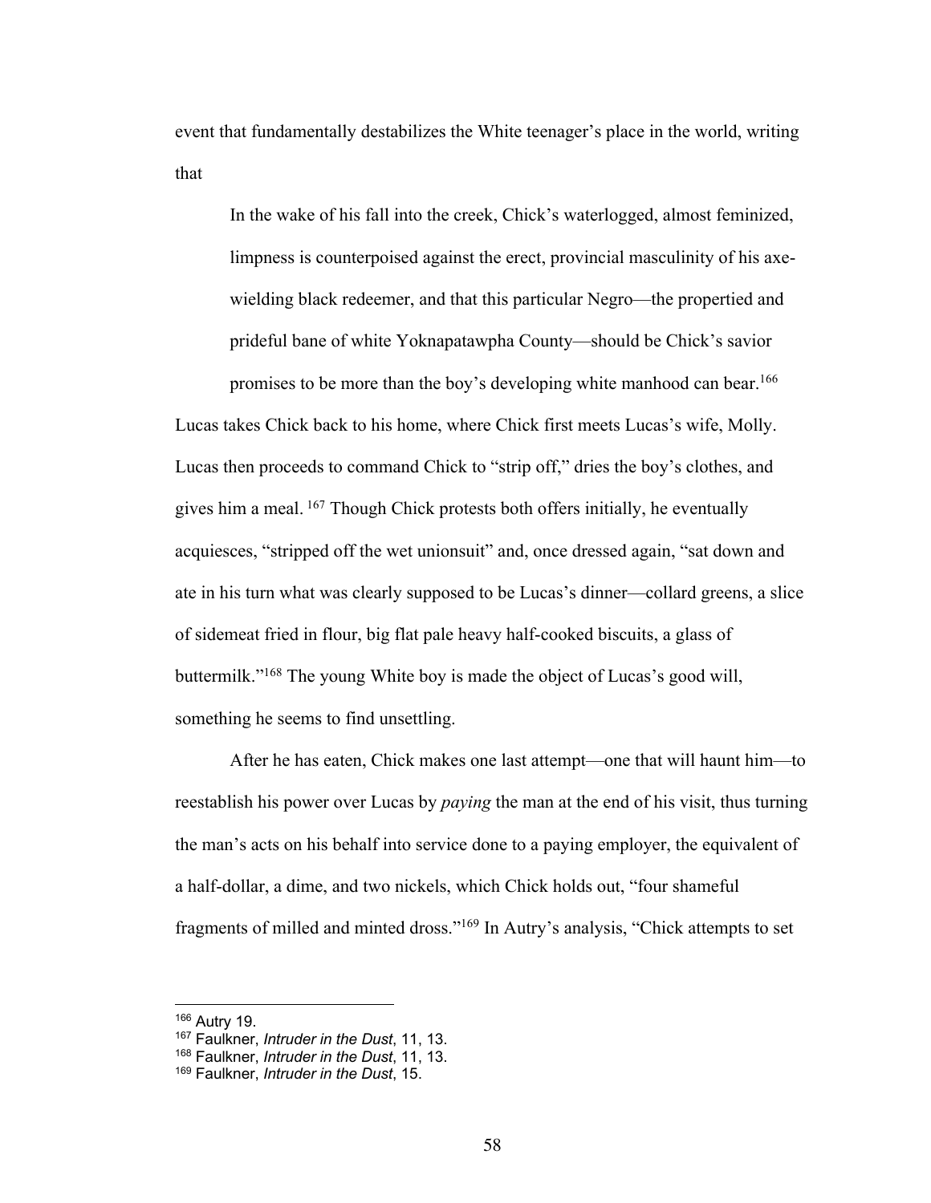event that fundamentally destabilizes the White teenager's place in the world, writing that

> In the wake of his fall into the creek, Chick's waterlogged, almost feminized, limpness is counterpoised against the erect, provincial masculinity of his axe-wielding black redeemer, and that this particular Negro—the propertied and prideful bane of white Yoknapatawpha County—should be Chick's savior promises to be more than the boy's developing white manhood can bear.[166]

Lucas takes Chick back to his home, where Chick first meets Lucas's wife, Molly. Lucas then proceeds to command Chick to "strip off," dries the boy's clothes, and gives him a meal. [167] Though Chick protests both offers initially, he eventually acquiesces, "stripped off the wet unionsuit" and, once dressed again, "sat down and ate in his turn what was clearly supposed to be Lucas's dinner—collard greens, a slice of sidemeat fried in flour, big flat pale heavy half-cooked biscuits, a glass of buttermilk."[168] The young White boy is made the object of Lucas's good will, something he seems to find unsettling.

After he has eaten, Chick makes one last attempt—one that will haunt him—to reestablish his power over Lucas by *paying* the man at the end of his visit, thus turning the man's acts on his behalf into service done to a paying employer, the equivalent of a half-dollar, a dime, and two nickels, which Chick holds out, "four shameful fragments of milled and minted dross."[169] In Autry's analysis, "Chick attempts to set

---

[166] Autry 19.

[167] Faulkner, *Intruder in the Dust*, 11, 13.

[168] Faulkner, *Intruder in the Dust*, 11, 13.

[169] Faulkner, *Intruder in the Dust*, 15.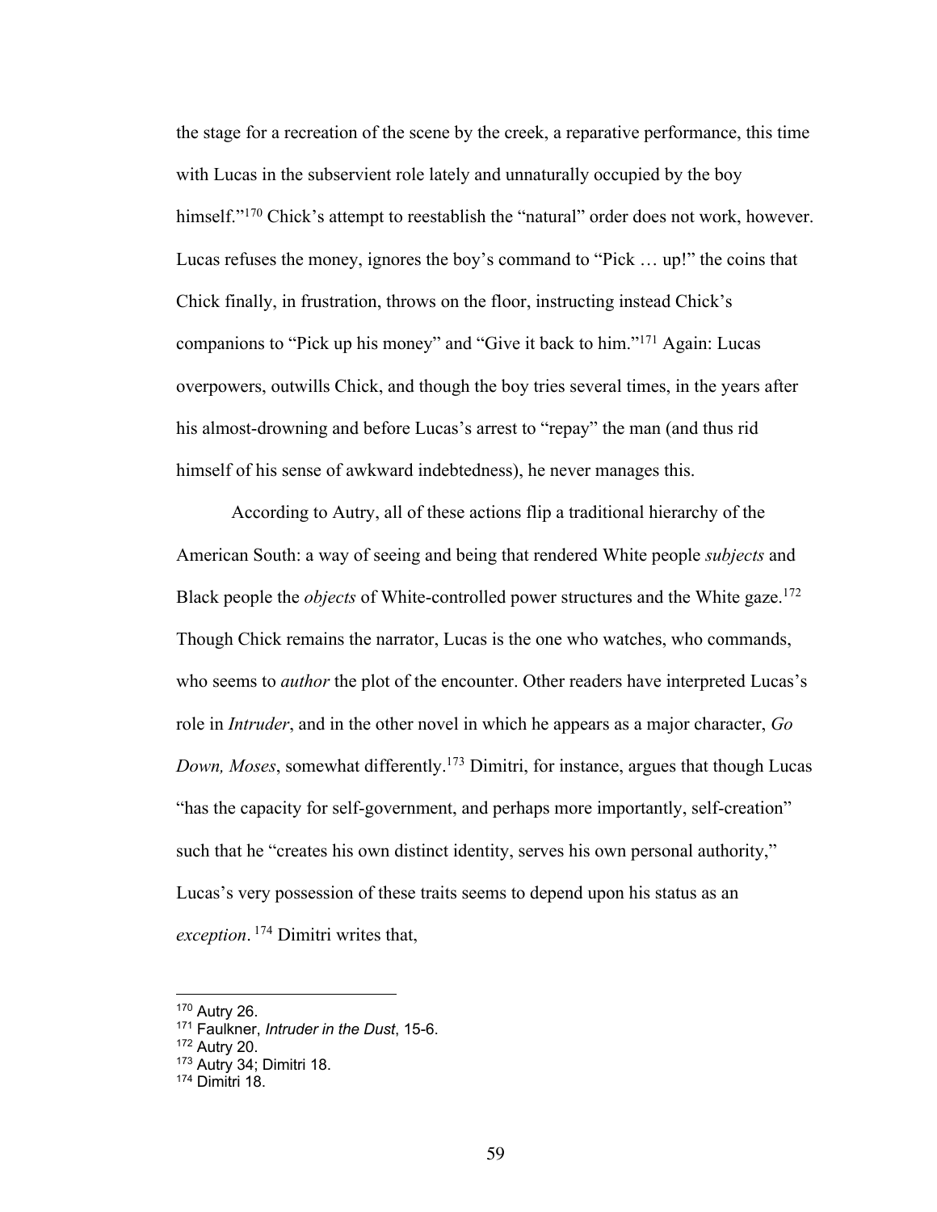the stage for a recreation of the scene by the creek, a reparative performance, this time with Lucas in the subservient role lately and unnaturally occupied by the boy himself."[170] Chick's attempt to reestablish the "natural" order does not work, however. Lucas refuses the money, ignores the boy's command to "Pick … up!" the coins that Chick finally, in frustration, throws on the floor, instructing instead Chick's companions to "Pick up his money" and "Give it back to him."[171] Again: Lucas overpowers, outwills Chick, and though the boy tries several times, in the years after his almost-drowning and before Lucas's arrest to "repay" the man (and thus rid himself of his sense of awkward indebtedness), he never manages this.

According to Autry, all of these actions flip a traditional hierarchy of the American South: a way of seeing and being that rendered White people *subjects* and Black people the *objects* of White-controlled power structures and the White gaze.[172] Though Chick remains the narrator, Lucas is the one who watches, who commands, who seems to *author* the plot of the encounter. Other readers have interpreted Lucas's role in *Intruder*, and in the other novel in which he appears as a major character, *Go Down, Moses*, somewhat differently.[173] Dimitri, for instance, argues that though Lucas "has the capacity for self-government, and perhaps more importantly, self-creation" such that he "creates his own distinct identity, serves his own personal authority," Lucas's very possession of these traits seems to depend upon his status as an *exception*.[174] Dimitri writes that,

---

[170] Autry 26.
[171] Faulkner, *Intruder in the Dust*, 15-6.
[172] Autry 20.
[173] Autry 34; Dimitri 18.
[174] Dimitri 18.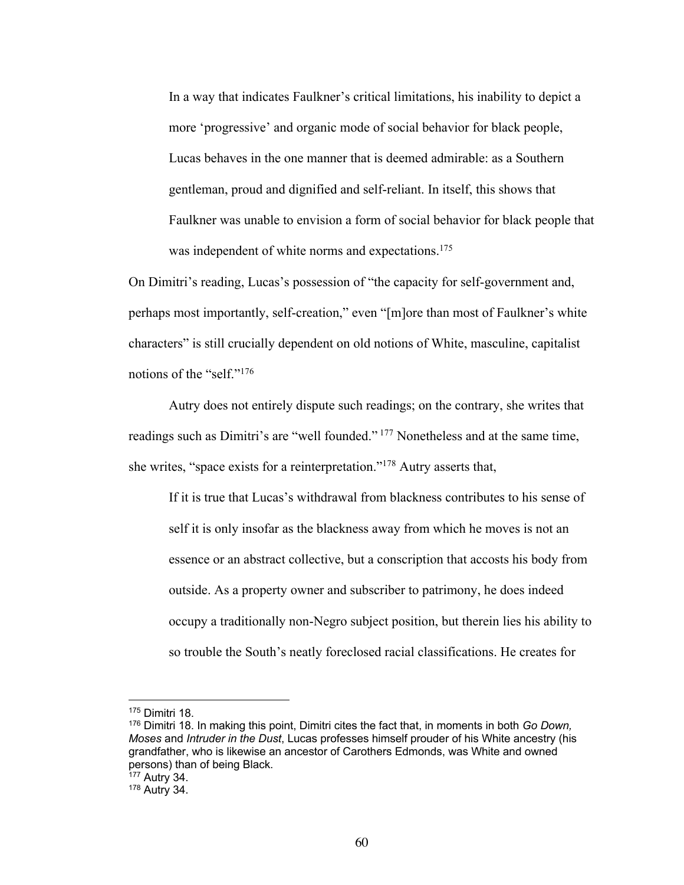> In a way that indicates Faulkner's critical limitations, his inability to depict a more 'progressive' and organic mode of social behavior for black people, Lucas behaves in the one manner that is deemed admirable: as a Southern gentleman, proud and dignified and self-reliant. In itself, this shows that Faulkner was unable to envision a form of social behavior for black people that was independent of white norms and expectations.[175]

On Dimitri's reading, Lucas's possession of "the capacity for self-government and, perhaps most importantly, self-creation," even "[m]ore than most of Faulkner's white characters" is still crucially dependent on old notions of White, masculine, capitalist notions of the "self."[176]

Autry does not entirely dispute such readings; on the contrary, she writes that readings such as Dimitri's are "well founded."[177] Nonetheless and at the same time, she writes, "space exists for a reinterpretation."[178] Autry asserts that,

> If it is true that Lucas's withdrawal from blackness contributes to his sense of self it is only insofar as the blackness away from which he moves is not an essence or an abstract collective, but a conscription that accosts his body from outside. As a property owner and subscriber to patrimony, he does indeed occupy a traditionally non-Negro subject position, but therein lies his ability to so trouble the South's neatly foreclosed racial classifications. He creates for

---

[175] Dimitri 18.

[176] Dimitri 18. In making this point, Dimitri cites the fact that, in moments in both *Go Down, Moses* and *Intruder in the Dust*, Lucas professes himself prouder of his White ancestry (his grandfather, who is likewise an ancestor of Carothers Edmonds, was White and owned persons) than of being Black.

[177] Autry 34.

[178] Autry 34.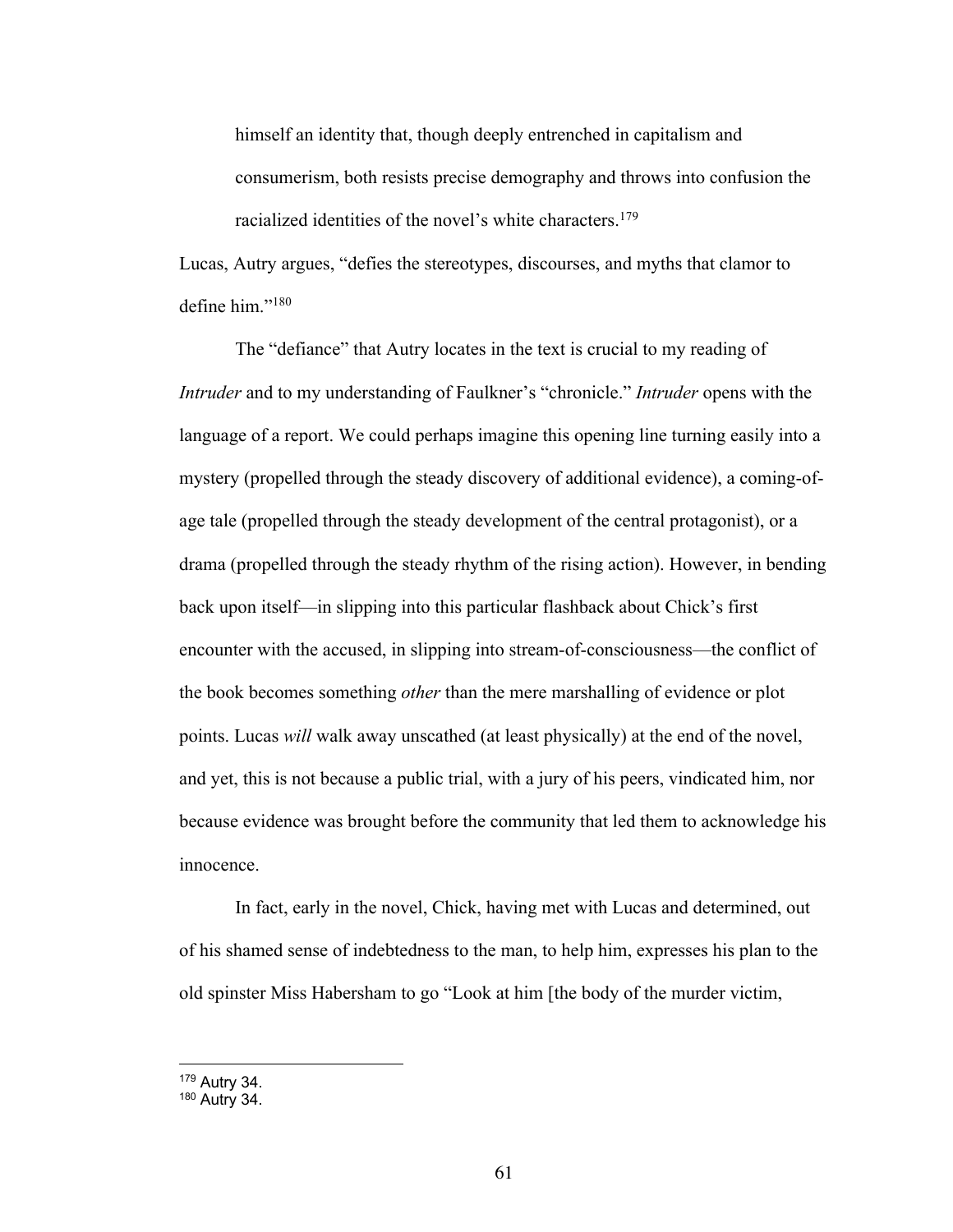> himself an identity that, though deeply entrenched in capitalism and consumerism, both resists precise demography and throws into confusion the racialized identities of the novel's white characters.[179]

Lucas, Autry argues, "defies the stereotypes, discourses, and myths that clamor to define him."[180]

The "defiance" that Autry locates in the text is crucial to my reading of *Intruder* and to my understanding of Faulkner's "chronicle." *Intruder* opens with the language of a report. We could perhaps imagine this opening line turning easily into a mystery (propelled through the steady discovery of additional evidence), a coming-of-age tale (propelled through the steady development of the central protagonist), or a drama (propelled through the steady rhythm of the rising action). However, in bending back upon itself—in slipping into this particular flashback about Chick's first encounter with the accused, in slipping into stream-of-consciousness—the conflict of the book becomes something *other* than the mere marshalling of evidence or plot points. Lucas *will* walk away unscathed (at least physically) at the end of the novel, and yet, this is not because a public trial, with a jury of his peers, vindicated him, nor because evidence was brought before the community that led them to acknowledge his innocence.

In fact, early in the novel, Chick, having met with Lucas and determined, out of his shamed sense of indebtedness to the man, to help him, expresses his plan to the old spinster Miss Habersham to go "Look at him [the body of the murder victim,

---

[179] Autry 34.
[180] Autry 34.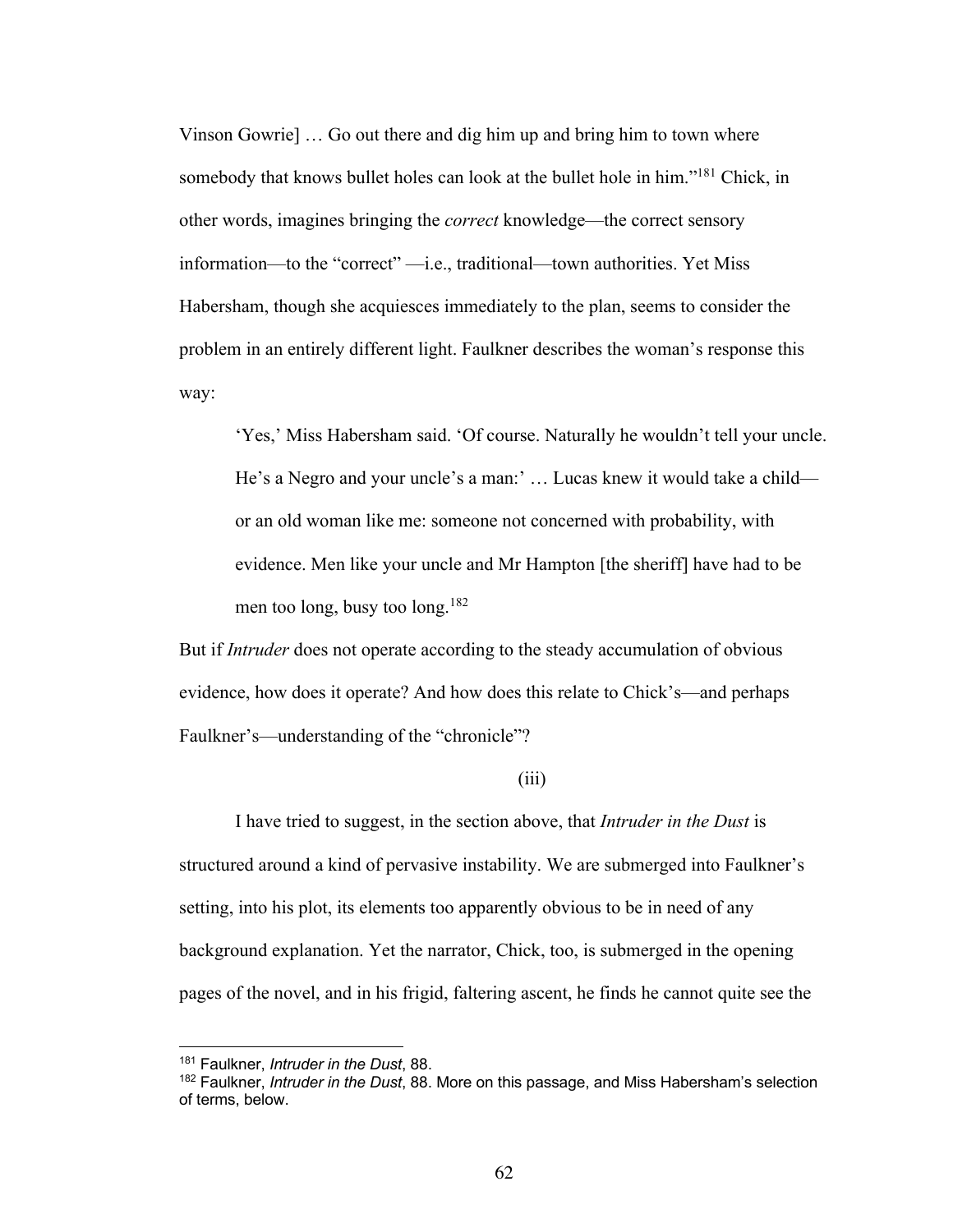Vinson Gowrie] … Go out there and dig him up and bring him to town where somebody that knows bullet holes can look at the bullet hole in him."[181] Chick, in other words, imagines bringing the *correct* knowledge—the correct sensory information—to the "correct" —i.e., traditional—town authorities. Yet Miss Habersham, though she acquiesces immediately to the plan, seems to consider the problem in an entirely different light. Faulkner describes the woman's response this way:

> 'Yes,' Miss Habersham said. 'Of course. Naturally he wouldn't tell your uncle. He's a Negro and your uncle's a man:' … Lucas knew it would take a child—or an old woman like me: someone not concerned with probability, with evidence. Men like your uncle and Mr Hampton [the sheriff] have had to be men too long, busy too long.[182]

But if *Intruder* does not operate according to the steady accumulation of obvious evidence, how does it operate? And how does this relate to Chick's—and perhaps Faulkner's—understanding of the "chronicle"?

(iii)

I have tried to suggest, in the section above, that *Intruder in the Dust* is structured around a kind of pervasive instability. We are submerged into Faulkner's setting, into his plot, its elements too apparently obvious to be in need of any background explanation. Yet the narrator, Chick, too, is submerged in the opening pages of the novel, and in his frigid, faltering ascent, he finds he cannot quite see the

---

[181] Faulkner, *Intruder in the Dust*, 88.

[182] Faulkner, *Intruder in the Dust*, 88. More on this passage, and Miss Habersham's selection of terms, below.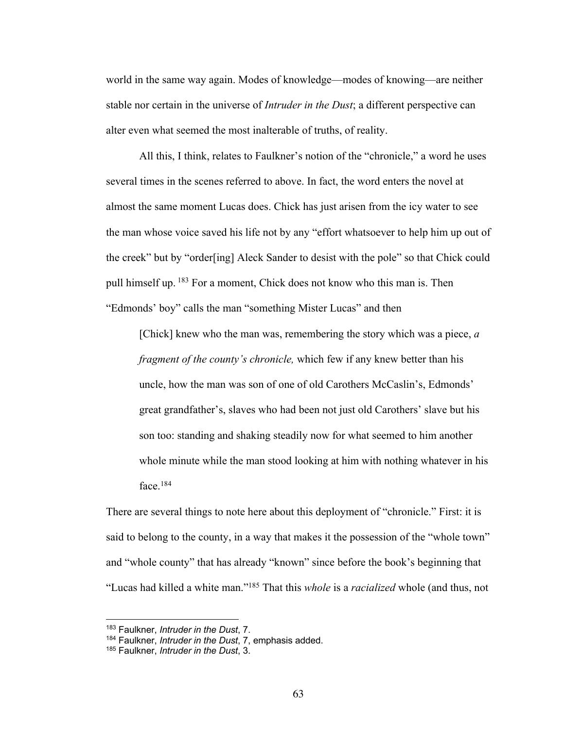world in the same way again. Modes of knowledge—modes of knowing—are neither stable nor certain in the universe of *Intruder in the Dust*; a different perspective can alter even what seemed the most inalterable of truths, of reality.

All this, I think, relates to Faulkner's notion of the "chronicle," a word he uses several times in the scenes referred to above. In fact, the word enters the novel at almost the same moment Lucas does. Chick has just arisen from the icy water to see the man whose voice saved his life not by any "effort whatsoever to help him up out of the creek" but by "order[ing] Aleck Sander to desist with the pole" so that Chick could pull himself up.[183] For a moment, Chick does not know who this man is. Then "Edmonds' boy" calls the man "something Mister Lucas" and then

> [Chick] knew who the man was, remembering the story which was a piece, *a fragment of the county's chronicle,* which few if any knew better than his uncle, how the man was son of one of old Carothers McCaslin's, Edmonds' great grandfather's, slaves who had been not just old Carothers' slave but his son too: standing and shaking steadily now for what seemed to him another whole minute while the man stood looking at him with nothing whatever in his face.[184]

There are several things to note here about this deployment of "chronicle." First: it is said to belong to the county, in a way that makes it the possession of the "whole town" and "whole county" that has already "known" since before the book's beginning that "Lucas had killed a white man."[185] That this *whole* is a *racialized* whole (and thus, not

---

[183] Faulkner, *Intruder in the Dust*, 7.

[184] Faulkner, *Intruder in the Dust*, 7, emphasis added.

[185] Faulkner, *Intruder in the Dust*, 3.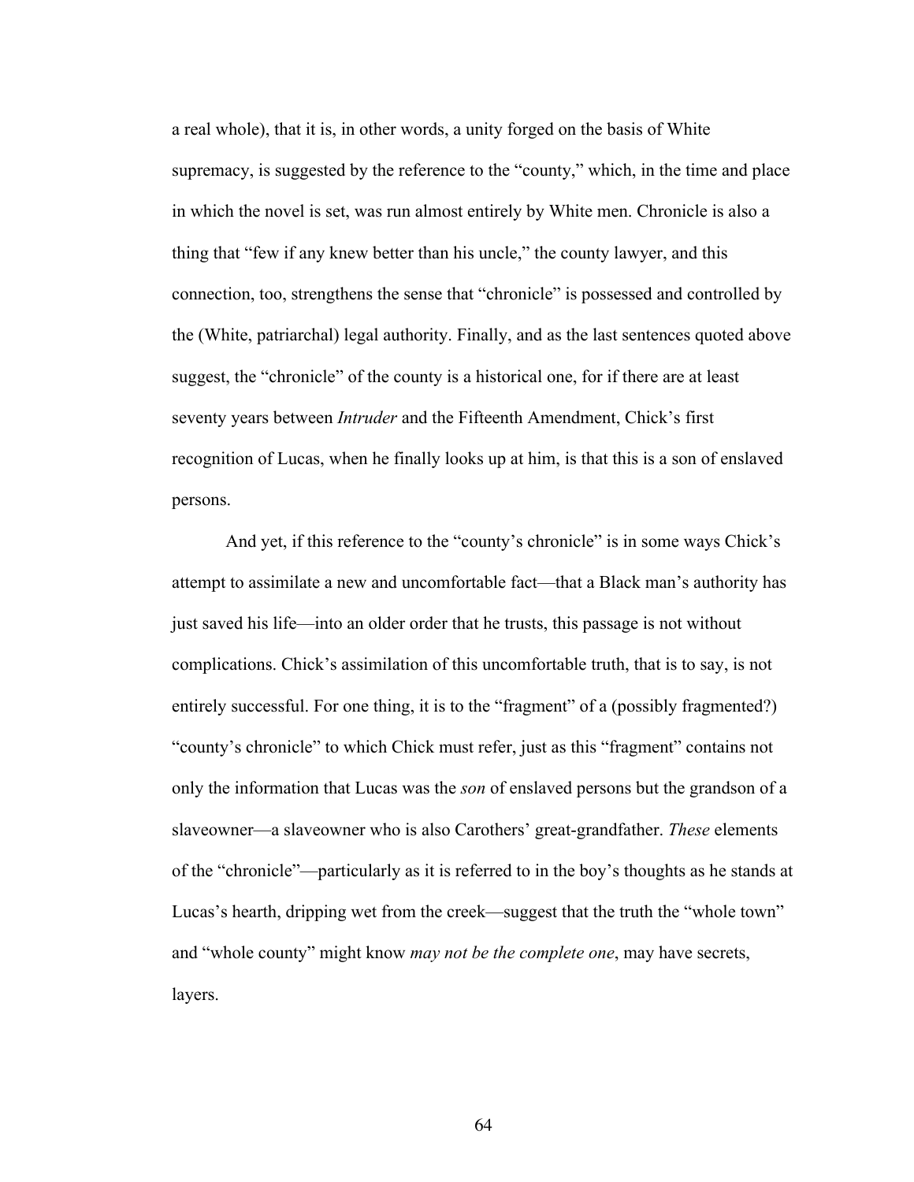a real whole), that it is, in other words, a unity forged on the basis of White supremacy, is suggested by the reference to the "county," which, in the time and place in which the novel is set, was run almost entirely by White men. Chronicle is also a thing that "few if any knew better than his uncle," the county lawyer, and this connection, too, strengthens the sense that "chronicle" is possessed and controlled by the (White, patriarchal) legal authority. Finally, and as the last sentences quoted above suggest, the "chronicle" of the county is a historical one, for if there are at least seventy years between *Intruder* and the Fifteenth Amendment, Chick's first recognition of Lucas, when he finally looks up at him, is that this is a son of enslaved persons.

And yet, if this reference to the "county's chronicle" is in some ways Chick's attempt to assimilate a new and uncomfortable fact—that a Black man's authority has just saved his life—into an older order that he trusts, this passage is not without complications. Chick's assimilation of this uncomfortable truth, that is to say, is not entirely successful. For one thing, it is to the "fragment" of a (possibly fragmented?) "county's chronicle" to which Chick must refer, just as this "fragment" contains not only the information that Lucas was the *son* of enslaved persons but the grandson of a slaveowner—a slaveowner who is also Carothers' great-grandfather. *These* elements of the "chronicle"—particularly as it is referred to in the boy's thoughts as he stands at Lucas's hearth, dripping wet from the creek—suggest that the truth the "whole town" and "whole county" might know *may not be the complete one*, may have secrets, layers.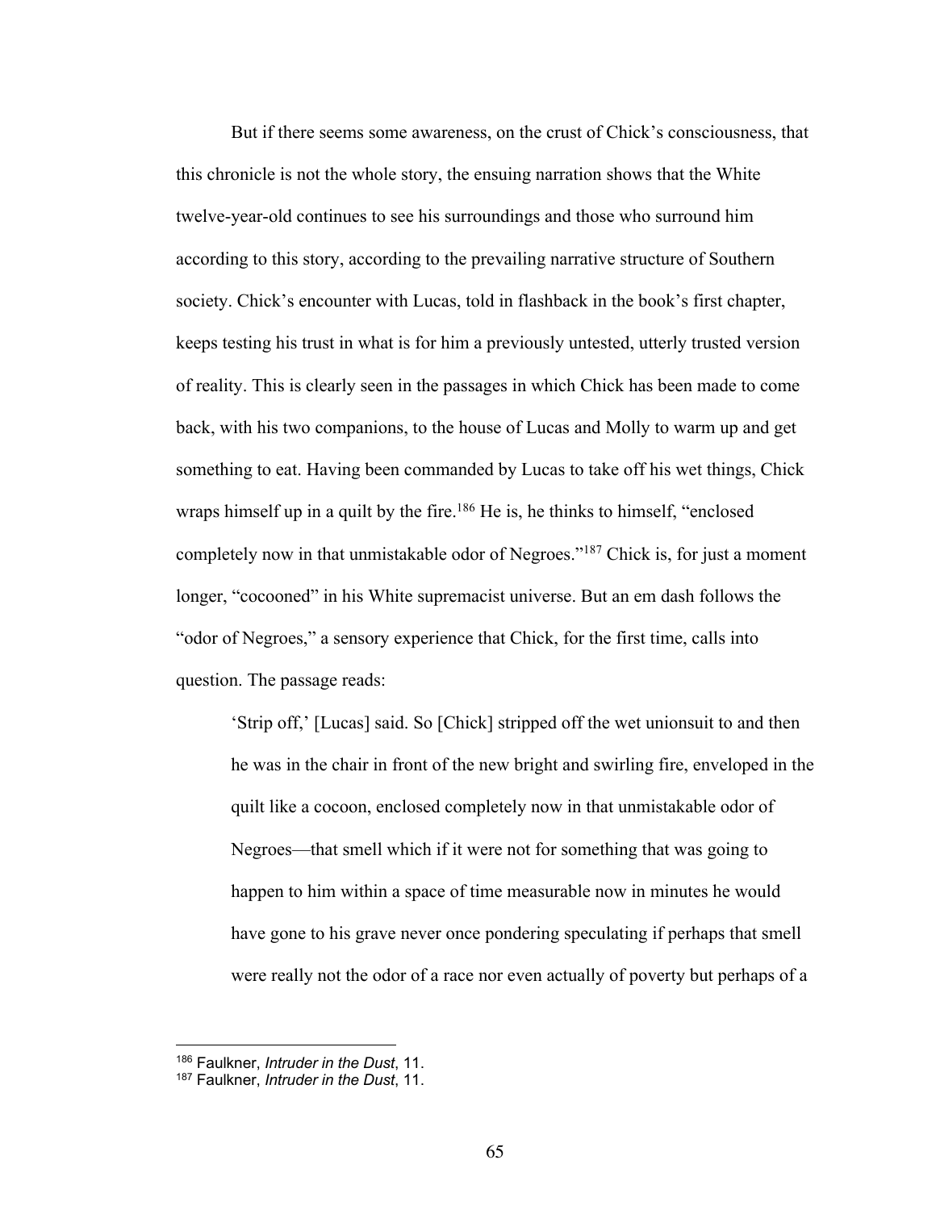But if there seems some awareness, on the crust of Chick's consciousness, that this chronicle is not the whole story, the ensuing narration shows that the White twelve-year-old continues to see his surroundings and those who surround him according to this story, according to the prevailing narrative structure of Southern society. Chick's encounter with Lucas, told in flashback in the book's first chapter, keeps testing his trust in what is for him a previously untested, utterly trusted version of reality. This is clearly seen in the passages in which Chick has been made to come back, with his two companions, to the house of Lucas and Molly to warm up and get something to eat. Having been commanded by Lucas to take off his wet things, Chick wraps himself up in a quilt by the fire.[186] He is, he thinks to himself, "enclosed completely now in that unmistakable odor of Negroes."[187] Chick is, for just a moment longer, "cocooned" in his White supremacist universe. But an em dash follows the "odor of Negroes," a sensory experience that Chick, for the first time, calls into question. The passage reads:

> 'Strip off,' [Lucas] said. So [Chick] stripped off the wet unionsuit to and then he was in the chair in front of the new bright and swirling fire, enveloped in the quilt like a cocoon, enclosed completely now in that unmistakable odor of Negroes—that smell which if it were not for something that was going to happen to him within a space of time measurable now in minutes he would have gone to his grave never once pondering speculating if perhaps that smell were really not the odor of a race nor even actually of poverty but perhaps of a

---

[186] Faulkner, *Intruder in the Dust*, 11.

[187] Faulkner, *Intruder in the Dust*, 11.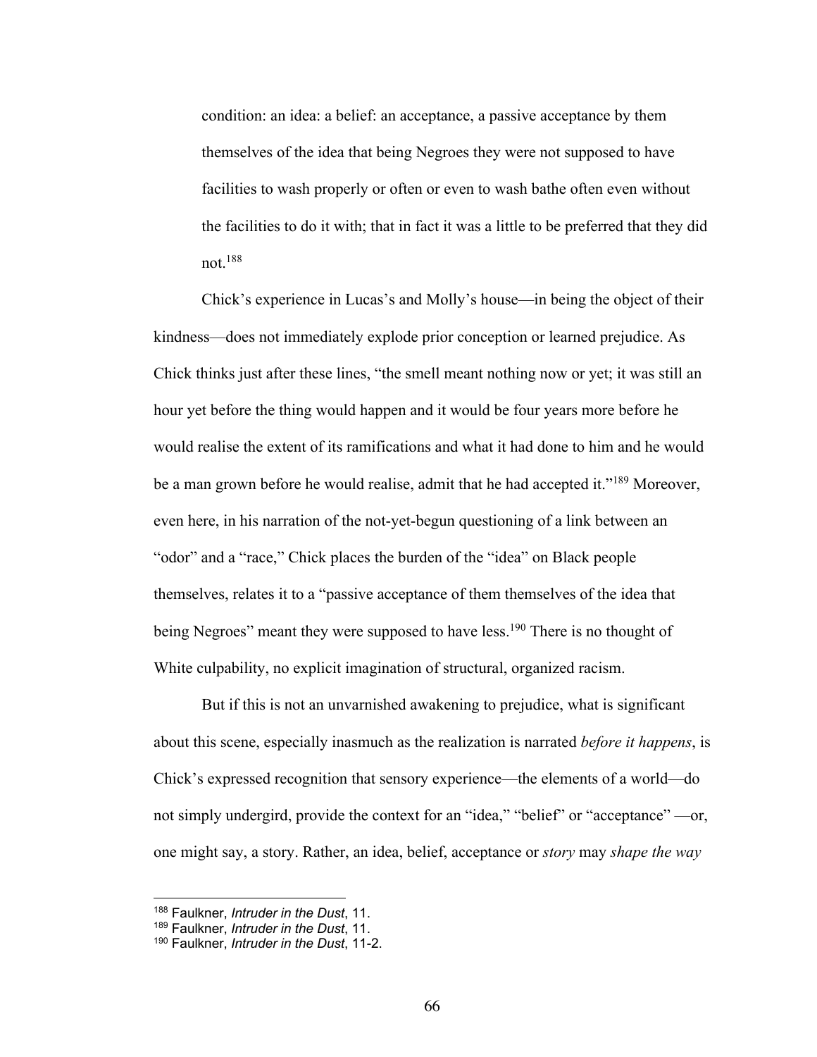> condition: an idea: a belief: an acceptance, a passive acceptance by them themselves of the idea that being Negroes they were not supposed to have facilities to wash properly or often or even to wash bathe often even without the facilities to do it with; that in fact it was a little to be preferred that they did not.[188]

Chick's experience in Lucas's and Molly's house—in being the object of their kindness—does not immediately explode prior conception or learned prejudice. As Chick thinks just after these lines, "the smell meant nothing now or yet; it was still an hour yet before the thing would happen and it would be four years more before he would realise the extent of its ramifications and what it had done to him and he would be a man grown before he would realise, admit that he had accepted it."[189] Moreover, even here, in his narration of the not-yet-begun questioning of a link between an "odor" and a "race," Chick places the burden of the "idea" on Black people themselves, relates it to a "passive acceptance of them themselves of the idea that being Negroes" meant they were supposed to have less.[190] There is no thought of White culpability, no explicit imagination of structural, organized racism.

But if this is not an unvarnished awakening to prejudice, what is significant about this scene, especially inasmuch as the realization is narrated *before it happens*, is Chick's expressed recognition that sensory experience—the elements of a world—do not simply undergird, provide the context for an "idea," "belief" or "acceptance" —or, one might say, a story. Rather, an idea, belief, acceptance or *story* may *shape the way*

---

[188] Faulkner, *Intruder in the Dust*, 11.

[189] Faulkner, *Intruder in the Dust*, 11.

[190] Faulkner, *Intruder in the Dust*, 11-2.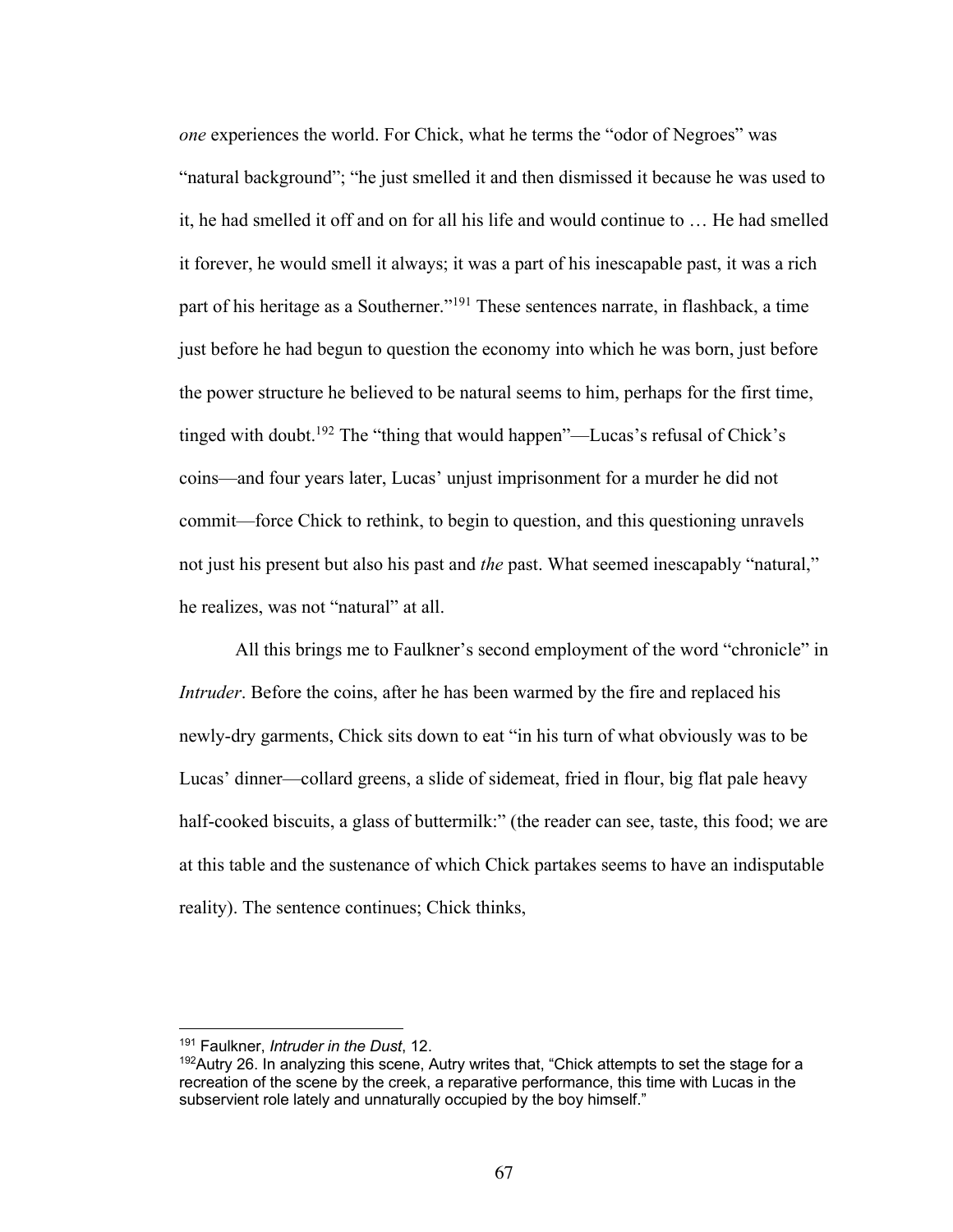*one* experiences the world. For Chick, what he terms the "odor of Negroes" was "natural background"; "he just smelled it and then dismissed it because he was used to it, he had smelled it off and on for all his life and would continue to … He had smelled it forever, he would smell it always; it was a part of his inescapable past, it was a rich part of his heritage as a Southerner."[191] These sentences narrate, in flashback, a time just before he had begun to question the economy into which he was born, just before the power structure he believed to be natural seems to him, perhaps for the first time, tinged with doubt.[192] The "thing that would happen"—Lucas's refusal of Chick's coins—and four years later, Lucas' unjust imprisonment for a murder he did not commit—force Chick to rethink, to begin to question, and this questioning unravels not just his present but also his past and *the* past. What seemed inescapably "natural," he realizes, was not "natural" at all.

All this brings me to Faulkner's second employment of the word "chronicle" in *Intruder*. Before the coins, after he has been warmed by the fire and replaced his newly-dry garments, Chick sits down to eat "in his turn of what obviously was to be Lucas' dinner—collard greens, a slide of sidemeat, fried in flour, big flat pale heavy half-cooked biscuits, a glass of buttermilk:" (the reader can see, taste, this food; we are at this table and the sustenance of which Chick partakes seems to have an indisputable reality). The sentence continues; Chick thinks,

---

[191] Faulkner, *Intruder in the Dust*, 12.

[192] Autry 26. In analyzing this scene, Autry writes that, "Chick attempts to set the stage for a recreation of the scene by the creek, a reparative performance, this time with Lucas in the subservient role lately and unnaturally occupied by the boy himself."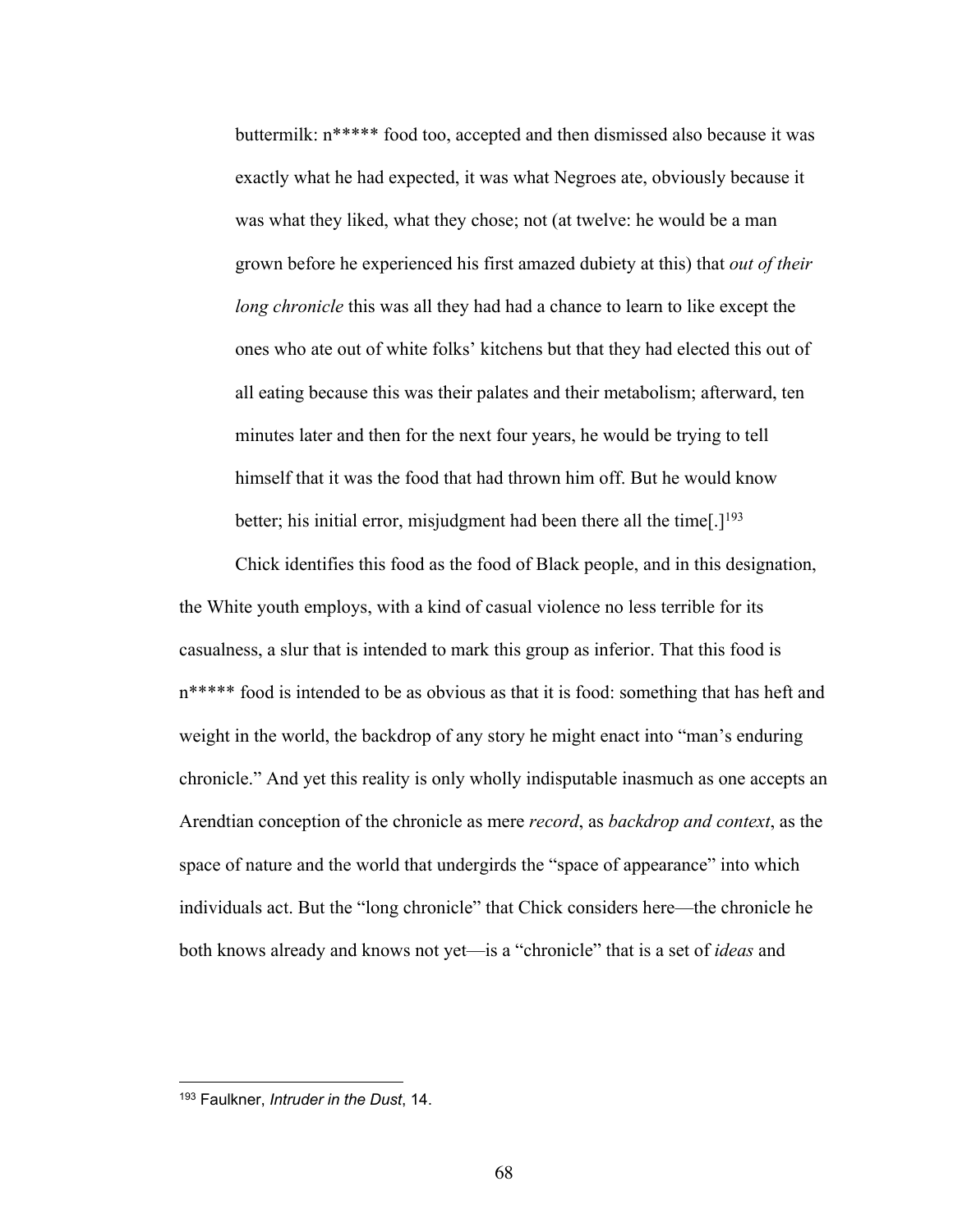> buttermilk: n***** food too, accepted and then dismissed also because it was exactly what he had expected, it was what Negroes ate, obviously because it was what they liked, what they chose; not (at twelve: he would be a man grown before he experienced his first amazed dubiety at this) that *out of their long chronicle* this was all they had had a chance to learn to like except the ones who ate out of white folks' kitchens but that they had elected this out of all eating because this was their palates and their metabolism; afterward, ten minutes later and then for the next four years, he would be trying to tell himself that it was the food that had thrown him off. But he would know better; his initial error, misjudgment had been there all the time[.][193]

Chick identifies this food as the food of Black people, and in this designation, the White youth employs, with a kind of casual violence no less terrible for its casualness, a slur that is intended to mark this group as inferior. That this food is n***** food is intended to be as obvious as that it is food: something that has heft and weight in the world, the backdrop of any story he might enact into "man's enduring chronicle." And yet this reality is only wholly indisputable inasmuch as one accepts an Arendtian conception of the chronicle as mere *record*, as *backdrop and context*, as the space of nature and the world that undergirds the "space of appearance" into which individuals act. But the "long chronicle" that Chick considers here—the chronicle he both knows already and knows not yet—is a "chronicle" that is a set of *ideas* and

---

[193] Faulkner, *Intruder in the Dust*, 14.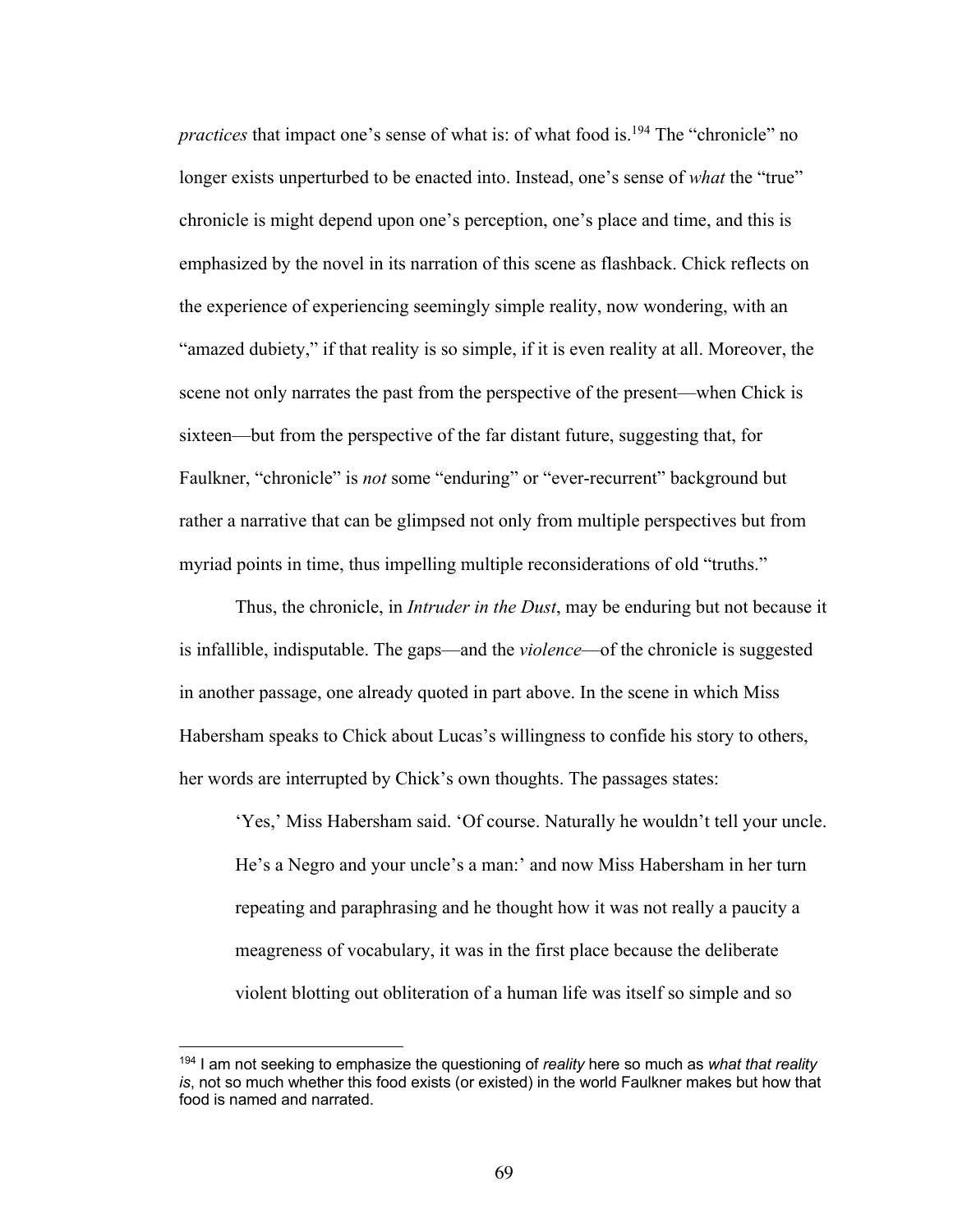*practices* that impact one's sense of what is: of what food is.[194] The "chronicle" no longer exists unperturbed to be enacted into. Instead, one's sense of *what* the "true" chronicle is might depend upon one's perception, one's place and time, and this is emphasized by the novel in its narration of this scene as flashback. Chick reflects on the experience of experiencing seemingly simple reality, now wondering, with an "amazed dubiety," if that reality is so simple, if it is even reality at all. Moreover, the scene not only narrates the past from the perspective of the present—when Chick is sixteen—but from the perspective of the far distant future, suggesting that, for Faulkner, "chronicle" is *not* some "enduring" or "ever-recurrent" background but rather a narrative that can be glimpsed not only from multiple perspectives but from myriad points in time, thus impelling multiple reconsiderations of old "truths."

Thus, the chronicle, in *Intruder in the Dust*, may be enduring but not because it is infallible, indisputable. The gaps—and the *violence*—of the chronicle is suggested in another passage, one already quoted in part above. In the scene in which Miss Habersham speaks to Chick about Lucas's willingness to confide his story to others, her words are interrupted by Chick's own thoughts. The passages states:

> 'Yes,' Miss Habersham said. 'Of course. Naturally he wouldn't tell your uncle. He's a Negro and your uncle's a man:' and now Miss Habersham in her turn repeating and paraphrasing and he thought how it was not really a paucity a meagreness of vocabulary, it was in the first place because the deliberate violent blotting out obliteration of a human life was itself so simple and so

[194] I am not seeking to emphasize the questioning of *reality* here so much as *what that reality is*, not so much whether this food exists (or existed) in the world Faulkner makes but how that food is named and narrated.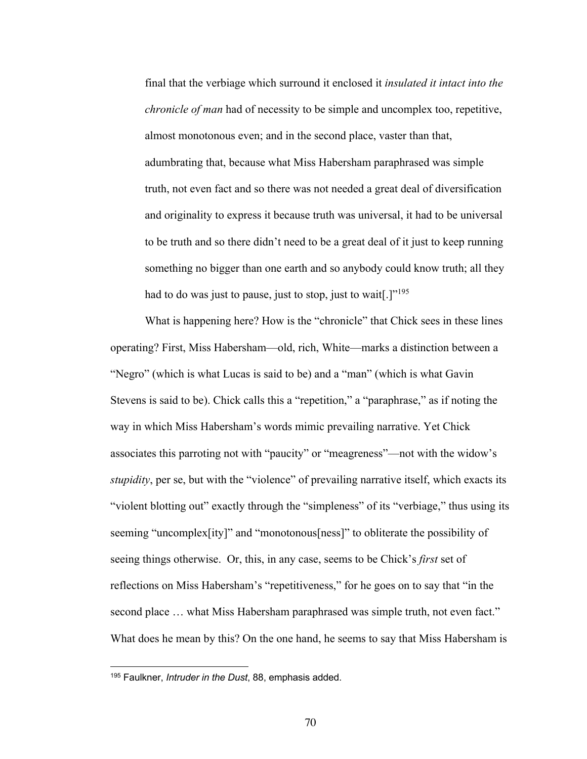> final that the verbiage which surround it enclosed it *insulated it intact into the chronicle of man* had of necessity to be simple and uncomplex too, repetitive, almost monotonous even; and in the second place, vaster than that, adumbrating that, because what Miss Habersham paraphrased was simple truth, not even fact and so there was not needed a great deal of diversification and originality to express it because truth was universal, it had to be universal to be truth and so there didn't need to be a great deal of it just to keep running something no bigger than one earth and so anybody could know truth; all they had to do was just to pause, just to stop, just to wait[.]"[195]

What is happening here? How is the "chronicle" that Chick sees in these lines operating? First, Miss Habersham—old, rich, White—marks a distinction between a "Negro" (which is what Lucas is said to be) and a "man" (which is what Gavin Stevens is said to be). Chick calls this a "repetition," a "paraphrase," as if noting the way in which Miss Habersham's words mimic prevailing narrative. Yet Chick associates this parroting not with "paucity" or "meagreness"—not with the widow's *stupidity*, per se, but with the "violence" of prevailing narrative itself, which exacts its "violent blotting out" exactly through the "simpleness" of its "verbiage," thus using its seeming "uncomplex[ity]" and "monotonous[ness]" to obliterate the possibility of seeing things otherwise. Or, this, in any case, seems to be Chick's *first* set of reflections on Miss Habersham's "repetitiveness," for he goes on to say that "in the second place … what Miss Habersham paraphrased was simple truth, not even fact." What does he mean by this? On the one hand, he seems to say that Miss Habersham is

---

[195] Faulkner, *Intruder in the Dust*, 88, emphasis added.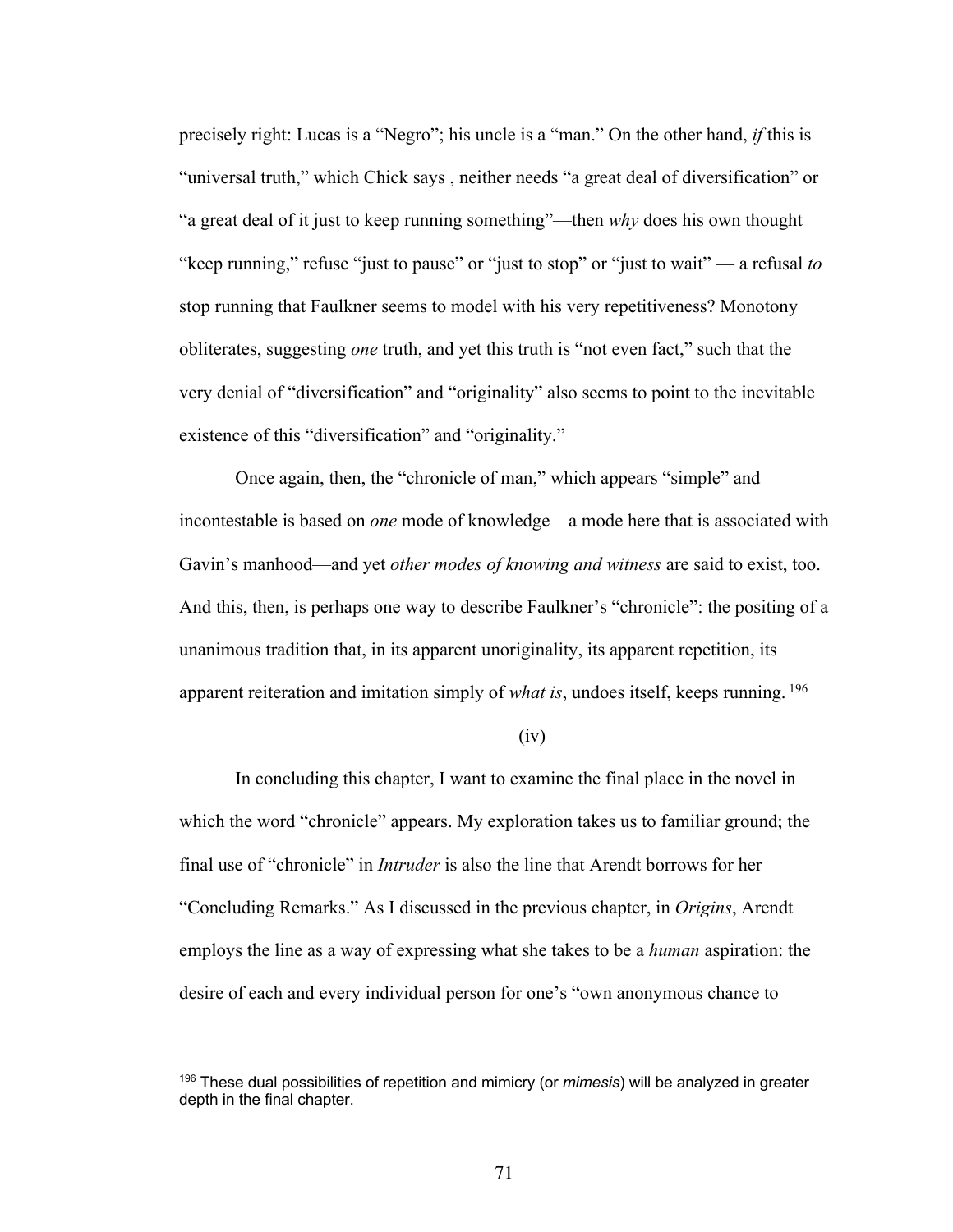precisely right: Lucas is a "Negro"; his uncle is a "man." On the other hand, *if* this is "universal truth," which Chick says , neither needs "a great deal of diversification" or "a great deal of it just to keep running something"—then *why* does his own thought "keep running," refuse "just to pause" or "just to stop" or "just to wait" — a refusal *to* stop running that Faulkner seems to model with his very repetitiveness? Monotony obliterates, suggesting *one* truth, and yet this truth is "not even fact," such that the very denial of "diversification" and "originality" also seems to point to the inevitable existence of this "diversification" and "originality."

Once again, then, the "chronicle of man," which appears "simple" and incontestable is based on *one* mode of knowledge—a mode here that is associated with Gavin's manhood—and yet *other modes of knowing and witness* are said to exist, too. And this, then, is perhaps one way to describe Faulkner's "chronicle": the positing of a unanimous tradition that, in its apparent unoriginality, its apparent repetition, its apparent reiteration and imitation simply of *what is*, undoes itself, keeps running.[196]

(iv)

In concluding this chapter, I want to examine the final place in the novel in which the word "chronicle" appears. My exploration takes us to familiar ground; the final use of "chronicle" in *Intruder* is also the line that Arendt borrows for her "Concluding Remarks." As I discussed in the previous chapter, in *Origins*, Arendt employs the line as a way of expressing what she takes to be a *human* aspiration: the desire of each and every individual person for one's "own anonymous chance to

---

[196] These dual possibilities of repetition and mimicry (or *mimesis*) will be analyzed in greater depth in the final chapter.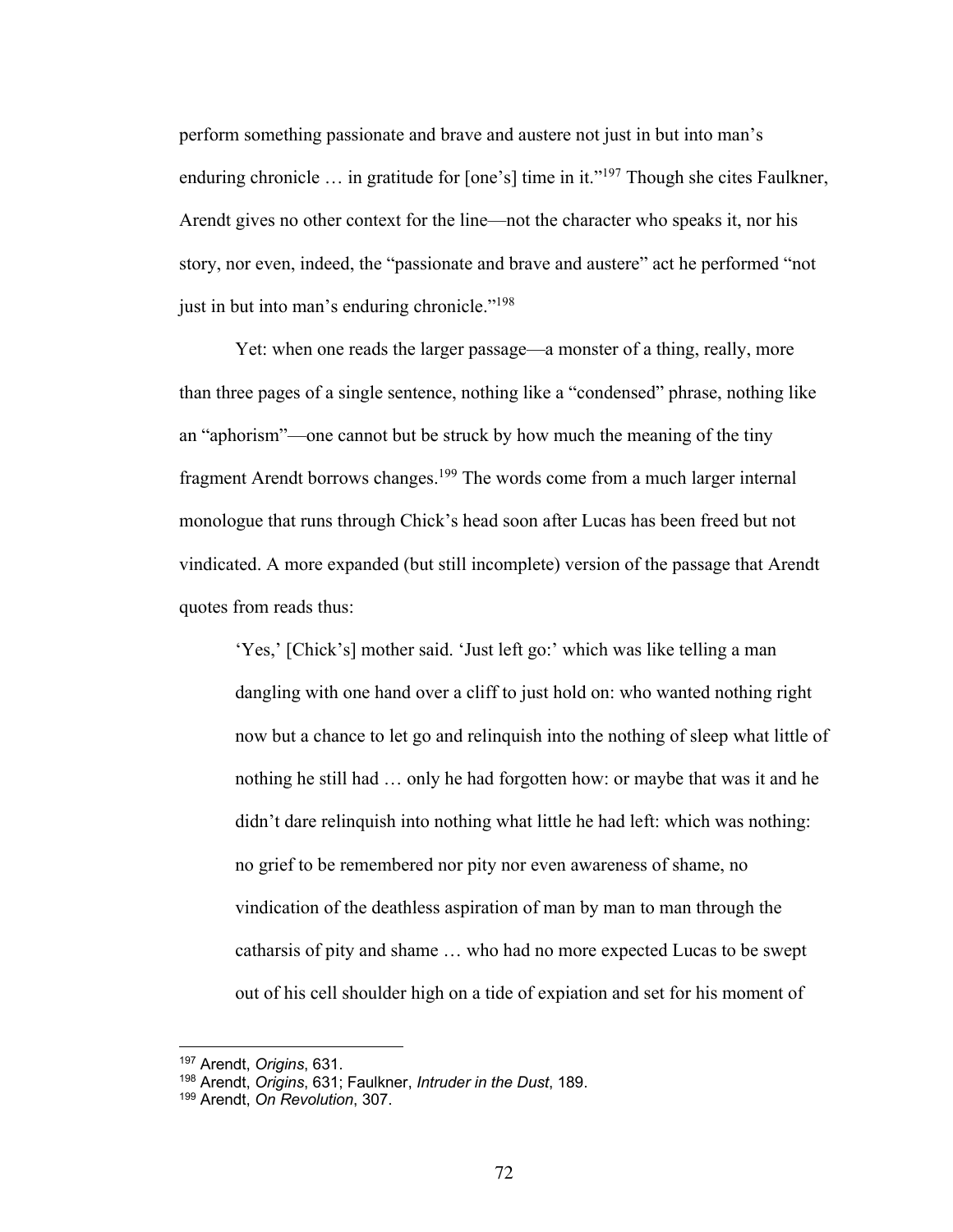perform something passionate and brave and austere not just in but into man's enduring chronicle … in gratitude for [one's] time in it."[197] Though she cites Faulkner, Arendt gives no other context for the line—not the character who speaks it, nor his story, nor even, indeed, the "passionate and brave and austere" act he performed "not just in but into man's enduring chronicle."[198]

Yet: when one reads the larger passage—a monster of a thing, really, more than three pages of a single sentence, nothing like a "condensed" phrase, nothing like an "aphorism"—one cannot but be struck by how much the meaning of the tiny fragment Arendt borrows changes.[199] The words come from a much larger internal monologue that runs through Chick's head soon after Lucas has been freed but not vindicated. A more expanded (but still incomplete) version of the passage that Arendt quotes from reads thus:

> 'Yes,' [Chick's] mother said. 'Just left go:' which was like telling a man dangling with one hand over a cliff to just hold on: who wanted nothing right now but a chance to let go and relinquish into the nothing of sleep what little of nothing he still had … only he had forgotten how: or maybe that was it and he didn't dare relinquish into nothing what little he had left: which was nothing: no grief to be remembered nor pity nor even awareness of shame, no vindication of the deathless aspiration of man by man to man through the catharsis of pity and shame … who had no more expected Lucas to be swept out of his cell shoulder high on a tide of expiation and set for his moment of

---

[197] Arendt, *Origins*, 631.

[198] Arendt, *Origins*, 631; Faulkner, *Intruder in the Dust*, 189.

[199] Arendt, *On Revolution*, 307.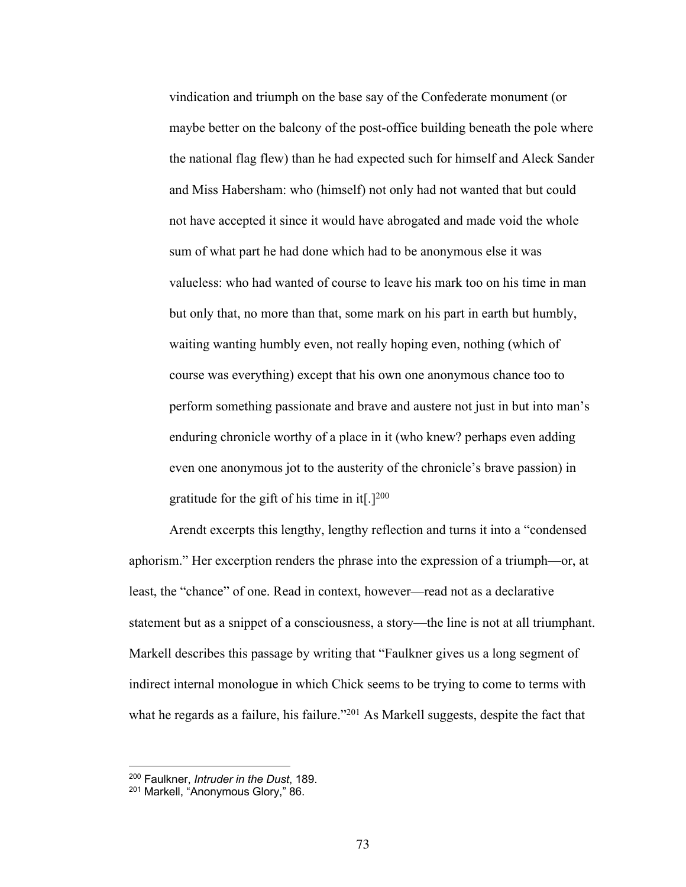> vindication and triumph on the base say of the Confederate monument (or maybe better on the balcony of the post-office building beneath the pole where the national flag flew) than he had expected such for himself and Aleck Sander and Miss Habersham: who (himself) not only had not wanted that but could not have accepted it since it would have abrogated and made void the whole sum of what part he had done which had to be anonymous else it was valueless: who had wanted of course to leave his mark too on his time in man but only that, no more than that, some mark on his part in earth but humbly, waiting wanting humbly even, not really hoping even, nothing (which of course was everything) except that his own one anonymous chance too to perform something passionate and brave and austere not just in but into man's enduring chronicle worthy of a place in it (who knew? perhaps even adding even one anonymous jot to the austerity of the chronicle's brave passion) in gratitude for the gift of his time in it[.][200]

Arendt excerpts this lengthy, lengthy reflection and turns it into a "condensed aphorism." Her excerption renders the phrase into the expression of a triumph—or, at least, the "chance" of one. Read in context, however—read not as a declarative statement but as a snippet of a consciousness, a story—the line is not at all triumphant. Markell describes this passage by writing that "Faulkner gives us a long segment of indirect internal monologue in which Chick seems to be trying to come to terms with what he regards as a failure, his failure."[201] As Markell suggests, despite the fact that

---

[200] Faulkner, *Intruder in the Dust*, 189.

[201] Markell, "Anonymous Glory," 86.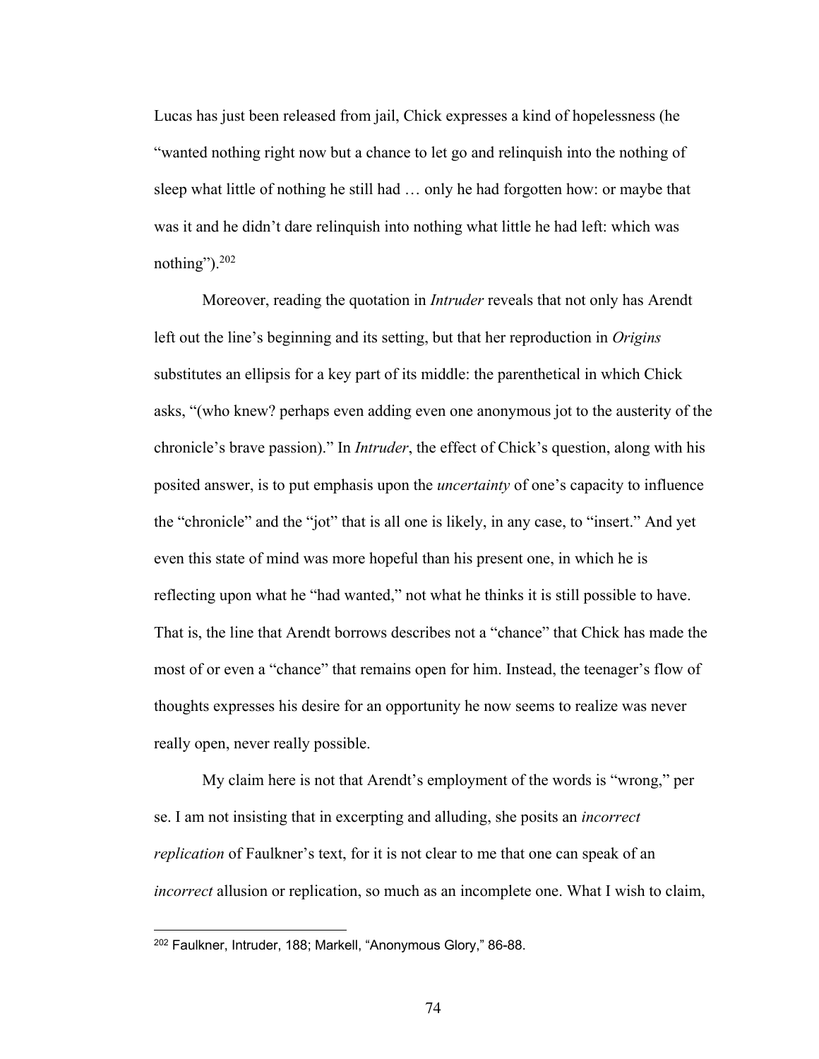Lucas has just been released from jail, Chick expresses a kind of hopelessness (he "wanted nothing right now but a chance to let go and relinquish into the nothing of sleep what little of nothing he still had … only he had forgotten how: or maybe that was it and he didn't dare relinquish into nothing what little he had left: which was nothing").[202]

Moreover, reading the quotation in *Intruder* reveals that not only has Arendt left out the line's beginning and its setting, but that her reproduction in *Origins* substitutes an ellipsis for a key part of its middle: the parenthetical in which Chick asks, "(who knew? perhaps even adding even one anonymous jot to the austerity of the chronicle's brave passion)." In *Intruder*, the effect of Chick's question, along with his posited answer, is to put emphasis upon the *uncertainty* of one's capacity to influence the "chronicle" and the "jot" that is all one is likely, in any case, to "insert." And yet even this state of mind was more hopeful than his present one, in which he is reflecting upon what he "had wanted," not what he thinks it is still possible to have. That is, the line that Arendt borrows describes not a "chance" that Chick has made the most of or even a "chance" that remains open for him. Instead, the teenager's flow of thoughts expresses his desire for an opportunity he now seems to realize was never really open, never really possible.

My claim here is not that Arendt's employment of the words is "wrong," per se. I am not insisting that in excerpting and alluding, she posits an *incorrect replication* of Faulkner's text, for it is not clear to me that one can speak of an *incorrect* allusion or replication, so much as an incomplete one. What I wish to claim,

---

[202] Faulkner, Intruder, 188; Markell, "Anonymous Glory," 86-88.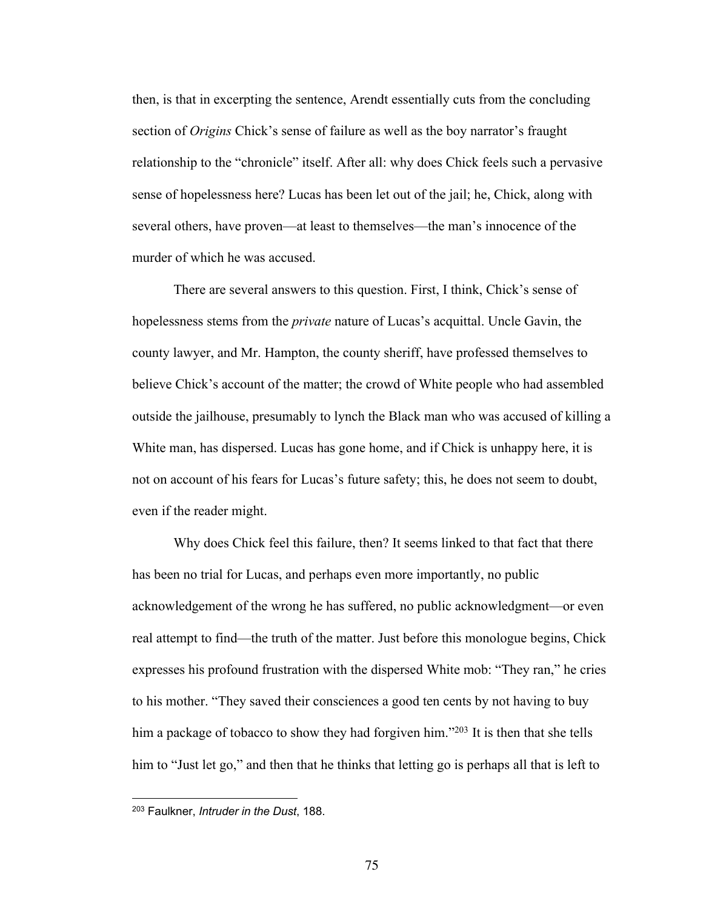then, is that in excerpting the sentence, Arendt essentially cuts from the concluding section of *Origins* Chick's sense of failure as well as the boy narrator's fraught relationship to the "chronicle" itself. After all: why does Chick feels such a pervasive sense of hopelessness here? Lucas has been let out of the jail; he, Chick, along with several others, have proven—at least to themselves—the man's innocence of the murder of which he was accused.

There are several answers to this question. First, I think, Chick's sense of hopelessness stems from the *private* nature of Lucas's acquittal. Uncle Gavin, the county lawyer, and Mr. Hampton, the county sheriff, have professed themselves to believe Chick's account of the matter; the crowd of White people who had assembled outside the jailhouse, presumably to lynch the Black man who was accused of killing a White man, has dispersed. Lucas has gone home, and if Chick is unhappy here, it is not on account of his fears for Lucas's future safety; this, he does not seem to doubt, even if the reader might.

Why does Chick feel this failure, then? It seems linked to that fact that there has been no trial for Lucas, and perhaps even more importantly, no public acknowledgement of the wrong he has suffered, no public acknowledgment—or even real attempt to find—the truth of the matter. Just before this monologue begins, Chick expresses his profound frustration with the dispersed White mob: "They ran," he cries to his mother. "They saved their consciences a good ten cents by not having to buy him a package of tobacco to show they had forgiven him."[203] It is then that she tells him to "Just let go," and then that he thinks that letting go is perhaps all that is left to

[203] Faulkner, *Intruder in the Dust*, 188.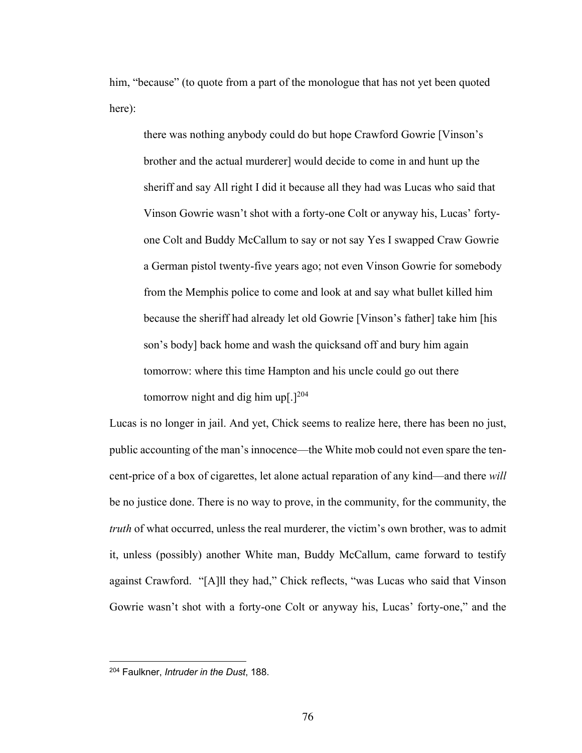him, "because" (to quote from a part of the monologue that has not yet been quoted here):

> there was nothing anybody could do but hope Crawford Gowrie [Vinson's brother and the actual murderer] would decide to come in and hunt up the sheriff and say All right I did it because all they had was Lucas who said that Vinson Gowrie wasn't shot with a forty-one Colt or anyway his, Lucas' forty-one Colt and Buddy McCallum to say or not say Yes I swapped Craw Gowrie a German pistol twenty-five years ago; not even Vinson Gowrie for somebody from the Memphis police to come and look at and say what bullet killed him because the sheriff had already let old Gowrie [Vinson's father] take him [his son's body] back home and wash the quicksand off and bury him again tomorrow: where this time Hampton and his uncle could go out there tomorrow night and dig him up[.][204]

Lucas is no longer in jail. And yet, Chick seems to realize here, there has been no just, public accounting of the man's innocence—the White mob could not even spare the ten-cent-price of a box of cigarettes, let alone actual reparation of any kind—and there *will* be no justice done. There is no way to prove, in the community, for the community, the *truth* of what occurred, unless the real murderer, the victim's own brother, was to admit it, unless (possibly) another White man, Buddy McCallum, came forward to testify against Crawford. "[A]ll they had," Chick reflects, "was Lucas who said that Vinson Gowrie wasn't shot with a forty-one Colt or anyway his, Lucas' forty-one," and the

---

[204] Faulkner, *Intruder in the Dust*, 188.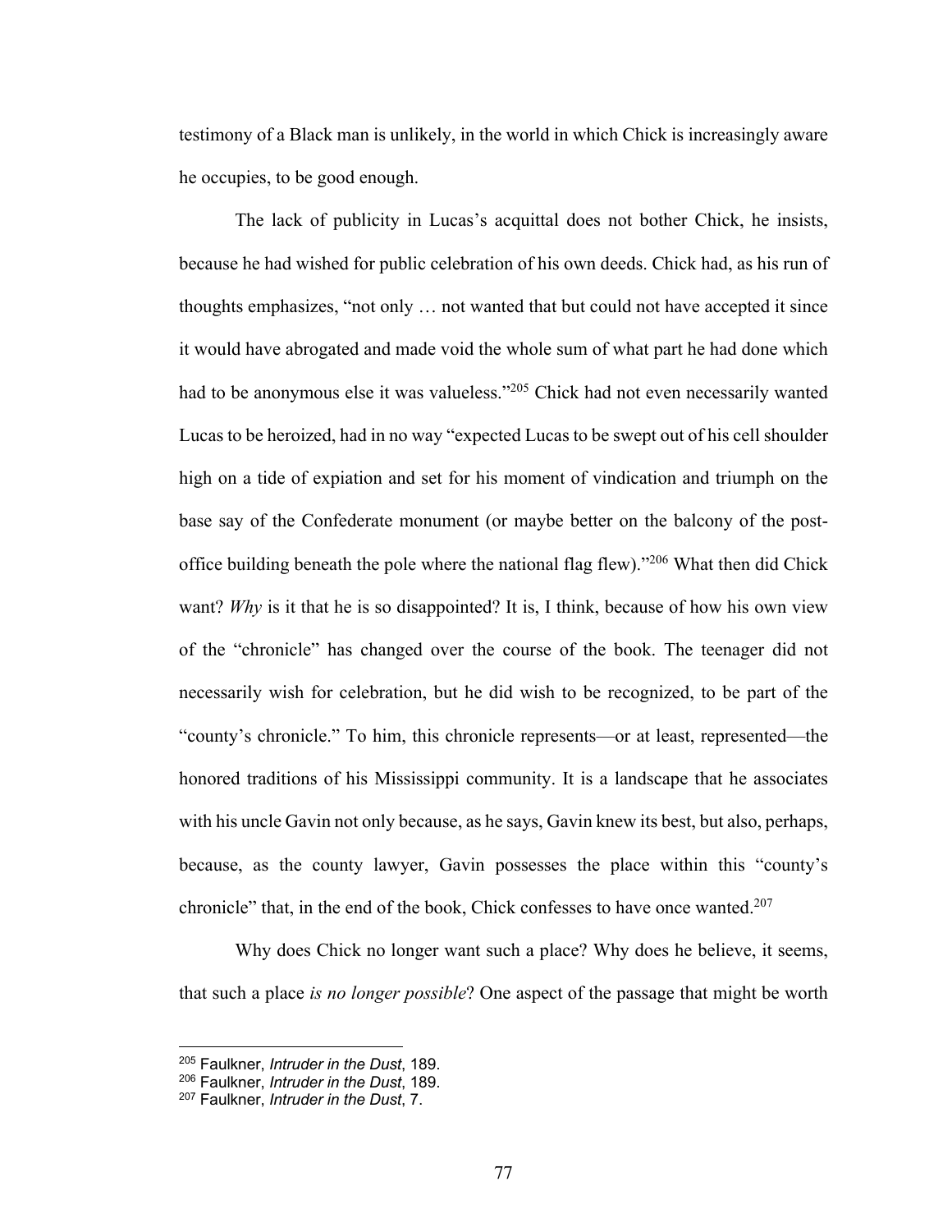testimony of a Black man is unlikely, in the world in which Chick is increasingly aware he occupies, to be good enough.

The lack of publicity in Lucas's acquittal does not bother Chick, he insists, because he had wished for public celebration of his own deeds. Chick had, as his run of thoughts emphasizes, "not only … not wanted that but could not have accepted it since it would have abrogated and made void the whole sum of what part he had done which had to be anonymous else it was valueless."[205] Chick had not even necessarily wanted Lucas to be heroized, had in no way "expected Lucas to be swept out of his cell shoulder high on a tide of expiation and set for his moment of vindication and triumph on the base say of the Confederate monument (or maybe better on the balcony of the post-office building beneath the pole where the national flag flew)."[206] What then did Chick want? *Why* is it that he is so disappointed? It is, I think, because of how his own view of the "chronicle" has changed over the course of the book. The teenager did not necessarily wish for celebration, but he did wish to be recognized, to be part of the "county's chronicle." To him, this chronicle represents—or at least, represented—the honored traditions of his Mississippi community. It is a landscape that he associates with his uncle Gavin not only because, as he says, Gavin knew its best, but also, perhaps, because, as the county lawyer, Gavin possesses the place within this "county's chronicle" that, in the end of the book, Chick confesses to have once wanted.[207]

Why does Chick no longer want such a place? Why does he believe, it seems, that such a place *is no longer possible*? One aspect of the passage that might be worth

---

[205] Faulkner, *Intruder in the Dust*, 189.
[206] Faulkner, *Intruder in the Dust*, 189.
[207] Faulkner, *Intruder in the Dust*, 7.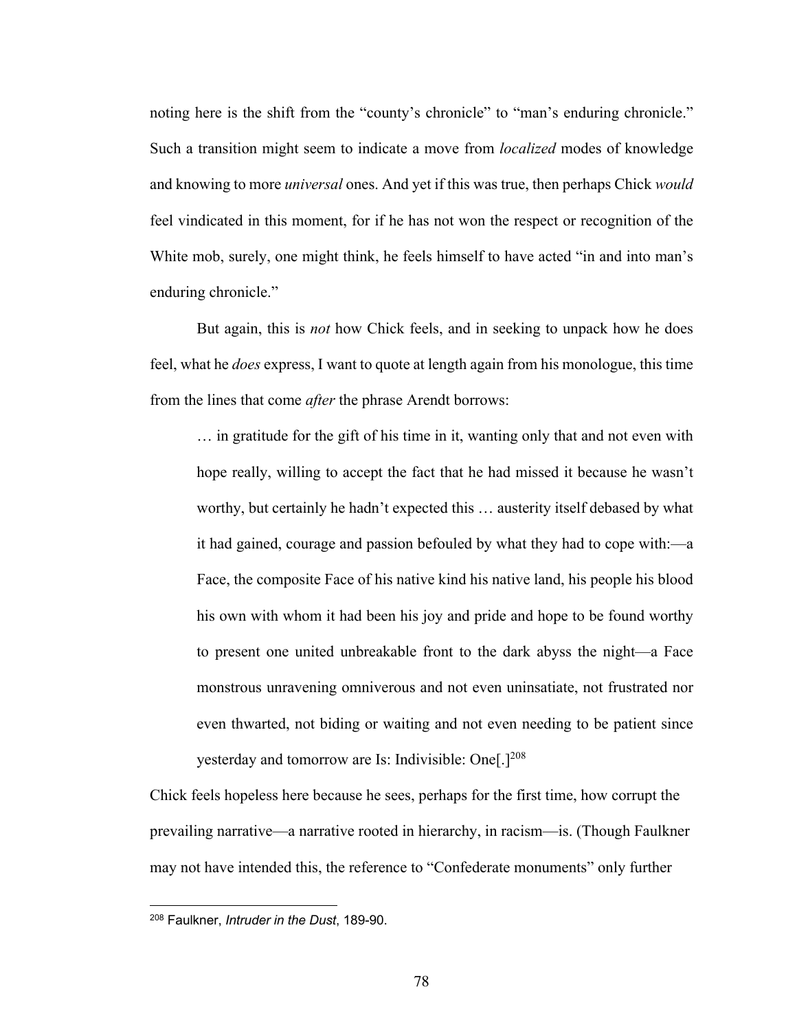noting here is the shift from the "county's chronicle" to "man's enduring chronicle." Such a transition might seem to indicate a move from *localized* modes of knowledge and knowing to more *universal* ones. And yet if this was true, then perhaps Chick *would* feel vindicated in this moment, for if he has not won the respect or recognition of the White mob, surely, one might think, he feels himself to have acted "in and into man's enduring chronicle."

But again, this is *not* how Chick feels, and in seeking to unpack how he does feel, what he *does* express, I want to quote at length again from his monologue, this time from the lines that come *after* the phrase Arendt borrows:

> … in gratitude for the gift of his time in it, wanting only that and not even with hope really, willing to accept the fact that he had missed it because he wasn't worthy, but certainly he hadn't expected this … austerity itself debased by what it had gained, courage and passion befouled by what they had to cope with:—a Face, the composite Face of his native kind his native land, his people his blood his own with whom it had been his joy and pride and hope to be found worthy to present one united unbreakable front to the dark abyss the night—a Face monstrous unravening omniverous and not even uninsatiate, not frustrated nor even thwarted, not biding or waiting and not even needing to be patient since yesterday and tomorrow are Is: Indivisible: One[.][208]

Chick feels hopeless here because he sees, perhaps for the first time, how corrupt the prevailing narrative—a narrative rooted in hierarchy, in racism—is. (Though Faulkner may not have intended this, the reference to "Confederate monuments" only further

[208] Faulkner, *Intruder in the Dust*, 189-90.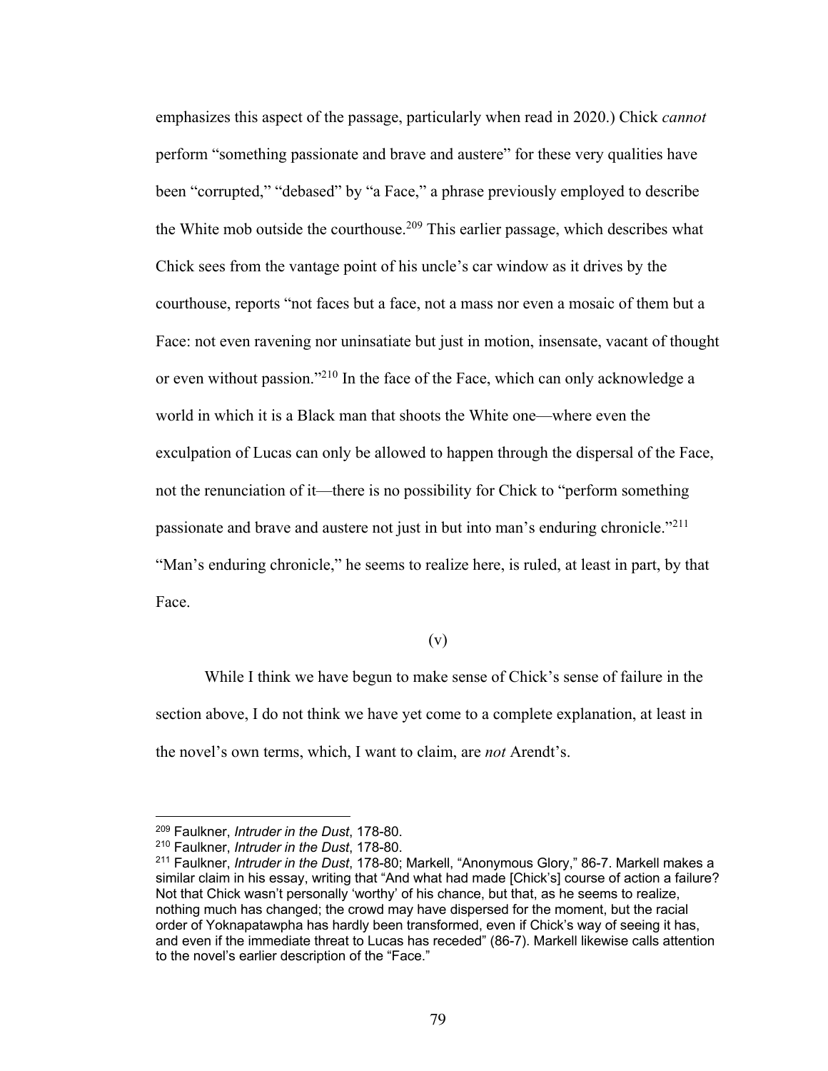emphasizes this aspect of the passage, particularly when read in 2020.) Chick *cannot* perform "something passionate and brave and austere" for these very qualities have been "corrupted," "debased" by "a Face," a phrase previously employed to describe the White mob outside the courthouse.[209] This earlier passage, which describes what Chick sees from the vantage point of his uncle's car window as it drives by the courthouse, reports "not faces but a face, not a mass nor even a mosaic of them but a Face: not even ravening nor uninsatiate but just in motion, insensate, vacant of thought or even without passion."[210] In the face of the Face, which can only acknowledge a world in which it is a Black man that shoots the White one—where even the exculpation of Lucas can only be allowed to happen through the dispersal of the Face, not the renunciation of it—there is no possibility for Chick to "perform something passionate and brave and austere not just in but into man's enduring chronicle."[211] "Man's enduring chronicle," he seems to realize here, is ruled, at least in part, by that Face.

(v)

While I think we have begun to make sense of Chick's sense of failure in the section above, I do not think we have yet come to a complete explanation, at least in the novel's own terms, which, I want to claim, are *not* Arendt's.

---

[209] Faulkner, *Intruder in the Dust*, 178-80.

[210] Faulkner, *Intruder in the Dust*, 178-80.

[211] Faulkner, *Intruder in the Dust*, 178-80; Markell, "Anonymous Glory," 86-7. Markell makes a similar claim in his essay, writing that "And what had made [Chick's] course of action a failure? Not that Chick wasn't personally 'worthy' of his chance, but that, as he seems to realize, nothing much has changed; the crowd may have dispersed for the moment, but the racial order of Yoknapatawpha has hardly been transformed, even if Chick's way of seeing it has, and even if the immediate threat to Lucas has receded" (86-7). Markell likewise calls attention to the novel's earlier description of the "Face."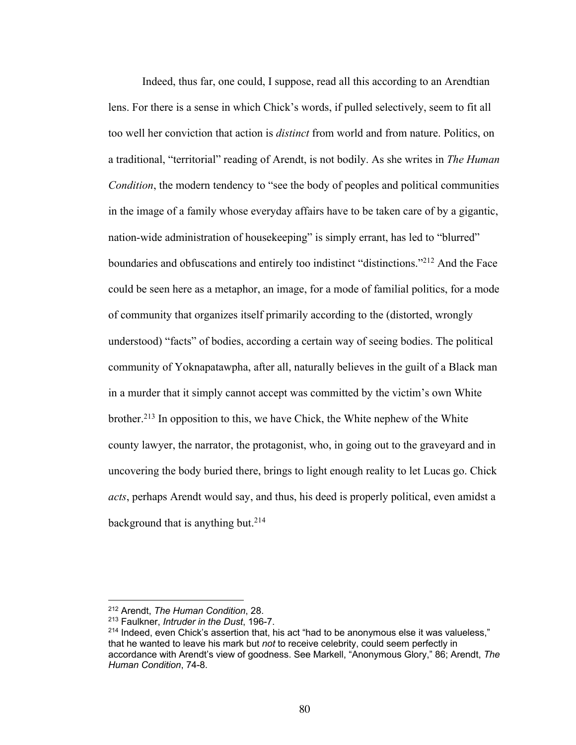Indeed, thus far, one could, I suppose, read all this according to an Arendtian lens. For there is a sense in which Chick's words, if pulled selectively, seem to fit all too well her conviction that action is *distinct* from world and from nature. Politics, on a traditional, "territorial" reading of Arendt, is not bodily. As she writes in *The Human Condition*, the modern tendency to "see the body of peoples and political communities in the image of a family whose everyday affairs have to be taken care of by a gigantic, nation-wide administration of housekeeping" is simply errant, has led to "blurred" boundaries and obfuscations and entirely too indistinct "distinctions."[212] And the Face could be seen here as a metaphor, an image, for a mode of familial politics, for a mode of community that organizes itself primarily according to the (distorted, wrongly understood) "facts" of bodies, according a certain way of seeing bodies. The political community of Yoknapatawpha, after all, naturally believes in the guilt of a Black man in a murder that it simply cannot accept was committed by the victim's own White brother.[213] In opposition to this, we have Chick, the White nephew of the White county lawyer, the narrator, the protagonist, who, in going out to the graveyard and in uncovering the body buried there, brings to light enough reality to let Lucas go. Chick *acts*, perhaps Arendt would say, and thus, his deed is properly political, even amidst a background that is anything but.[214]

---

[212] Arendt, *The Human Condition*, 28.

[213] Faulkner, *Intruder in the Dust*, 196-7.

[214] Indeed, even Chick's assertion that, his act "had to be anonymous else it was valueless," that he wanted to leave his mark but *not* to receive celebrity, could seem perfectly in accordance with Arendt's view of goodness. See Markell, "Anonymous Glory," 86; Arendt, *The Human Condition*, 74-8.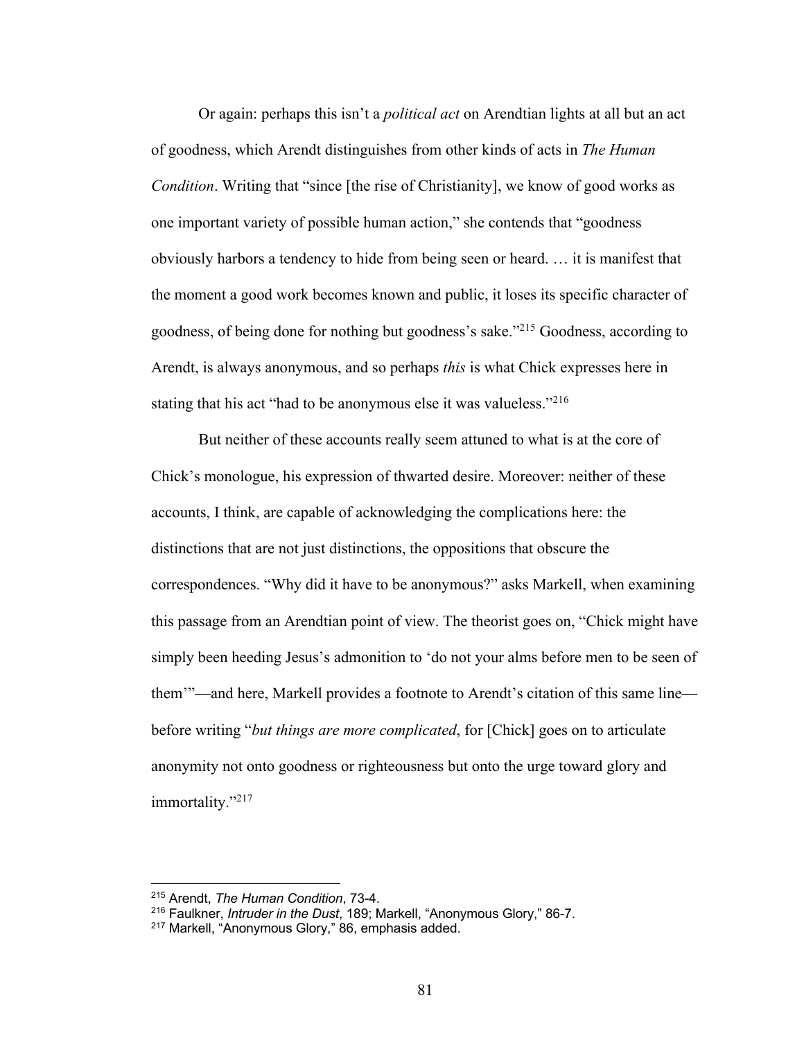Or again: perhaps this isn't a *political act* on Arendtian lights at all but an act of goodness, which Arendt distinguishes from other kinds of acts in *The Human Condition*. Writing that "since [the rise of Christianity], we know of good works as one important variety of possible human action," she contends that "goodness obviously harbors a tendency to hide from being seen or heard. … it is manifest that the moment a good work becomes known and public, it loses its specific character of goodness, of being done for nothing but goodness's sake."[215] Goodness, according to Arendt, is always anonymous, and so perhaps *this* is what Chick expresses here in stating that his act "had to be anonymous else it was valueless."[216]

But neither of these accounts really seem attuned to what is at the core of Chick's monologue, his expression of thwarted desire. Moreover: neither of these accounts, I think, are capable of acknowledging the complications here: the distinctions that are not just distinctions, the oppositions that obscure the correspondences. "Why did it have to be anonymous?" asks Markell, when examining this passage from an Arendtian point of view. The theorist goes on, "Chick might have simply been heeding Jesus's admonition to 'do not your alms before men to be seen of them'"—and here, Markell provides a footnote to Arendt's citation of this same line—before writing "*but things are more complicated*, for [Chick] goes on to articulate anonymity not onto goodness or righteousness but onto the urge toward glory and immortality."[217]

---

[215] Arendt, *The Human Condition*, 73-4.

[216] Faulkner, *Intruder in the Dust*, 189; Markell, "Anonymous Glory," 86-7.

[217] Markell, "Anonymous Glory," 86, emphasis added.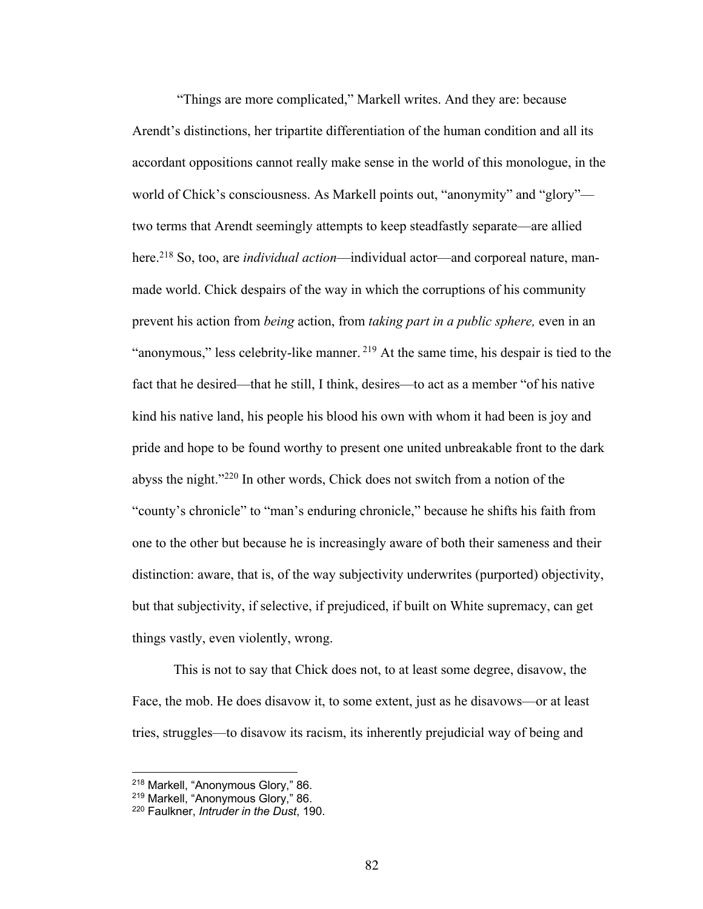"Things are more complicated," Markell writes. And they are: because Arendt's distinctions, her tripartite differentiation of the human condition and all its accordant oppositions cannot really make sense in the world of this monologue, in the world of Chick's consciousness. As Markell points out, "anonymity" and "glory"—two terms that Arendt seemingly attempts to keep steadfastly separate—are allied here.[218] So, too, are *individual action*—individual actor—and corporeal nature, man-made world. Chick despairs of the way in which the corruptions of his community prevent his action from *being* action, from *taking part in a public sphere,* even in an "anonymous," less celebrity-like manner.[219] At the same time, his despair is tied to the fact that he desired—that he still, I think, desires—to act as a member "of his native kind his native land, his people his blood his own with whom it had been is joy and pride and hope to be found worthy to present one united unbreakable front to the dark abyss the night."[220] In other words, Chick does not switch from a notion of the "county's chronicle" to "man's enduring chronicle," because he shifts his faith from one to the other but because he is increasingly aware of both their sameness and their distinction: aware, that is, of the way subjectivity underwrites (purported) objectivity, but that subjectivity, if selective, if prejudiced, if built on White supremacy, can get things vastly, even violently, wrong.

This is not to say that Chick does not, to at least some degree, disavow, the Face, the mob. He does disavow it, to some extent, just as he disavows—or at least tries, struggles—to disavow its racism, its inherently prejudicial way of being and

---

[218] Markell, "Anonymous Glory," 86.
[219] Markell, "Anonymous Glory," 86.
[220] Faulkner, *Intruder in the Dust*, 190.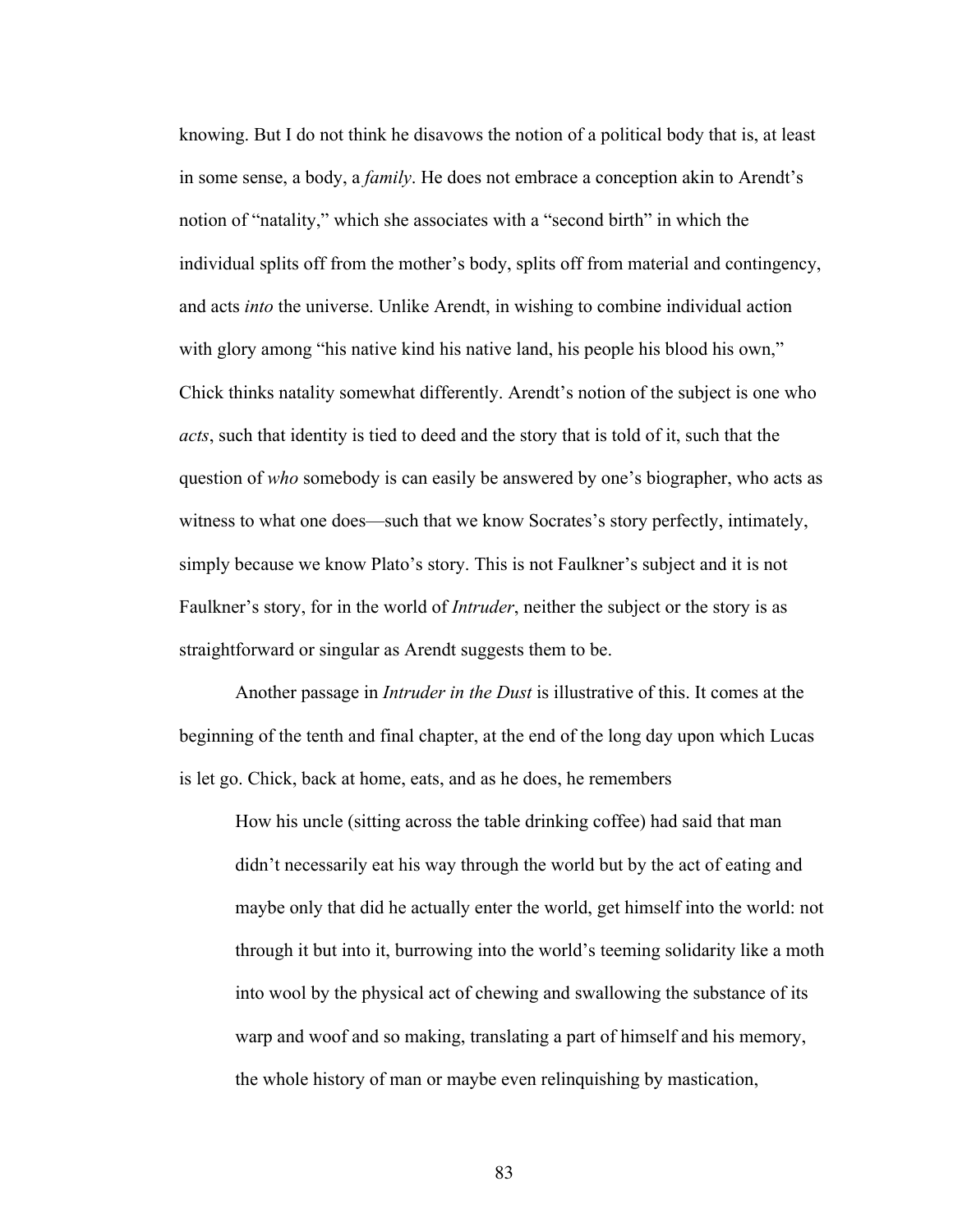knowing. But I do not think he disavows the notion of a political body that is, at least in some sense, a body, a *family*. He does not embrace a conception akin to Arendt's notion of "natality," which she associates with a "second birth" in which the individual splits off from the mother's body, splits off from material and contingency, and acts *into* the universe. Unlike Arendt, in wishing to combine individual action with glory among "his native kind his native land, his people his blood his own," Chick thinks natality somewhat differently. Arendt's notion of the subject is one who *acts*, such that identity is tied to deed and the story that is told of it, such that the question of *who* somebody is can easily be answered by one's biographer, who acts as witness to what one does—such that we know Socrates's story perfectly, intimately, simply because we know Plato's story. This is not Faulkner's subject and it is not Faulkner's story, for in the world of *Intruder*, neither the subject or the story is as straightforward or singular as Arendt suggests them to be.

Another passage in *Intruder in the Dust* is illustrative of this. It comes at the beginning of the tenth and final chapter, at the end of the long day upon which Lucas is let go. Chick, back at home, eats, and as he does, he remembers

> How his uncle (sitting across the table drinking coffee) had said that man didn't necessarily eat his way through the world but by the act of eating and maybe only that did he actually enter the world, get himself into the world: not through it but into it, burrowing into the world's teeming solidarity like a moth into wool by the physical act of chewing and swallowing the substance of its warp and woof and so making, translating a part of himself and his memory, the whole history of man or maybe even relinquishing by mastication,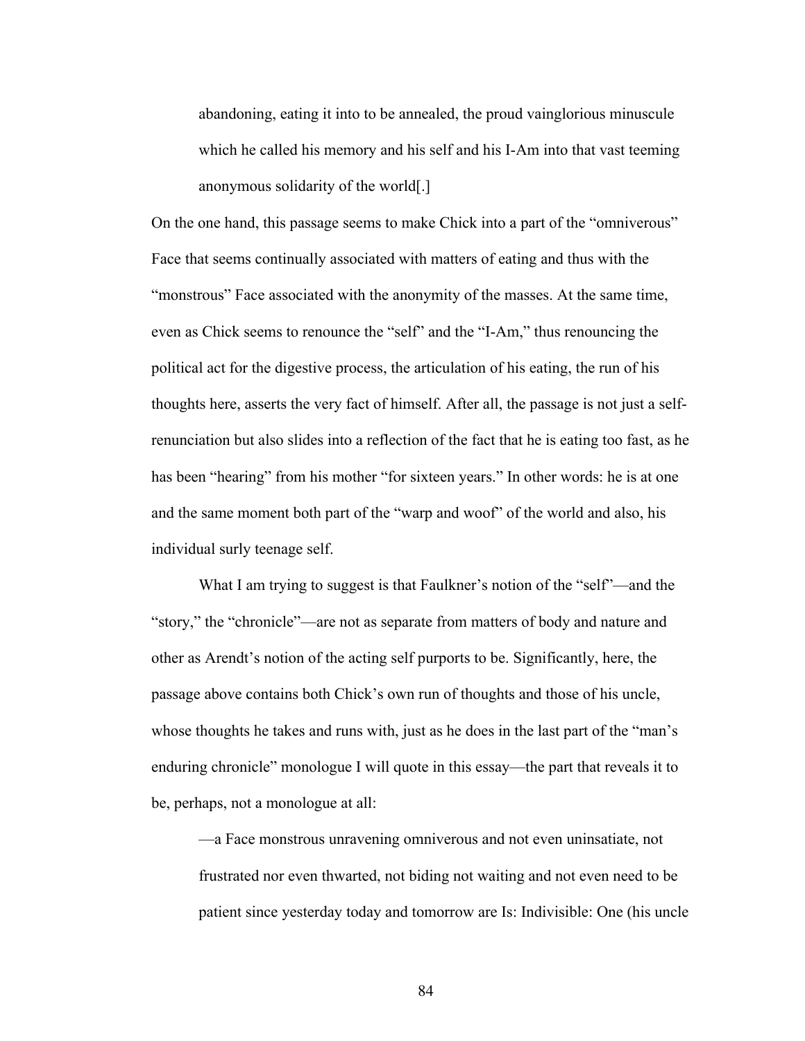> abandoning, eating it into to be annealed, the proud vainglorious minuscule which he called his memory and his self and his I-Am into that vast teeming anonymous solidarity of the world[.]

On the one hand, this passage seems to make Chick into a part of the "omniverous" Face that seems continually associated with matters of eating and thus with the "monstrous" Face associated with the anonymity of the masses. At the same time, even as Chick seems to renounce the "self" and the "I-Am," thus renouncing the political act for the digestive process, the articulation of his eating, the run of his thoughts here, asserts the very fact of himself. After all, the passage is not just a self-renunciation but also slides into a reflection of the fact that he is eating too fast, as he has been "hearing" from his mother "for sixteen years." In other words: he is at one and the same moment both part of the "warp and woof" of the world and also, his individual surly teenage self.

What I am trying to suggest is that Faulkner's notion of the "self"—and the "story," the "chronicle"—are not as separate from matters of body and nature and other as Arendt's notion of the acting self purports to be. Significantly, here, the passage above contains both Chick's own run of thoughts and those of his uncle, whose thoughts he takes and runs with, just as he does in the last part of the "man's enduring chronicle" monologue I will quote in this essay—the part that reveals it to be, perhaps, not a monologue at all:

> —a Face monstrous unravening omniverous and not even uninsatiate, not frustrated nor even thwarted, not biding not waiting and not even need to be patient since yesterday today and tomorrow are Is: Indivisible: One (his uncle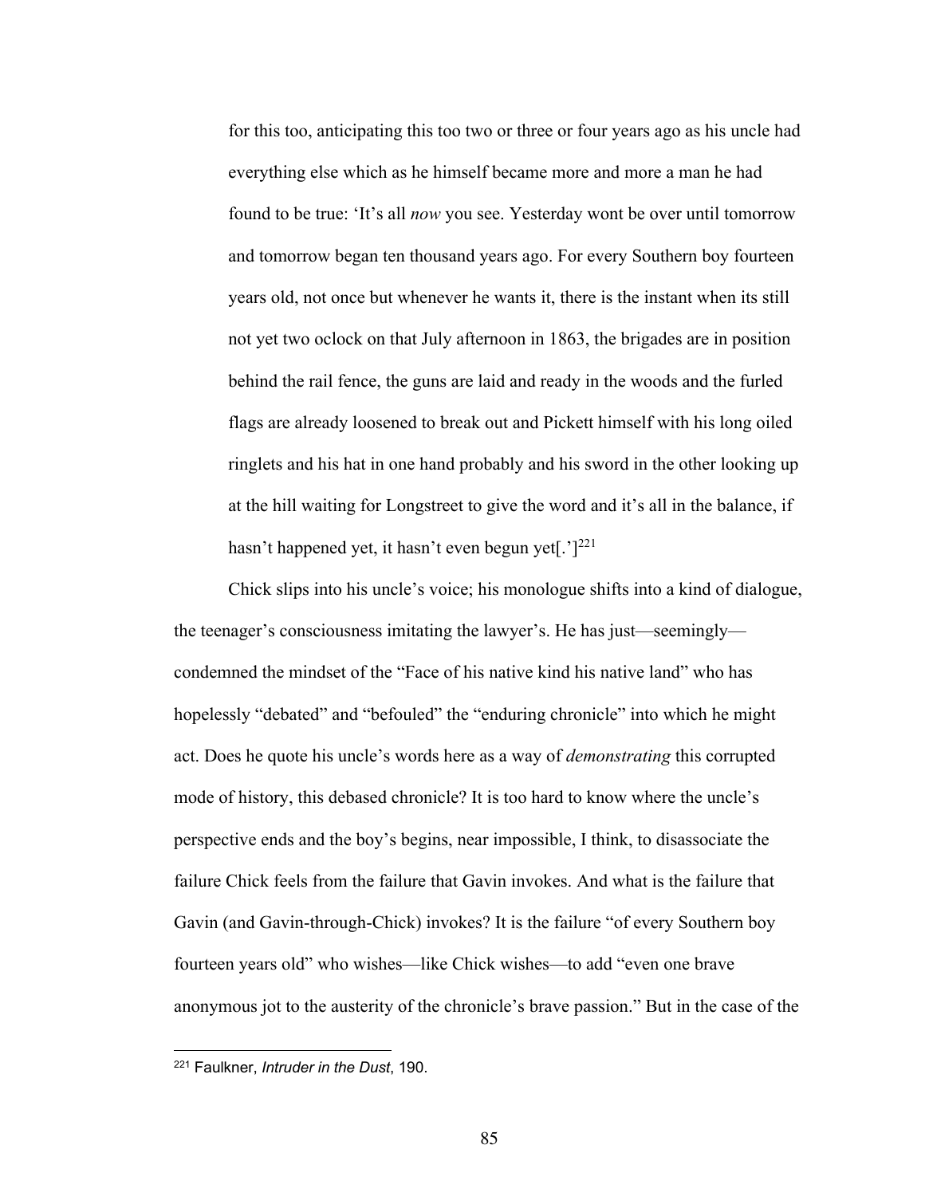for this too, anticipating this too two or three or four years ago as his uncle had everything else which as he himself became more and more a man he had found to be true: 'It's all *now* you see. Yesterday wont be over until tomorrow and tomorrow began ten thousand years ago. For every Southern boy fourteen years old, not once but whenever he wants it, there is the instant when its still not yet two oclock on that July afternoon in 1863, the brigades are in position behind the rail fence, the guns are laid and ready in the woods and the furled flags are already loosened to break out and Pickett himself with his long oiled ringlets and his hat in one hand probably and his sword in the other looking up at the hill waiting for Longstreet to give the word and it's all in the balance, if hasn't happened yet, it hasn't even begun yet[.'][221]

Chick slips into his uncle's voice; his monologue shifts into a kind of dialogue, the teenager's consciousness imitating the lawyer's. He has just—seemingly—condemned the mindset of the "Face of his native kind his native land" who has hopelessly "debated" and "befouled" the "enduring chronicle" into which he might act. Does he quote his uncle's words here as a way of *demonstrating* this corrupted mode of history, this debased chronicle? It is too hard to know where the uncle's perspective ends and the boy's begins, near impossible, I think, to disassociate the failure Chick feels from the failure that Gavin invokes. And what is the failure that Gavin (and Gavin-through-Chick) invokes? It is the failure "of every Southern boy fourteen years old" who wishes—like Chick wishes—to add "even one brave anonymous jot to the austerity of the chronicle's brave passion." But in the case of the

---

[221] Faulkner, *Intruder in the Dust*, 190.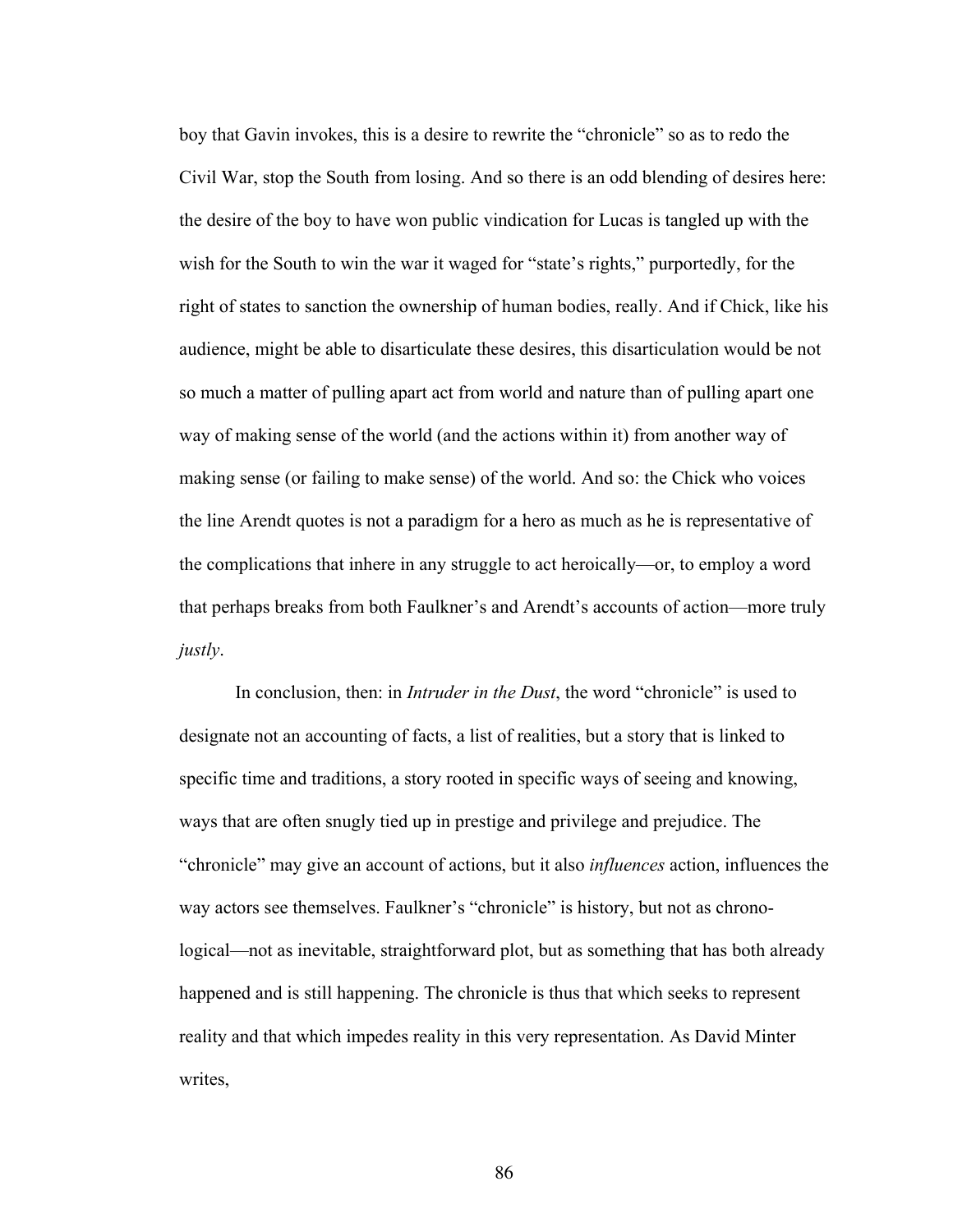boy that Gavin invokes, this is a desire to rewrite the "chronicle" so as to redo the Civil War, stop the South from losing. And so there is an odd blending of desires here: the desire of the boy to have won public vindication for Lucas is tangled up with the wish for the South to win the war it waged for "state's rights," purportedly, for the right of states to sanction the ownership of human bodies, really. And if Chick, like his audience, might be able to disarticulate these desires, this disarticulation would be not so much a matter of pulling apart act from world and nature than of pulling apart one way of making sense of the world (and the actions within it) from another way of making sense (or failing to make sense) of the world. And so: the Chick who voices the line Arendt quotes is not a paradigm for a hero as much as he is representative of the complications that inhere in any struggle to act heroically—or, to employ a word that perhaps breaks from both Faulkner's and Arendt's accounts of action—more truly *justly*.

In conclusion, then: in *Intruder in the Dust*, the word "chronicle" is used to designate not an accounting of facts, a list of realities, but a story that is linked to specific time and traditions, a story rooted in specific ways of seeing and knowing, ways that are often snugly tied up in prestige and privilege and prejudice. The "chronicle" may give an account of actions, but it also *influences* action, influences the way actors see themselves. Faulkner's "chronicle" is history, but not as chrono-logical—not as inevitable, straightforward plot, but as something that has both already happened and is still happening. The chronicle is thus that which seeks to represent reality and that which impedes reality in this very representation. As David Minter writes,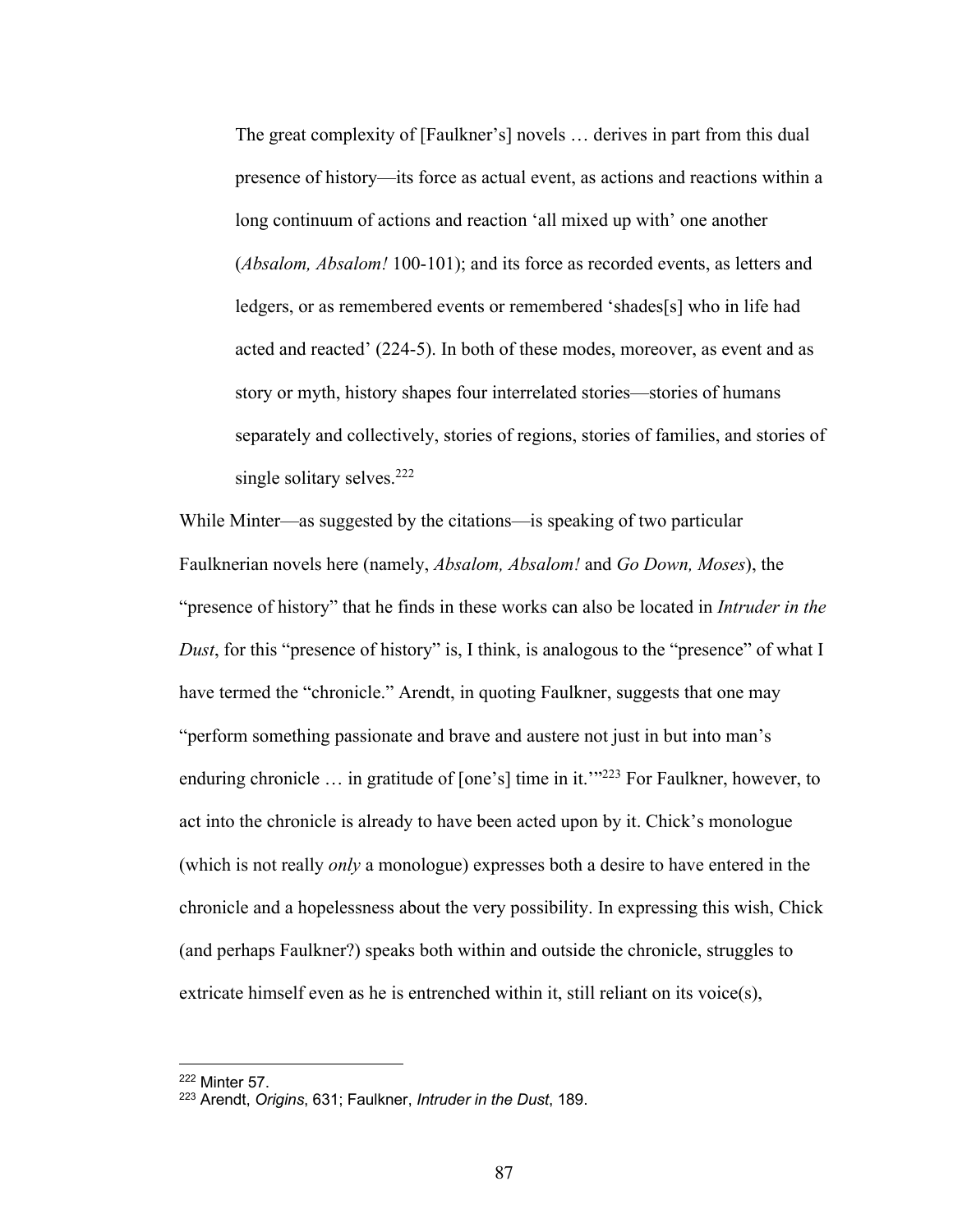> The great complexity of [Faulkner's] novels … derives in part from this dual presence of history—its force as actual event, as actions and reactions within a long continuum of actions and reaction 'all mixed up with' one another (*Absalom, Absalom!* 100-101); and its force as recorded events, as letters and ledgers, or as remembered events or remembered 'shades[s] who in life had acted and reacted' (224-5). In both of these modes, moreover, as event and as story or myth, history shapes four interrelated stories—stories of humans separately and collectively, stories of regions, stories of families, and stories of single solitary selves.[222]

While Minter—as suggested by the citations—is speaking of two particular Faulknerian novels here (namely, *Absalom, Absalom!* and *Go Down, Moses*), the "presence of history" that he finds in these works can also be located in *Intruder in the Dust*, for this "presence of history" is, I think, is analogous to the "presence" of what I have termed the "chronicle." Arendt, in quoting Faulkner, suggests that one may "perform something passionate and brave and austere not just in but into man's enduring chronicle … in gratitude of [one's] time in it.'"[223] For Faulkner, however, to act into the chronicle is already to have been acted upon by it. Chick's monologue (which is not really *only* a monologue) expresses both a desire to have entered in the chronicle and a hopelessness about the very possibility. In expressing this wish, Chick (and perhaps Faulkner?) speaks both within and outside the chronicle, struggles to extricate himself even as he is entrenched within it, still reliant on its voice(s),

---

[222] Minter 57.

[223] Arendt, *Origins*, 631; Faulkner, *Intruder in the Dust*, 189.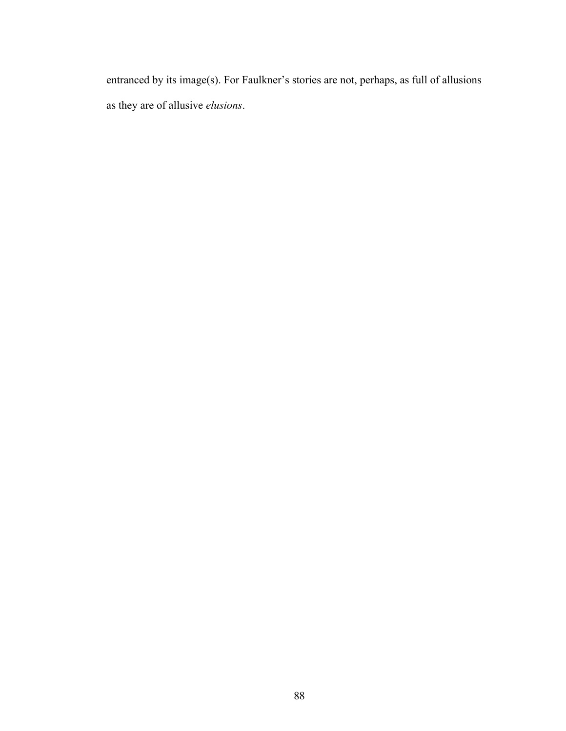entranced by its image(s). For Faulkner's stories are not, perhaps, as full of allusions as they are of allusive *elusions*.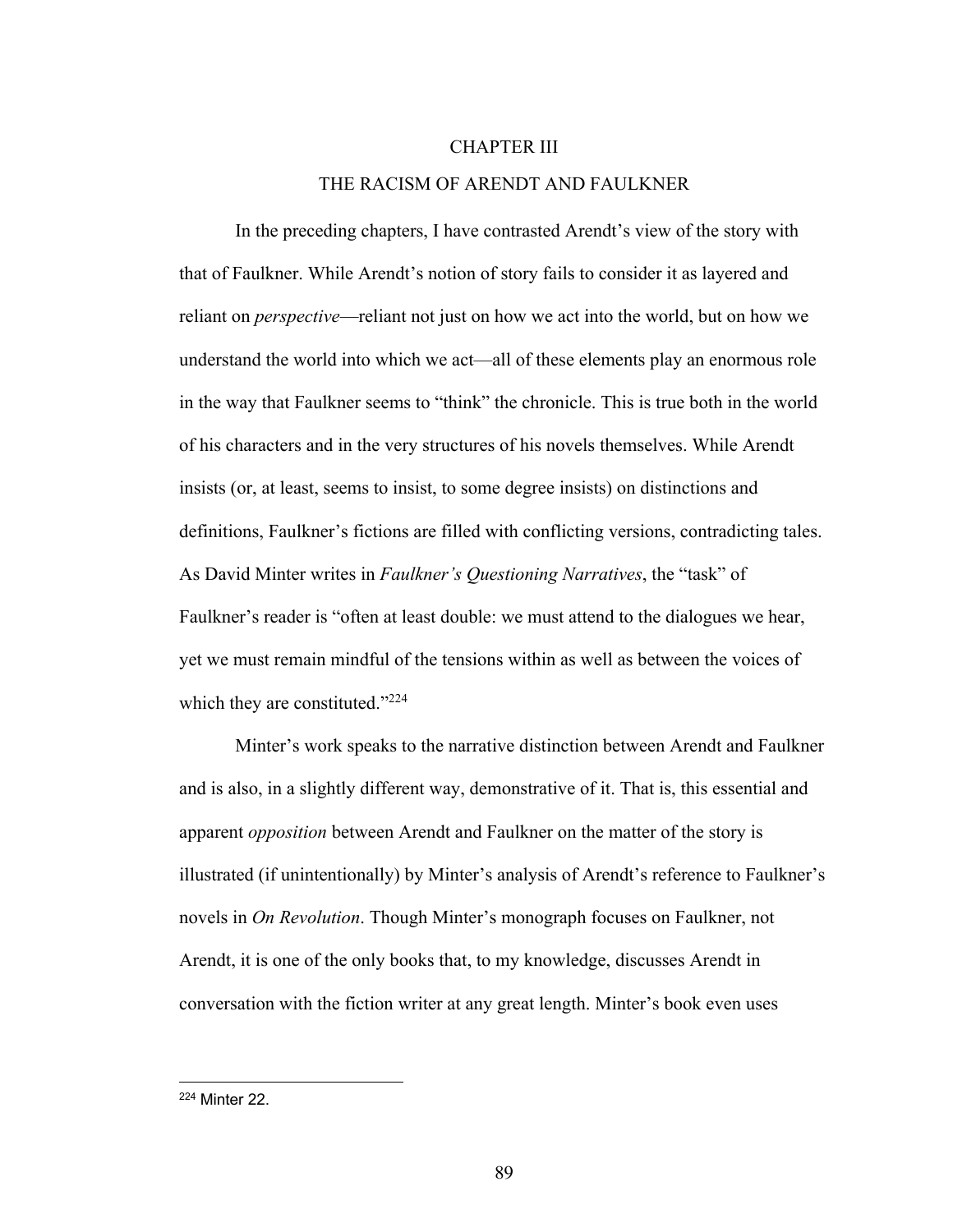# CHAPTER III

# THE RACISM OF ARENDT AND FAULKNER

In the preceding chapters, I have contrasted Arendt's view of the story with that of Faulkner. While Arendt's notion of story fails to consider it as layered and reliant on *perspective*—reliant not just on how we act into the world, but on how we understand the world into which we act—all of these elements play an enormous role in the way that Faulkner seems to "think" the chronicle. This is true both in the world of his characters and in the very structures of his novels themselves. While Arendt insists (or, at least, seems to insist, to some degree insists) on distinctions and definitions, Faulkner's fictions are filled with conflicting versions, contradicting tales. As David Minter writes in *Faulkner's Questioning Narratives*, the "task" of Faulkner's reader is "often at least double: we must attend to the dialogues we hear, yet we must remain mindful of the tensions within as well as between the voices of which they are constituted."[224]

Minter's work speaks to the narrative distinction between Arendt and Faulkner and is also, in a slightly different way, demonstrative of it. That is, this essential and apparent *opposition* between Arendt and Faulkner on the matter of the story is illustrated (if unintentionally) by Minter's analysis of Arendt's reference to Faulkner's novels in *On Revolution*. Though Minter's monograph focuses on Faulkner, not Arendt, it is one of the only books that, to my knowledge, discusses Arendt in conversation with the fiction writer at any great length. Minter's book even uses

[224] Minter 22.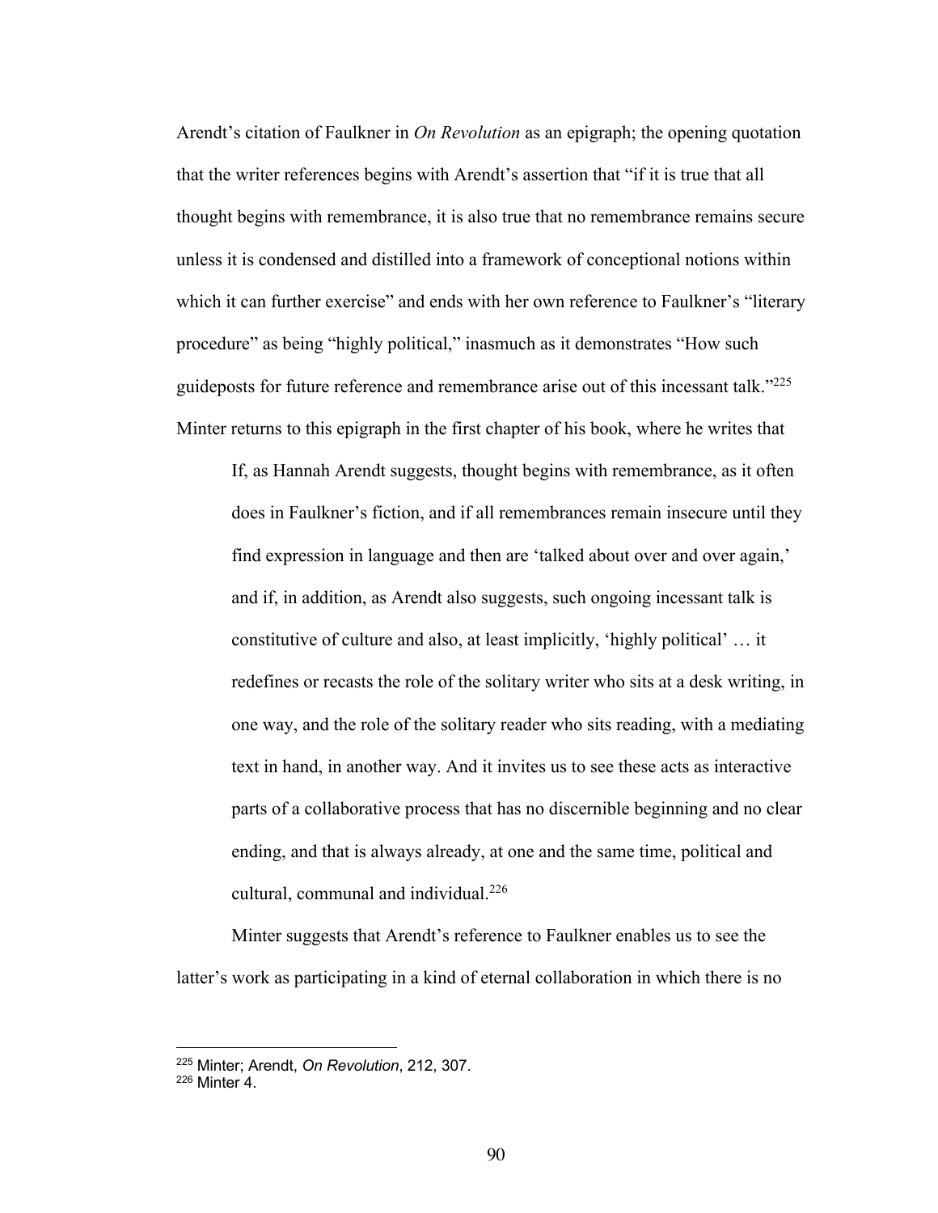Arendt's citation of Faulkner in *On Revolution* as an epigraph; the opening quotation that the writer references begins with Arendt's assertion that "if it is true that all thought begins with remembrance, it is also true that no remembrance remains secure unless it is condensed and distilled into a framework of conceptional notions within which it can further exercise" and ends with her own reference to Faulkner's "literary procedure" as being "highly political," inasmuch as it demonstrates "How such guideposts for future reference and remembrance arise out of this incessant talk."[225] Minter returns to this epigraph in the first chapter of his book, where he writes that

> If, as Hannah Arendt suggests, thought begins with remembrance, as it often does in Faulkner's fiction, and if all remembrances remain insecure until they find expression in language and then are 'talked about over and over again,' and if, in addition, as Arendt also suggests, such ongoing incessant talk is constitutive of culture and also, at least implicitly, 'highly political' … it redefines or recasts the role of the solitary writer who sits at a desk writing, in one way, and the role of the solitary reader who sits reading, with a mediating text in hand, in another way. And it invites us to see these acts as interactive parts of a collaborative process that has no discernible beginning and no clear ending, and that is always already, at one and the same time, political and cultural, communal and individual.[226]

Minter suggests that Arendt's reference to Faulkner enables us to see the latter's work as participating in a kind of eternal collaboration in which there is no

---

[225] Minter; Arendt, *On Revolution*, 212, 307.
[226] Minter 4.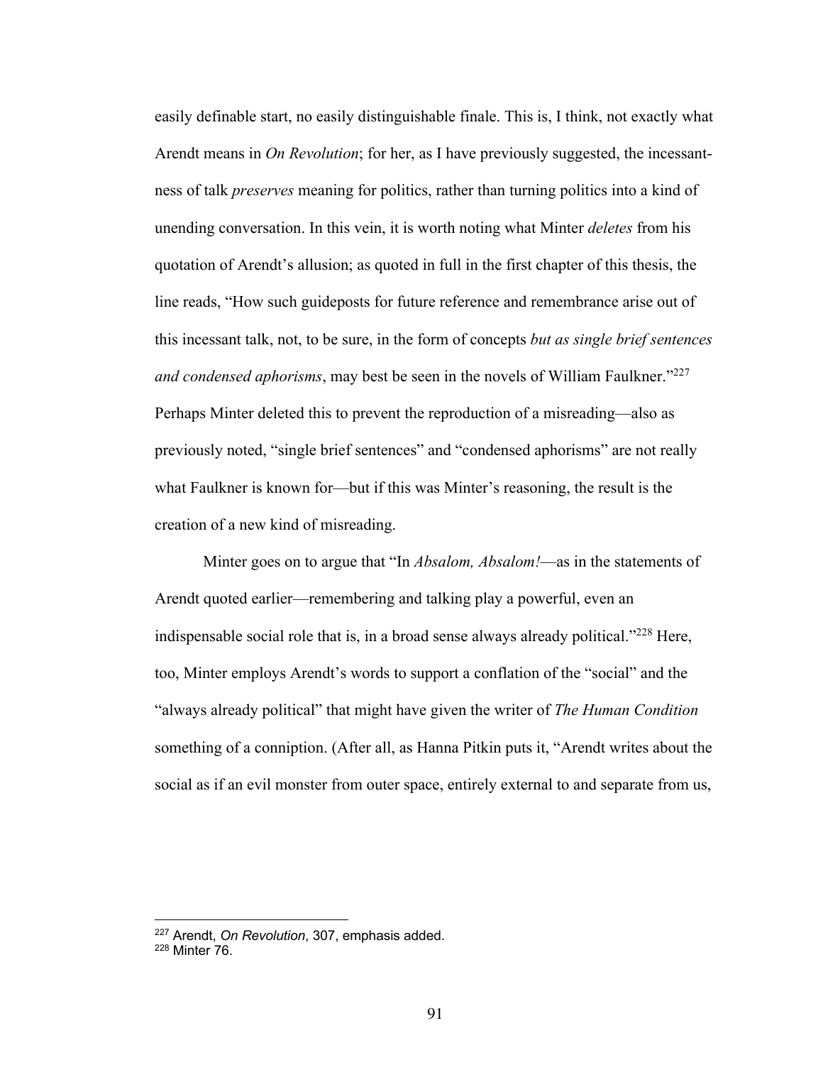easily definable start, no easily distinguishable finale. This is, I think, not exactly what Arendt means in *On Revolution*; for her, as I have previously suggested, the incessantness of talk *preserves* meaning for politics, rather than turning politics into a kind of unending conversation. In this vein, it is worth noting what Minter *deletes* from his quotation of Arendt's allusion; as quoted in full in the first chapter of this thesis, the line reads, "How such guideposts for future reference and remembrance arise out of this incessant talk, not, to be sure, in the form of concepts *but as single brief sentences and condensed aphorisms*, may best be seen in the novels of William Faulkner."[227] Perhaps Minter deleted this to prevent the reproduction of a misreading—also as previously noted, "single brief sentences" and "condensed aphorisms" are not really what Faulkner is known for—but if this was Minter's reasoning, the result is the creation of a new kind of misreading.

Minter goes on to argue that "In *Absalom, Absalom!*—as in the statements of Arendt quoted earlier—remembering and talking play a powerful, even an indispensable social role that is, in a broad sense always already political."[228] Here, too, Minter employs Arendt's words to support a conflation of the "social" and the "always already political" that might have given the writer of *The Human Condition* something of a conniption. (After all, as Hanna Pitkin puts it, "Arendt writes about the social as if an evil monster from outer space, entirely external to and separate from us,

[227] Arendt, *On Revolution*, 307, emphasis added.
[228] Minter 76.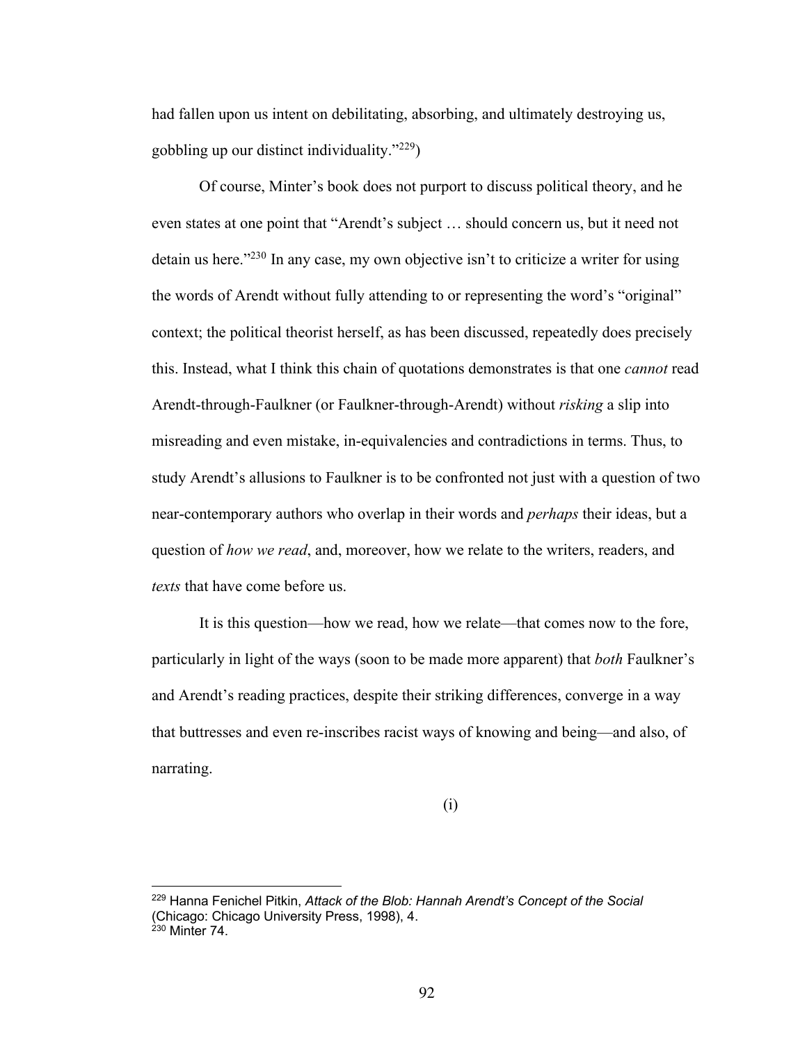had fallen upon us intent on debilitating, absorbing, and ultimately destroying us, gobbling up our distinct individuality."[229])

Of course, Minter's book does not purport to discuss political theory, and he even states at one point that "Arendt's subject … should concern us, but it need not detain us here."[230] In any case, my own objective isn't to criticize a writer for using the words of Arendt without fully attending to or representing the word's "original" context; the political theorist herself, as has been discussed, repeatedly does precisely this. Instead, what I think this chain of quotations demonstrates is that one *cannot* read Arendt-through-Faulkner (or Faulkner-through-Arendt) without *risking* a slip into misreading and even mistake, in-equivalencies and contradictions in terms. Thus, to study Arendt's allusions to Faulkner is to be confronted not just with a question of two near-contemporary authors who overlap in their words and *perhaps* their ideas, but a question of *how we read*, and, moreover, how we relate to the writers, readers, and *texts* that have come before us.

It is this question—how we read, how we relate—that comes now to the fore, particularly in light of the ways (soon to be made more apparent) that *both* Faulkner's and Arendt's reading practices, despite their striking differences, converge in a way that buttresses and even re-inscribes racist ways of knowing and being—and also, of narrating.

(i)

---

[229] Hanna Fenichel Pitkin, *Attack of the Blob: Hannah Arendt's Concept of the Social* (Chicago: Chicago University Press, 1998), 4.

[230] Minter 74.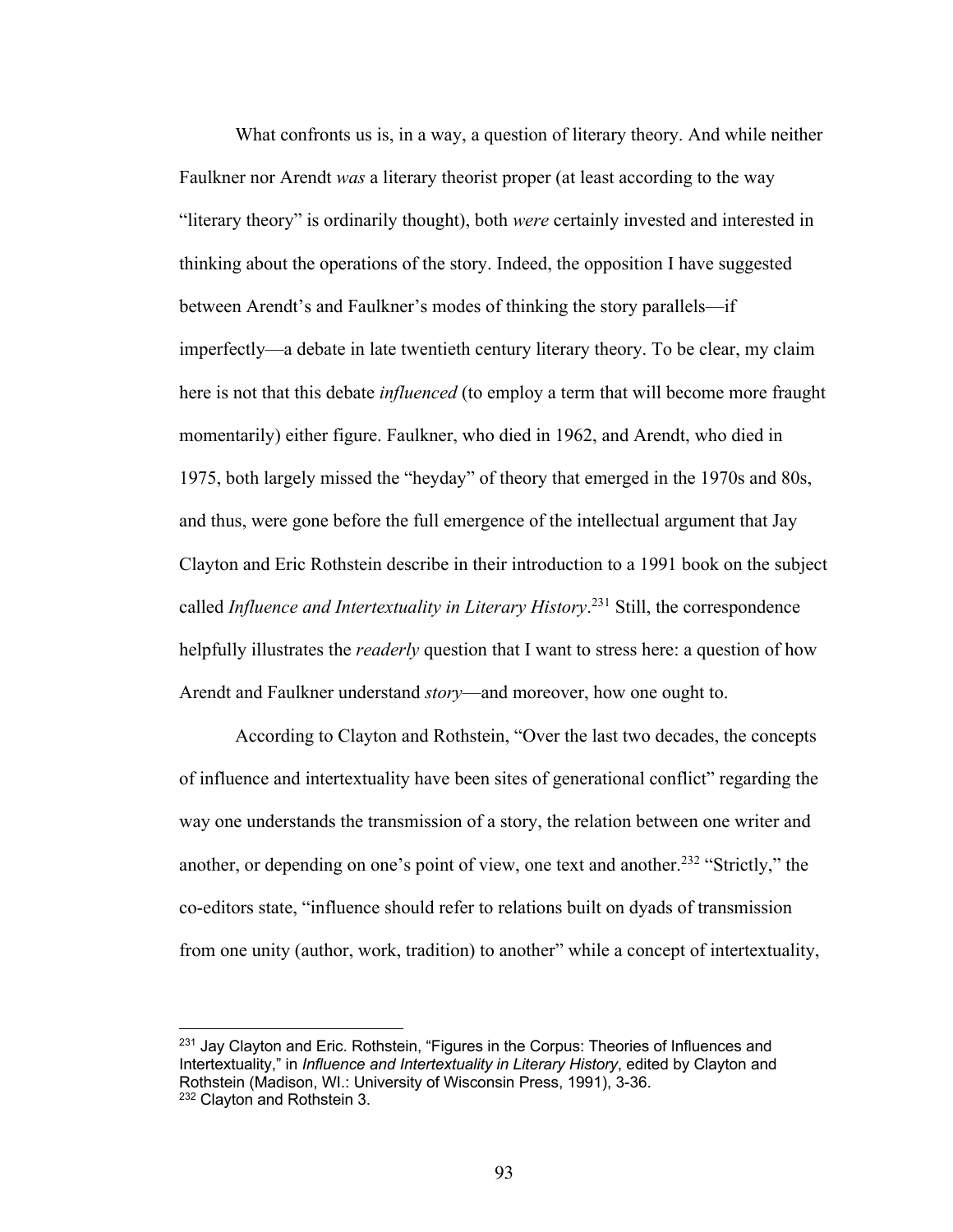What confronts us is, in a way, a question of literary theory. And while neither Faulkner nor Arendt *was* a literary theorist proper (at least according to the way "literary theory" is ordinarily thought), both *were* certainly invested and interested in thinking about the operations of the story. Indeed, the opposition I have suggested between Arendt's and Faulkner's modes of thinking the story parallels—if imperfectly—a debate in late twentieth century literary theory. To be clear, my claim here is not that this debate *influenced* (to employ a term that will become more fraught momentarily) either figure. Faulkner, who died in 1962, and Arendt, who died in 1975, both largely missed the "heyday" of theory that emerged in the 1970s and 80s, and thus, were gone before the full emergence of the intellectual argument that Jay Clayton and Eric Rothstein describe in their introduction to a 1991 book on the subject called *Influence and Intertextuality in Literary History*.[231] Still, the correspondence helpfully illustrates the *readerly* question that I want to stress here: a question of how Arendt and Faulkner understand *story*—and moreover, how one ought to.

According to Clayton and Rothstein, "Over the last two decades, the concepts of influence and intertextuality have been sites of generational conflict" regarding the way one understands the transmission of a story, the relation between one writer and another, or depending on one's point of view, one text and another.[232] "Strictly," the co-editors state, "influence should refer to relations built on dyads of transmission from one unity (author, work, tradition) to another" while a concept of intertextuality,

---

[231] Jay Clayton and Eric. Rothstein, "Figures in the Corpus: Theories of Influences and Intertextuality," in *Influence and Intertextuality in Literary History*, edited by Clayton and Rothstein (Madison, WI.: University of Wisconsin Press, 1991), 3-36.

[232] Clayton and Rothstein 3.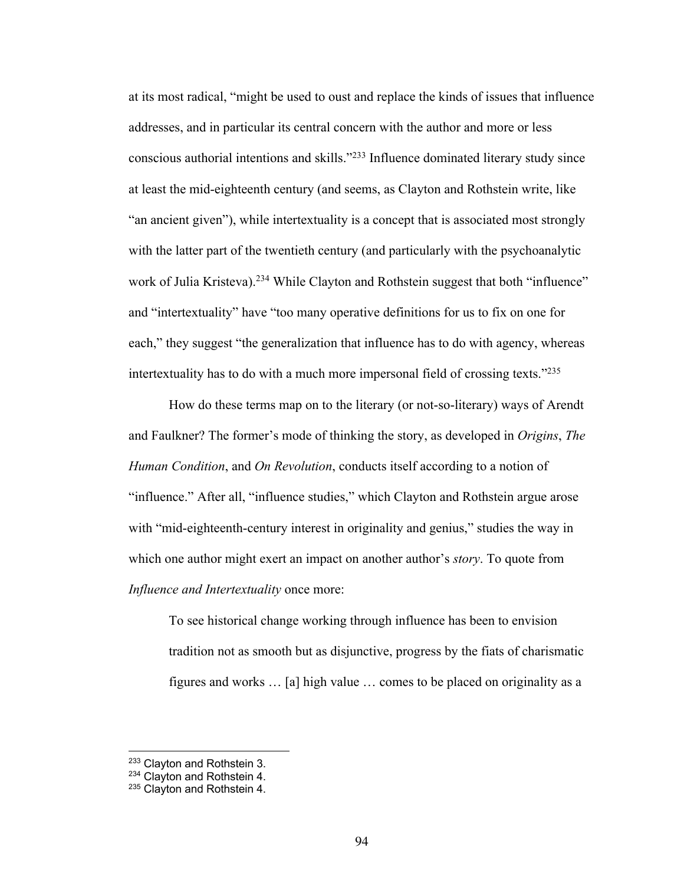at its most radical, "might be used to oust and replace the kinds of issues that influence addresses, and in particular its central concern with the author and more or less conscious authorial intentions and skills."[233] Influence dominated literary study since at least the mid-eighteenth century (and seems, as Clayton and Rothstein write, like "an ancient given"), while intertextuality is a concept that is associated most strongly with the latter part of the twentieth century (and particularly with the psychoanalytic work of Julia Kristeva).[234] While Clayton and Rothstein suggest that both "influence" and "intertextuality" have "too many operative definitions for us to fix on one for each," they suggest "the generalization that influence has to do with agency, whereas intertextuality has to do with a much more impersonal field of crossing texts."[235]

How do these terms map on to the literary (or not-so-literary) ways of Arendt and Faulkner? The former's mode of thinking the story, as developed in *Origins*, *The Human Condition*, and *On Revolution*, conducts itself according to a notion of "influence." After all, "influence studies," which Clayton and Rothstein argue arose with "mid-eighteenth-century interest in originality and genius," studies the way in which one author might exert an impact on another author's *story*. To quote from *Influence and Intertextuality* once more:

> To see historical change working through influence has been to envision tradition not as smooth but as disjunctive, progress by the fiats of charismatic figures and works … [a] high value … comes to be placed on originality as a

---

[233] Clayton and Rothstein 3.
[234] Clayton and Rothstein 4.
[235] Clayton and Rothstein 4.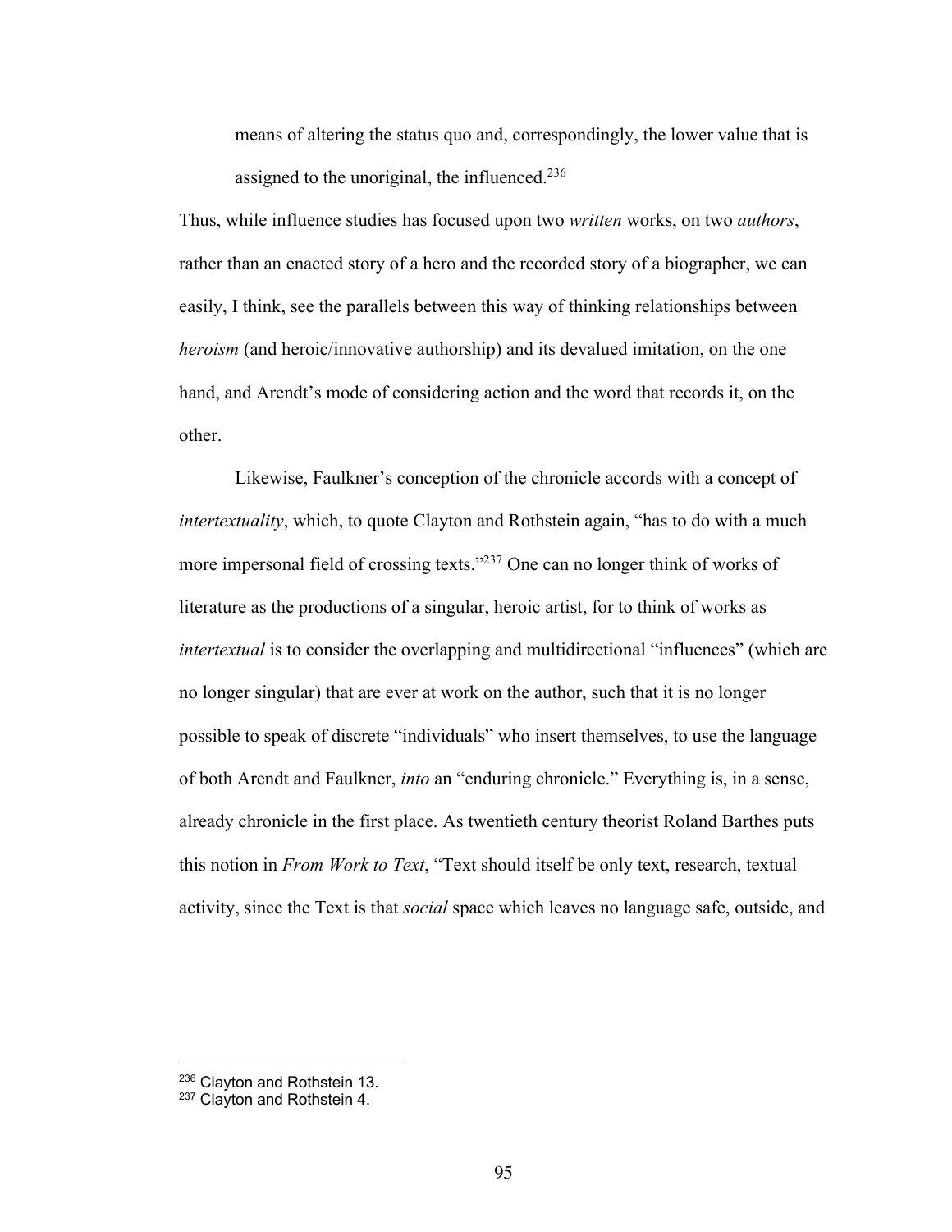> means of altering the status quo and, correspondingly, the lower value that is assigned to the unoriginal, the influenced.[236]

Thus, while influence studies has focused upon two *written* works, on two *authors*, rather than an enacted story of a hero and the recorded story of a biographer, we can easily, I think, see the parallels between this way of thinking relationships between *heroism* (and heroic/innovative authorship) and its devalued imitation, on the one hand, and Arendt's mode of considering action and the word that records it, on the other.

Likewise, Faulkner's conception of the chronicle accords with a concept of *intertextuality*, which, to quote Clayton and Rothstein again, "has to do with a much more impersonal field of crossing texts."[237] One can no longer think of works of literature as the productions of a singular, heroic artist, for to think of works as *intertextual* is to consider the overlapping and multidirectional "influences" (which are no longer singular) that are ever at work on the author, such that it is no longer possible to speak of discrete "individuals" who insert themselves, to use the language of both Arendt and Faulkner, *into* an "enduring chronicle." Everything is, in a sense, already chronicle in the first place. As twentieth century theorist Roland Barthes puts this notion in *From Work to Text*, "Text should itself be only text, research, textual activity, since the Text is that *social* space which leaves no language safe, outside, and

---

[236] Clayton and Rothstein 13.

[237] Clayton and Rothstein 4.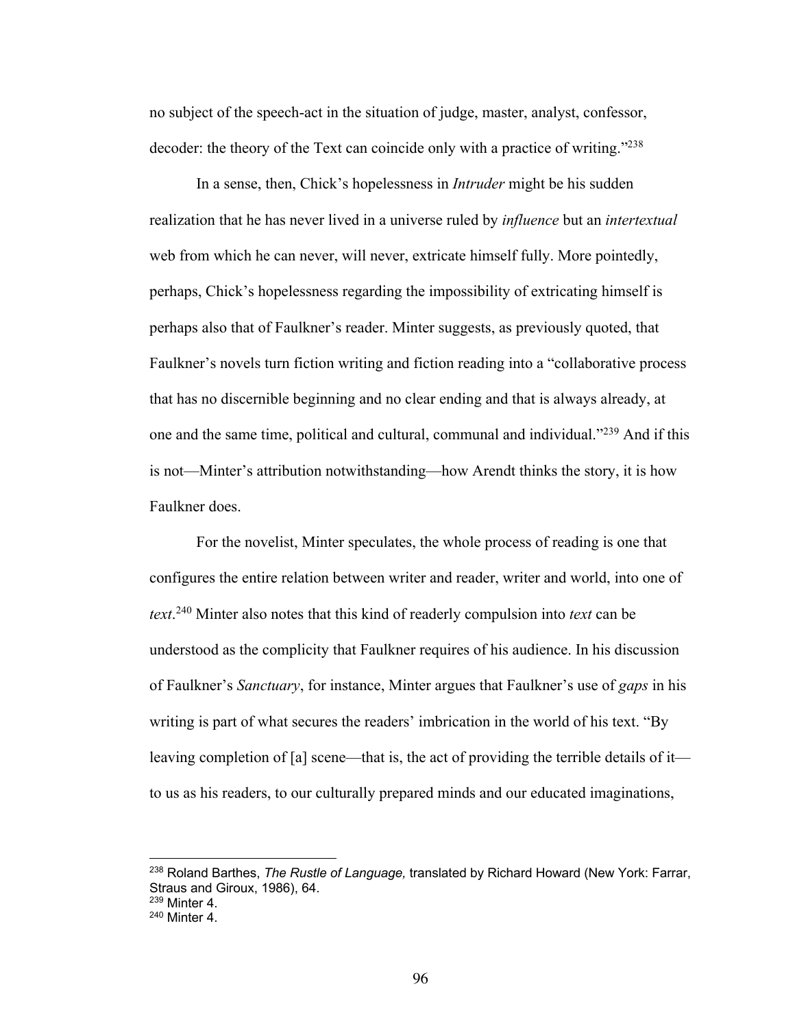no subject of the speech-act in the situation of judge, master, analyst, confessor, decoder: the theory of the Text can coincide only with a practice of writing."[238]

In a sense, then, Chick's hopelessness in *Intruder* might be his sudden realization that he has never lived in a universe ruled by *influence* but an *intertextual* web from which he can never, will never, extricate himself fully. More pointedly, perhaps, Chick's hopelessness regarding the impossibility of extricating himself is perhaps also that of Faulkner's reader. Minter suggests, as previously quoted, that Faulkner's novels turn fiction writing and fiction reading into a "collaborative process that has no discernible beginning and no clear ending and that is always already, at one and the same time, political and cultural, communal and individual."[239] And if this is not—Minter's attribution notwithstanding—how Arendt thinks the story, it is how Faulkner does.

For the novelist, Minter speculates, the whole process of reading is one that configures the entire relation between writer and reader, writer and world, into one of *text*.[240] Minter also notes that this kind of readerly compulsion into *text* can be understood as the complicity that Faulkner requires of his audience. In his discussion of Faulkner's *Sanctuary*, for instance, Minter argues that Faulkner's use of *gaps* in his writing is part of what secures the readers' imbrication in the world of his text. "By leaving completion of [a] scene—that is, the act of providing the terrible details of it—to us as his readers, to our culturally prepared minds and our educated imaginations,

---

[238] Roland Barthes, *The Rustle of Language,* translated by Richard Howard (New York: Farrar, Straus and Giroux, 1986), 64.
[239] Minter 4.
[240] Minter 4.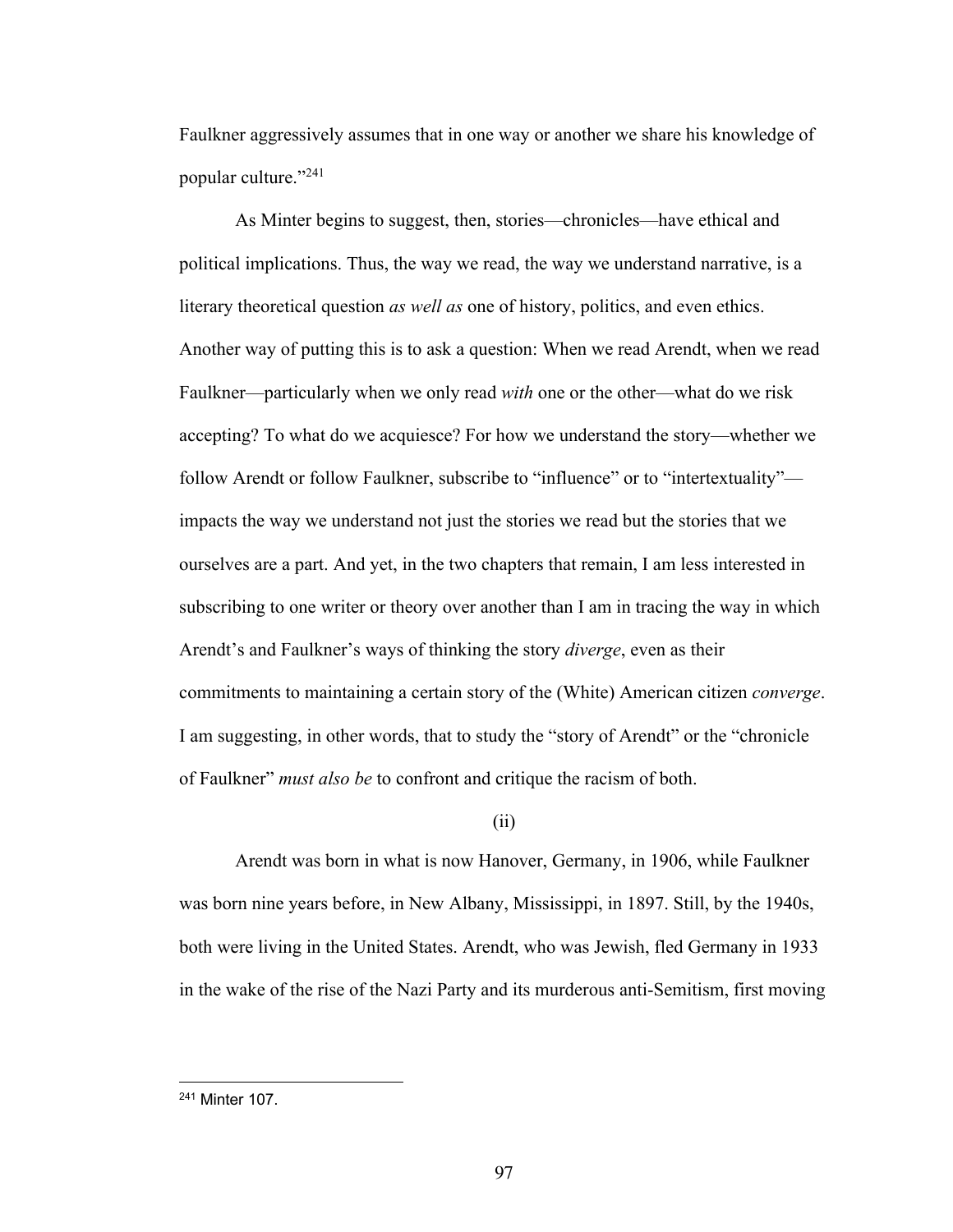Faulkner aggressively assumes that in one way or another we share his knowledge of popular culture."[241]

As Minter begins to suggest, then, stories—chronicles—have ethical and political implications. Thus, the way we read, the way we understand narrative, is a literary theoretical question *as well as* one of history, politics, and even ethics. Another way of putting this is to ask a question: When we read Arendt, when we read Faulkner—particularly when we only read *with* one or the other—what do we risk accepting? To what do we acquiesce? For how we understand the story—whether we follow Arendt or follow Faulkner, subscribe to "influence" or to "intertextuality"—impacts the way we understand not just the stories we read but the stories that we ourselves are a part. And yet, in the two chapters that remain, I am less interested in subscribing to one writer or theory over another than I am in tracing the way in which Arendt's and Faulkner's ways of thinking the story *diverge*, even as their commitments to maintaining a certain story of the (White) American citizen *converge*. I am suggesting, in other words, that to study the "story of Arendt" or the "chronicle of Faulkner" *must also be* to confront and critique the racism of both.

(ii)

Arendt was born in what is now Hanover, Germany, in 1906, while Faulkner was born nine years before, in New Albany, Mississippi, in 1897. Still, by the 1940s, both were living in the United States. Arendt, who was Jewish, fled Germany in 1933 in the wake of the rise of the Nazi Party and its murderous anti-Semitism, first moving

---

[241] Minter 107.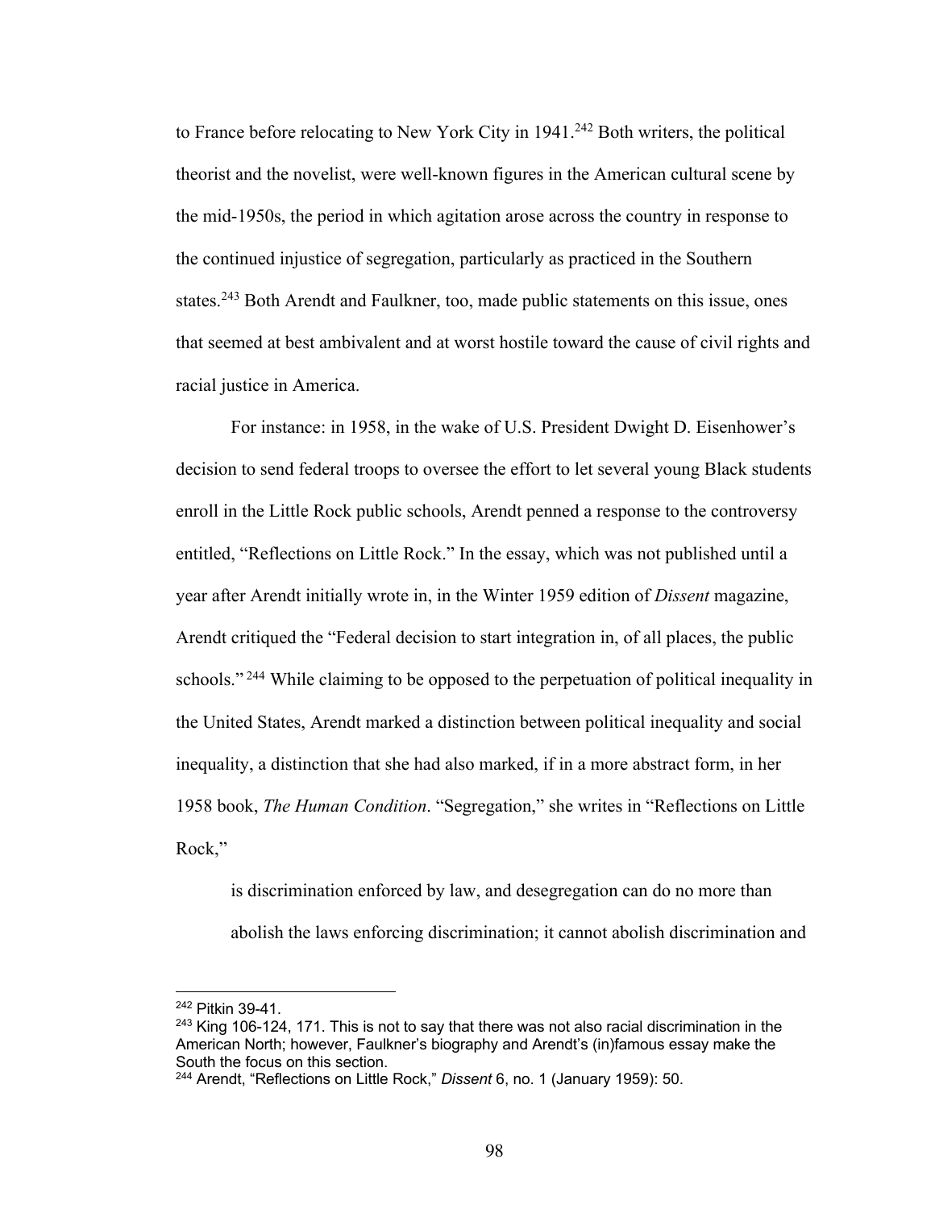to France before relocating to New York City in 1941.[242] Both writers, the political theorist and the novelist, were well-known figures in the American cultural scene by the mid-1950s, the period in which agitation arose across the country in response to the continued injustice of segregation, particularly as practiced in the Southern states.[243] Both Arendt and Faulkner, too, made public statements on this issue, ones that seemed at best ambivalent and at worst hostile toward the cause of civil rights and racial justice in America.

For instance: in 1958, in the wake of U.S. President Dwight D. Eisenhower's decision to send federal troops to oversee the effort to let several young Black students enroll in the Little Rock public schools, Arendt penned a response to the controversy entitled, "Reflections on Little Rock." In the essay, which was not published until a year after Arendt initially wrote in, in the Winter 1959 edition of *Dissent* magazine, Arendt critiqued the "Federal decision to start integration in, of all places, the public schools."[244] While claiming to be opposed to the perpetuation of political inequality in the United States, Arendt marked a distinction between political inequality and social inequality, a distinction that she had also marked, if in a more abstract form, in her 1958 book, *The Human Condition*. "Segregation," she writes in "Reflections on Little Rock,"

> is discrimination enforced by law, and desegregation can do no more than abolish the laws enforcing discrimination; it cannot abolish discrimination and

---

[242] Pitkin 39-41.

[243] King 106-124, 171. This is not to say that there was not also racial discrimination in the American North; however, Faulkner's biography and Arendt's (in)famous essay make the South the focus on this section.

[244] Arendt, "Reflections on Little Rock," *Dissent* 6, no. 1 (January 1959): 50.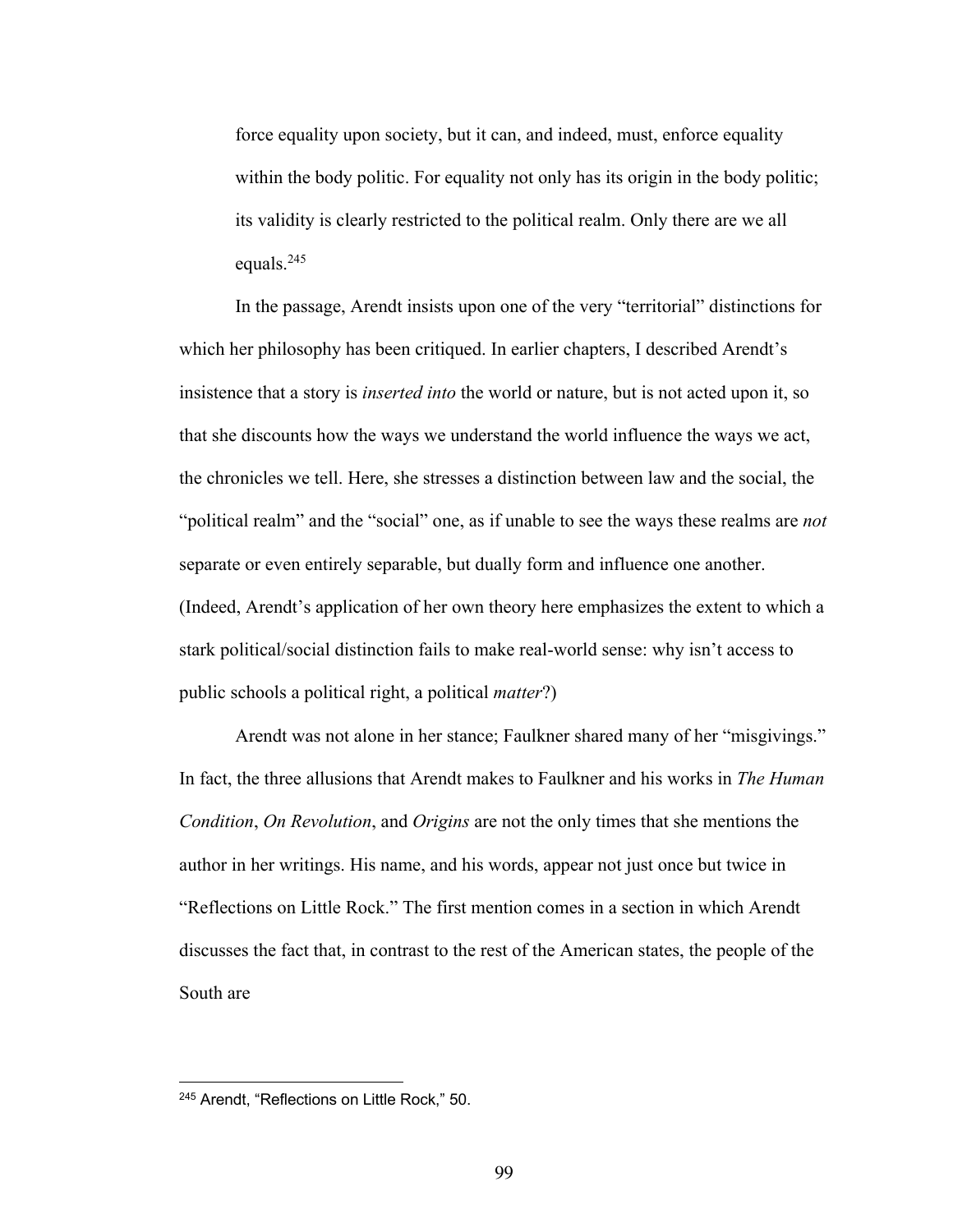> force equality upon society, but it can, and indeed, must, enforce equality within the body politic. For equality not only has its origin in the body politic; its validity is clearly restricted to the political realm. Only there are we all equals.[245]

In the passage, Arendt insists upon one of the very "territorial" distinctions for which her philosophy has been critiqued. In earlier chapters, I described Arendt's insistence that a story is *inserted into* the world or nature, but is not acted upon it, so that she discounts how the ways we understand the world influence the ways we act, the chronicles we tell. Here, she stresses a distinction between law and the social, the "political realm" and the "social" one, as if unable to see the ways these realms are *not* separate or even entirely separable, but dually form and influence one another. (Indeed, Arendt's application of her own theory here emphasizes the extent to which a stark political/social distinction fails to make real-world sense: why isn't access to public schools a political right, a political *matter*?)

Arendt was not alone in her stance; Faulkner shared many of her "misgivings." In fact, the three allusions that Arendt makes to Faulkner and his works in *The Human Condition*, *On Revolution*, and *Origins* are not the only times that she mentions the author in her writings. His name, and his words, appear not just once but twice in "Reflections on Little Rock." The first mention comes in a section in which Arendt discusses the fact that, in contrast to the rest of the American states, the people of the South are

---

[245] Arendt, "Reflections on Little Rock," 50.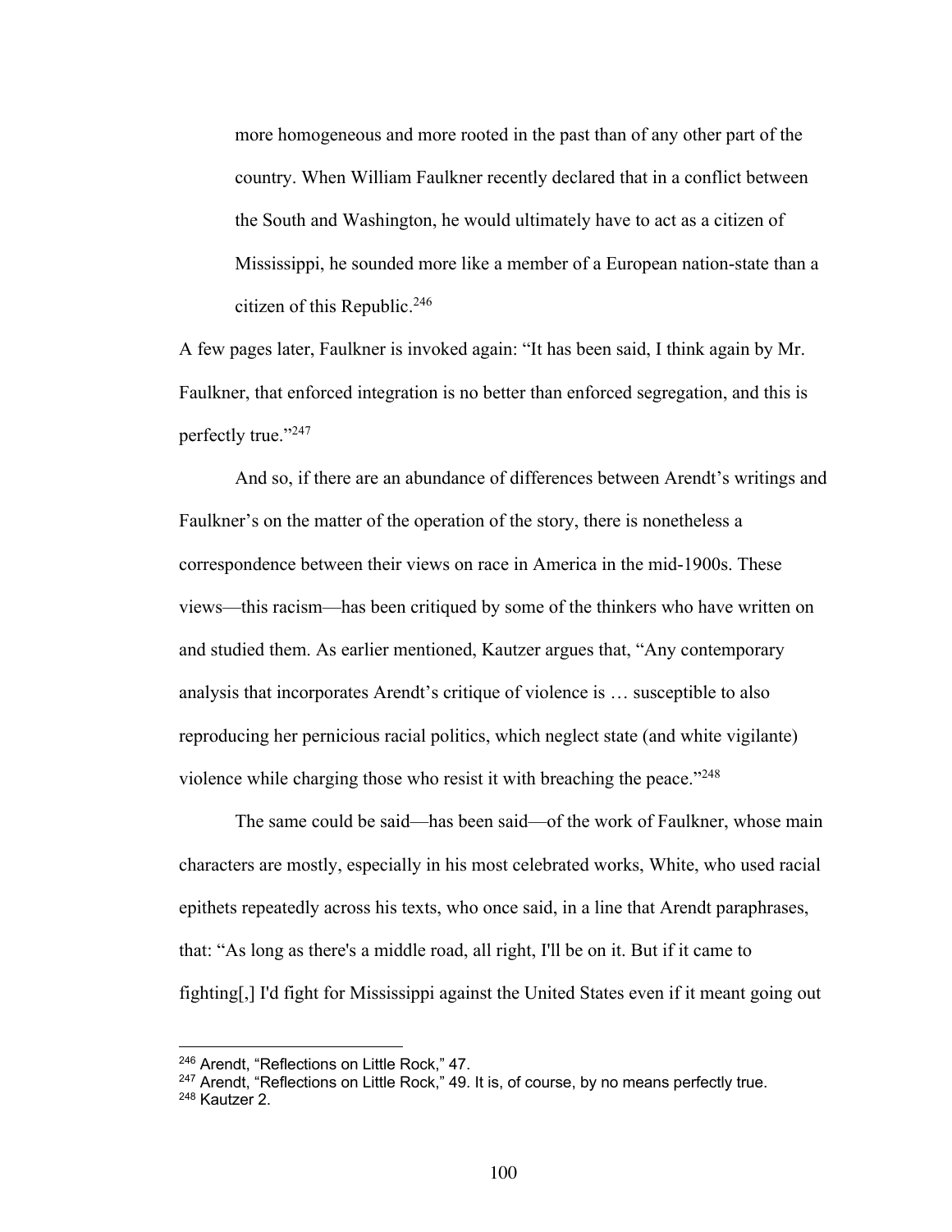> more homogeneous and more rooted in the past than of any other part of the country. When William Faulkner recently declared that in a conflict between the South and Washington, he would ultimately have to act as a citizen of Mississippi, he sounded more like a member of a European nation-state than a citizen of this Republic.[246]

A few pages later, Faulkner is invoked again: "It has been said, I think again by Mr. Faulkner, that enforced integration is no better than enforced segregation, and this is perfectly true."[247]

And so, if there are an abundance of differences between Arendt's writings and Faulkner's on the matter of the operation of the story, there is nonetheless a correspondence between their views on race in America in the mid-1900s. These views—this racism—has been critiqued by some of the thinkers who have written on and studied them. As earlier mentioned, Kautzer argues that, "Any contemporary analysis that incorporates Arendt's critique of violence is … susceptible to also reproducing her pernicious racial politics, which neglect state (and white vigilante) violence while charging those who resist it with breaching the peace."[248]

The same could be said—has been said—of the work of Faulkner, whose main characters are mostly, especially in his most celebrated works, White, who used racial epithets repeatedly across his texts, who once said, in a line that Arendt paraphrases, that: "As long as there's a middle road, all right, I'll be on it. But if it came to fighting[,] I'd fight for Mississippi against the United States even if it meant going out

---

[246] Arendt, "Reflections on Little Rock," 47.

[247] Arendt, "Reflections on Little Rock," 49. It is, of course, by no means perfectly true.

[248] Kautzer 2.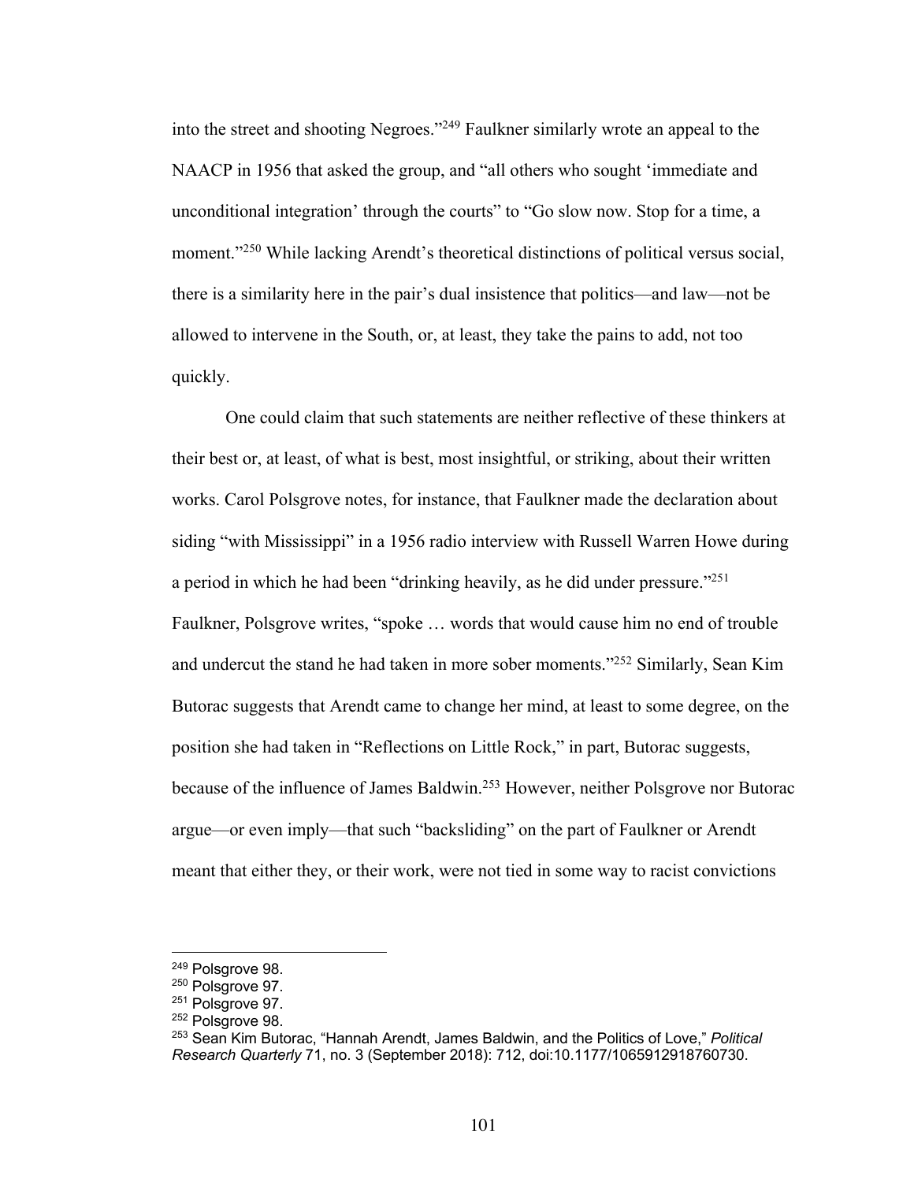into the street and shooting Negroes."[249] Faulkner similarly wrote an appeal to the NAACP in 1956 that asked the group, and "all others who sought 'immediate and unconditional integration' through the courts" to "Go slow now. Stop for a time, a moment."[250] While lacking Arendt's theoretical distinctions of political versus social, there is a similarity here in the pair's dual insistence that politics—and law—not be allowed to intervene in the South, or, at least, they take the pains to add, not too quickly.

One could claim that such statements are neither reflective of these thinkers at their best or, at least, of what is best, most insightful, or striking, about their written works. Carol Polsgrove notes, for instance, that Faulkner made the declaration about siding "with Mississippi" in a 1956 radio interview with Russell Warren Howe during a period in which he had been "drinking heavily, as he did under pressure."[251] Faulkner, Polsgrove writes, "spoke … words that would cause him no end of trouble and undercut the stand he had taken in more sober moments."[252] Similarly, Sean Kim Butorac suggests that Arendt came to change her mind, at least to some degree, on the position she had taken in "Reflections on Little Rock," in part, Butorac suggests, because of the influence of James Baldwin.[253] However, neither Polsgrove nor Butorac argue—or even imply—that such "backsliding" on the part of Faulkner or Arendt meant that either they, or their work, were not tied in some way to racist convictions

---

[249] Polsgrove 98.

[250] Polsgrove 97.

[251] Polsgrove 97.

[252] Polsgrove 98.

[253] Sean Kim Butorac, "Hannah Arendt, James Baldwin, and the Politics of Love," *Political Research Quarterly* 71, no. 3 (September 2018): 712, doi:10.1177/1065912918760730.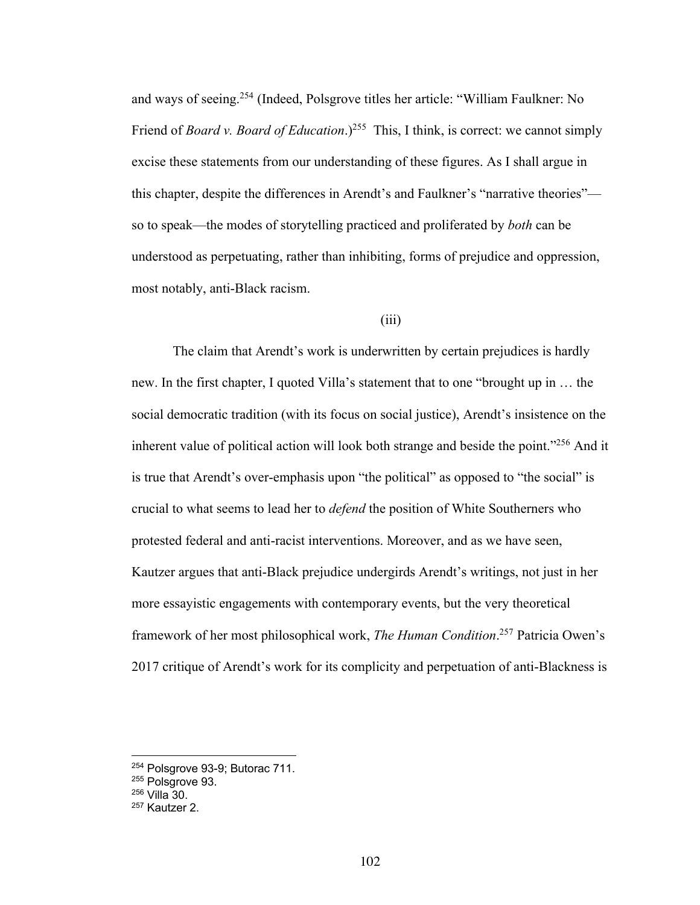and ways of seeing.[254] (Indeed, Polsgrove titles her article: "William Faulkner: No Friend of *Board v. Board of Education*.)[255] This, I think, is correct: we cannot simply excise these statements from our understanding of these figures. As I shall argue in this chapter, despite the differences in Arendt's and Faulkner's "narrative theories"—so to speak—the modes of storytelling practiced and proliferated by *both* can be understood as perpetuating, rather than inhibiting, forms of prejudice and oppression, most notably, anti-Black racism.

(iii)

The claim that Arendt's work is underwritten by certain prejudices is hardly new. In the first chapter, I quoted Villa's statement that to one "brought up in … the social democratic tradition (with its focus on social justice), Arendt's insistence on the inherent value of political action will look both strange and beside the point."[256] And it is true that Arendt's over-emphasis upon "the political" as opposed to "the social" is crucial to what seems to lead her to *defend* the position of White Southerners who protested federal and anti-racist interventions. Moreover, and as we have seen, Kautzer argues that anti-Black prejudice undergirds Arendt's writings, not just in her more essayistic engagements with contemporary events, but the very theoretical framework of her most philosophical work, *The Human Condition*.[257] Patricia Owen's 2017 critique of Arendt's work for its complicity and perpetuation of anti-Blackness is

[254] Polsgrove 93-9; Butorac 711.
[255] Polsgrove 93.
[256] Villa 30.
[257] Kautzer 2.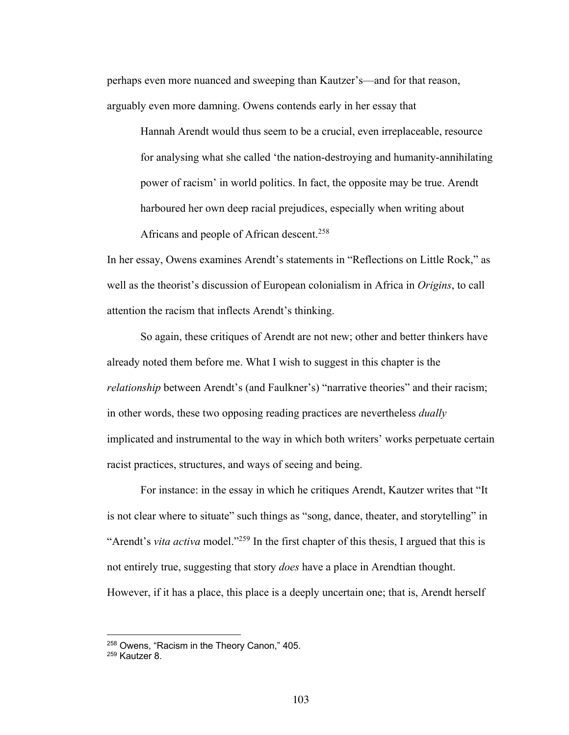perhaps even more nuanced and sweeping than Kautzer's—and for that reason, arguably even more damning. Owens contends early in her essay that

> Hannah Arendt would thus seem to be a crucial, even irreplaceable, resource for analysing what she called 'the nation-destroying and humanity-annihilating power of racism' in world politics. In fact, the opposite may be true. Arendt harboured her own deep racial prejudices, especially when writing about Africans and people of African descent.[258]

In her essay, Owens examines Arendt's statements in "Reflections on Little Rock," as well as the theorist's discussion of European colonialism in Africa in *Origins*, to call attention the racism that inflects Arendt's thinking.

So again, these critiques of Arendt are not new; other and better thinkers have already noted them before me. What I wish to suggest in this chapter is the *relationship* between Arendt's (and Faulkner's) "narrative theories" and their racism; in other words, these two opposing reading practices are nevertheless *dually* implicated and instrumental to the way in which both writers' works perpetuate certain racist practices, structures, and ways of seeing and being.

For instance: in the essay in which he critiques Arendt, Kautzer writes that "It is not clear where to situate" such things as "song, dance, theater, and storytelling" in "Arendt's *vita activa* model."[259] In the first chapter of this thesis, I argued that this is not entirely true, suggesting that story *does* have a place in Arendtian thought. However, if it has a place, this place is a deeply uncertain one; that is, Arendt herself

---

[258] Owens, "Racism in the Theory Canon," 405.

[259] Kautzer 8.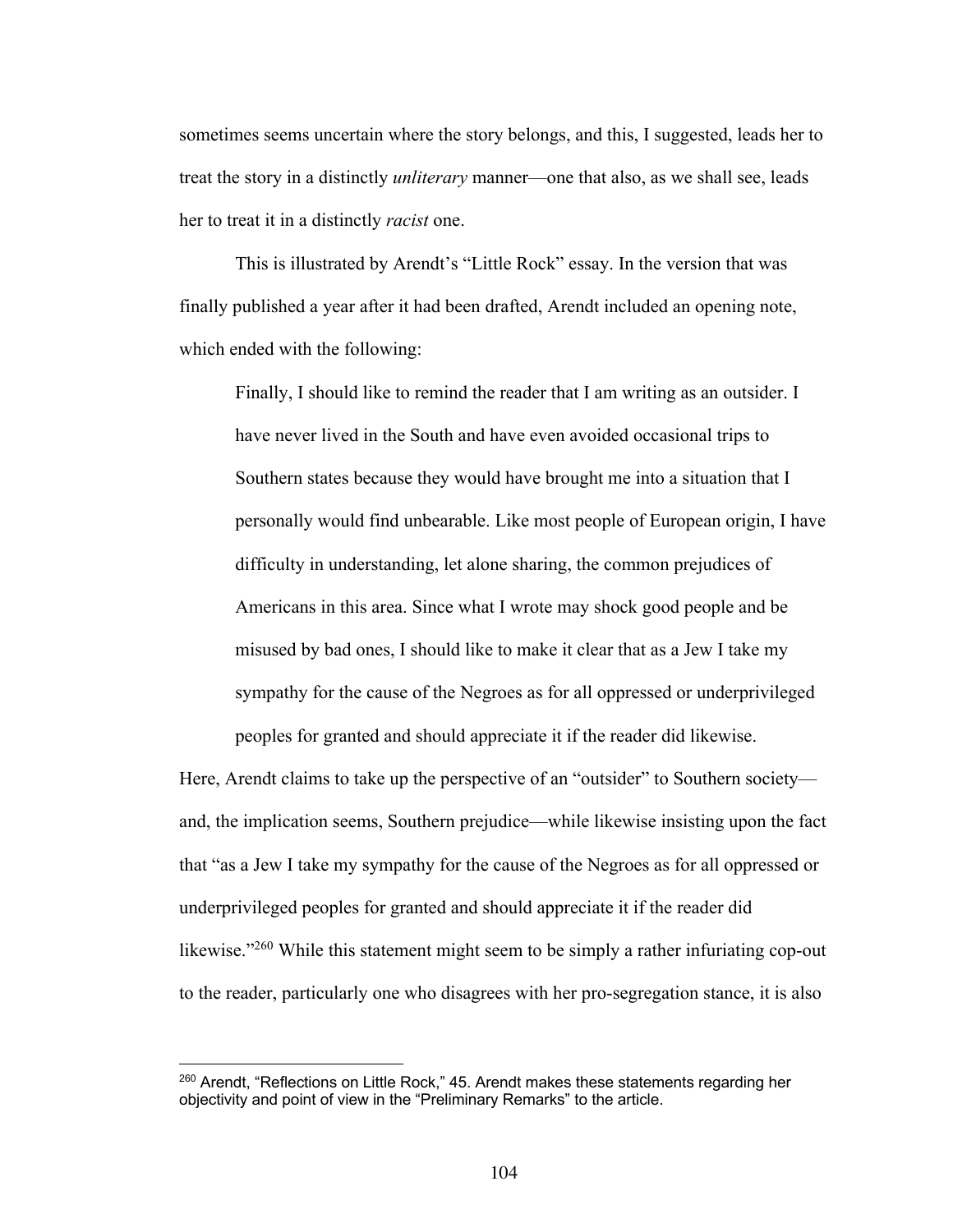sometimes seems uncertain where the story belongs, and this, I suggested, leads her to treat the story in a distinctly *unliterary* manner—one that also, as we shall see, leads her to treat it in a distinctly *racist* one.

This is illustrated by Arendt's "Little Rock" essay. In the version that was finally published a year after it had been drafted, Arendt included an opening note, which ended with the following:

> Finally, I should like to remind the reader that I am writing as an outsider. I have never lived in the South and have even avoided occasional trips to Southern states because they would have brought me into a situation that I personally would find unbearable. Like most people of European origin, I have difficulty in understanding, let alone sharing, the common prejudices of Americans in this area. Since what I wrote may shock good people and be misused by bad ones, I should like to make it clear that as a Jew I take my sympathy for the cause of the Negroes as for all oppressed or underprivileged peoples for granted and should appreciate it if the reader did likewise.

Here, Arendt claims to take up the perspective of an "outsider" to Southern society—and, the implication seems, Southern prejudice—while likewise insisting upon the fact that "as a Jew I take my sympathy for the cause of the Negroes as for all oppressed or underprivileged peoples for granted and should appreciate it if the reader did likewise."[260] While this statement might seem to be simply a rather infuriating cop-out to the reader, particularly one who disagrees with her pro-segregation stance, it is also

---

[260] Arendt, "Reflections on Little Rock," 45. Arendt makes these statements regarding her objectivity and point of view in the "Preliminary Remarks" to the article.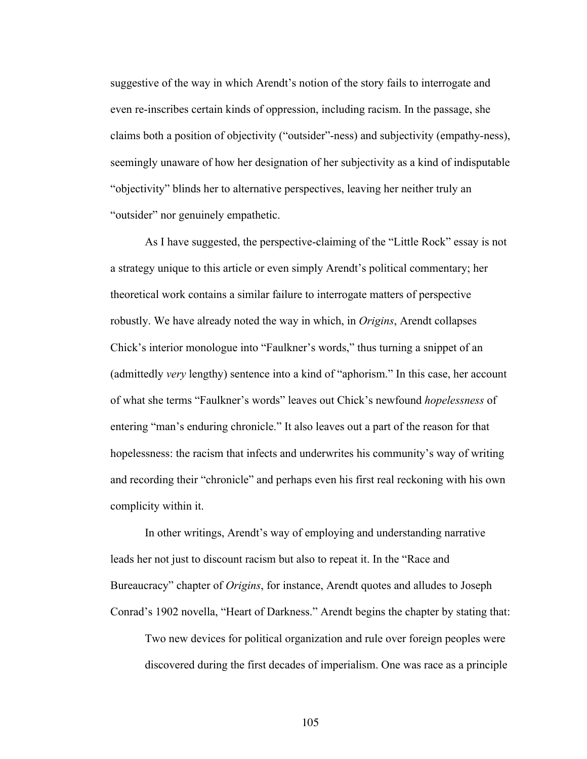suggestive of the way in which Arendt's notion of the story fails to interrogate and even re-inscribes certain kinds of oppression, including racism. In the passage, she claims both a position of objectivity ("outsider"-ness) and subjectivity (empathy-ness), seemingly unaware of how her designation of her subjectivity as a kind of indisputable "objectivity" blinds her to alternative perspectives, leaving her neither truly an "outsider" nor genuinely empathetic.

As I have suggested, the perspective-claiming of the "Little Rock" essay is not a strategy unique to this article or even simply Arendt's political commentary; her theoretical work contains a similar failure to interrogate matters of perspective robustly. We have already noted the way in which, in *Origins*, Arendt collapses Chick's interior monologue into "Faulkner's words," thus turning a snippet of an (admittedly *very* lengthy) sentence into a kind of "aphorism." In this case, her account of what she terms "Faulkner's words" leaves out Chick's newfound *hopelessness* of entering "man's enduring chronicle." It also leaves out a part of the reason for that hopelessness: the racism that infects and underwrites his community's way of writing and recording their "chronicle" and perhaps even his first real reckoning with his own complicity within it.

In other writings, Arendt's way of employing and understanding narrative leads her not just to discount racism but also to repeat it. In the "Race and Bureaucracy" chapter of *Origins*, for instance, Arendt quotes and alludes to Joseph Conrad's 1902 novella, "Heart of Darkness." Arendt begins the chapter by stating that:

> Two new devices for political organization and rule over foreign peoples were discovered during the first decades of imperialism. One was race as a principle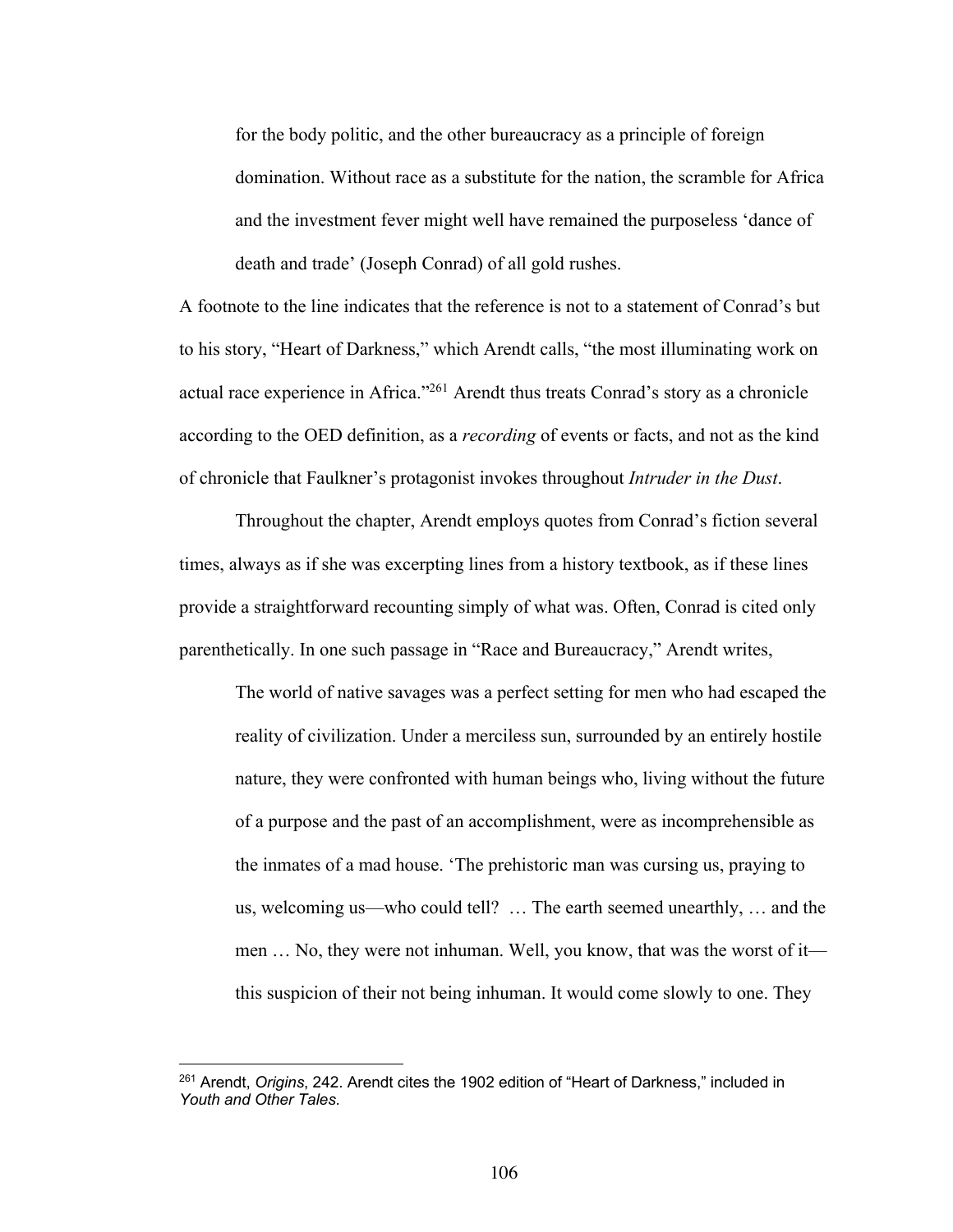> for the body politic, and the other bureaucracy as a principle of foreign domination. Without race as a substitute for the nation, the scramble for Africa and the investment fever might well have remained the purposeless 'dance of death and trade' (Joseph Conrad) of all gold rushes.

A footnote to the line indicates that the reference is not to a statement of Conrad's but to his story, "Heart of Darkness," which Arendt calls, "the most illuminating work on actual race experience in Africa."[261] Arendt thus treats Conrad's story as a chronicle according to the OED definition, as a *recording* of events or facts, and not as the kind of chronicle that Faulkner's protagonist invokes throughout *Intruder in the Dust*.

Throughout the chapter, Arendt employs quotes from Conrad's fiction several times, always as if she was excerpting lines from a history textbook, as if these lines provide a straightforward recounting simply of what was. Often, Conrad is cited only parenthetically. In one such passage in "Race and Bureaucracy," Arendt writes,

> The world of native savages was a perfect setting for men who had escaped the reality of civilization. Under a merciless sun, surrounded by an entirely hostile nature, they were confronted with human beings who, living without the future of a purpose and the past of an accomplishment, were as incomprehensible as the inmates of a mad house. 'The prehistoric man was cursing us, praying to us, welcoming us—who could tell? … The earth seemed unearthly, … and the men … No, they were not inhuman. Well, you know, that was the worst of it—this suspicion of their not being inhuman. It would come slowly to one. They

---

[261] Arendt, *Origins*, 242. Arendt cites the 1902 edition of "Heart of Darkness," included in *Youth and Other Tales*.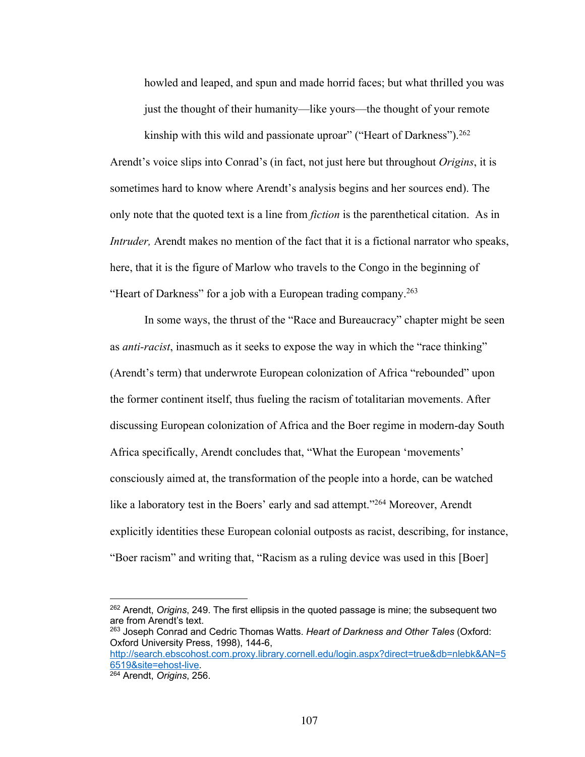howled and leaped, and spun and made horrid faces; but what thrilled you was just the thought of their humanity—like yours—the thought of your remote kinship with this wild and passionate uproar" ("Heart of Darkness").[262]

Arendt's voice slips into Conrad's (in fact, not just here but throughout *Origins*, it is sometimes hard to know where Arendt's analysis begins and her sources end). The only note that the quoted text is a line from *fiction* is the parenthetical citation. As in *Intruder,* Arendt makes no mention of the fact that it is a fictional narrator who speaks, here, that it is the figure of Marlow who travels to the Congo in the beginning of "Heart of Darkness" for a job with a European trading company.[263]

In some ways, the thrust of the "Race and Bureaucracy" chapter might be seen as *anti-racist*, inasmuch as it seeks to expose the way in which the "race thinking" (Arendt's term) that underwrote European colonization of Africa "rebounded" upon the former continent itself, thus fueling the racism of totalitarian movements. After discussing European colonization of Africa and the Boer regime in modern-day South Africa specifically, Arendt concludes that, "What the European 'movements' consciously aimed at, the transformation of the people into a horde, can be watched like a laboratory test in the Boers' early and sad attempt."[264] Moreover, Arendt explicitly identities these European colonial outposts as racist, describing, for instance, "Boer racism" and writing that, "Racism as a ruling device was used in this [Boer]

---

[262] Arendt, *Origins*, 249. The first ellipsis in the quoted passage is mine; the subsequent two are from Arendt's text.

[263] Joseph Conrad and Cedric Thomas Watts. *Heart of Darkness and Other Tales* (Oxford: Oxford University Press, 1998), 144-6, http://search.ebscohost.com.proxy.library.cornell.edu/login.aspx?direct=true&db=nlebk&AN=56519&site=ehost-live.

[264] Arendt, *Origins*, 256.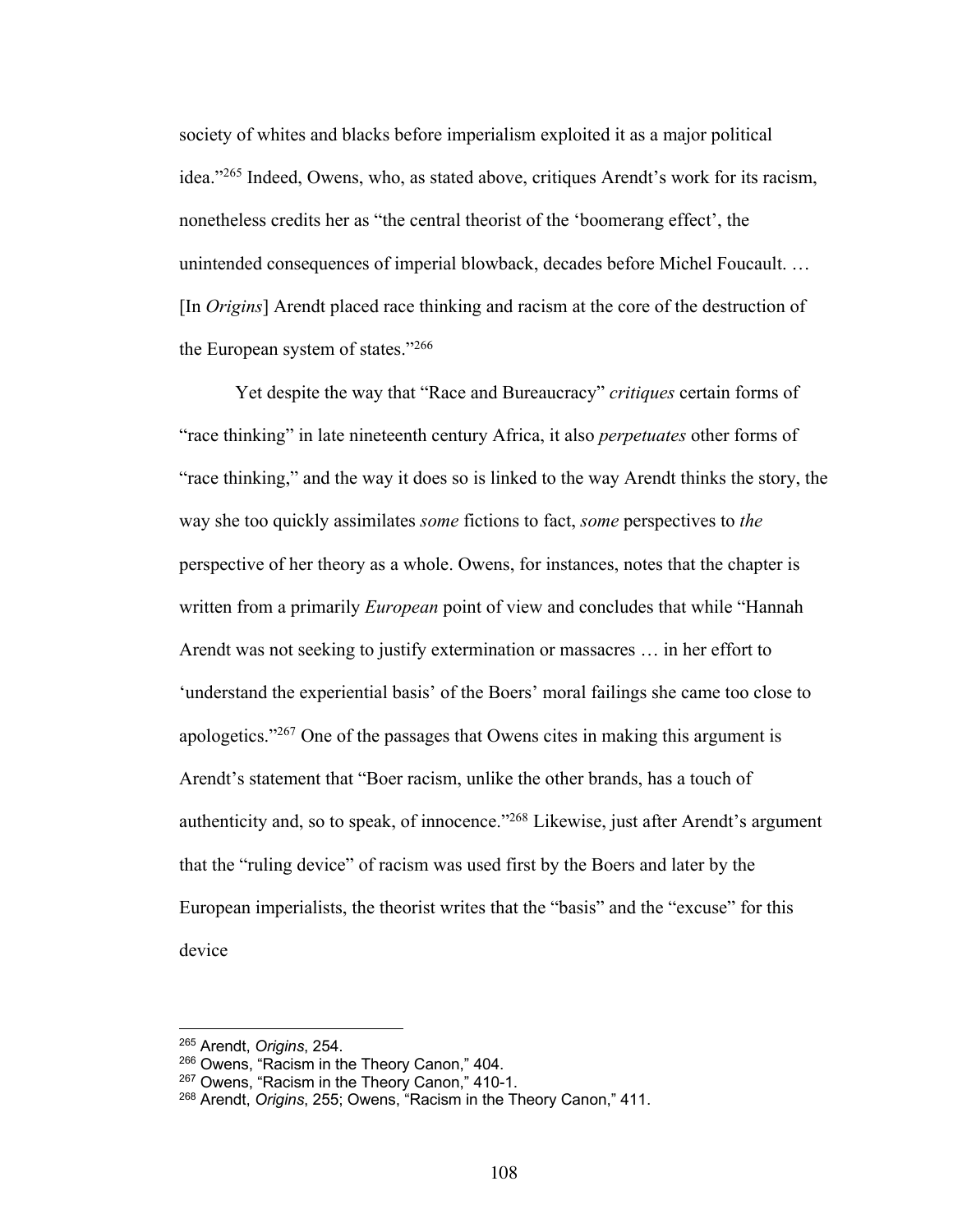society of whites and blacks before imperialism exploited it as a major political idea."[265] Indeed, Owens, who, as stated above, critiques Arendt's work for its racism, nonetheless credits her as "the central theorist of the 'boomerang effect', the unintended consequences of imperial blowback, decades before Michel Foucault. … [In *Origins*] Arendt placed race thinking and racism at the core of the destruction of the European system of states."[266]

Yet despite the way that "Race and Bureaucracy" *critiques* certain forms of "race thinking" in late nineteenth century Africa, it also *perpetuates* other forms of "race thinking," and the way it does so is linked to the way Arendt thinks the story, the way she too quickly assimilates *some* fictions to fact, *some* perspectives to *the* perspective of her theory as a whole. Owens, for instances, notes that the chapter is written from a primarily *European* point of view and concludes that while "Hannah Arendt was not seeking to justify extermination or massacres … in her effort to 'understand the experiential basis' of the Boers' moral failings she came too close to apologetics."[267] One of the passages that Owens cites in making this argument is Arendt's statement that "Boer racism, unlike the other brands, has a touch of authenticity and, so to speak, of innocence."[268] Likewise, just after Arendt's argument that the "ruling device" of racism was used first by the Boers and later by the European imperialists, the theorist writes that the "basis" and the "excuse" for this device

---

[265] Arendt, *Origins*, 254.

[266] Owens, "Racism in the Theory Canon," 404.

[267] Owens, "Racism in the Theory Canon," 410-1.

[268] Arendt, *Origins*, 255; Owens, "Racism in the Theory Canon," 411.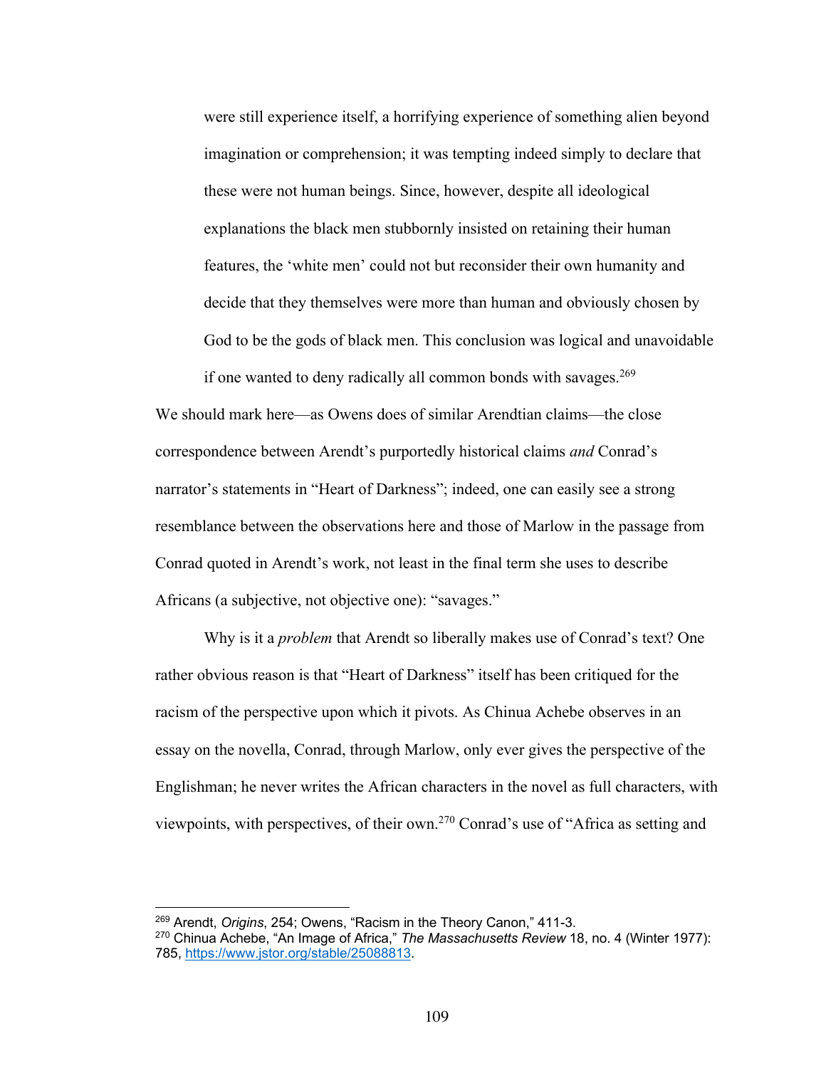> were still experience itself, a horrifying experience of something alien beyond imagination or comprehension; it was tempting indeed simply to declare that these were not human beings. Since, however, despite all ideological explanations the black men stubbornly insisted on retaining their human features, the 'white men' could not but reconsider their own humanity and decide that they themselves were more than human and obviously chosen by God to be the gods of black men. This conclusion was logical and unavoidable if one wanted to deny radically all common bonds with savages.[269]

We should mark here—as Owens does of similar Arendtian claims—the close correspondence between Arendt's purportedly historical claims *and* Conrad's narrator's statements in "Heart of Darkness"; indeed, one can easily see a strong resemblance between the observations here and those of Marlow in the passage from Conrad quoted in Arendt's work, not least in the final term she uses to describe Africans (a subjective, not objective one): "savages."

Why is it a *problem* that Arendt so liberally makes use of Conrad's text? One rather obvious reason is that "Heart of Darkness" itself has been critiqued for the racism of the perspective upon which it pivots. As Chinua Achebe observes in an essay on the novella, Conrad, through Marlow, only ever gives the perspective of the Englishman; he never writes the African characters in the novel as full characters, with viewpoints, with perspectives, of their own.[270] Conrad's use of "Africa as setting and

---

[269] Arendt, *Origins*, 254; Owens, "Racism in the Theory Canon," 411-3.

[270] Chinua Achebe, "An Image of Africa," *The Massachusetts Review* 18, no. 4 (Winter 1977): 785, https://www.jstor.org/stable/25088813.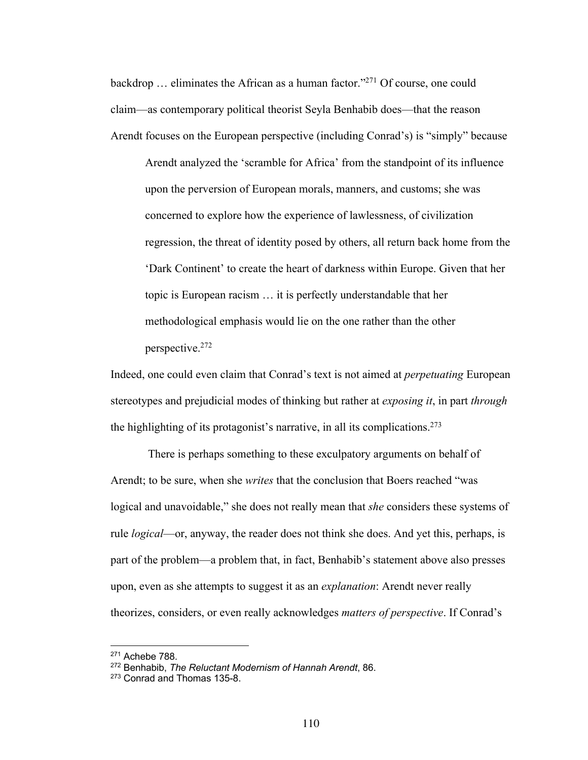backdrop … eliminates the African as a human factor."[271] Of course, one could claim—as contemporary political theorist Seyla Benhabib does—that the reason Arendt focuses on the European perspective (including Conrad's) is "simply" because

> Arendt analyzed the 'scramble for Africa' from the standpoint of its influence upon the perversion of European morals, manners, and customs; she was concerned to explore how the experience of lawlessness, of civilization regression, the threat of identity posed by others, all return back home from the 'Dark Continent' to create the heart of darkness within Europe. Given that her topic is European racism … it is perfectly understandable that her methodological emphasis would lie on the one rather than the other perspective.[272]

Indeed, one could even claim that Conrad's text is not aimed at *perpetuating* European stereotypes and prejudicial modes of thinking but rather at *exposing it*, in part *through* the highlighting of its protagonist's narrative, in all its complications.[273]

There is perhaps something to these exculpatory arguments on behalf of Arendt; to be sure, when she *writes* that the conclusion that Boers reached "was logical and unavoidable," she does not really mean that *she* considers these systems of rule *logical*—or, anyway, the reader does not think she does. And yet this, perhaps, is part of the problem—a problem that, in fact, Benhabib's statement above also presses upon, even as she attempts to suggest it as an *explanation*: Arendt never really theorizes, considers, or even really acknowledges *matters of perspective*. If Conrad's

---

[271] Achebe 788.

[272] Benhabib, *The Reluctant Modernism of Hannah Arendt*, 86.

[273] Conrad and Thomas 135-8.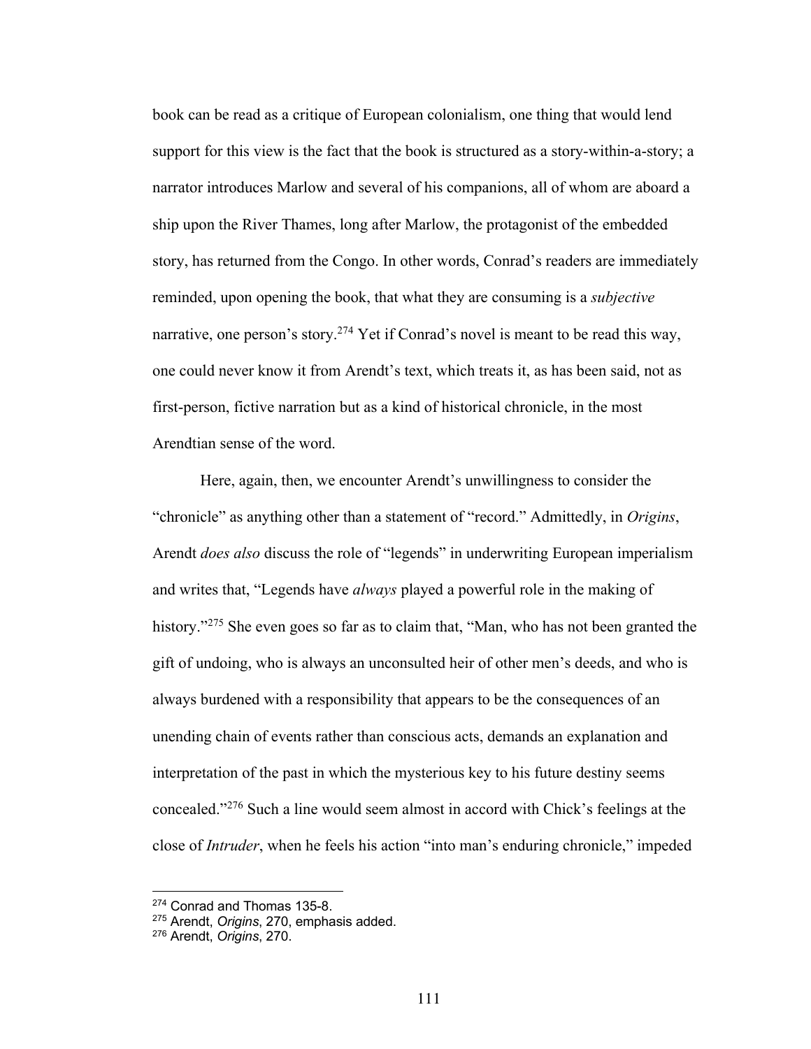book can be read as a critique of European colonialism, one thing that would lend support for this view is the fact that the book is structured as a story-within-a-story; a narrator introduces Marlow and several of his companions, all of whom are aboard a ship upon the River Thames, long after Marlow, the protagonist of the embedded story, has returned from the Congo. In other words, Conrad's readers are immediately reminded, upon opening the book, that what they are consuming is a *subjective* narrative, one person's story.[274] Yet if Conrad's novel is meant to be read this way, one could never know it from Arendt's text, which treats it, as has been said, not as first-person, fictive narration but as a kind of historical chronicle, in the most Arendtian sense of the word.

Here, again, then, we encounter Arendt's unwillingness to consider the "chronicle" as anything other than a statement of "record." Admittedly, in *Origins*, Arendt *does also* discuss the role of "legends" in underwriting European imperialism and writes that, "Legends have *always* played a powerful role in the making of history."[275] She even goes so far as to claim that, "Man, who has not been granted the gift of undoing, who is always an unconsulted heir of other men's deeds, and who is always burdened with a responsibility that appears to be the consequences of an unending chain of events rather than conscious acts, demands an explanation and interpretation of the past in which the mysterious key to his future destiny seems concealed."[276] Such a line would seem almost in accord with Chick's feelings at the close of *Intruder*, when he feels his action "into man's enduring chronicle," impeded

---

[274] Conrad and Thomas 135-8.

[275] Arendt, *Origins*, 270, emphasis added.

[276] Arendt, *Origins*, 270.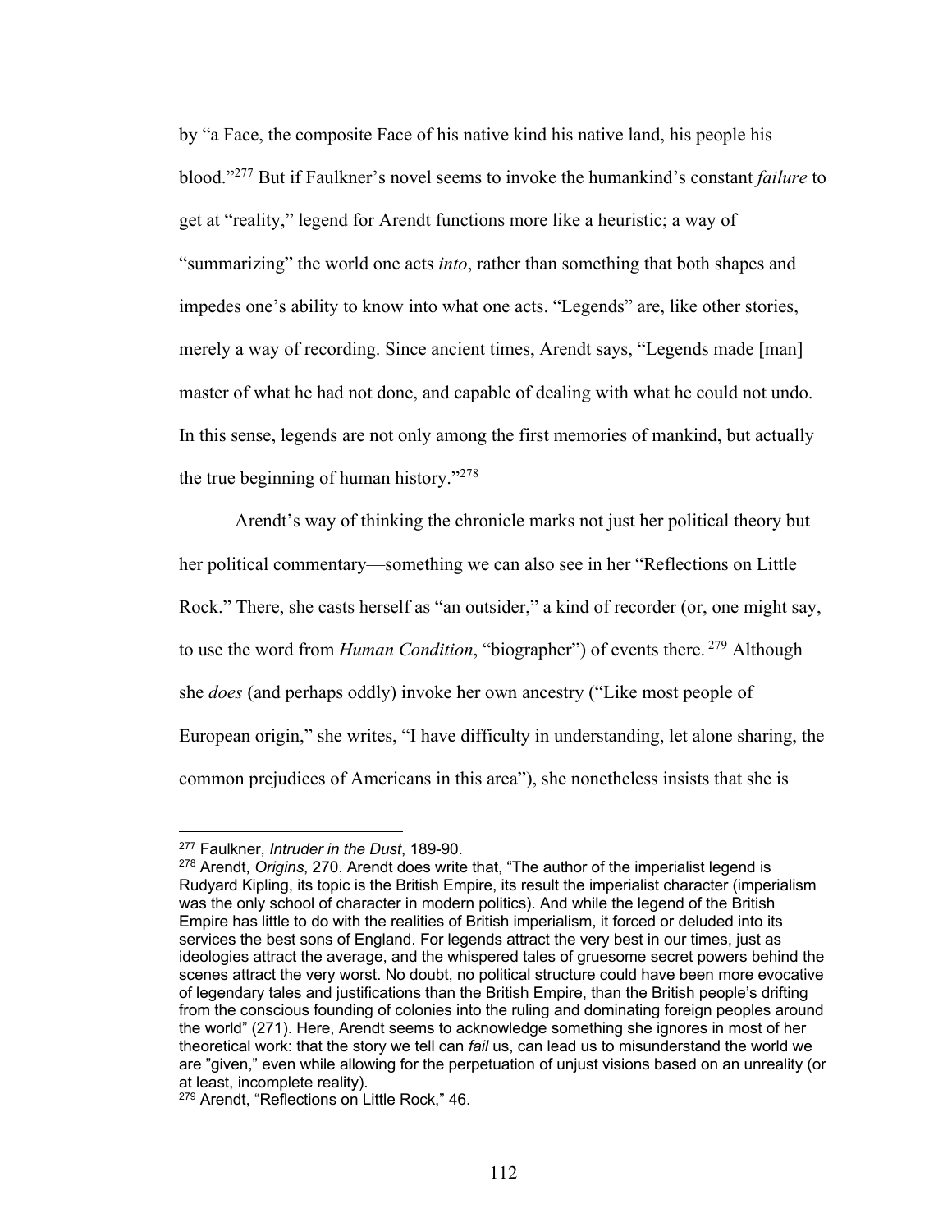by "a Face, the composite Face of his native kind his native land, his people his blood."[277] But if Faulkner's novel seems to invoke the humankind's constant *failure* to get at "reality," legend for Arendt functions more like a heuristic; a way of "summarizing" the world one acts *into*, rather than something that both shapes and impedes one's ability to know into what one acts. "Legends" are, like other stories, merely a way of recording. Since ancient times, Arendt says, "Legends made [man] master of what he had not done, and capable of dealing with what he could not undo. In this sense, legends are not only among the first memories of mankind, but actually the true beginning of human history."[278]

Arendt's way of thinking the chronicle marks not just her political theory but her political commentary—something we can also see in her "Reflections on Little Rock." There, she casts herself as "an outsider," a kind of recorder (or, one might say, to use the word from *Human Condition*, "biographer") of events there.[279] Although she *does* (and perhaps oddly) invoke her own ancestry ("Like most people of European origin," she writes, "I have difficulty in understanding, let alone sharing, the common prejudices of Americans in this area"), she nonetheless insists that she is

---

[277] Faulkner, *Intruder in the Dust*, 189-90.

[278] Arendt, *Origins*, 270. Arendt does write that, "The author of the imperialist legend is Rudyard Kipling, its topic is the British Empire, its result the imperialist character (imperialism was the only school of character in modern politics). And while the legend of the British Empire has little to do with the realities of British imperialism, it forced or deluded into its services the best sons of England. For legends attract the very best in our times, just as ideologies attract the average, and the whispered tales of gruesome secret powers behind the scenes attract the very worst. No doubt, no political structure could have been more evocative of legendary tales and justifications than the British Empire, than the British people's drifting from the conscious founding of colonies into the ruling and dominating foreign peoples around the world" (271). Here, Arendt seems to acknowledge something she ignores in most of her theoretical work: that the story we tell can *fail* us, can lead us to misunderstand the world we are "given," even while allowing for the perpetuation of unjust visions based on an unreality (or at least, incomplete reality).

[279] Arendt, "Reflections on Little Rock," 46.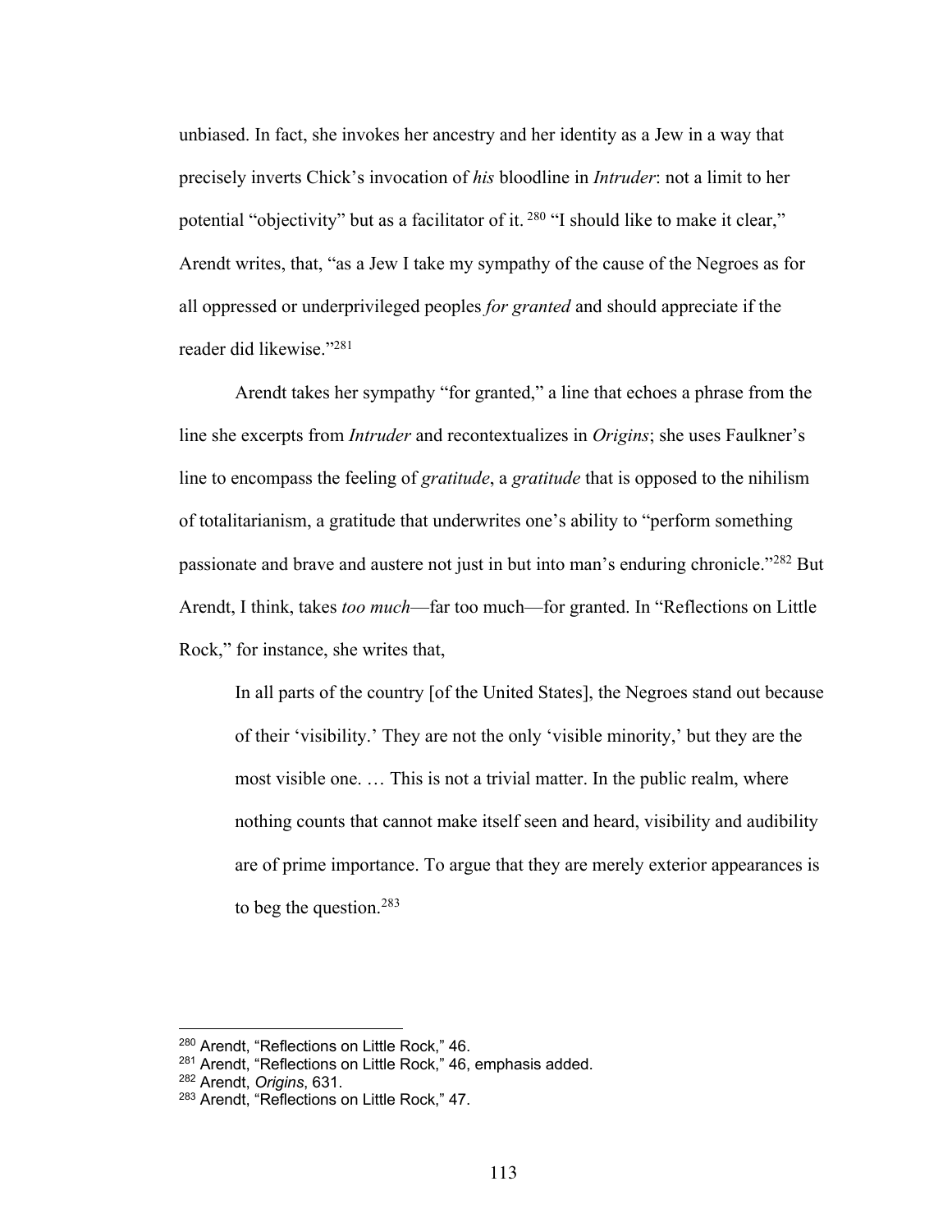unbiased. In fact, she invokes her ancestry and her identity as a Jew in a way that precisely inverts Chick's invocation of *his* bloodline in *Intruder*: not a limit to her potential "objectivity" but as a facilitator of it. [280] "I should like to make it clear," Arendt writes, that, "as a Jew I take my sympathy of the cause of the Negroes as for all oppressed or underprivileged peoples *for granted* and should appreciate if the reader did likewise."[281]

Arendt takes her sympathy "for granted," a line that echoes a phrase from the line she excerpts from *Intruder* and recontextualizes in *Origins*; she uses Faulkner's line to encompass the feeling of *gratitude*, a *gratitude* that is opposed to the nihilism of totalitarianism, a gratitude that underwrites one's ability to "perform something passionate and brave and austere not just in but into man's enduring chronicle."[282] But Arendt, I think, takes *too much*—far too much—for granted. In "Reflections on Little Rock," for instance, she writes that,

> In all parts of the country [of the United States], the Negroes stand out because of their 'visibility.' They are not the only 'visible minority,' but they are the most visible one. … This is not a trivial matter. In the public realm, where nothing counts that cannot make itself seen and heard, visibility and audibility are of prime importance. To argue that they are merely exterior appearances is to beg the question.[283]

---

[280] Arendt, "Reflections on Little Rock," 46.
[281] Arendt, "Reflections on Little Rock," 46, emphasis added.
[282] Arendt, *Origins*, 631.
[283] Arendt, "Reflections on Little Rock," 47.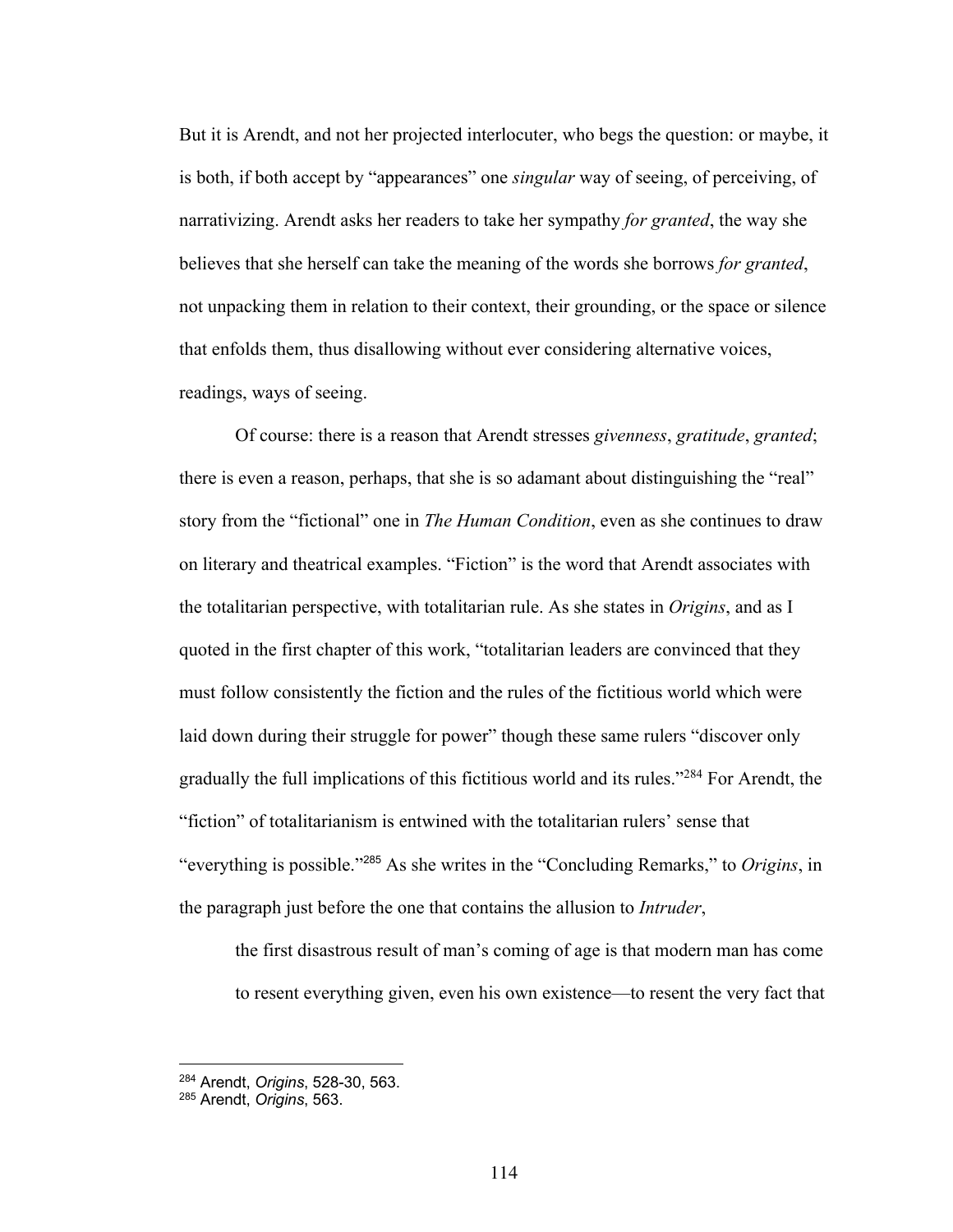But it is Arendt, and not her projected interlocuter, who begs the question: or maybe, it is both, if both accept by "appearances" one *singular* way of seeing, of perceiving, of narrativizing. Arendt asks her readers to take her sympathy *for granted*, the way she believes that she herself can take the meaning of the words she borrows *for granted*, not unpacking them in relation to their context, their grounding, or the space or silence that enfolds them, thus disallowing without ever considering alternative voices, readings, ways of seeing.

Of course: there is a reason that Arendt stresses *givenness*, *gratitude*, *granted*; there is even a reason, perhaps, that she is so adamant about distinguishing the "real" story from the "fictional" one in *The Human Condition*, even as she continues to draw on literary and theatrical examples. "Fiction" is the word that Arendt associates with the totalitarian perspective, with totalitarian rule. As she states in *Origins*, and as I quoted in the first chapter of this work, "totalitarian leaders are convinced that they must follow consistently the fiction and the rules of the fictitious world which were laid down during their struggle for power" though these same rulers "discover only gradually the full implications of this fictitious world and its rules."[284] For Arendt, the "fiction" of totalitarianism is entwined with the totalitarian rulers' sense that "everything is possible."[285] As she writes in the "Concluding Remarks," to *Origins*, in the paragraph just before the one that contains the allusion to *Intruder*,

> the first disastrous result of man's coming of age is that modern man has come to resent everything given, even his own existence—to resent the very fact that

---

[284] Arendt, *Origins*, 528-30, 563.

[285] Arendt, *Origins*, 563.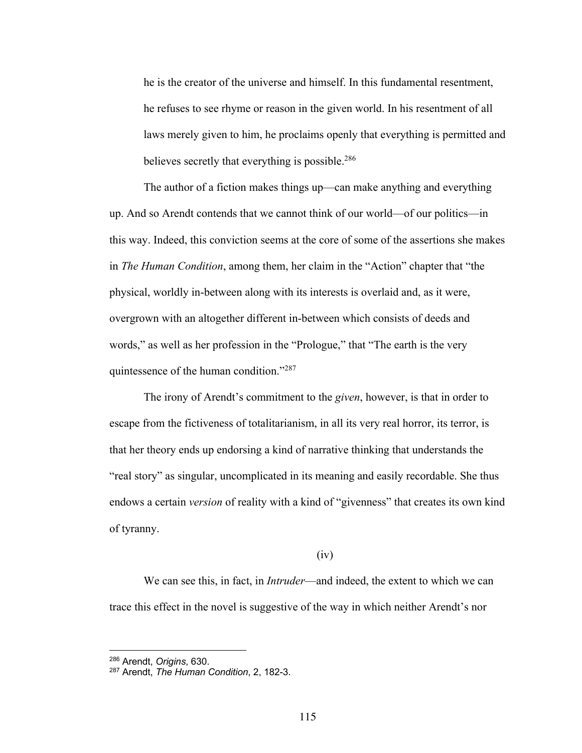> he is the creator of the universe and himself. In this fundamental resentment, he refuses to see rhyme or reason in the given world. In his resentment of all laws merely given to him, he proclaims openly that everything is permitted and believes secretly that everything is possible.[286]

The author of a fiction makes things up—can make anything and everything up. And so Arendt contends that we cannot think of our world—of our politics—in this way. Indeed, this conviction seems at the core of some of the assertions she makes in *The Human Condition*, among them, her claim in the "Action" chapter that "the physical, worldly in-between along with its interests is overlaid and, as it were, overgrown with an altogether different in-between which consists of deeds and words," as well as her profession in the "Prologue," that "The earth is the very quintessence of the human condition."[287]

The irony of Arendt's commitment to the *given*, however, is that in order to escape from the fictiveness of totalitarianism, in all its very real horror, its terror, is that her theory ends up endorsing a kind of narrative thinking that understands the "real story" as singular, uncomplicated in its meaning and easily recordable. She thus endows a certain *version* of reality with a kind of "givenness" that creates its own kind of tyranny.

(iv)

We can see this, in fact, in *Intruder*—and indeed, the extent to which we can trace this effect in the novel is suggestive of the way in which neither Arendt's nor

---

[286] Arendt, *Origins*, 630.

[287] Arendt, *The Human Condition*, 2, 182-3.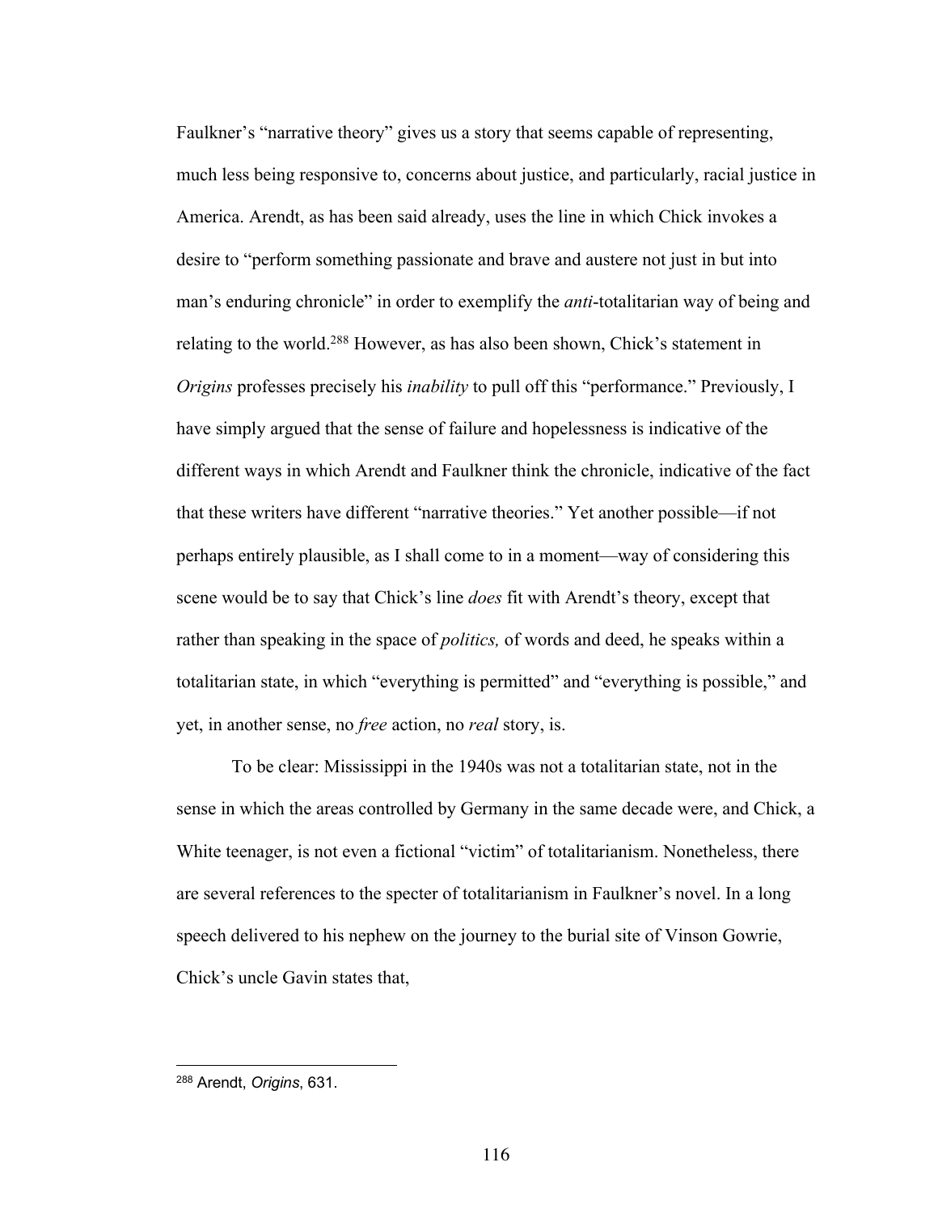Faulkner's "narrative theory" gives us a story that seems capable of representing, much less being responsive to, concerns about justice, and particularly, racial justice in America. Arendt, as has been said already, uses the line in which Chick invokes a desire to "perform something passionate and brave and austere not just in but into man's enduring chronicle" in order to exemplify the *anti*-totalitarian way of being and relating to the world.[288] However, as has also been shown, Chick's statement in *Origins* professes precisely his *inability* to pull off this "performance." Previously, I have simply argued that the sense of failure and hopelessness is indicative of the different ways in which Arendt and Faulkner think the chronicle, indicative of the fact that these writers have different "narrative theories." Yet another possible—if not perhaps entirely plausible, as I shall come to in a moment—way of considering this scene would be to say that Chick's line *does* fit with Arendt's theory, except that rather than speaking in the space of *politics,* of words and deed, he speaks within a totalitarian state, in which "everything is permitted" and "everything is possible," and yet, in another sense, no *free* action, no *real* story, is.

To be clear: Mississippi in the 1940s was not a totalitarian state, not in the sense in which the areas controlled by Germany in the same decade were, and Chick, a White teenager, is not even a fictional "victim" of totalitarianism. Nonetheless, there are several references to the specter of totalitarianism in Faulkner's novel. In a long speech delivered to his nephew on the journey to the burial site of Vinson Gowrie, Chick's uncle Gavin states that,

---

[288] Arendt, *Origins*, 631.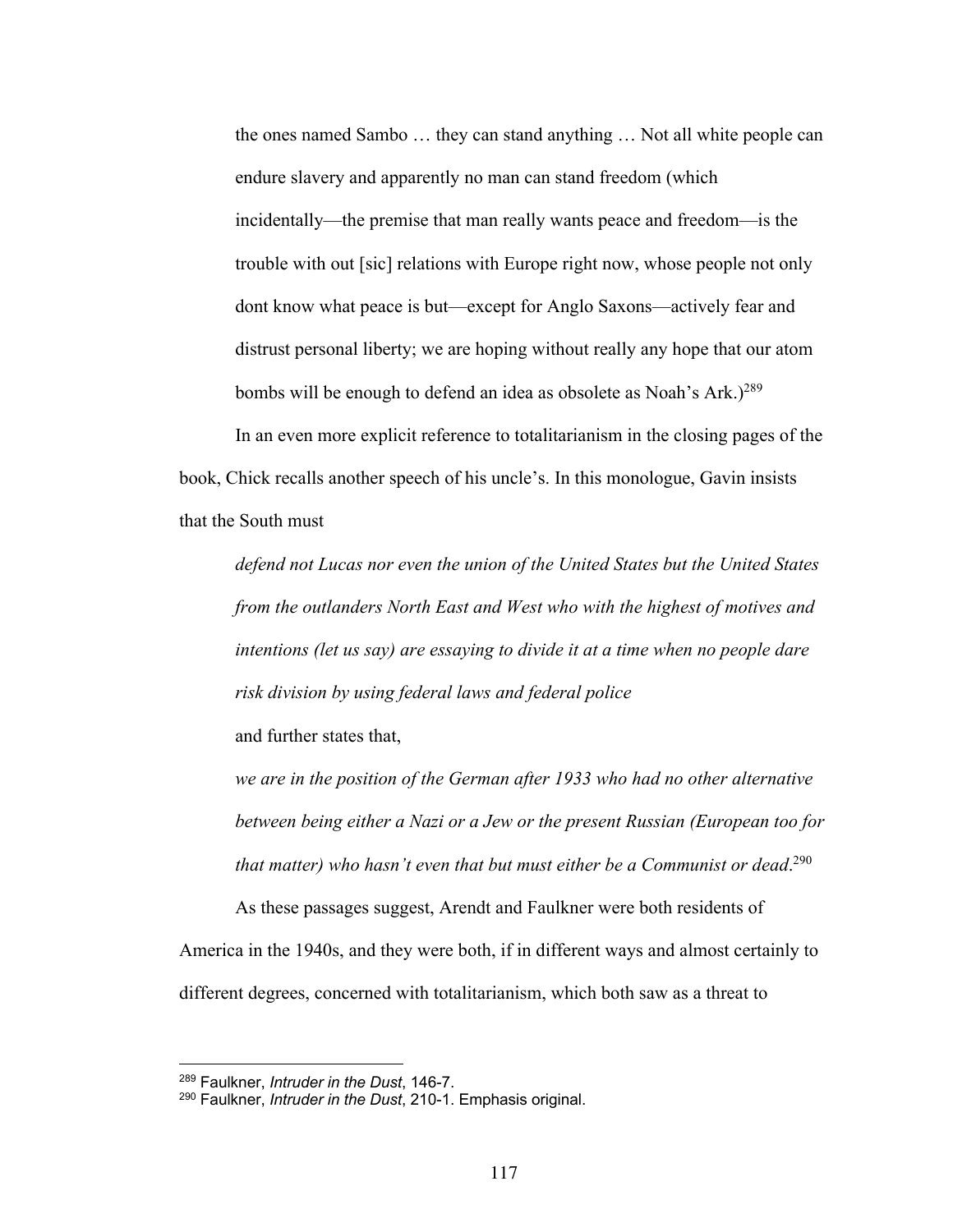> the ones named Sambo … they can stand anything … Not all white people can endure slavery and apparently no man can stand freedom (which incidentally—the premise that man really wants peace and freedom—is the trouble with out [sic] relations with Europe right now, whose people not only dont know what peace is but—except for Anglo Saxons—actively fear and distrust personal liberty; we are hoping without really any hope that our atom bombs will be enough to defend an idea as obsolete as Noah's Ark.)[289]

In an even more explicit reference to totalitarianism in the closing pages of the book, Chick recalls another speech of his uncle's. In this monologue, Gavin insists that the South must

> *defend not Lucas nor even the union of the United States but the United States from the outlanders North East and West who with the highest of motives and intentions (let us say) are essaying to divide it at a time when no people dare risk division by using federal laws and federal police*

and further states that,

> *we are in the position of the German after 1933 who had no other alternative between being either a Nazi or a Jew or the present Russian (European too for that matter) who hasn't even that but must either be a Communist or dead*.[290]

As these passages suggest, Arendt and Faulkner were both residents of America in the 1940s, and they were both, if in different ways and almost certainly to different degrees, concerned with totalitarianism, which both saw as a threat to

---

[289] Faulkner, *Intruder in the Dust*, 146-7.

[290] Faulkner, *Intruder in the Dust*, 210-1. Emphasis original.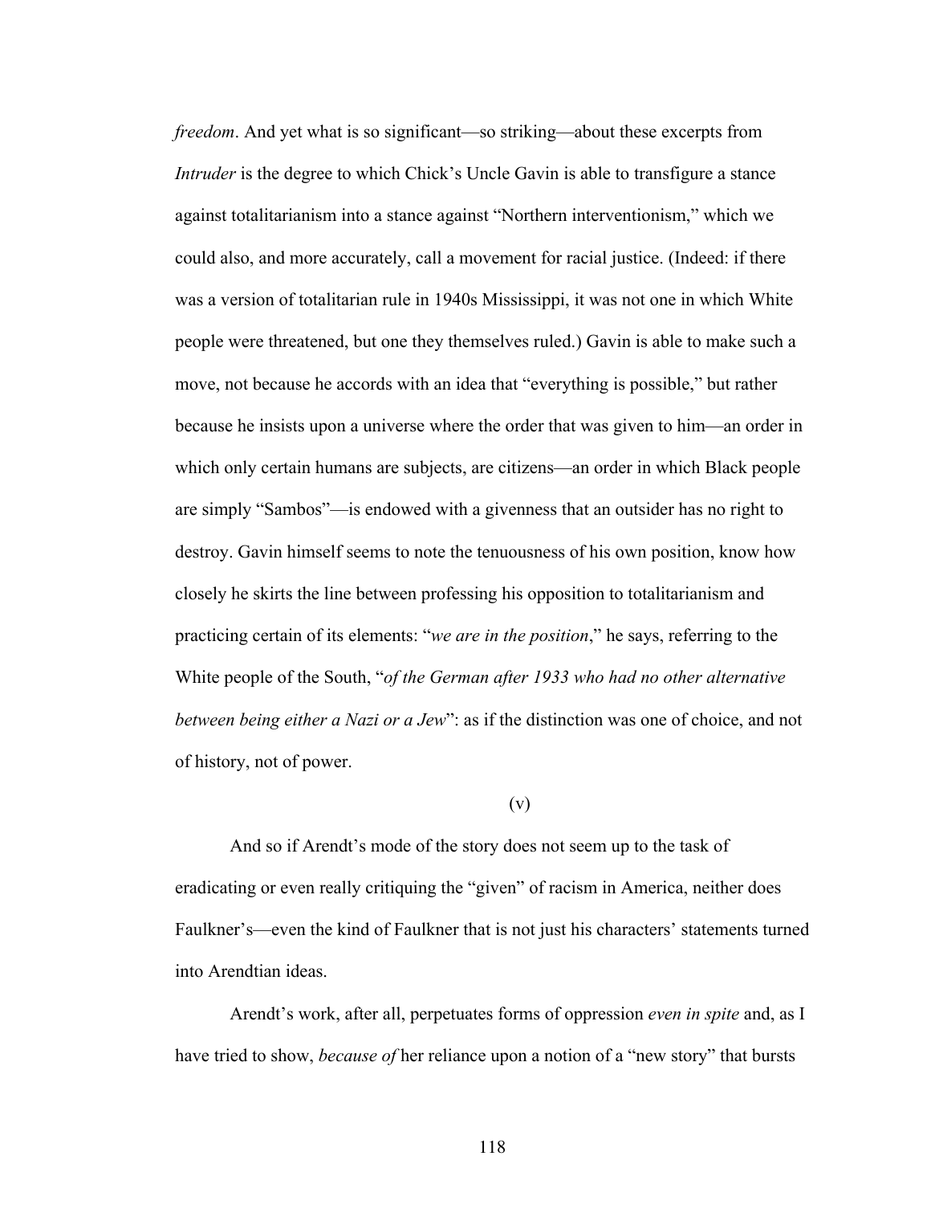*freedom*. And yet what is so significant—so striking—about these excerpts from *Intruder* is the degree to which Chick's Uncle Gavin is able to transfigure a stance against totalitarianism into a stance against "Northern interventionism," which we could also, and more accurately, call a movement for racial justice. (Indeed: if there was a version of totalitarian rule in 1940s Mississippi, it was not one in which White people were threatened, but one they themselves ruled.) Gavin is able to make such a move, not because he accords with an idea that "everything is possible," but rather because he insists upon a universe where the order that was given to him—an order in which only certain humans are subjects, are citizens—an order in which Black people are simply "Sambos"—is endowed with a givenness that an outsider has no right to destroy. Gavin himself seems to note the tenuousness of his own position, know how closely he skirts the line between professing his opposition to totalitarianism and practicing certain of its elements: "*we are in the position*," he says, referring to the White people of the South, "*of the German after 1933 who had no other alternative between being either a Nazi or a Jew*": as if the distinction was one of choice, and not of history, not of power.

(v)

And so if Arendt's mode of the story does not seem up to the task of eradicating or even really critiquing the "given" of racism in America, neither does Faulkner's—even the kind of Faulkner that is not just his characters' statements turned into Arendtian ideas.

Arendt's work, after all, perpetuates forms of oppression *even in spite* and, as I have tried to show, *because of* her reliance upon a notion of a "new story" that bursts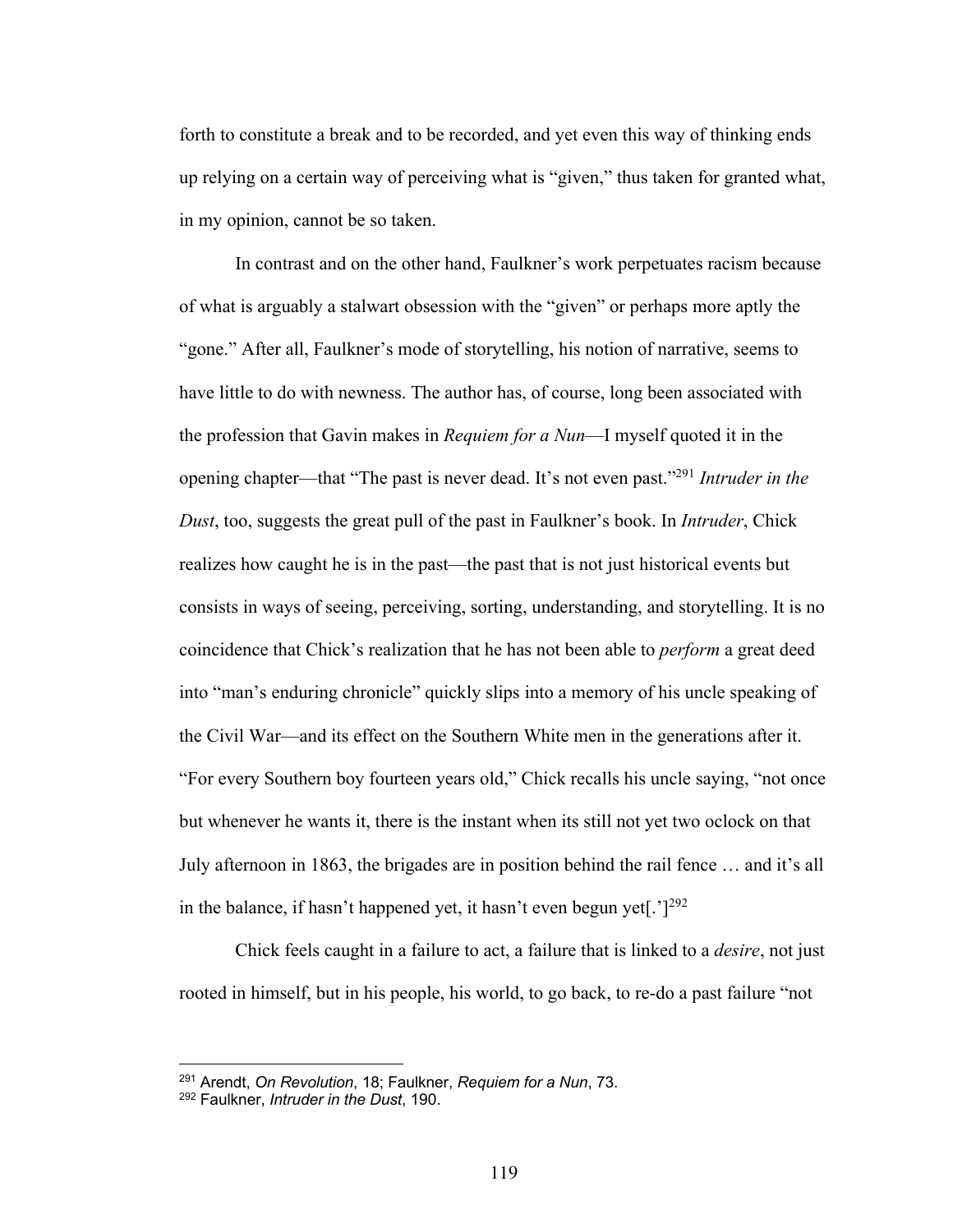forth to constitute a break and to be recorded, and yet even this way of thinking ends up relying on a certain way of perceiving what is "given," thus taken for granted what, in my opinion, cannot be so taken.

In contrast and on the other hand, Faulkner's work perpetuates racism because of what is arguably a stalwart obsession with the "given" or perhaps more aptly the "gone." After all, Faulkner's mode of storytelling, his notion of narrative, seems to have little to do with newness. The author has, of course, long been associated with the profession that Gavin makes in *Requiem for a Nun*—I myself quoted it in the opening chapter—that "The past is never dead. It's not even past."[291] *Intruder in the Dust*, too, suggests the great pull of the past in Faulkner's book. In *Intruder*, Chick realizes how caught he is in the past—the past that is not just historical events but consists in ways of seeing, perceiving, sorting, understanding, and storytelling. It is no coincidence that Chick's realization that he has not been able to *perform* a great deed into "man's enduring chronicle" quickly slips into a memory of his uncle speaking of the Civil War—and its effect on the Southern White men in the generations after it. "For every Southern boy fourteen years old," Chick recalls his uncle saying, "not once but whenever he wants it, there is the instant when its still not yet two oclock on that July afternoon in 1863, the brigades are in position behind the rail fence … and it's all in the balance, if hasn't happened yet, it hasn't even begun yet[.']"[292]

Chick feels caught in a failure to act, a failure that is linked to a *desire*, not just rooted in himself, but in his people, his world, to go back, to re-do a past failure "not

---

[291] Arendt, *On Revolution*, 18; Faulkner, *Requiem for a Nun*, 73.

[292] Faulkner, *Intruder in the Dust*, 190.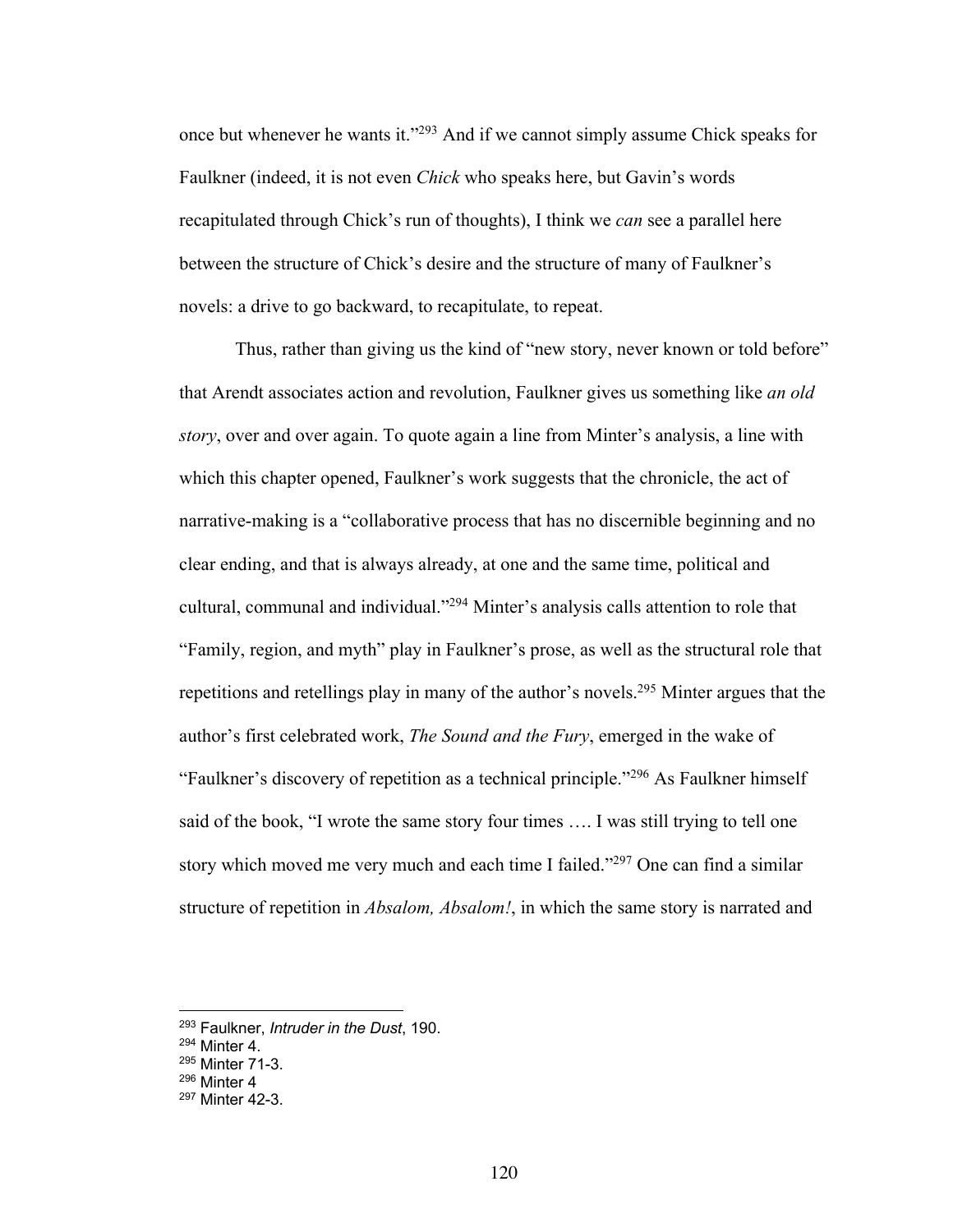once but whenever he wants it."[293] And if we cannot simply assume Chick speaks for Faulkner (indeed, it is not even *Chick* who speaks here, but Gavin's words recapitulated through Chick's run of thoughts), I think we *can* see a parallel here between the structure of Chick's desire and the structure of many of Faulkner's novels: a drive to go backward, to recapitulate, to repeat.

Thus, rather than giving us the kind of "new story, never known or told before" that Arendt associates action and revolution, Faulkner gives us something like *an old story*, over and over again. To quote again a line from Minter's analysis, a line with which this chapter opened, Faulkner's work suggests that the chronicle, the act of narrative-making is a "collaborative process that has no discernible beginning and no clear ending, and that is always already, at one and the same time, political and cultural, communal and individual."[294] Minter's analysis calls attention to role that "Family, region, and myth" play in Faulkner's prose, as well as the structural role that repetitions and retellings play in many of the author's novels.[295] Minter argues that the author's first celebrated work, *The Sound and the Fury*, emerged in the wake of "Faulkner's discovery of repetition as a technical principle."[296] As Faulkner himself said of the book, "I wrote the same story four times …. I was still trying to tell one story which moved me very much and each time I failed."[297] One can find a similar structure of repetition in *Absalom, Absalom!*, in which the same story is narrated and

---

[293] Faulkner, *Intruder in the Dust*, 190.
[294] Minter 4.
[295] Minter 71-3.
[296] Minter 4
[297] Minter 42-3.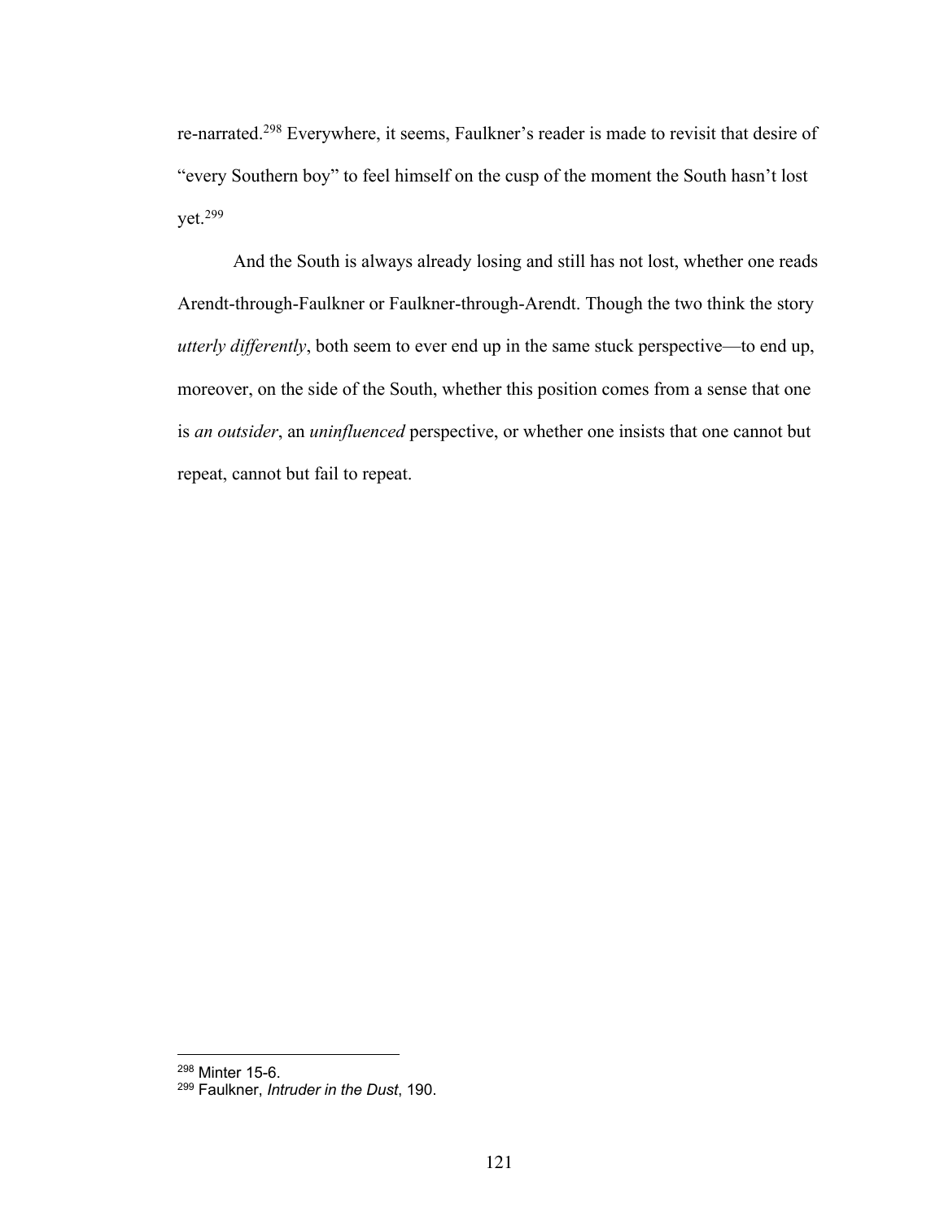re-narrated.[298] Everywhere, it seems, Faulkner's reader is made to revisit that desire of "every Southern boy" to feel himself on the cusp of the moment the South hasn't lost yet.[299]

And the South is always already losing and still has not lost, whether one reads Arendt-through-Faulkner or Faulkner-through-Arendt. Though the two think the story *utterly differently*, both seem to ever end up in the same stuck perspective—to end up, moreover, on the side of the South, whether this position comes from a sense that one is *an outsider*, an *uninfluenced* perspective, or whether one insists that one cannot but repeat, cannot but fail to repeat.

---

[298] Minter 15-6.

[299] Faulkner, *Intruder in the Dust*, 190.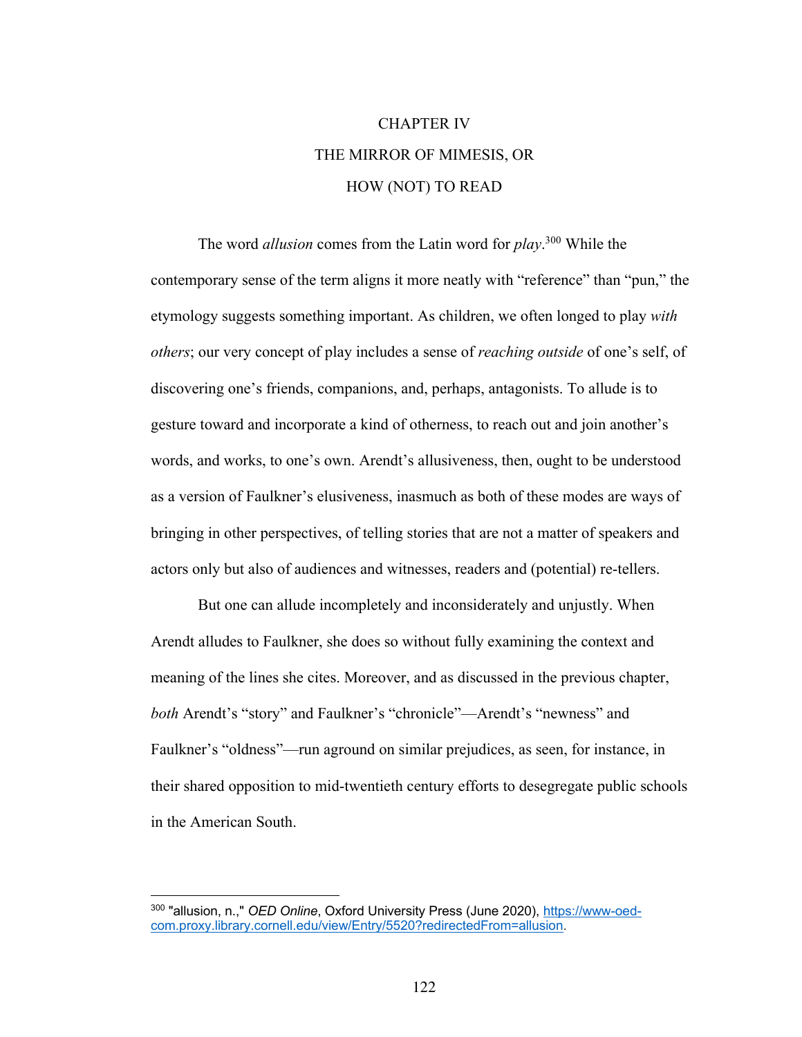# CHAPTER IV

# THE MIRROR OF MIMESIS, OR HOW (NOT) TO READ

The word *allusion* comes from the Latin word for *play*.[300] While the contemporary sense of the term aligns it more neatly with "reference" than "pun," the etymology suggests something important. As children, we often longed to play *with others*; our very concept of play includes a sense of *reaching outside* of one's self, of discovering one's friends, companions, and, perhaps, antagonists. To allude is to gesture toward and incorporate a kind of otherness, to reach out and join another's words, and works, to one's own. Arendt's allusiveness, then, ought to be understood as a version of Faulkner's elusiveness, inasmuch as both of these modes are ways of bringing in other perspectives, of telling stories that are not a matter of speakers and actors only but also of audiences and witnesses, readers and (potential) re-tellers.

But one can allude incompletely and inconsiderately and unjustly. When Arendt alludes to Faulkner, she does so without fully examining the context and meaning of the lines she cites. Moreover, and as discussed in the previous chapter, *both* Arendt's "story" and Faulkner's "chronicle"—Arendt's "newness" and Faulkner's "oldness"—run aground on similar prejudices, as seen, for instance, in their shared opposition to mid-twentieth century efforts to desegregate public schools in the American South.

---

[300] "allusion, n.," *OED Online*, Oxford University Press (June 2020), https://www-oed-com.proxy.library.cornell.edu/view/Entry/5520?redirectedFrom=allusion.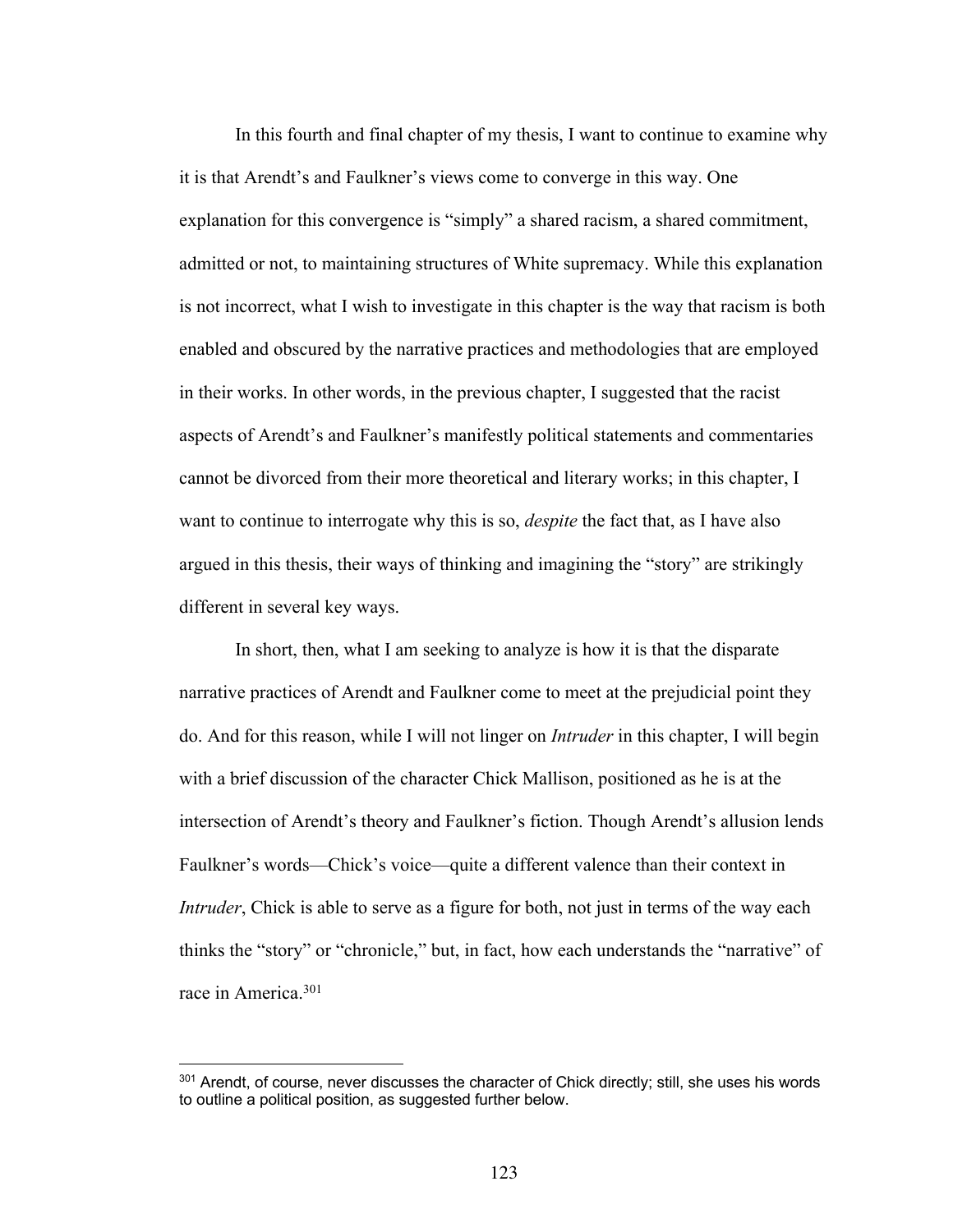In this fourth and final chapter of my thesis, I want to continue to examine why it is that Arendt's and Faulkner's views come to converge in this way. One explanation for this convergence is "simply" a shared racism, a shared commitment, admitted or not, to maintaining structures of White supremacy. While this explanation is not incorrect, what I wish to investigate in this chapter is the way that racism is both enabled and obscured by the narrative practices and methodologies that are employed in their works. In other words, in the previous chapter, I suggested that the racist aspects of Arendt's and Faulkner's manifestly political statements and commentaries cannot be divorced from their more theoretical and literary works; in this chapter, I want to continue to interrogate why this is so, *despite* the fact that, as I have also argued in this thesis, their ways of thinking and imagining the "story" are strikingly different in several key ways.

In short, then, what I am seeking to analyze is how it is that the disparate narrative practices of Arendt and Faulkner come to meet at the prejudicial point they do. And for this reason, while I will not linger on *Intruder* in this chapter, I will begin with a brief discussion of the character Chick Mallison, positioned as he is at the intersection of Arendt's theory and Faulkner's fiction. Though Arendt's allusion lends Faulkner's words—Chick's voice—quite a different valence than their context in *Intruder*, Chick is able to serve as a figure for both, not just in terms of the way each thinks the "story" or "chronicle," but, in fact, how each understands the "narrative" of race in America.[301]

---

[301] Arendt, of course, never discusses the character of Chick directly; still, she uses his words to outline a political position, as suggested further below.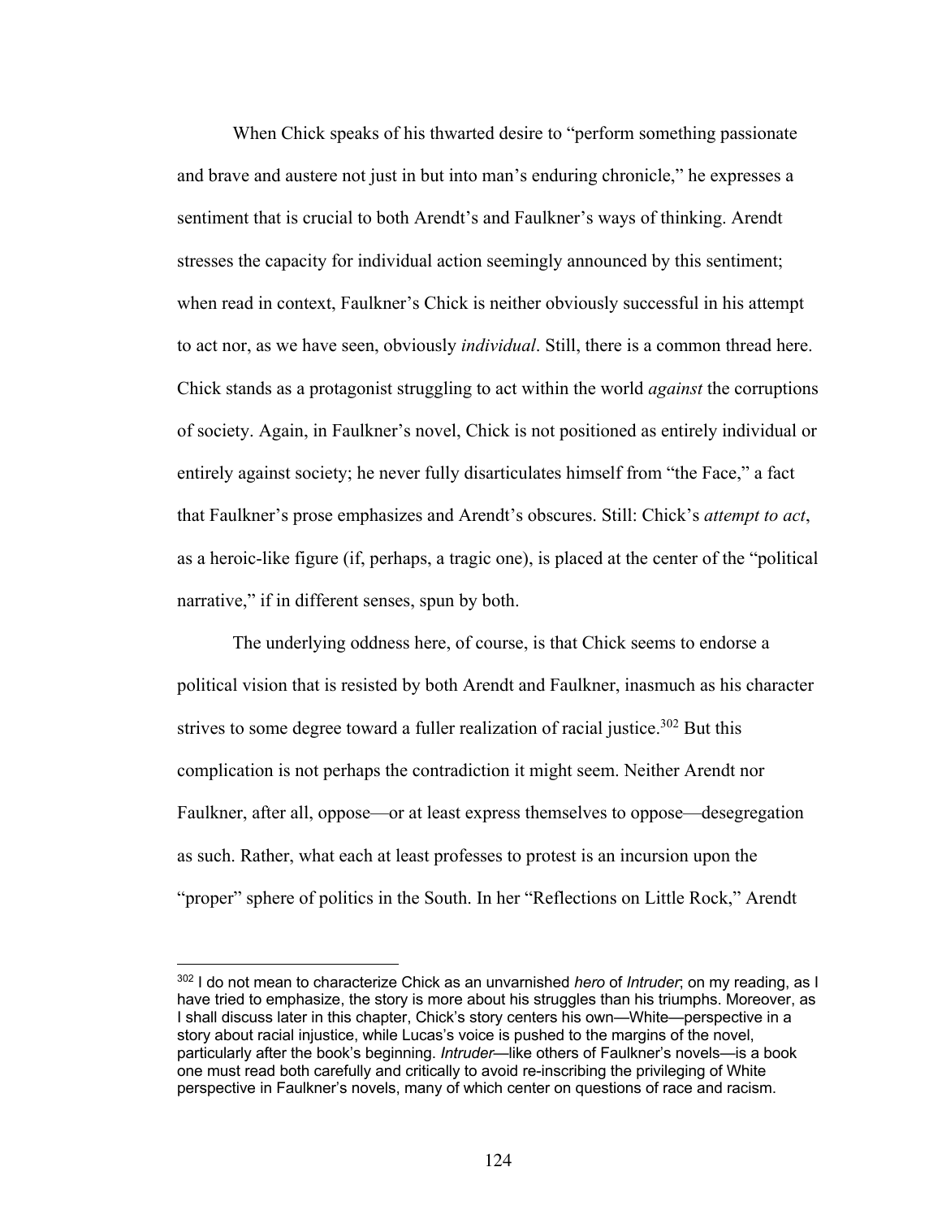When Chick speaks of his thwarted desire to "perform something passionate and brave and austere not just in but into man's enduring chronicle," he expresses a sentiment that is crucial to both Arendt's and Faulkner's ways of thinking. Arendt stresses the capacity for individual action seemingly announced by this sentiment; when read in context, Faulkner's Chick is neither obviously successful in his attempt to act nor, as we have seen, obviously *individual*. Still, there is a common thread here. Chick stands as a protagonist struggling to act within the world *against* the corruptions of society. Again, in Faulkner's novel, Chick is not positioned as entirely individual or entirely against society; he never fully disarticulates himself from "the Face," a fact that Faulkner's prose emphasizes and Arendt's obscures. Still: Chick's *attempt to act*, as a heroic-like figure (if, perhaps, a tragic one), is placed at the center of the "political narrative," if in different senses, spun by both.

The underlying oddness here, of course, is that Chick seems to endorse a political vision that is resisted by both Arendt and Faulkner, inasmuch as his character strives to some degree toward a fuller realization of racial justice.[302] But this complication is not perhaps the contradiction it might seem. Neither Arendt nor Faulkner, after all, oppose—or at least express themselves to oppose—desegregation as such. Rather, what each at least professes to protest is an incursion upon the "proper" sphere of politics in the South. In her "Reflections on Little Rock," Arendt

---

[302] I do not mean to characterize Chick as an unvarnished *hero* of *Intruder*; on my reading, as I have tried to emphasize, the story is more about his struggles than his triumphs. Moreover, as I shall discuss later in this chapter, Chick's story centers his own—White—perspective in a story about racial injustice, while Lucas's voice is pushed to the margins of the novel, particularly after the book's beginning. *Intruder*—like others of Faulkner's novels—is a book one must read both carefully and critically to avoid re-inscribing the privileging of White perspective in Faulkner's novels, many of which center on questions of race and racism.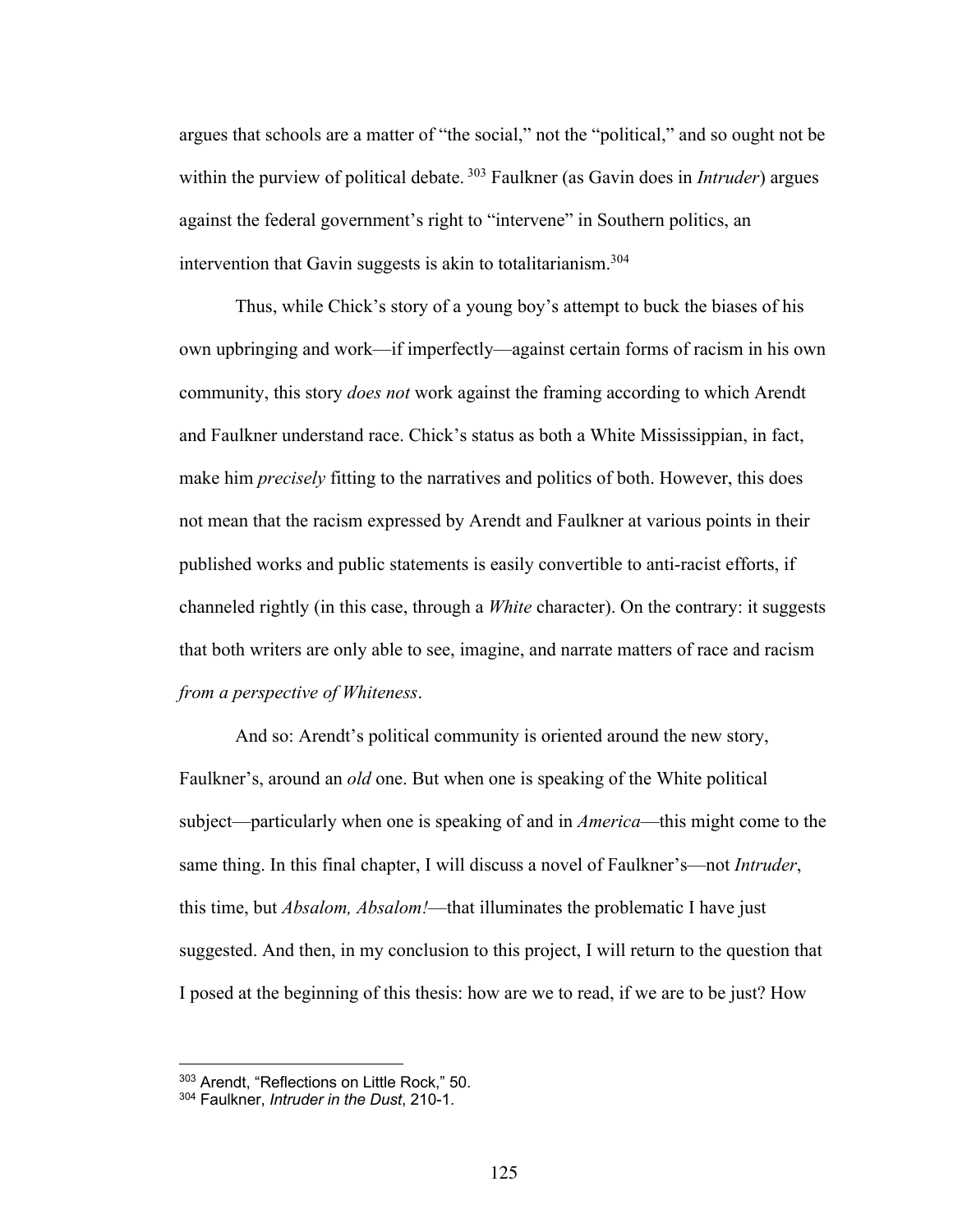argues that schools are a matter of "the social," not the "political," and so ought not be within the purview of political debate.[303] Faulkner (as Gavin does in *Intruder*) argues against the federal government's right to "intervene" in Southern politics, an intervention that Gavin suggests is akin to totalitarianism.[304]

Thus, while Chick's story of a young boy's attempt to buck the biases of his own upbringing and work—if imperfectly—against certain forms of racism in his own community, this story *does not* work against the framing according to which Arendt and Faulkner understand race. Chick's status as both a White Mississippian, in fact, make him *precisely* fitting to the narratives and politics of both. However, this does not mean that the racism expressed by Arendt and Faulkner at various points in their published works and public statements is easily convertible to anti-racist efforts, if channeled rightly (in this case, through a *White* character). On the contrary: it suggests that both writers are only able to see, imagine, and narrate matters of race and racism *from a perspective of Whiteness*.

And so: Arendt's political community is oriented around the new story, Faulkner's, around an *old* one. But when one is speaking of the White political subject—particularly when one is speaking of and in *America*—this might come to the same thing. In this final chapter, I will discuss a novel of Faulkner's—not *Intruder*, this time, but *Absalom, Absalom!*—that illuminates the problematic I have just suggested. And then, in my conclusion to this project, I will return to the question that I posed at the beginning of this thesis: how are we to read, if we are to be just? How

---

[303] Arendt, "Reflections on Little Rock," 50.

[304] Faulkner, *Intruder in the Dust*, 210-1.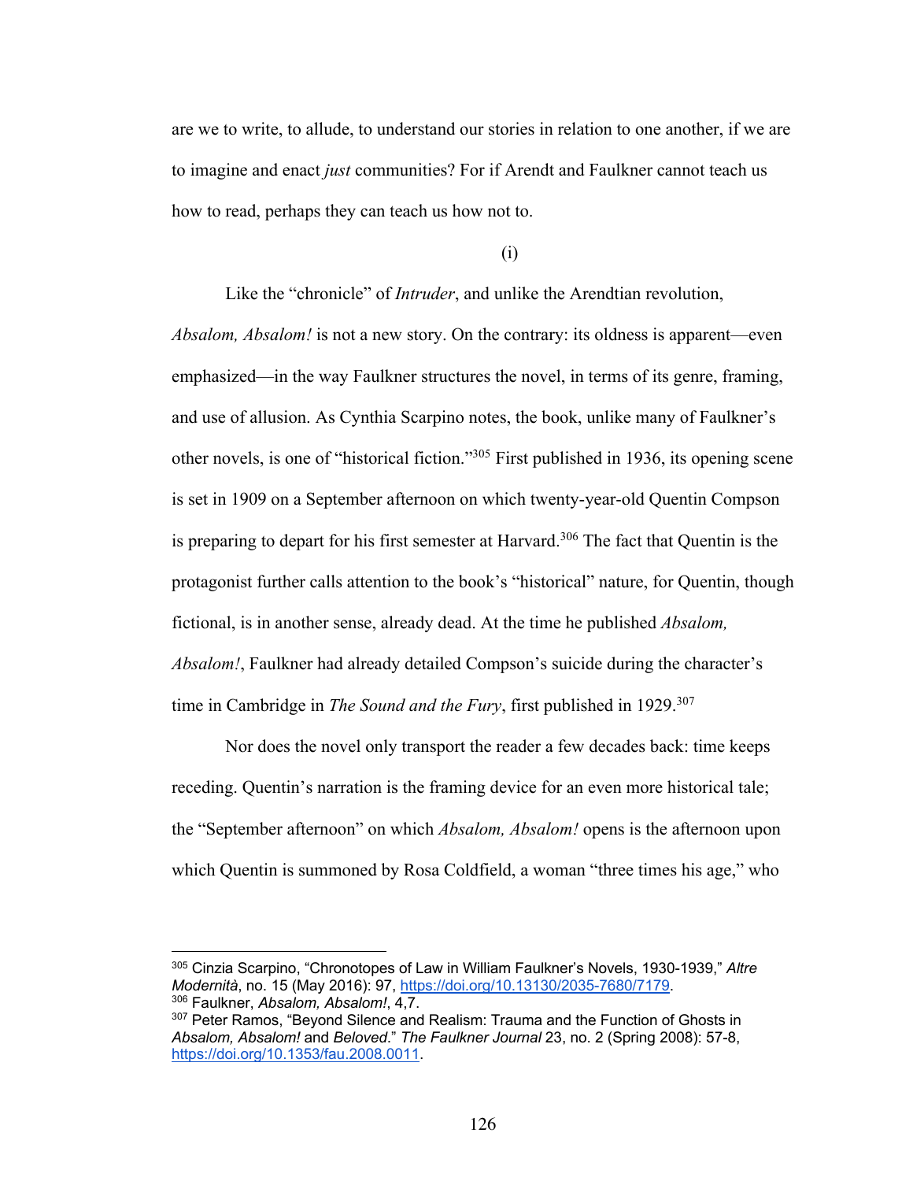are we to write, to allude, to understand our stories in relation to one another, if we are to imagine and enact *just* communities? For if Arendt and Faulkner cannot teach us how to read, perhaps they can teach us how not to.

(i)

Like the "chronicle" of *Intruder*, and unlike the Arendtian revolution, *Absalom, Absalom!* is not a new story. On the contrary: its oldness is apparent—even emphasized—in the way Faulkner structures the novel, in terms of its genre, framing, and use of allusion. As Cynthia Scarpino notes, the book, unlike many of Faulkner's other novels, is one of "historical fiction."[305] First published in 1936, its opening scene is set in 1909 on a September afternoon on which twenty-year-old Quentin Compson is preparing to depart for his first semester at Harvard.[306] The fact that Quentin is the protagonist further calls attention to the book's "historical" nature, for Quentin, though fictional, is in another sense, already dead. At the time he published *Absalom, Absalom!*, Faulkner had already detailed Compson's suicide during the character's time in Cambridge in *The Sound and the Fury*, first published in 1929.[307]

Nor does the novel only transport the reader a few decades back: time keeps receding. Quentin's narration is the framing device for an even more historical tale; the "September afternoon" on which *Absalom, Absalom!* opens is the afternoon upon which Quentin is summoned by Rosa Coldfield, a woman "three times his age," who

---

[305] Cinzia Scarpino, "Chronotopes of Law in William Faulkner's Novels, 1930-1939," *Altre Modernità*, no. 15 (May 2016): 97, https://doi.org/10.13130/2035-7680/7179.

[306] Faulkner, *Absalom, Absalom!*, 4,7.

[307] Peter Ramos, "Beyond Silence and Realism: Trauma and the Function of Ghosts in *Absalom, Absalom!* and *Beloved*." *The Faulkner Journal* 23, no. 2 (Spring 2008): 57-8, https://doi.org/10.1353/fau.2008.0011.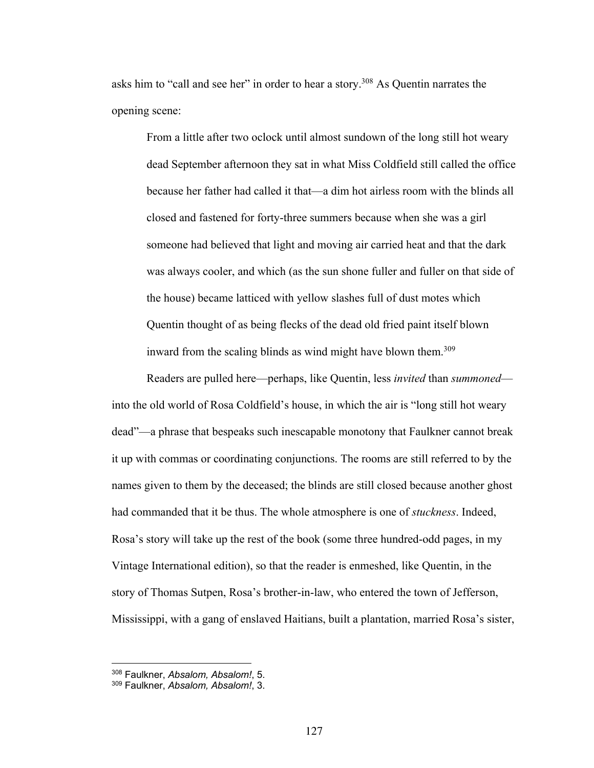asks him to "call and see her" in order to hear a story.[308] As Quentin narrates the opening scene:

> From a little after two oclock until almost sundown of the long still hot weary dead September afternoon they sat in what Miss Coldfield still called the office because her father had called it that—a dim hot airless room with the blinds all closed and fastened for forty-three summers because when she was a girl someone had believed that light and moving air carried heat and that the dark was always cooler, and which (as the sun shone fuller and fuller on that side of the house) became latticed with yellow slashes full of dust motes which Quentin thought of as being flecks of the dead old fried paint itself blown inward from the scaling blinds as wind might have blown them.[309]

Readers are pulled here—perhaps, like Quentin, less *invited* than *summoned*—into the old world of Rosa Coldfield's house, in which the air is "long still hot weary dead"—a phrase that bespeaks such inescapable monotony that Faulkner cannot break it up with commas or coordinating conjunctions. The rooms are still referred to by the names given to them by the deceased; the blinds are still closed because another ghost had commanded that it be thus. The whole atmosphere is one of *stuckness*. Indeed, Rosa's story will take up the rest of the book (some three hundred-odd pages, in my Vintage International edition), so that the reader is enmeshed, like Quentin, in the story of Thomas Sutpen, Rosa's brother-in-law, who entered the town of Jefferson, Mississippi, with a gang of enslaved Haitians, built a plantation, married Rosa's sister,

---

[308] Faulkner, *Absalom, Absalom!*, 5.

[309] Faulkner, *Absalom, Absalom!*, 3.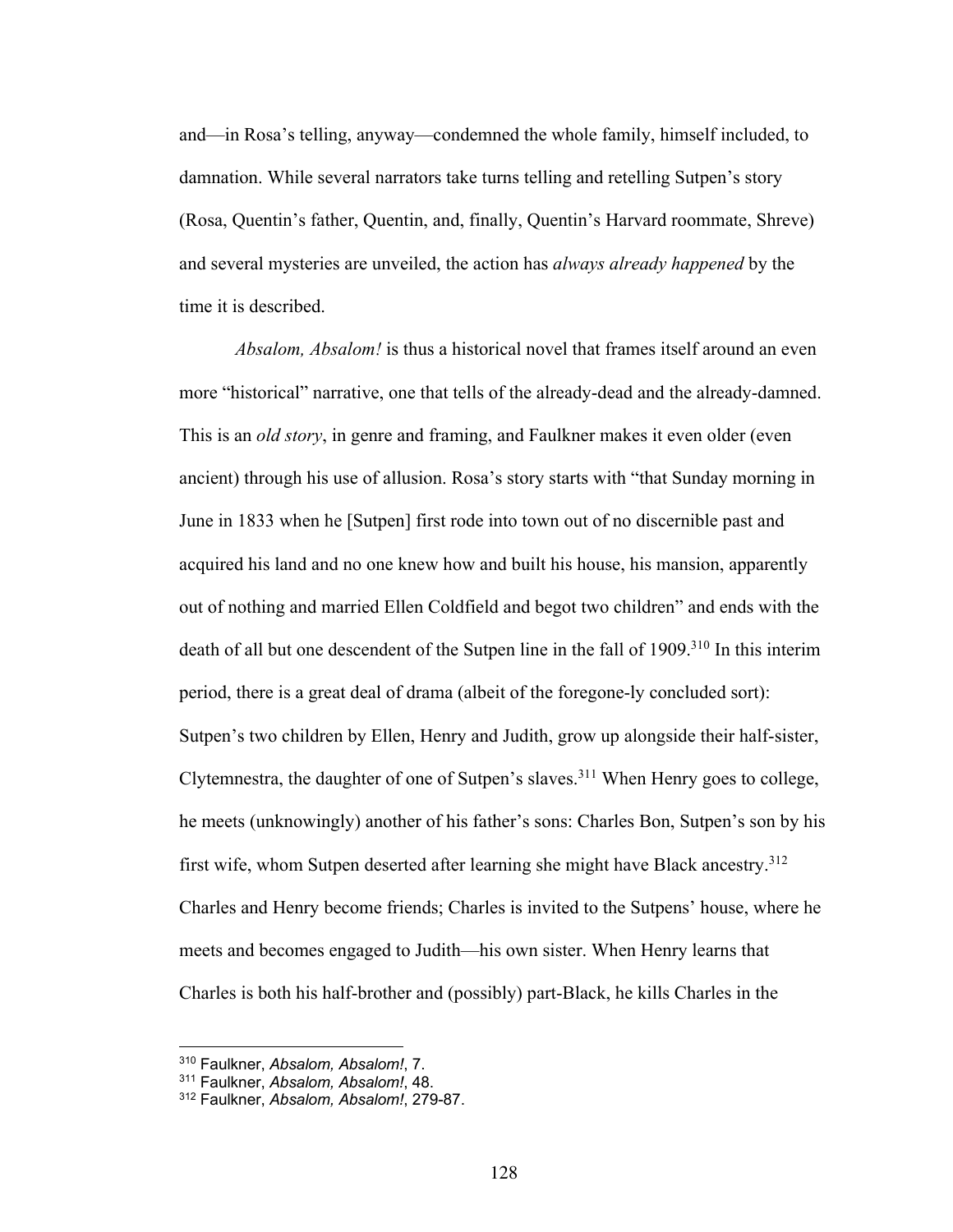and—in Rosa's telling, anyway—condemned the whole family, himself included, to damnation. While several narrators take turns telling and retelling Sutpen's story (Rosa, Quentin's father, Quentin, and, finally, Quentin's Harvard roommate, Shreve) and several mysteries are unveiled, the action has *always already happened* by the time it is described.

*Absalom, Absalom!* is thus a historical novel that frames itself around an even more "historical" narrative, one that tells of the already-dead and the already-damned. This is an *old story*, in genre and framing, and Faulkner makes it even older (even ancient) through his use of allusion. Rosa's story starts with "that Sunday morning in June in 1833 when he [Sutpen] first rode into town out of no discernible past and acquired his land and no one knew how and built his house, his mansion, apparently out of nothing and married Ellen Coldfield and begot two children" and ends with the death of all but one descendent of the Sutpen line in the fall of 1909.[310] In this interim period, there is a great deal of drama (albeit of the foregone-ly concluded sort): Sutpen's two children by Ellen, Henry and Judith, grow up alongside their half-sister, Clytemnestra, the daughter of one of Sutpen's slaves.[311] When Henry goes to college, he meets (unknowingly) another of his father's sons: Charles Bon, Sutpen's son by his first wife, whom Sutpen deserted after learning she might have Black ancestry.[312] Charles and Henry become friends; Charles is invited to the Sutpens' house, where he meets and becomes engaged to Judith—his own sister. When Henry learns that Charles is both his half-brother and (possibly) part-Black, he kills Charles in the

---

[310] Faulkner, *Absalom, Absalom!*, 7.
[311] Faulkner, *Absalom, Absalom!*, 48.
[312] Faulkner, *Absalom, Absalom!*, 279-87.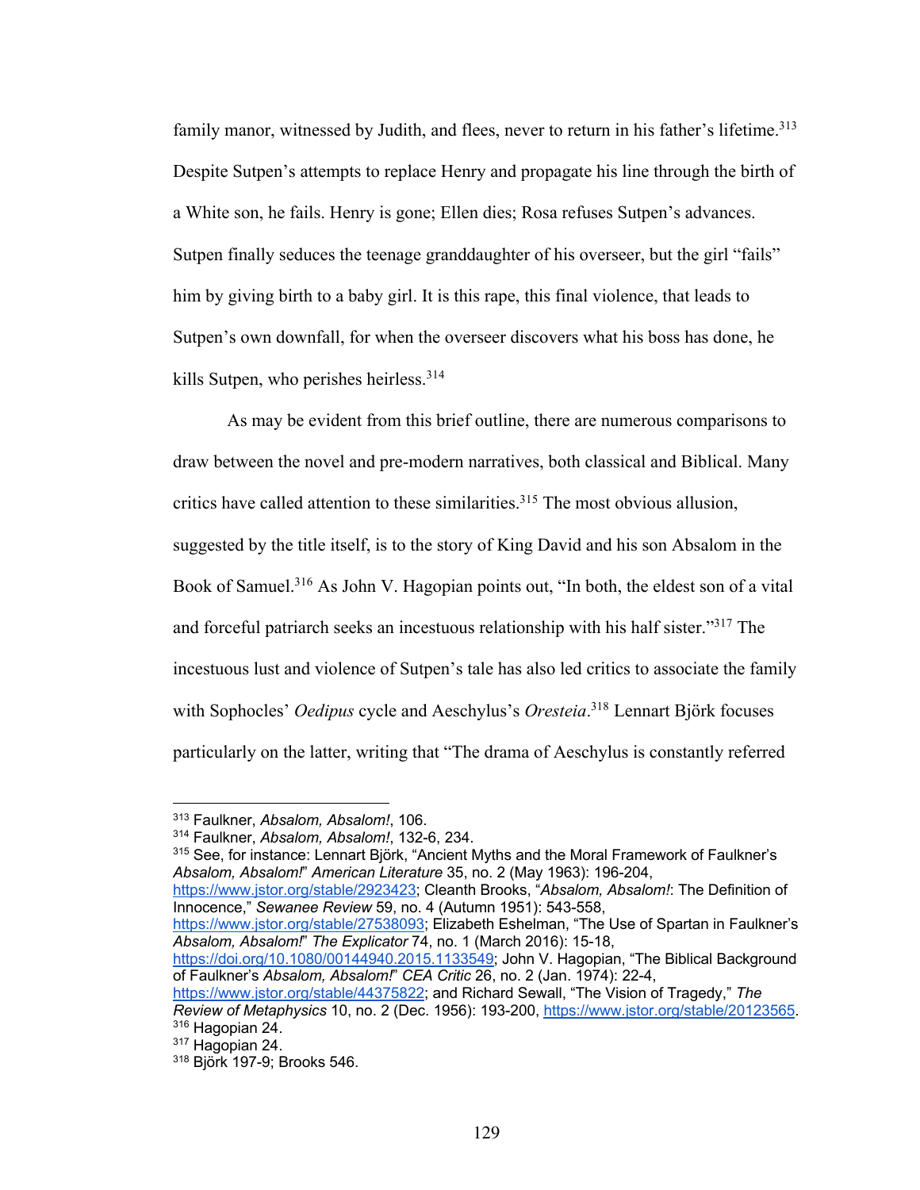family manor, witnessed by Judith, and flees, never to return in his father's lifetime.[313] Despite Sutpen's attempts to replace Henry and propagate his line through the birth of a White son, he fails. Henry is gone; Ellen dies; Rosa refuses Sutpen's advances. Sutpen finally seduces the teenage granddaughter of his overseer, but the girl "fails" him by giving birth to a baby girl. It is this rape, this final violence, that leads to Sutpen's own downfall, for when the overseer discovers what his boss has done, he kills Sutpen, who perishes heirless.[314]

As may be evident from this brief outline, there are numerous comparisons to draw between the novel and pre-modern narratives, both classical and Biblical. Many critics have called attention to these similarities.[315] The most obvious allusion, suggested by the title itself, is to the story of King David and his son Absalom in the Book of Samuel.[316] As John V. Hagopian points out, "In both, the eldest son of a vital and forceful patriarch seeks an incestuous relationship with his half sister."[317] The incestuous lust and violence of Sutpen's tale has also led critics to associate the family with Sophocles' *Oedipus* cycle and Aeschylus's *Oresteia*.[318] Lennart Björk focuses particularly on the latter, writing that "The drama of Aeschylus is constantly referred

---

[313] Faulkner, *Absalom, Absalom!*, 106.

[314] Faulkner, *Absalom, Absalom!*, 132-6, 234.

[315] See, for instance: Lennart Björk, "Ancient Myths and the Moral Framework of Faulkner's *Absalom, Absalom!*" *American Literature* 35, no. 2 (May 1963): 196-204, https://www.jstor.org/stable/2923423; Cleanth Brooks, "*Absalom, Absalom!*: The Definition of Innocence," *Sewanee Review* 59, no. 4 (Autumn 1951): 543-558, https://www.jstor.org/stable/27538093; Elizabeth Eshelman, "The Use of Spartan in Faulkner's *Absalom, Absalom!*" *The Explicator* 74, no. 1 (March 2016): 15-18, https://doi.org/10.1080/00144940.2015.1133549; John V. Hagopian, "The Biblical Background of Faulkner's *Absalom, Absalom!*" *CEA Critic* 26, no. 2 (Jan. 1974): 22-4, https://www.jstor.org/stable/44375822; and Richard Sewall, "The Vision of Tragedy," *The Review of Metaphysics* 10, no. 2 (Dec. 1956): 193-200, https://www.jstor.org/stable/20123565.

[316] Hagopian 24.

[317] Hagopian 24.

[318] Björk 197-9; Brooks 546.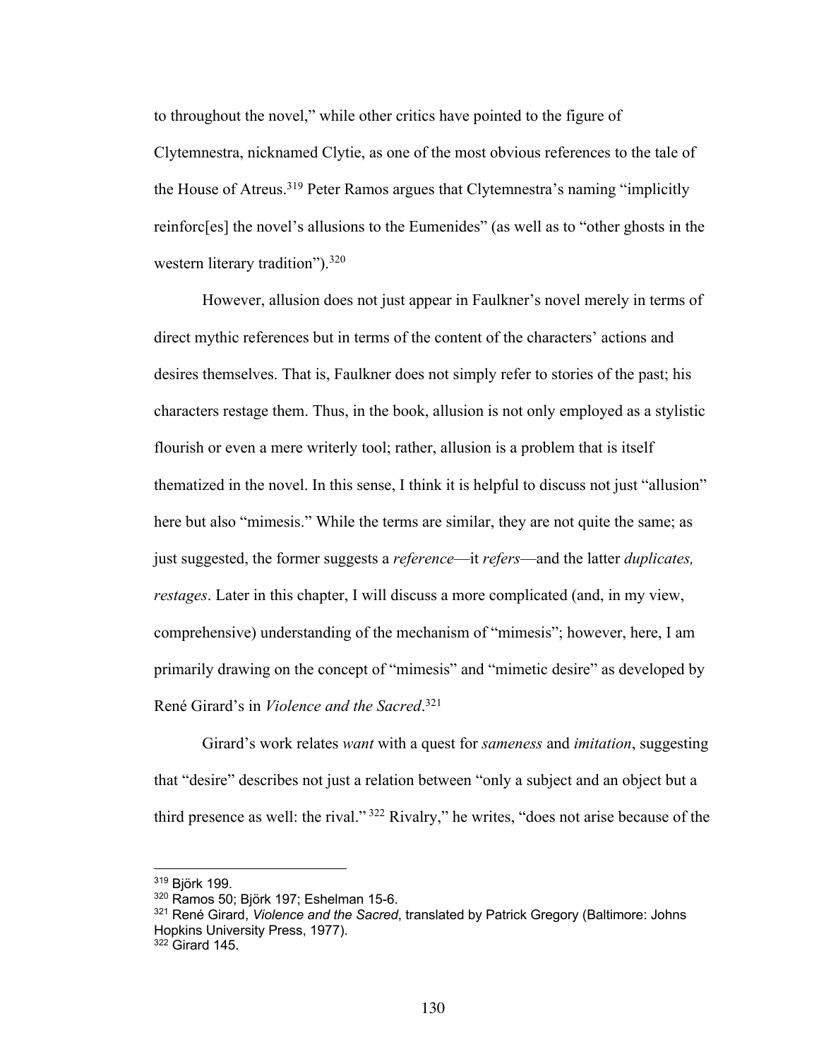to throughout the novel," while other critics have pointed to the figure of Clytemnestra, nicknamed Clytie, as one of the most obvious references to the tale of the House of Atreus.[319] Peter Ramos argues that Clytemnestra's naming "implicitly reinforc[es] the novel's allusions to the Eumenides" (as well as to "other ghosts in the western literary tradition").[320]

However, allusion does not just appear in Faulkner's novel merely in terms of direct mythic references but in terms of the content of the characters' actions and desires themselves. That is, Faulkner does not simply refer to stories of the past; his characters restage them. Thus, in the book, allusion is not only employed as a stylistic flourish or even a mere writerly tool; rather, allusion is a problem that is itself thematized in the novel. In this sense, I think it is helpful to discuss not just "allusion" here but also "mimesis." While the terms are similar, they are not quite the same; as just suggested, the former suggests a *reference*—it *refers*—and the latter *duplicates, restages*. Later in this chapter, I will discuss a more complicated (and, in my view, comprehensive) understanding of the mechanism of "mimesis"; however, here, I am primarily drawing on the concept of "mimesis" and "mimetic desire" as developed by René Girard's in *Violence and the Sacred*.[321]

Girard's work relates *want* with a quest for *sameness* and *imitation*, suggesting that "desire" describes not just a relation between "only a subject and an object but a third presence as well: the rival." [322] Rivalry," he writes, "does not arise because of the

---

[319] Björk 199.

[320] Ramos 50; Björk 197; Eshelman 15-6.

[321] René Girard, *Violence and the Sacred*, translated by Patrick Gregory (Baltimore: Johns Hopkins University Press, 1977).

[322] Girard 145.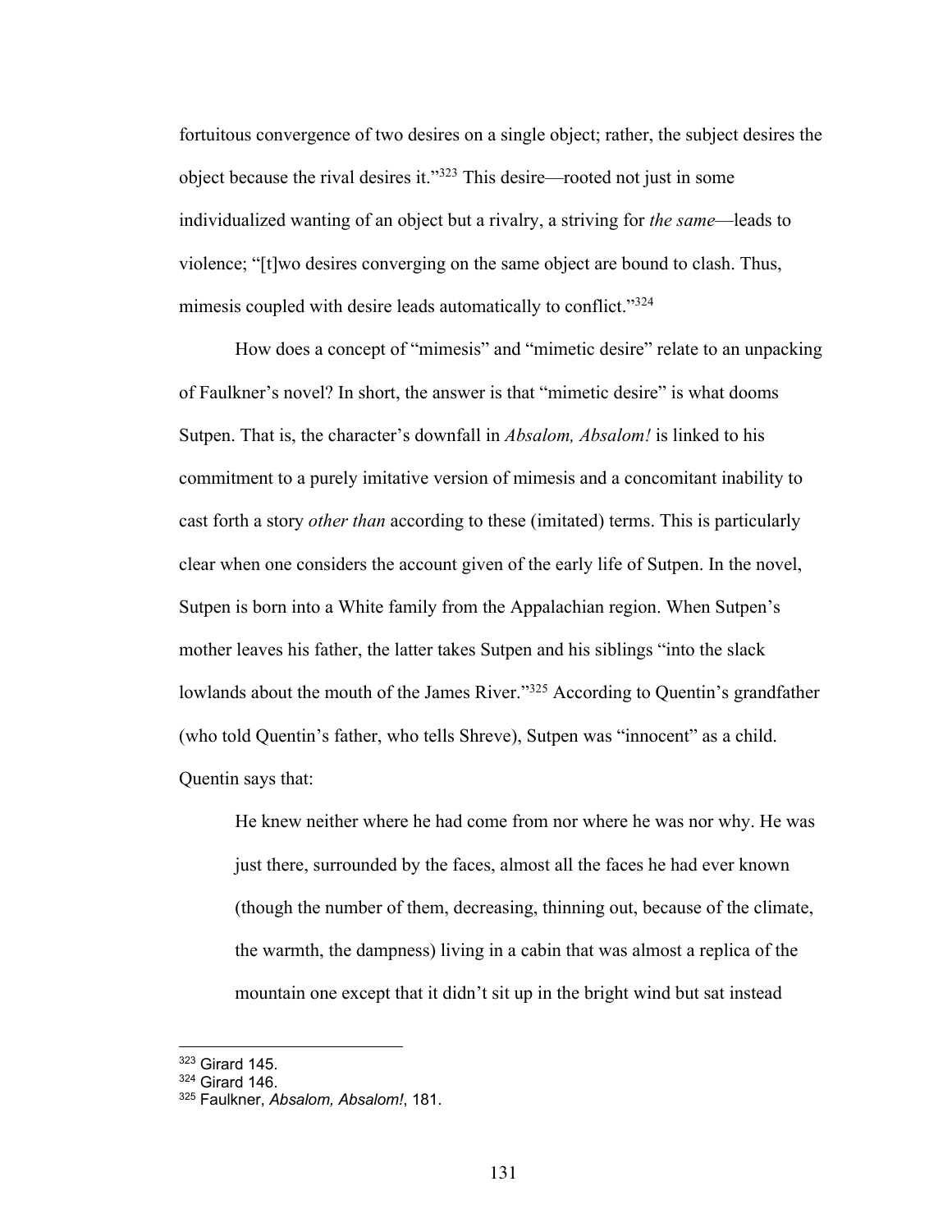fortuitous convergence of two desires on a single object; rather, the subject desires the object because the rival desires it."[323] This desire—rooted not just in some individualized wanting of an object but a rivalry, a striving for *the same*—leads to violence; "[t]wo desires converging on the same object are bound to clash. Thus, mimesis coupled with desire leads automatically to conflict."[324]

How does a concept of "mimesis" and "mimetic desire" relate to an unpacking of Faulkner's novel? In short, the answer is that "mimetic desire" is what dooms Sutpen. That is, the character's downfall in *Absalom, Absalom!* is linked to his commitment to a purely imitative version of mimesis and a concomitant inability to cast forth a story *other than* according to these (imitated) terms. This is particularly clear when one considers the account given of the early life of Sutpen. In the novel, Sutpen is born into a White family from the Appalachian region. When Sutpen's mother leaves his father, the latter takes Sutpen and his siblings "into the slack lowlands about the mouth of the James River."[325] According to Quentin's grandfather (who told Quentin's father, who tells Shreve), Sutpen was "innocent" as a child. Quentin says that:

> He knew neither where he had come from nor where he was nor why. He was just there, surrounded by the faces, almost all the faces he had ever known (though the number of them, decreasing, thinning out, because of the climate, the warmth, the dampness) living in a cabin that was almost a replica of the mountain one except that it didn't sit up in the bright wind but sat instead

---

[323] Girard 145.
[324] Girard 146.
[325] Faulkner, *Absalom, Absalom!*, 181.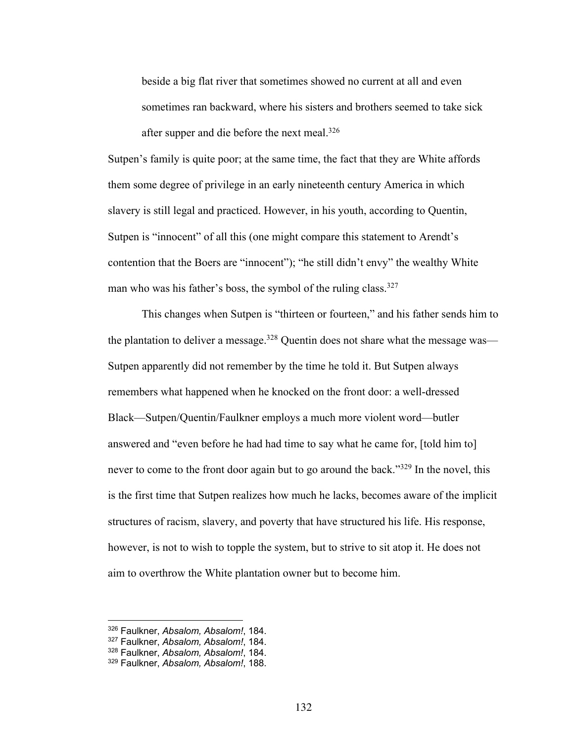> beside a big flat river that sometimes showed no current at all and even sometimes ran backward, where his sisters and brothers seemed to take sick after supper and die before the next meal.[326]

Sutpen's family is quite poor; at the same time, the fact that they are White affords them some degree of privilege in an early nineteenth century America in which slavery is still legal and practiced. However, in his youth, according to Quentin, Sutpen is "innocent" of all this (one might compare this statement to Arendt's contention that the Boers are "innocent"); "he still didn't envy" the wealthy White man who was his father's boss, the symbol of the ruling class.[327]

This changes when Sutpen is "thirteen or fourteen," and his father sends him to the plantation to deliver a message.[328] Quentin does not share what the message was—Sutpen apparently did not remember by the time he told it. But Sutpen always remembers what happened when he knocked on the front door: a well-dressed Black—Sutpen/Quentin/Faulkner employs a much more violent word—butler answered and "even before he had had time to say what he came for, [told him to] never to come to the front door again but to go around the back."[329] In the novel, this is the first time that Sutpen realizes how much he lacks, becomes aware of the implicit structures of racism, slavery, and poverty that have structured his life. His response, however, is not to wish to topple the system, but to strive to sit atop it. He does not aim to overthrow the White plantation owner but to become him.

---

[326] Faulkner, *Absalom, Absalom!*, 184.
[327] Faulkner, *Absalom, Absalom!*, 184.
[328] Faulkner, *Absalom, Absalom!*, 184.
[329] Faulkner, *Absalom, Absalom!*, 188.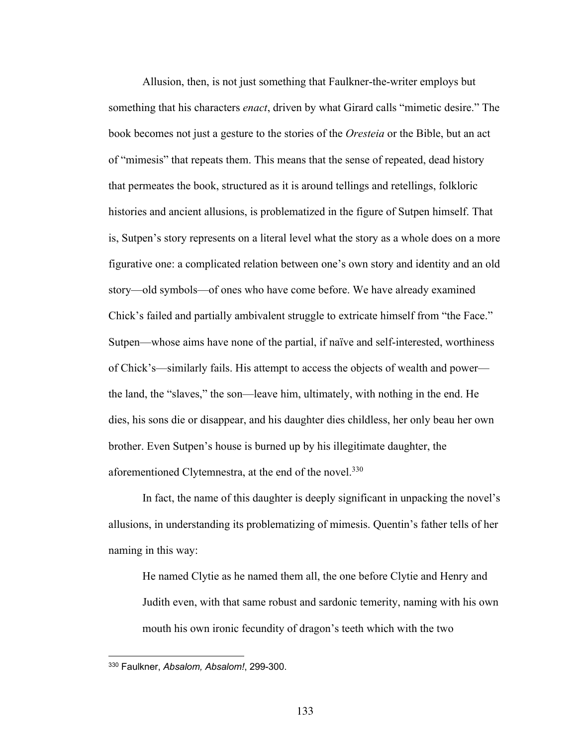Allusion, then, is not just something that Faulkner-the-writer employs but something that his characters *enact*, driven by what Girard calls "mimetic desire." The book becomes not just a gesture to the stories of the *Oresteia* or the Bible, but an act of "mimesis" that repeats them. This means that the sense of repeated, dead history that permeates the book, structured as it is around tellings and retellings, folkloric histories and ancient allusions, is problematized in the figure of Sutpen himself. That is, Sutpen's story represents on a literal level what the story as a whole does on a more figurative one: a complicated relation between one's own story and identity and an old story—old symbols—of ones who have come before. We have already examined Chick's failed and partially ambivalent struggle to extricate himself from "the Face." Sutpen—whose aims have none of the partial, if naïve and self-interested, worthiness of Chick's—similarly fails. His attempt to access the objects of wealth and power—the land, the "slaves," the son—leave him, ultimately, with nothing in the end. He dies, his sons die or disappear, and his daughter dies childless, her only beau her own brother. Even Sutpen's house is burned up by his illegitimate daughter, the aforementioned Clytemnestra, at the end of the novel.[330]

In fact, the name of this daughter is deeply significant in unpacking the novel's allusions, in understanding its problematizing of mimesis. Quentin's father tells of her naming in this way:

> He named Clytie as he named them all, the one before Clytie and Henry and Judith even, with that same robust and sardonic temerity, naming with his own mouth his own ironic fecundity of dragon's teeth which with the two

---

[330] Faulkner, *Absalom, Absalom!*, 299-300.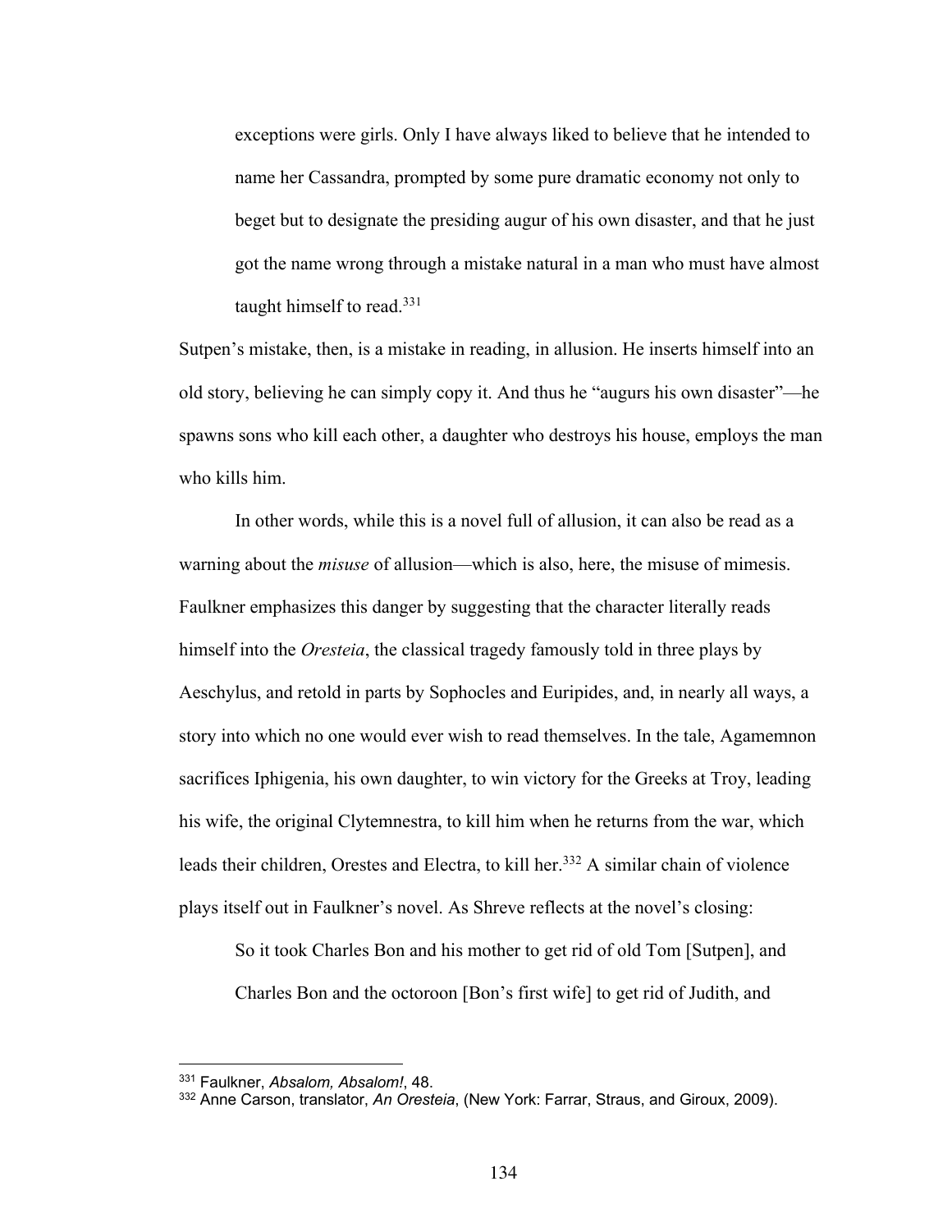> exceptions were girls. Only I have always liked to believe that he intended to name her Cassandra, prompted by some pure dramatic economy not only to beget but to designate the presiding augur of his own disaster, and that he just got the name wrong through a mistake natural in a man who must have almost taught himself to read.[331]

Sutpen's mistake, then, is a mistake in reading, in allusion. He inserts himself into an old story, believing he can simply copy it. And thus he "augurs his own disaster"—he spawns sons who kill each other, a daughter who destroys his house, employs the man who kills him.

In other words, while this is a novel full of allusion, it can also be read as a warning about the *misuse* of allusion—which is also, here, the misuse of mimesis. Faulkner emphasizes this danger by suggesting that the character literally reads himself into the *Oresteia*, the classical tragedy famously told in three plays by Aeschylus, and retold in parts by Sophocles and Euripides, and, in nearly all ways, a story into which no one would ever wish to read themselves. In the tale, Agamemnon sacrifices Iphigenia, his own daughter, to win victory for the Greeks at Troy, leading his wife, the original Clytemnestra, to kill him when he returns from the war, which leads their children, Orestes and Electra, to kill her.[332] A similar chain of violence plays itself out in Faulkner's novel. As Shreve reflects at the novel's closing:

> So it took Charles Bon and his mother to get rid of old Tom [Sutpen], and Charles Bon and the octoroon [Bon's first wife] to get rid of Judith, and

---

[331] Faulkner, *Absalom, Absalom!*, 48.

[332] Anne Carson, translator, *An Oresteia*, (New York: Farrar, Straus, and Giroux, 2009).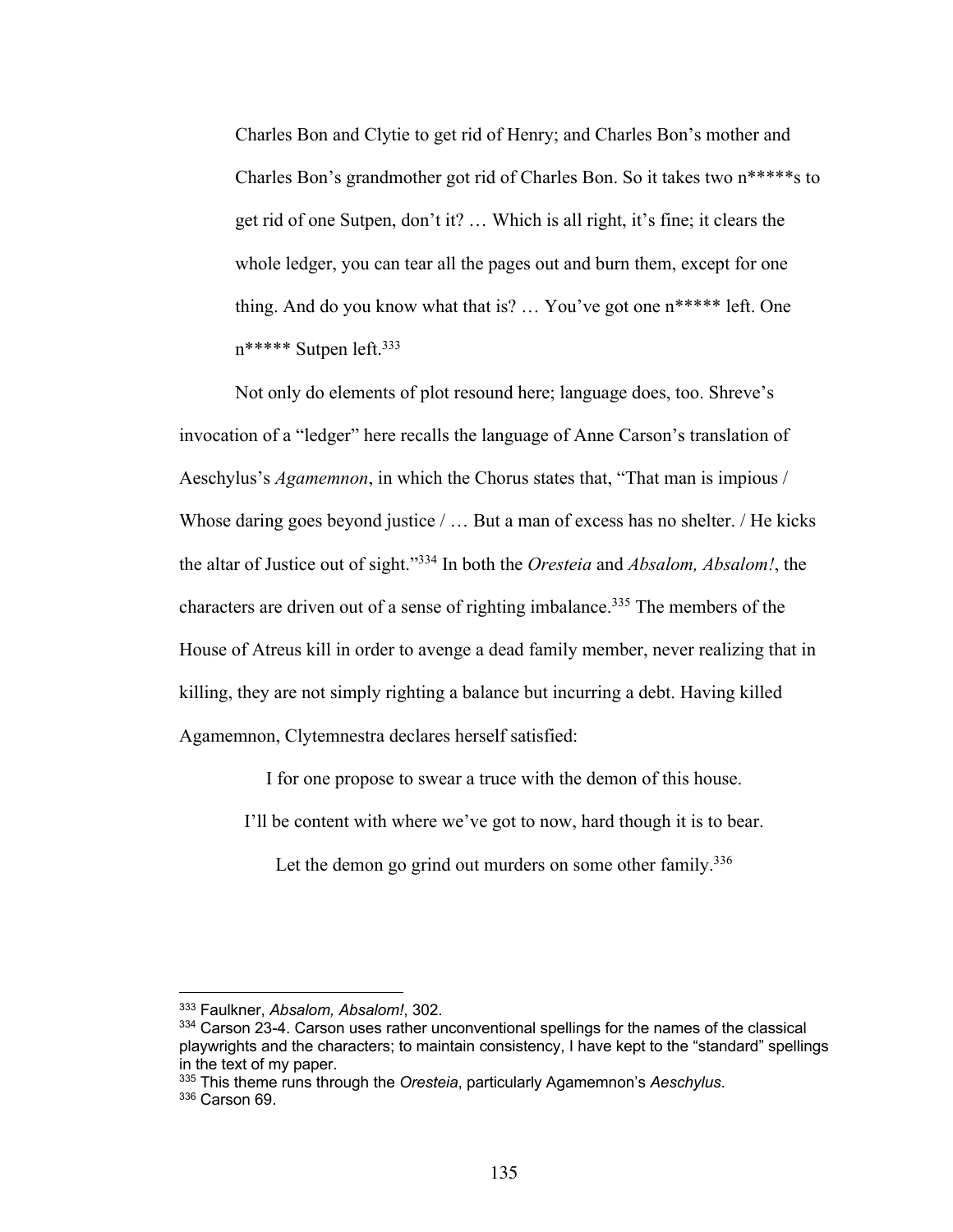> Charles Bon and Clytie to get rid of Henry; and Charles Bon's mother and Charles Bon's grandmother got rid of Charles Bon. So it takes two n*****s to get rid of one Sutpen, don't it? … Which is all right, it's fine; it clears the whole ledger, you can tear all the pages out and burn them, except for one thing. And do you know what that is? … You've got one n***** left. One n***** Sutpen left.[333]

Not only do elements of plot resound here; language does, too. Shreve's invocation of a "ledger" here recalls the language of Anne Carson's translation of Aeschylus's *Agamemnon*, in which the Chorus states that, "That man is impious / Whose daring goes beyond justice / … But a man of excess has no shelter. / He kicks the altar of Justice out of sight."[334] In both the *Oresteia* and *Absalom, Absalom!*, the characters are driven out of a sense of righting imbalance.[335] The members of the House of Atreus kill in order to avenge a dead family member, never realizing that in killing, they are not simply righting a balance but incurring a debt. Having killed Agamemnon, Clytemnestra declares herself satisfied:

> I for one propose to swear a truce with the demon of this house.
>
> I'll be content with where we've got to now, hard though it is to bear.
>
> Let the demon go grind out murders on some other family.[336]

---

[333] Faulkner, *Absalom, Absalom!*, 302.

[334] Carson 23-4. Carson uses rather unconventional spellings for the names of the classical playwrights and the characters; to maintain consistency, I have kept to the "standard" spellings in the text of my paper.

[335] This theme runs through the *Oresteia*, particularly Agamemnon's *Aeschylus*.

[336] Carson 69.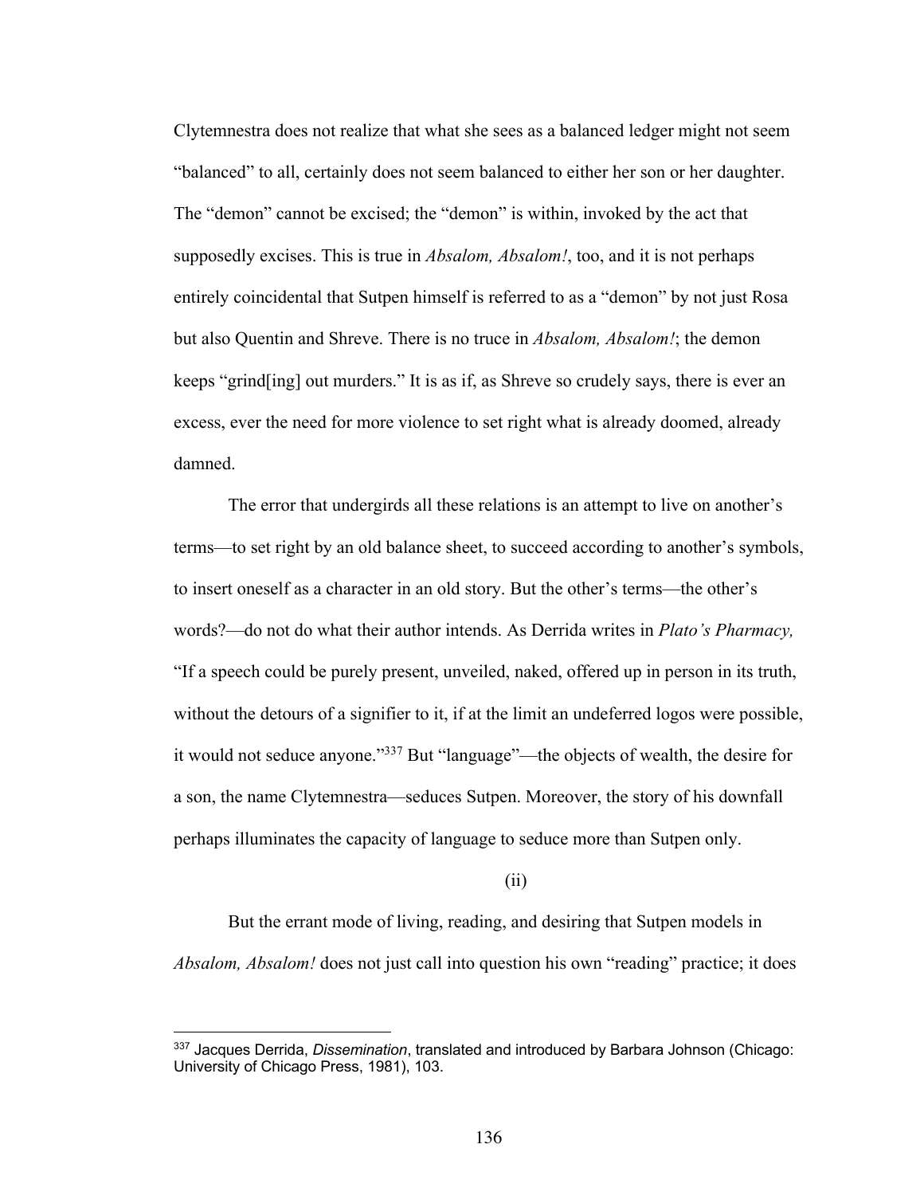Clytemnestra does not realize that what she sees as a balanced ledger might not seem "balanced" to all, certainly does not seem balanced to either her son or her daughter. The "demon" cannot be excised; the "demon" is within, invoked by the act that supposedly excises. This is true in *Absalom, Absalom!*, too, and it is not perhaps entirely coincidental that Sutpen himself is referred to as a "demon" by not just Rosa but also Quentin and Shreve. There is no truce in *Absalom, Absalom!*; the demon keeps "grind[ing] out murders." It is as if, as Shreve so crudely says, there is ever an excess, ever the need for more violence to set right what is already doomed, already damned.

The error that undergirds all these relations is an attempt to live on another's terms—to set right by an old balance sheet, to succeed according to another's symbols, to insert oneself as a character in an old story. But the other's terms—the other's words?—do not do what their author intends. As Derrida writes in *Plato's Pharmacy,* "If a speech could be purely present, unveiled, naked, offered up in person in its truth, without the detours of a signifier to it, if at the limit an undeferred logos were possible, it would not seduce anyone."[337] But "language"—the objects of wealth, the desire for a son, the name Clytemnestra—seduces Sutpen. Moreover, the story of his downfall perhaps illuminates the capacity of language to seduce more than Sutpen only.

(ii)

But the errant mode of living, reading, and desiring that Sutpen models in *Absalom, Absalom!* does not just call into question his own "reading" practice; it does

---

[337] Jacques Derrida, *Dissemination*, translated and introduced by Barbara Johnson (Chicago: University of Chicago Press, 1981), 103.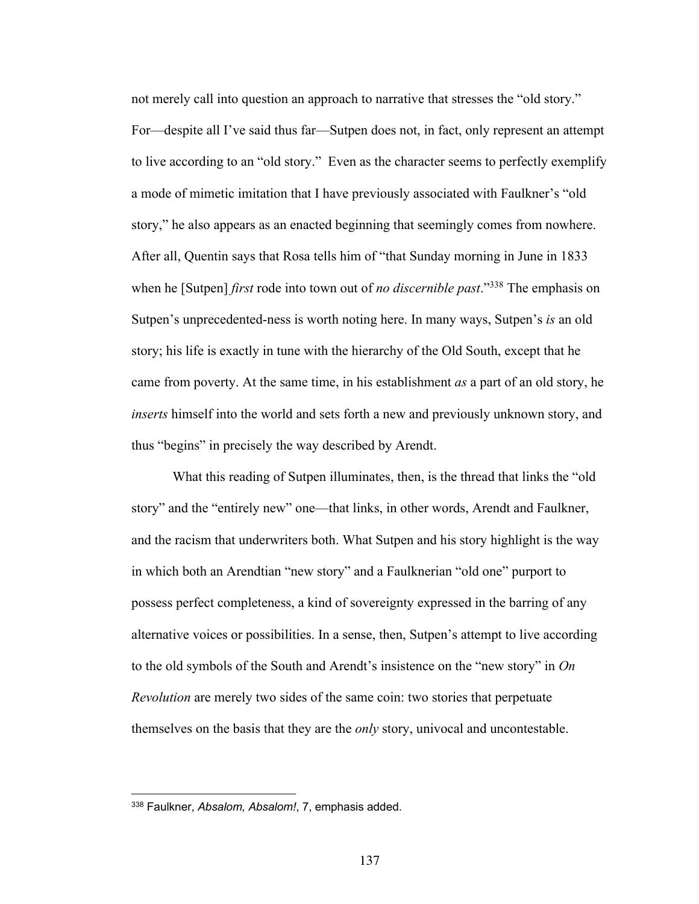not merely call into question an approach to narrative that stresses the "old story." For—despite all I've said thus far—Sutpen does not, in fact, only represent an attempt to live according to an "old story." Even as the character seems to perfectly exemplify a mode of mimetic imitation that I have previously associated with Faulkner's "old story," he also appears as an enacted beginning that seemingly comes from nowhere. After all, Quentin says that Rosa tells him of "that Sunday morning in June in 1833 when he [Sutpen] *first* rode into town out of *no discernible past*."[338] The emphasis on Sutpen's unprecedented-ness is worth noting here. In many ways, Sutpen's *is* an old story; his life is exactly in tune with the hierarchy of the Old South, except that he came from poverty. At the same time, in his establishment *as* a part of an old story, he *inserts* himself into the world and sets forth a new and previously unknown story, and thus "begins" in precisely the way described by Arendt.

What this reading of Sutpen illuminates, then, is the thread that links the "old story" and the "entirely new" one—that links, in other words, Arendt and Faulkner, and the racism that underwriters both. What Sutpen and his story highlight is the way in which both an Arendtian "new story" and a Faulknerian "old one" purport to possess perfect completeness, a kind of sovereignty expressed in the barring of any alternative voices or possibilities. In a sense, then, Sutpen's attempt to live according to the old symbols of the South and Arendt's insistence on the "new story" in *On Revolution* are merely two sides of the same coin: two stories that perpetuate themselves on the basis that they are the *only* story, univocal and uncontestable.

---

[338] Faulkner, *Absalom, Absalom!*, 7, emphasis added.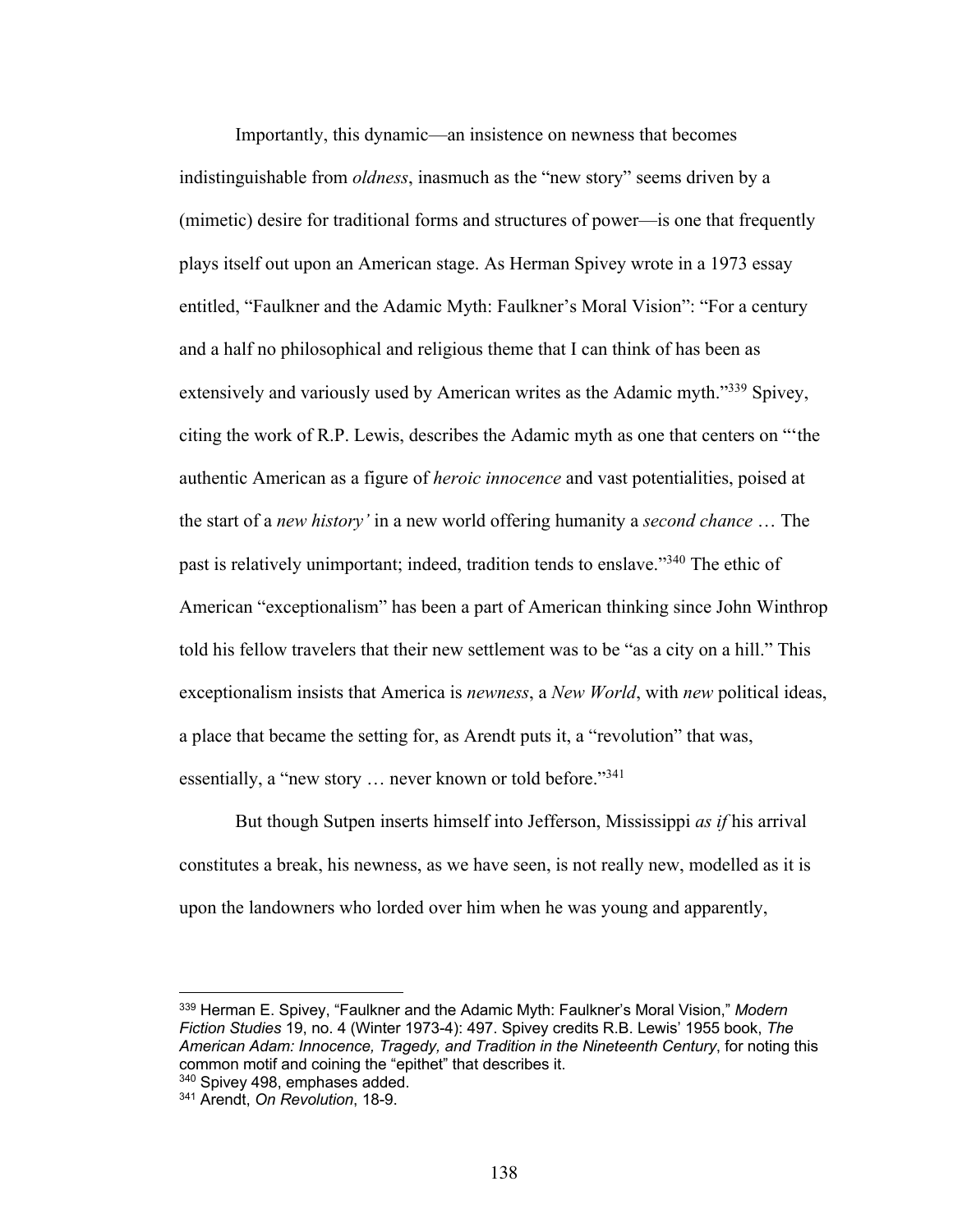Importantly, this dynamic—an insistence on newness that becomes indistinguishable from *oldness*, inasmuch as the "new story" seems driven by a (mimetic) desire for traditional forms and structures of power—is one that frequently plays itself out upon an American stage. As Herman Spivey wrote in a 1973 essay entitled, "Faulkner and the Adamic Myth: Faulkner's Moral Vision": "For a century and a half no philosophical and religious theme that I can think of has been as extensively and variously used by American writes as the Adamic myth."[339] Spivey, citing the work of R.P. Lewis, describes the Adamic myth as one that centers on "'the authentic American as a figure of *heroic innocence* and vast potentialities, poised at the start of a *new history'* in a new world offering humanity a *second chance* … The past is relatively unimportant; indeed, tradition tends to enslave."[340] The ethic of American "exceptionalism" has been a part of American thinking since John Winthrop told his fellow travelers that their new settlement was to be "as a city on a hill." This exceptionalism insists that America is *newness*, a *New World*, with *new* political ideas, a place that became the setting for, as Arendt puts it, a "revolution" that was, essentially, a "new story … never known or told before."[341]

But though Sutpen inserts himself into Jefferson, Mississippi *as if* his arrival constitutes a break, his newness, as we have seen, is not really new, modelled as it is upon the landowners who lorded over him when he was young and apparently,

---

[339] Herman E. Spivey, "Faulkner and the Adamic Myth: Faulkner's Moral Vision," *Modern Fiction Studies* 19, no. 4 (Winter 1973-4): 497. Spivey credits R.B. Lewis' 1955 book, *The American Adam: Innocence, Tragedy, and Tradition in the Nineteenth Century*, for noting this common motif and coining the "epithet" that describes it.

[340] Spivey 498, emphases added.

[341] Arendt, *On Revolution*, 18-9.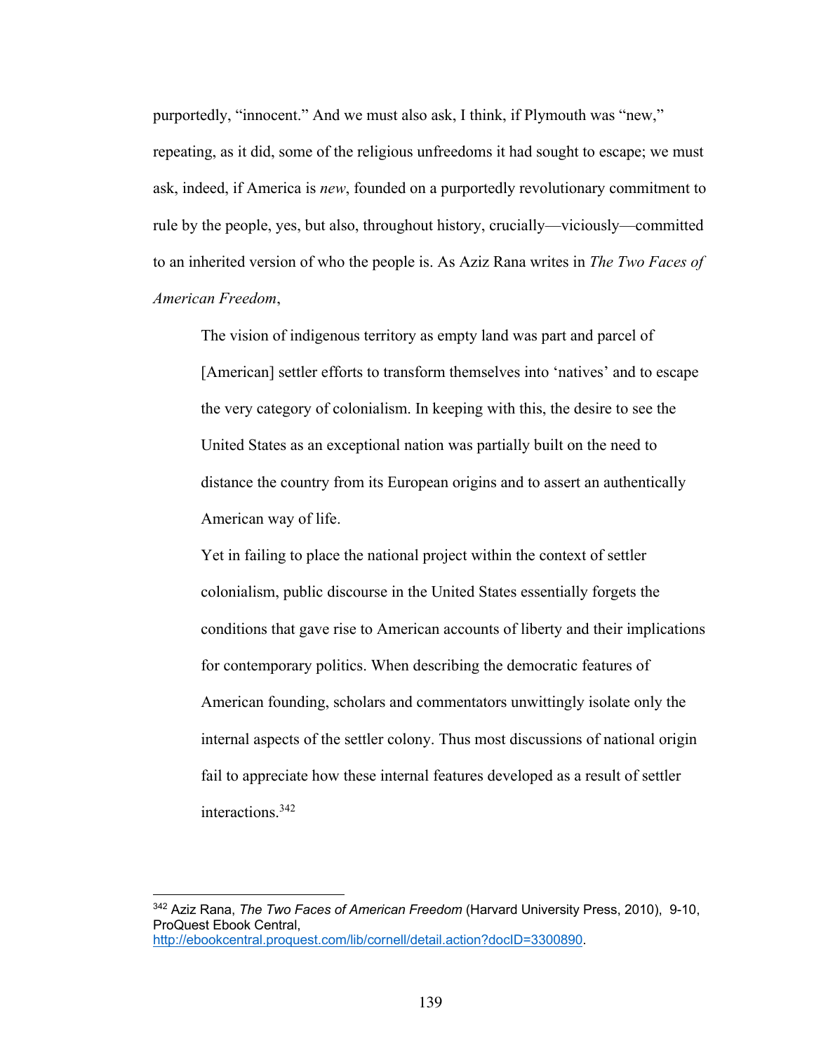purportedly, "innocent." And we must also ask, I think, if Plymouth was "new," repeating, as it did, some of the religious unfreedoms it had sought to escape; we must ask, indeed, if America is *new*, founded on a purportedly revolutionary commitment to rule by the people, yes, but also, throughout history, crucially—viciously—committed to an inherited version of who the people is. As Aziz Rana writes in *The Two Faces of American Freedom*,

> The vision of indigenous territory as empty land was part and parcel of [American] settler efforts to transform themselves into 'natives' and to escape the very category of colonialism. In keeping with this, the desire to see the United States as an exceptional nation was partially built on the need to distance the country from its European origins and to assert an authentically American way of life.
>
> Yet in failing to place the national project within the context of settler colonialism, public discourse in the United States essentially forgets the conditions that gave rise to American accounts of liberty and their implications for contemporary politics. When describing the democratic features of American founding, scholars and commentators unwittingly isolate only the internal aspects of the settler colony. Thus most discussions of national origin fail to appreciate how these internal features developed as a result of settler interactions.[342]

---

[342] Aziz Rana, *The Two Faces of American Freedom* (Harvard University Press, 2010), 9-10, ProQuest Ebook Central, http://ebookcentral.proquest.com/lib/cornell/detail.action?docID=3300890.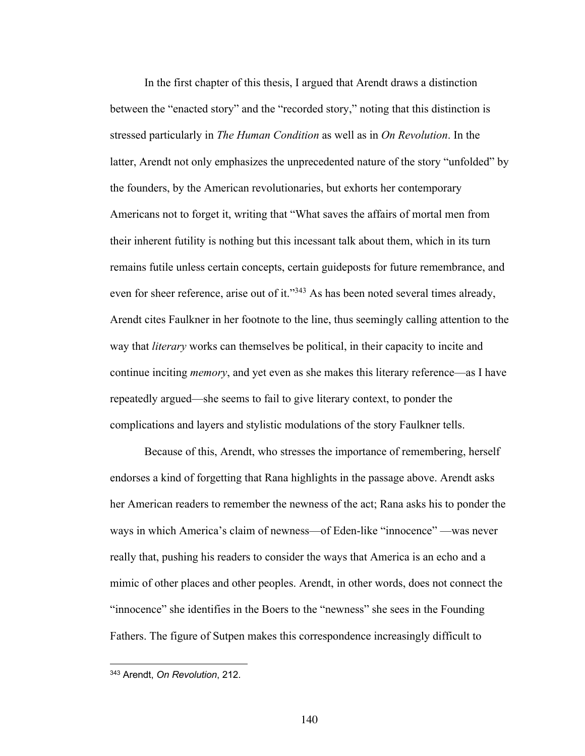In the first chapter of this thesis, I argued that Arendt draws a distinction between the "enacted story" and the "recorded story," noting that this distinction is stressed particularly in *The Human Condition* as well as in *On Revolution*. In the latter, Arendt not only emphasizes the unprecedented nature of the story "unfolded" by the founders, by the American revolutionaries, but exhorts her contemporary Americans not to forget it, writing that "What saves the affairs of mortal men from their inherent futility is nothing but this incessant talk about them, which in its turn remains futile unless certain concepts, certain guideposts for future remembrance, and even for sheer reference, arise out of it."[343] As has been noted several times already, Arendt cites Faulkner in her footnote to the line, thus seemingly calling attention to the way that *literary* works can themselves be political, in their capacity to incite and continue inciting *memory*, and yet even as she makes this literary reference—as I have repeatedly argued—she seems to fail to give literary context, to ponder the complications and layers and stylistic modulations of the story Faulkner tells.

Because of this, Arendt, who stresses the importance of remembering, herself endorses a kind of forgetting that Rana highlights in the passage above. Arendt asks her American readers to remember the newness of the act; Rana asks his to ponder the ways in which America's claim of newness—of Eden-like "innocence" —was never really that, pushing his readers to consider the ways that America is an echo and a mimic of other places and other peoples. Arendt, in other words, does not connect the "innocence" she identifies in the Boers to the "newness" she sees in the Founding Fathers. The figure of Sutpen makes this correspondence increasingly difficult to

[343] Arendt, *On Revolution*, 212.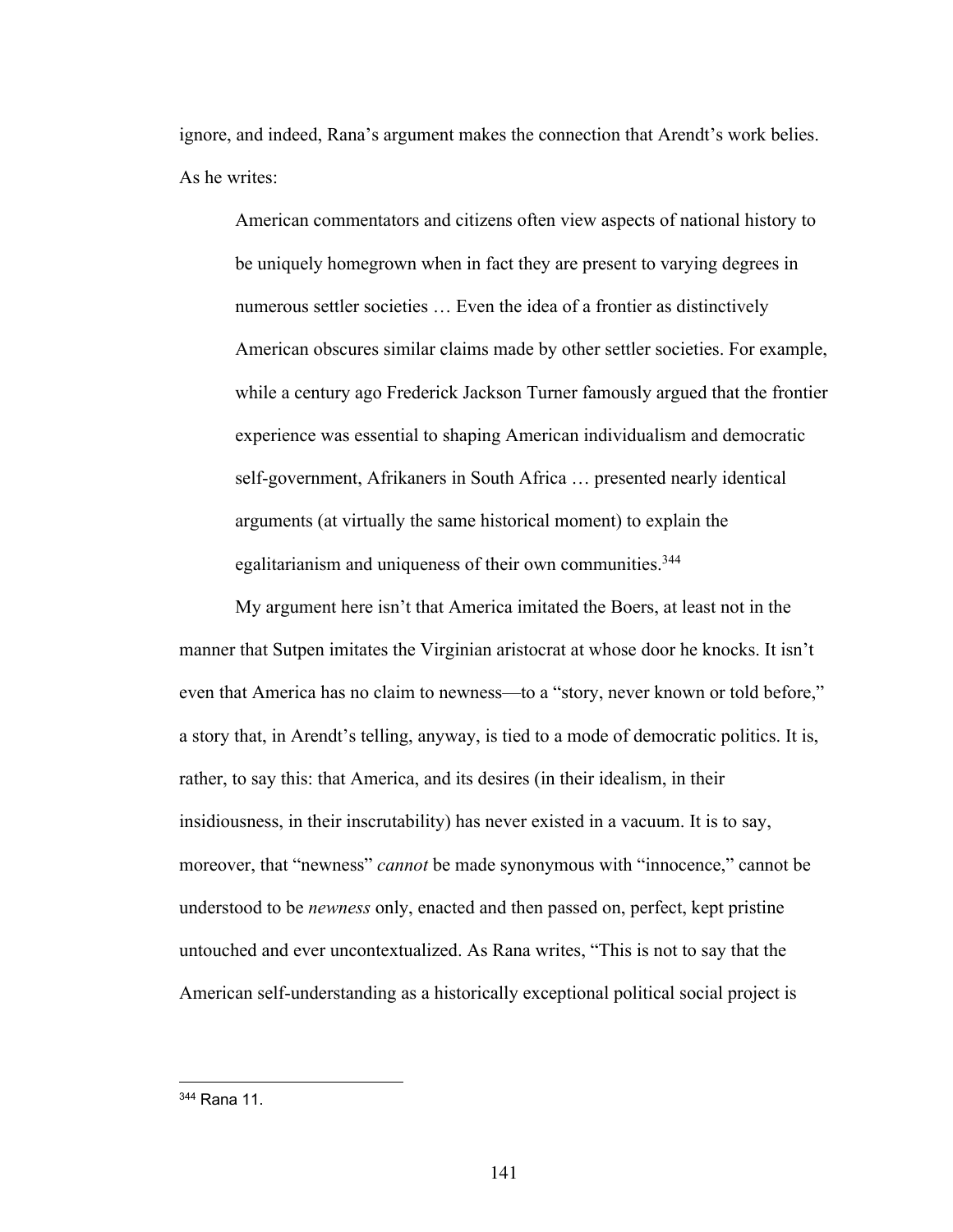ignore, and indeed, Rana's argument makes the connection that Arendt's work belies. As he writes:

> American commentators and citizens often view aspects of national history to be uniquely homegrown when in fact they are present to varying degrees in numerous settler societies … Even the idea of a frontier as distinctively American obscures similar claims made by other settler societies. For example, while a century ago Frederick Jackson Turner famously argued that the frontier experience was essential to shaping American individualism and democratic self-government, Afrikaners in South Africa … presented nearly identical arguments (at virtually the same historical moment) to explain the egalitarianism and uniqueness of their own communities.[344]

My argument here isn't that America imitated the Boers, at least not in the manner that Sutpen imitates the Virginian aristocrat at whose door he knocks. It isn't even that America has no claim to newness—to a "story, never known or told before," a story that, in Arendt's telling, anyway, is tied to a mode of democratic politics. It is, rather, to say this: that America, and its desires (in their idealism, in their insidiousness, in their inscrutability) has never existed in a vacuum. It is to say, moreover, that "newness" *cannot* be made synonymous with "innocence," cannot be understood to be *newness* only, enacted and then passed on, perfect, kept pristine untouched and ever uncontextualized. As Rana writes, "This is not to say that the American self-understanding as a historically exceptional political social project is

---

[344] Rana 11.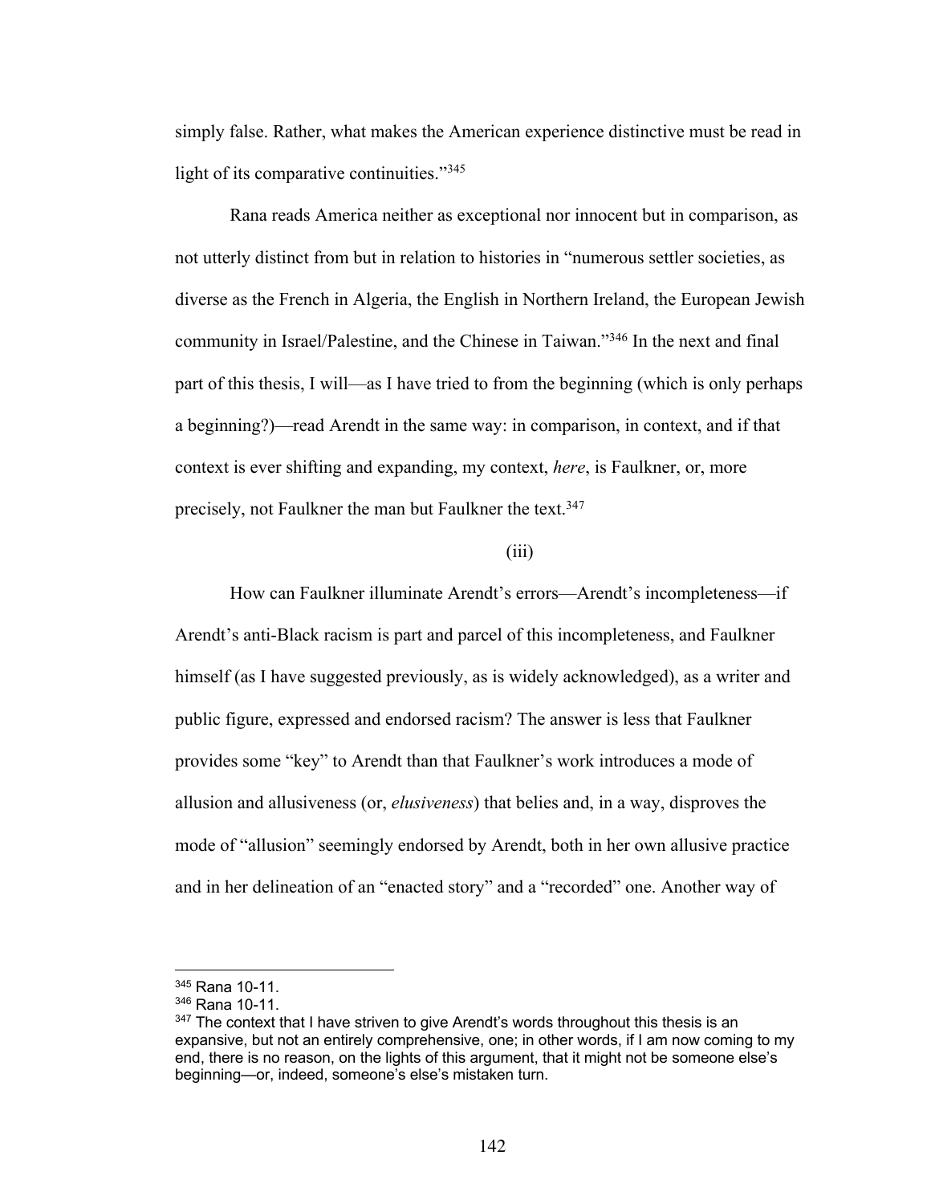simply false. Rather, what makes the American experience distinctive must be read in light of its comparative continuities."[345]

Rana reads America neither as exceptional nor innocent but in comparison, as not utterly distinct from but in relation to histories in "numerous settler societies, as diverse as the French in Algeria, the English in Northern Ireland, the European Jewish community in Israel/Palestine, and the Chinese in Taiwan."[346] In the next and final part of this thesis, I will—as I have tried to from the beginning (which is only perhaps a beginning?)—read Arendt in the same way: in comparison, in context, and if that context is ever shifting and expanding, my context, *here*, is Faulkner, or, more precisely, not Faulkner the man but Faulkner the text.[347]

(iii)

How can Faulkner illuminate Arendt's errors—Arendt's incompleteness—if Arendt's anti-Black racism is part and parcel of this incompleteness, and Faulkner himself (as I have suggested previously, as is widely acknowledged), as a writer and public figure, expressed and endorsed racism? The answer is less that Faulkner provides some "key" to Arendt than that Faulkner's work introduces a mode of allusion and allusiveness (or, *elusiveness*) that belies and, in a way, disproves the mode of "allusion" seemingly endorsed by Arendt, both in her own allusive practice and in her delineation of an "enacted story" and a "recorded" one. Another way of

---

[345] Rana 10-11.

[346] Rana 10-11.

[347] The context that I have striven to give Arendt's words throughout this thesis is an expansive, but not an entirely comprehensive, one; in other words, if I am now coming to my end, there is no reason, on the lights of this argument, that it might not be someone else's beginning—or, indeed, someone's else's mistaken turn.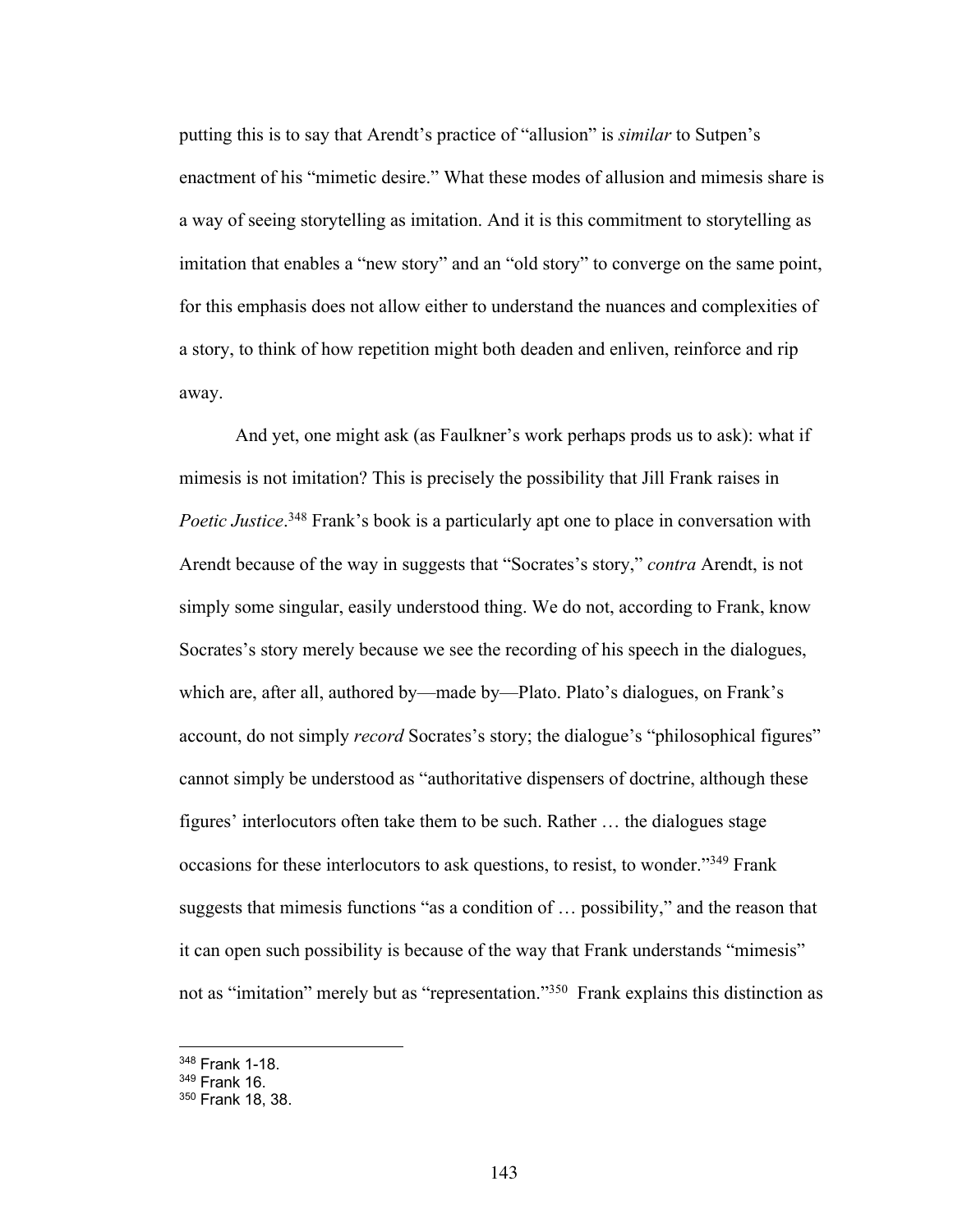putting this is to say that Arendt's practice of "allusion" is *similar* to Sutpen's enactment of his "mimetic desire." What these modes of allusion and mimesis share is a way of seeing storytelling as imitation. And it is this commitment to storytelling as imitation that enables a "new story" and an "old story" to converge on the same point, for this emphasis does not allow either to understand the nuances and complexities of a story, to think of how repetition might both deaden and enliven, reinforce and rip away.

And yet, one might ask (as Faulkner's work perhaps prods us to ask): what if mimesis is not imitation? This is precisely the possibility that Jill Frank raises in *Poetic Justice*.[348] Frank's book is a particularly apt one to place in conversation with Arendt because of the way in suggests that "Socrates's story," *contra* Arendt, is not simply some singular, easily understood thing. We do not, according to Frank, know Socrates's story merely because we see the recording of his speech in the dialogues, which are, after all, authored by—made by—Plato. Plato's dialogues, on Frank's account, do not simply *record* Socrates's story; the dialogue's "philosophical figures" cannot simply be understood as "authoritative dispensers of doctrine, although these figures' interlocutors often take them to be such. Rather … the dialogues stage occasions for these interlocutors to ask questions, to resist, to wonder."[349] Frank suggests that mimesis functions "as a condition of … possibility," and the reason that it can open such possibility is because of the way that Frank understands "mimesis" not as "imitation" merely but as "representation."[350] Frank explains this distinction as

[348] Frank 1-18.
[349] Frank 16.
[350] Frank 18, 38.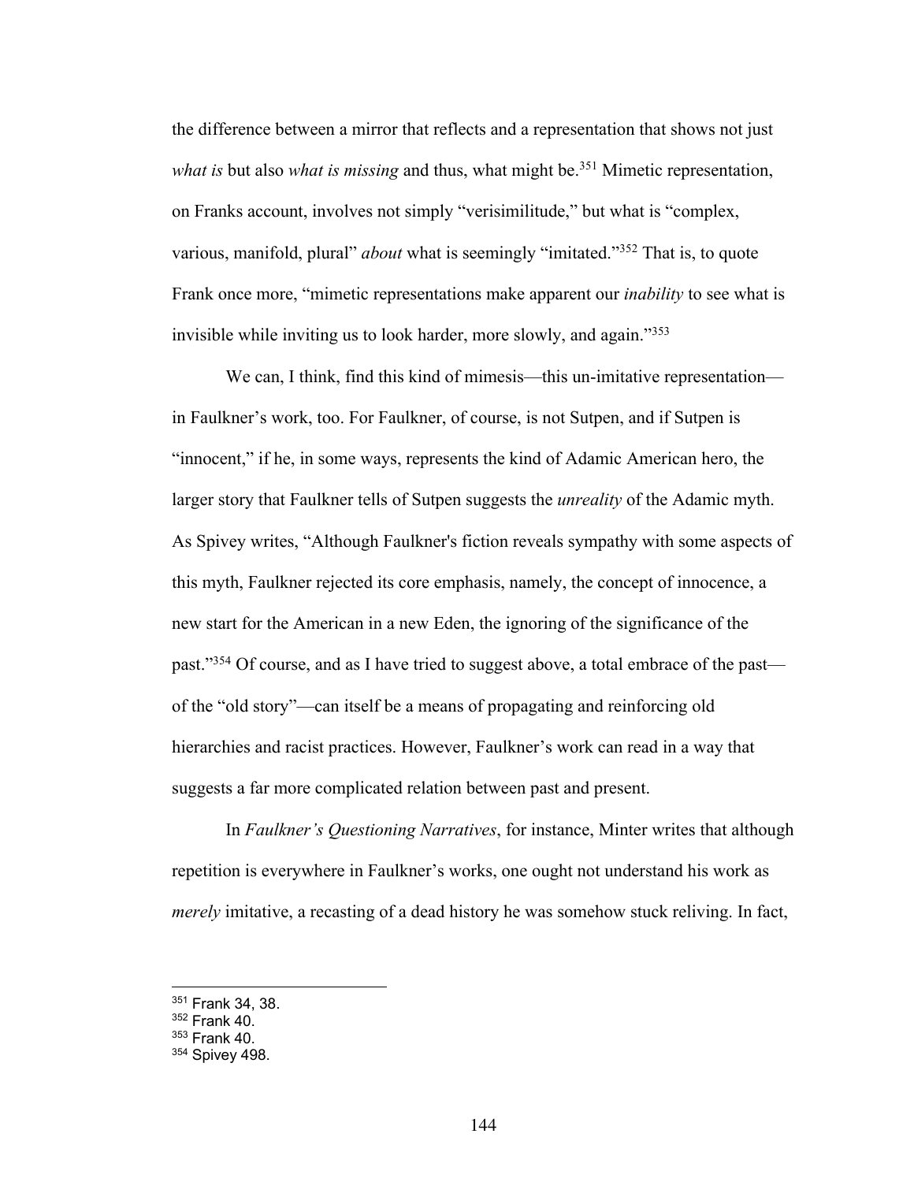the difference between a mirror that reflects and a representation that shows not just *what is* but also *what is missing* and thus, what might be.[351] Mimetic representation, on Franks account, involves not simply "verisimilitude," but what is "complex, various, manifold, plural" *about* what is seemingly "imitated."[352] That is, to quote Frank once more, "mimetic representations make apparent our *inability* to see what is invisible while inviting us to look harder, more slowly, and again."[353]

We can, I think, find this kind of mimesis—this un-imitative representation—in Faulkner's work, too. For Faulkner, of course, is not Sutpen, and if Sutpen is "innocent," if he, in some ways, represents the kind of Adamic American hero, the larger story that Faulkner tells of Sutpen suggests the *unreality* of the Adamic myth. As Spivey writes, "Although Faulkner's fiction reveals sympathy with some aspects of this myth, Faulkner rejected its core emphasis, namely, the concept of innocence, a new start for the American in a new Eden, the ignoring of the significance of the past."[354] Of course, and as I have tried to suggest above, a total embrace of the past—of the "old story"—can itself be a means of propagating and reinforcing old hierarchies and racist practices. However, Faulkner's work can read in a way that suggests a far more complicated relation between past and present.

In *Faulkner's Questioning Narratives*, for instance, Minter writes that although repetition is everywhere in Faulkner's works, one ought not understand his work as *merely* imitative, a recasting of a dead history he was somehow stuck reliving. In fact,

---

[351] Frank 34, 38.
[352] Frank 40.
[353] Frank 40.
[354] Spivey 498.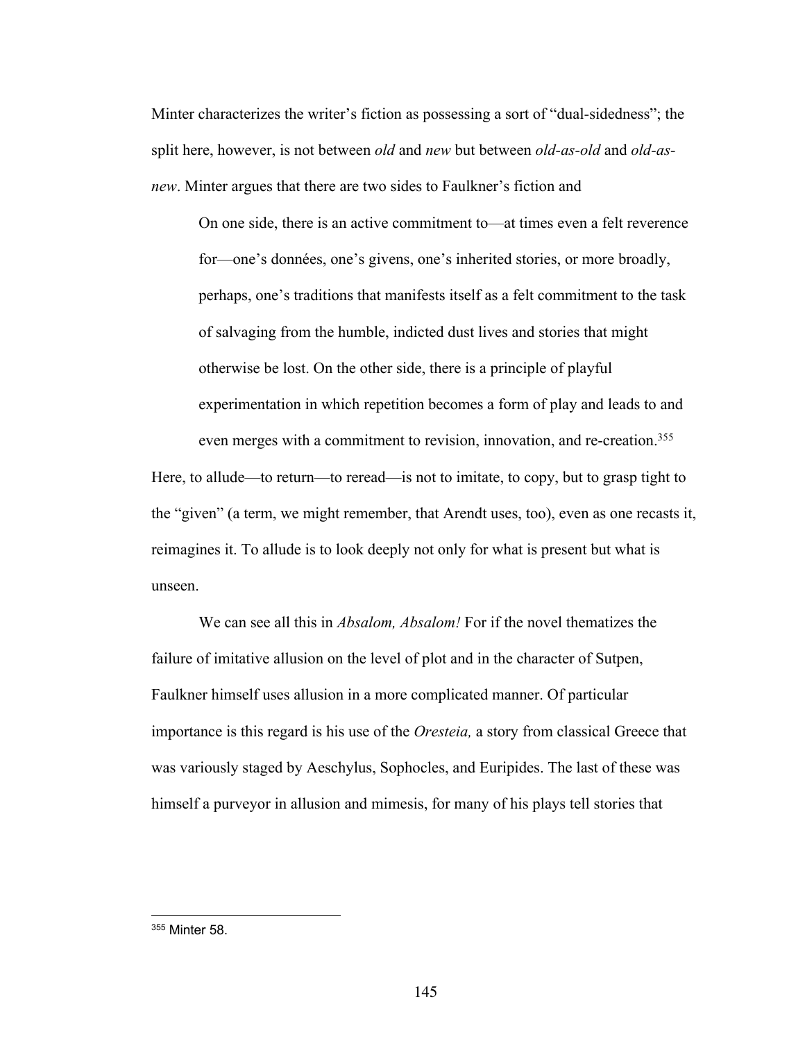Minter characterizes the writer's fiction as possessing a sort of "dual-sidedness"; the split here, however, is not between *old* and *new* but between *old-as-old* and *old-as-new*. Minter argues that there are two sides to Faulkner's fiction and

> On one side, there is an active commitment to—at times even a felt reverence for—one's données, one's givens, one's inherited stories, or more broadly, perhaps, one's traditions that manifests itself as a felt commitment to the task of salvaging from the humble, indicted dust lives and stories that might otherwise be lost. On the other side, there is a principle of playful experimentation in which repetition becomes a form of play and leads to and even merges with a commitment to revision, innovation, and re-creation.[355]

Here, to allude—to return—to reread—is not to imitate, to copy, but to grasp tight to the "given" (a term, we might remember, that Arendt uses, too), even as one recasts it, reimagines it. To allude is to look deeply not only for what is present but what is unseen.

We can see all this in *Absalom, Absalom!* For if the novel thematizes the failure of imitative allusion on the level of plot and in the character of Sutpen, Faulkner himself uses allusion in a more complicated manner. Of particular importance is this regard is his use of the *Oresteia,* a story from classical Greece that was variously staged by Aeschylus, Sophocles, and Euripides. The last of these was himself a purveyor in allusion and mimesis, for many of his plays tell stories that

---

[355] Minter 58.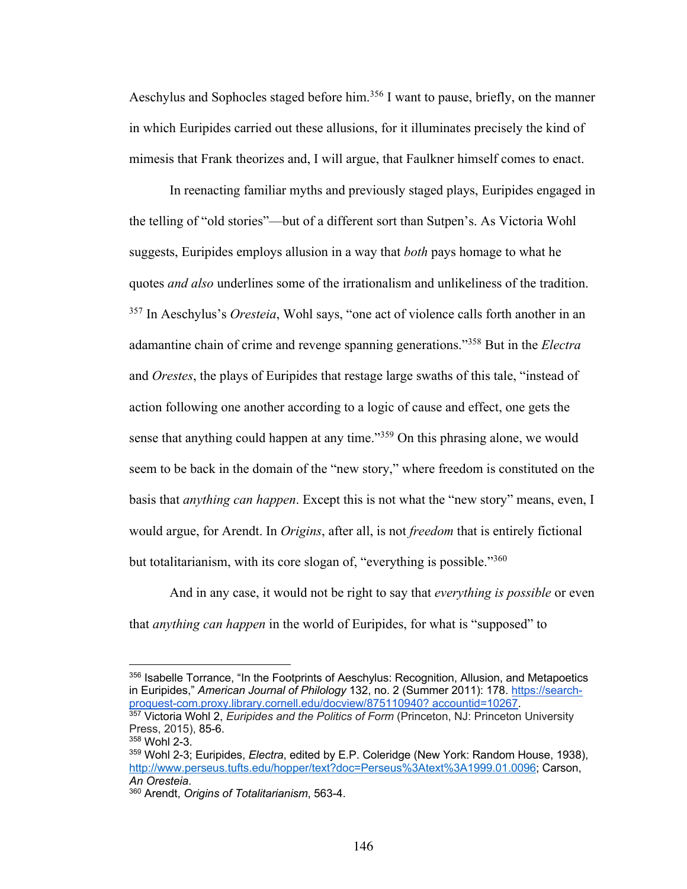Aeschylus and Sophocles staged before him.[356] I want to pause, briefly, on the manner in which Euripides carried out these allusions, for it illuminates precisely the kind of mimesis that Frank theorizes and, I will argue, that Faulkner himself comes to enact.

In reenacting familiar myths and previously staged plays, Euripides engaged in the telling of "old stories"—but of a different sort than Sutpen's. As Victoria Wohl suggests, Euripides employs allusion in a way that *both* pays homage to what he quotes *and also* underlines some of the irrationalism and unlikeliness of the tradition.[357] In Aeschylus's *Oresteia*, Wohl says, "one act of violence calls forth another in an adamantine chain of crime and revenge spanning generations."[358] But in the *Electra* and *Orestes*, the plays of Euripides that restage large swaths of this tale, "instead of action following one another according to a logic of cause and effect, one gets the sense that anything could happen at any time."[359] On this phrasing alone, we would seem to be back in the domain of the "new story," where freedom is constituted on the basis that *anything can happen*. Except this is not what the "new story" means, even, I would argue, for Arendt. In *Origins*, after all, is not *freedom* that is entirely fictional but totalitarianism, with its core slogan of, "everything is possible."[360]

And in any case, it would not be right to say that *everything is possible* or even that *anything can happen* in the world of Euripides, for what is "supposed" to

---

[356] Isabelle Torrance, "In the Footprints of Aeschylus: Recognition, Allusion, and Metapoetics in Euripides," *American Journal of Philology* 132, no. 2 (Summer 2011): 178. https://search-proquest-com.proxy.library.cornell.edu/docview/875110940? accountid=10267.

[357] Victoria Wohl 2, *Euripides and the Politics of Form* (Princeton, NJ: Princeton University Press, 2015), 85-6.

[358] Wohl 2-3.

[359] Wohl 2-3; Euripides, *Electra*, edited by E.P. Coleridge (New York: Random House, 1938), http://www.perseus.tufts.edu/hopper/text?doc=Perseus%3Atext%3A1999.01.0096; Carson, *An Oresteia*.

[360] Arendt, *Origins of Totalitarianism*, 563-4.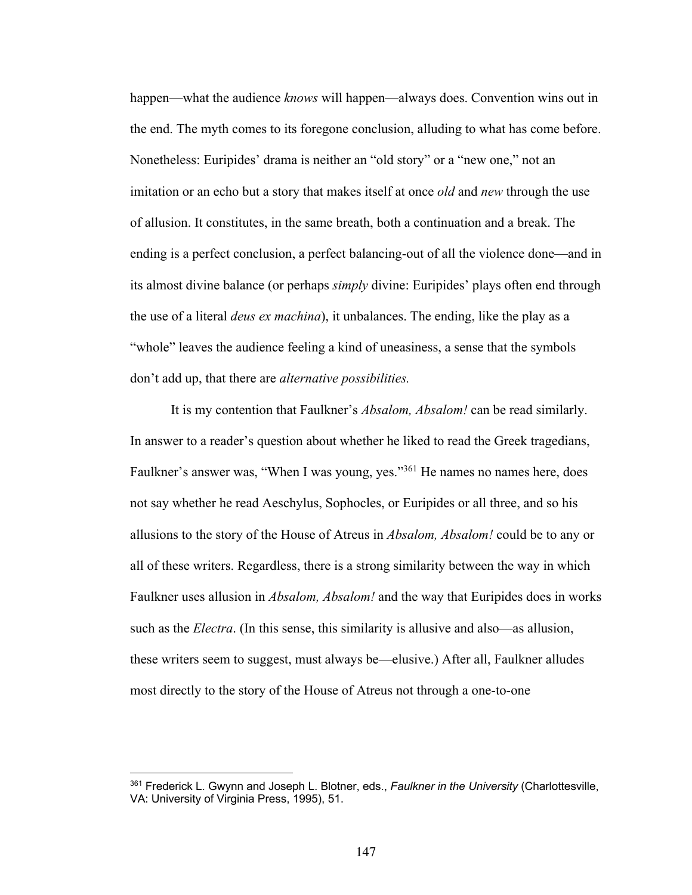happen—what the audience *knows* will happen—always does. Convention wins out in the end. The myth comes to its foregone conclusion, alluding to what has come before. Nonetheless: Euripides' drama is neither an "old story" or a "new one," not an imitation or an echo but a story that makes itself at once *old* and *new* through the use of allusion. It constitutes, in the same breath, both a continuation and a break. The ending is a perfect conclusion, a perfect balancing-out of all the violence done—and in its almost divine balance (or perhaps *simply* divine: Euripides' plays often end through the use of a literal *deus ex machina*), it unbalances. The ending, like the play as a "whole" leaves the audience feeling a kind of uneasiness, a sense that the symbols don't add up, that there are *alternative possibilities.*

It is my contention that Faulkner's *Absalom, Absalom!* can be read similarly. In answer to a reader's question about whether he liked to read the Greek tragedians, Faulkner's answer was, "When I was young, yes."[361] He names no names here, does not say whether he read Aeschylus, Sophocles, or Euripides or all three, and so his allusions to the story of the House of Atreus in *Absalom, Absalom!* could be to any or all of these writers. Regardless, there is a strong similarity between the way in which Faulkner uses allusion in *Absalom, Absalom!* and the way that Euripides does in works such as the *Electra*. (In this sense, this similarity is allusive and also—as allusion, these writers seem to suggest, must always be—elusive.) After all, Faulkner alludes most directly to the story of the House of Atreus not through a one-to-one

[361] Frederick L. Gwynn and Joseph L. Blotner, eds., *Faulkner in the University* (Charlottesville, VA: University of Virginia Press, 1995), 51.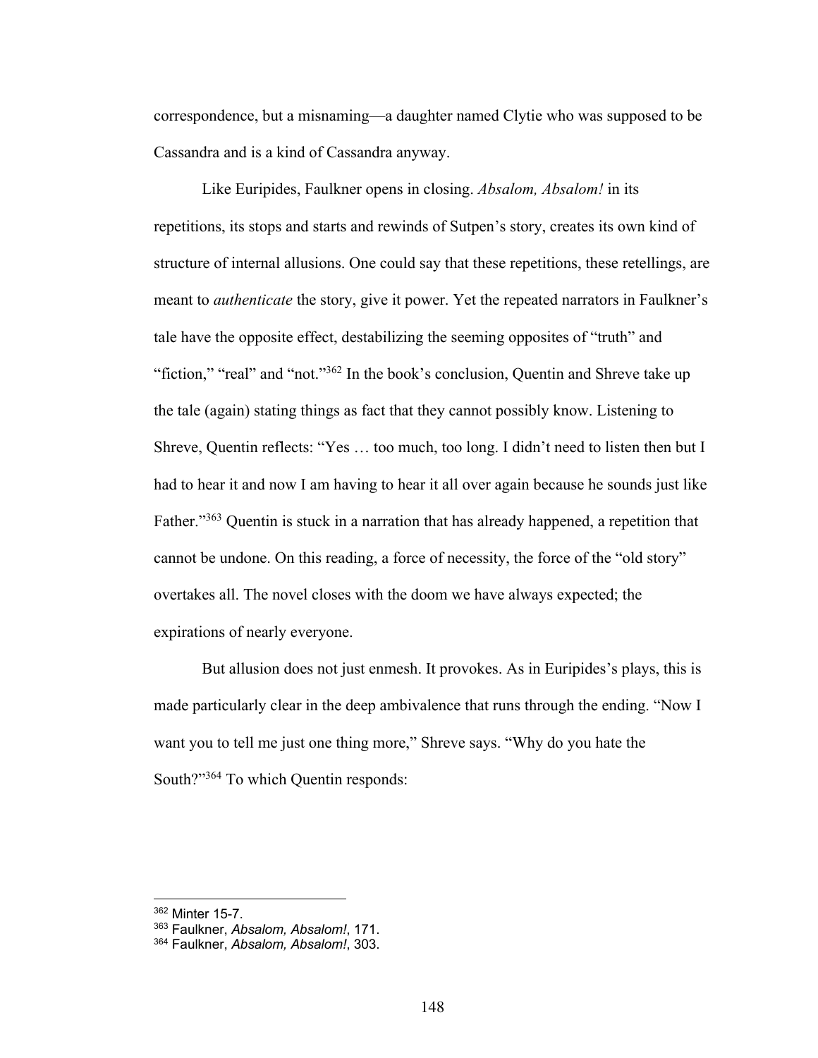correspondence, but a misnaming—a daughter named Clytie who was supposed to be Cassandra and is a kind of Cassandra anyway.

Like Euripides, Faulkner opens in closing. *Absalom, Absalom!* in its repetitions, its stops and starts and rewinds of Sutpen's story, creates its own kind of structure of internal allusions. One could say that these repetitions, these retellings, are meant to *authenticate* the story, give it power. Yet the repeated narrators in Faulkner's tale have the opposite effect, destabilizing the seeming opposites of "truth" and "fiction," "real" and "not."[362] In the book's conclusion, Quentin and Shreve take up the tale (again) stating things as fact that they cannot possibly know. Listening to Shreve, Quentin reflects: "Yes … too much, too long. I didn't need to listen then but I had to hear it and now I am having to hear it all over again because he sounds just like Father."[363] Quentin is stuck in a narration that has already happened, a repetition that cannot be undone. On this reading, a force of necessity, the force of the "old story" overtakes all. The novel closes with the doom we have always expected; the expirations of nearly everyone.

But allusion does not just enmesh. It provokes. As in Euripides's plays, this is made particularly clear in the deep ambivalence that runs through the ending. "Now I want you to tell me just one thing more," Shreve says. "Why do you hate the South?"[364] To which Quentin responds:

---

[362] Minter 15-7.

[363] Faulkner, *Absalom, Absalom!*, 171.

[364] Faulkner, *Absalom, Absalom!*, 303.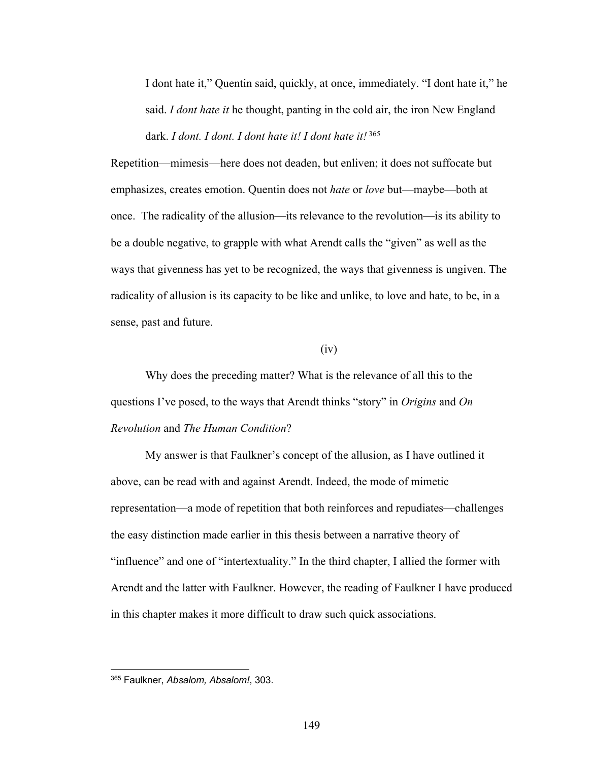> I dont hate it," Quentin said, quickly, at once, immediately. "I dont hate it," he said. *I dont hate it* he thought, panting in the cold air, the iron New England dark. *I dont. I dont. I dont hate it! I dont hate it!*[365]

Repetition—mimesis—here does not deaden, but enliven; it does not suffocate but emphasizes, creates emotion. Quentin does not *hate* or *love* but—maybe—both at once. The radicality of the allusion—its relevance to the revolution—is its ability to be a double negative, to grapple with what Arendt calls the "given" as well as the ways that givenness has yet to be recognized, the ways that givenness is ungiven. The radicality of allusion is its capacity to be like and unlike, to love and hate, to be, in a sense, past and future.

(iv)

Why does the preceding matter? What is the relevance of all this to the questions I've posed, to the ways that Arendt thinks "story" in *Origins* and *On Revolution* and *The Human Condition*?

My answer is that Faulkner's concept of the allusion, as I have outlined it above, can be read with and against Arendt. Indeed, the mode of mimetic representation—a mode of repetition that both reinforces and repudiates—challenges the easy distinction made earlier in this thesis between a narrative theory of "influence" and one of "intertextuality." In the third chapter, I allied the former with Arendt and the latter with Faulkner. However, the reading of Faulkner I have produced in this chapter makes it more difficult to draw such quick associations.

---

[365] Faulkner, *Absalom, Absalom!*, 303.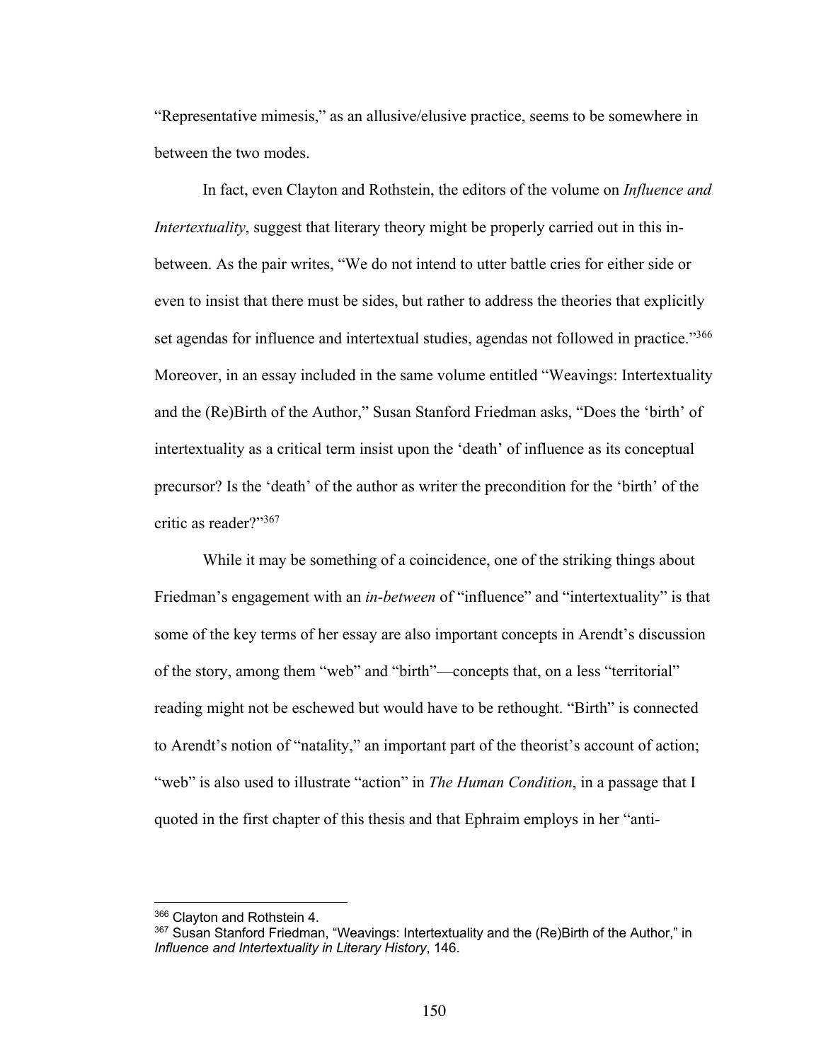"Representative mimesis," as an allusive/elusive practice, seems to be somewhere in between the two modes.

In fact, even Clayton and Rothstein, the editors of the volume on *Influence and Intertextuality*, suggest that literary theory might be properly carried out in this in-between. As the pair writes, "We do not intend to utter battle cries for either side or even to insist that there must be sides, but rather to address the theories that explicitly set agendas for influence and intertextual studies, agendas not followed in practice."[366] Moreover, in an essay included in the same volume entitled "Weavings: Intertextuality and the (Re)Birth of the Author," Susan Stanford Friedman asks, "Does the 'birth' of intertextuality as a critical term insist upon the 'death' of influence as its conceptual precursor? Is the 'death' of the author as writer the precondition for the 'birth' of the critic as reader?"[367]

While it may be something of a coincidence, one of the striking things about Friedman's engagement with an *in-between* of "influence" and "intertextuality" is that some of the key terms of her essay are also important concepts in Arendt's discussion of the story, among them "web" and "birth"—concepts that, on a less "territorial" reading might not be eschewed but would have to be rethought. "Birth" is connected to Arendt's notion of "natality," an important part of the theorist's account of action; "web" is also used to illustrate "action" in *The Human Condition*, in a passage that I quoted in the first chapter of this thesis and that Ephraim employs in her "anti-

---

[366] Clayton and Rothstein 4.

[367] Susan Stanford Friedman, "Weavings: Intertextuality and the (Re)Birth of the Author," in *Influence and Intertextuality in Literary History*, 146.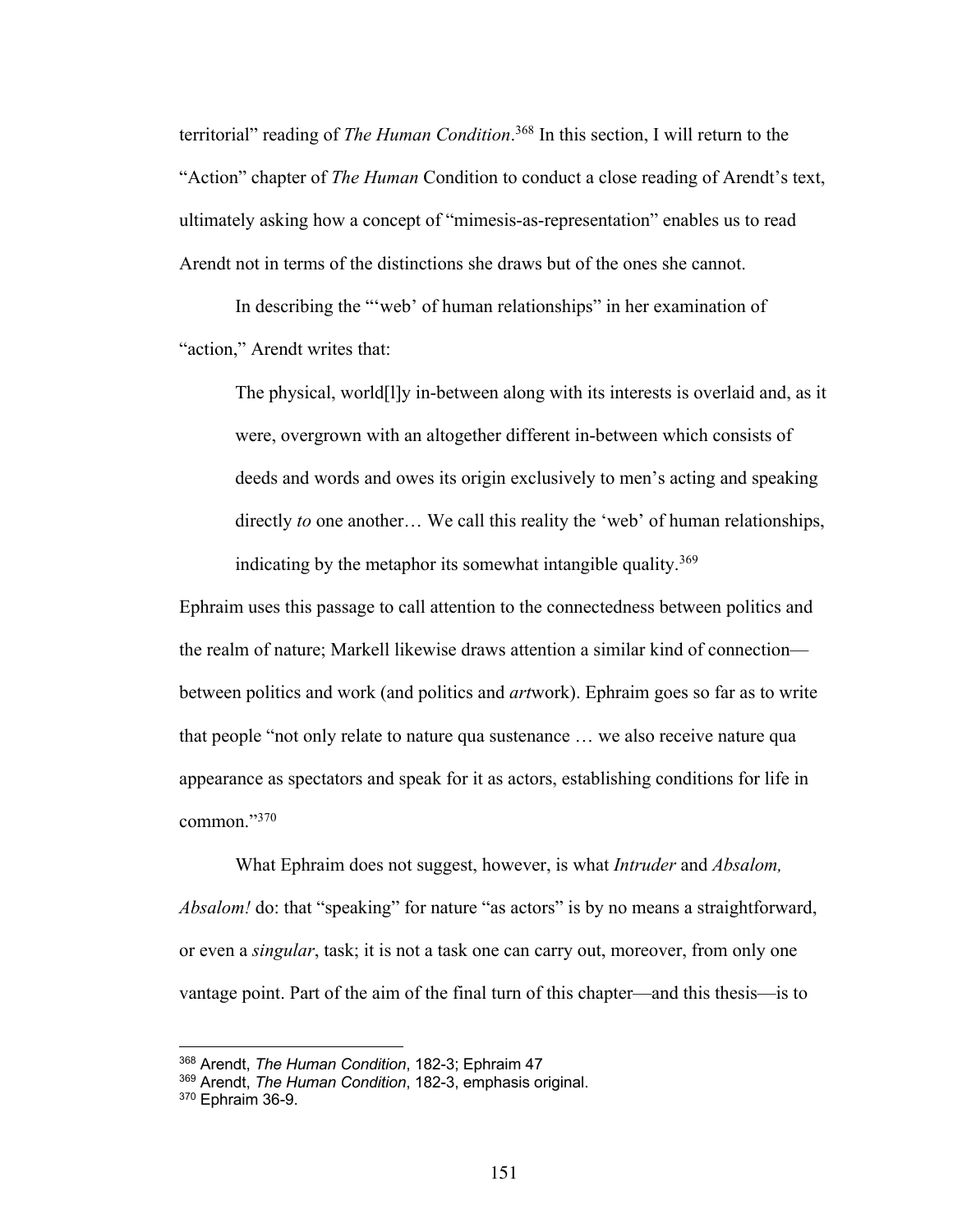territorial" reading of *The Human Condition*.[368] In this section, I will return to the "Action" chapter of *The Human* Condition to conduct a close reading of Arendt's text, ultimately asking how a concept of "mimesis-as-representation" enables us to read Arendt not in terms of the distinctions she draws but of the ones she cannot.

In describing the "'web' of human relationships" in her examination of "action," Arendt writes that:

> The physical, world[l]y in-between along with its interests is overlaid and, as it were, overgrown with an altogether different in-between which consists of deeds and words and owes its origin exclusively to men's acting and speaking directly *to* one another… We call this reality the 'web' of human relationships, indicating by the metaphor its somewhat intangible quality.[369]

Ephraim uses this passage to call attention to the connectedness between politics and the realm of nature; Markell likewise draws attention a similar kind of connection—between politics and work (and politics and *art*work). Ephraim goes so far as to write that people "not only relate to nature qua sustenance … we also receive nature qua appearance as spectators and speak for it as actors, establishing conditions for life in common."[370]

What Ephraim does not suggest, however, is what *Intruder* and *Absalom, Absalom!* do: that "speaking" for nature "as actors" is by no means a straightforward, or even a *singular*, task; it is not a task one can carry out, moreover, from only one vantage point. Part of the aim of the final turn of this chapter—and this thesis—is to

---

[368] Arendt, *The Human Condition*, 182-3; Ephraim 47

[369] Arendt, *The Human Condition*, 182-3, emphasis original.

[370] Ephraim 36-9.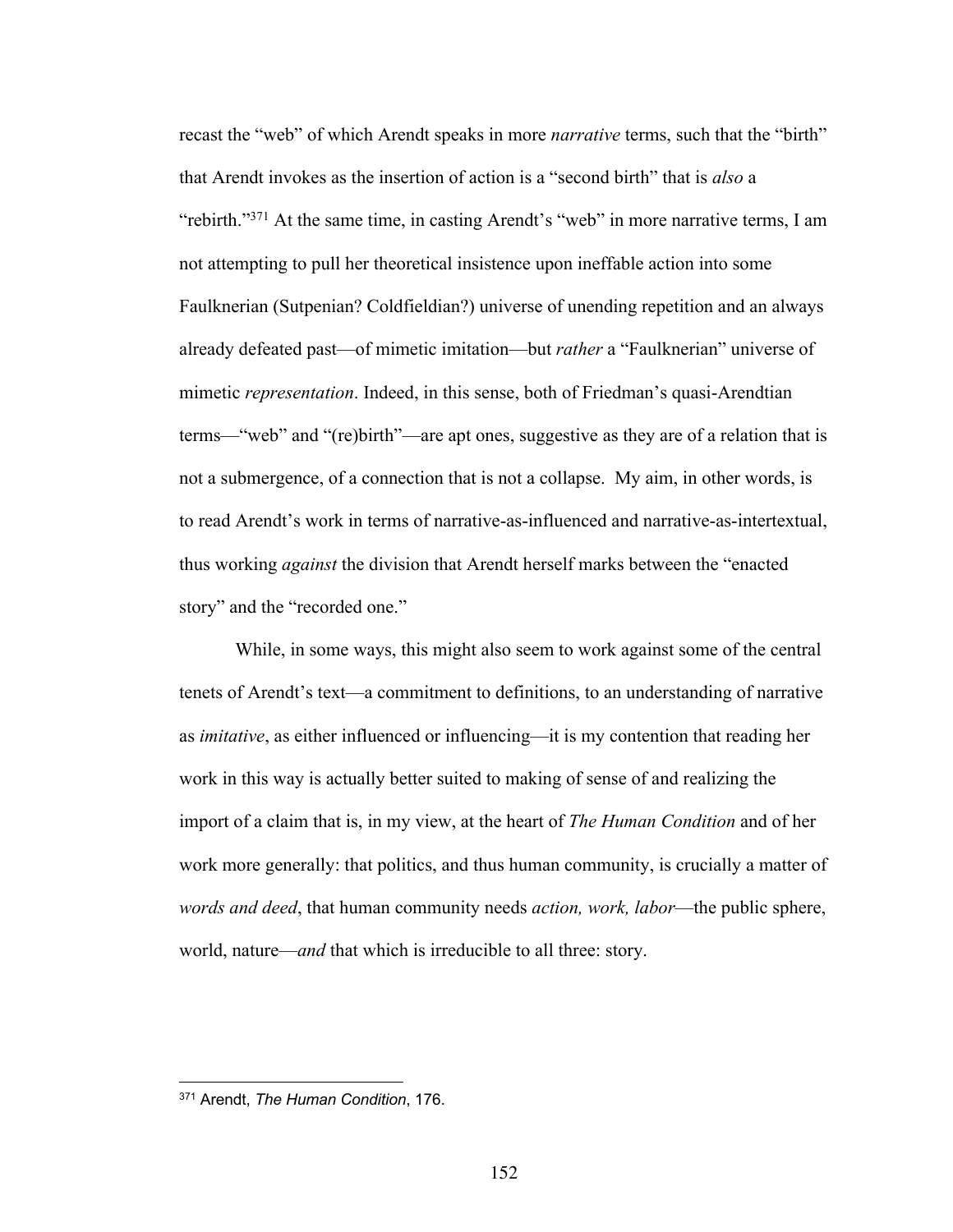recast the "web" of which Arendt speaks in more *narrative* terms, such that the "birth" that Arendt invokes as the insertion of action is a "second birth" that is *also* a "rebirth."[371] At the same time, in casting Arendt's "web" in more narrative terms, I am not attempting to pull her theoretical insistence upon ineffable action into some Faulknerian (Sutpenian? Coldfieldian?) universe of unending repetition and an always already defeated past—of mimetic imitation—but *rather* a "Faulknerian" universe of mimetic *representation*. Indeed, in this sense, both of Friedman's quasi-Arendtian terms—"web" and "(re)birth"—are apt ones, suggestive as they are of a relation that is not a submergence, of a connection that is not a collapse. My aim, in other words, is to read Arendt's work in terms of narrative-as-influenced and narrative-as-intertextual, thus working *against* the division that Arendt herself marks between the "enacted story" and the "recorded one."

While, in some ways, this might also seem to work against some of the central tenets of Arendt's text—a commitment to definitions, to an understanding of narrative as *imitative*, as either influenced or influencing—it is my contention that reading her work in this way is actually better suited to making of sense of and realizing the import of a claim that is, in my view, at the heart of *The Human Condition* and of her work more generally: that politics, and thus human community, is crucially a matter of *words and deed*, that human community needs *action, work, labor*—the public sphere, world, nature—*and* that which is irreducible to all three: story.

---

[371] Arendt, *The Human Condition*, 176.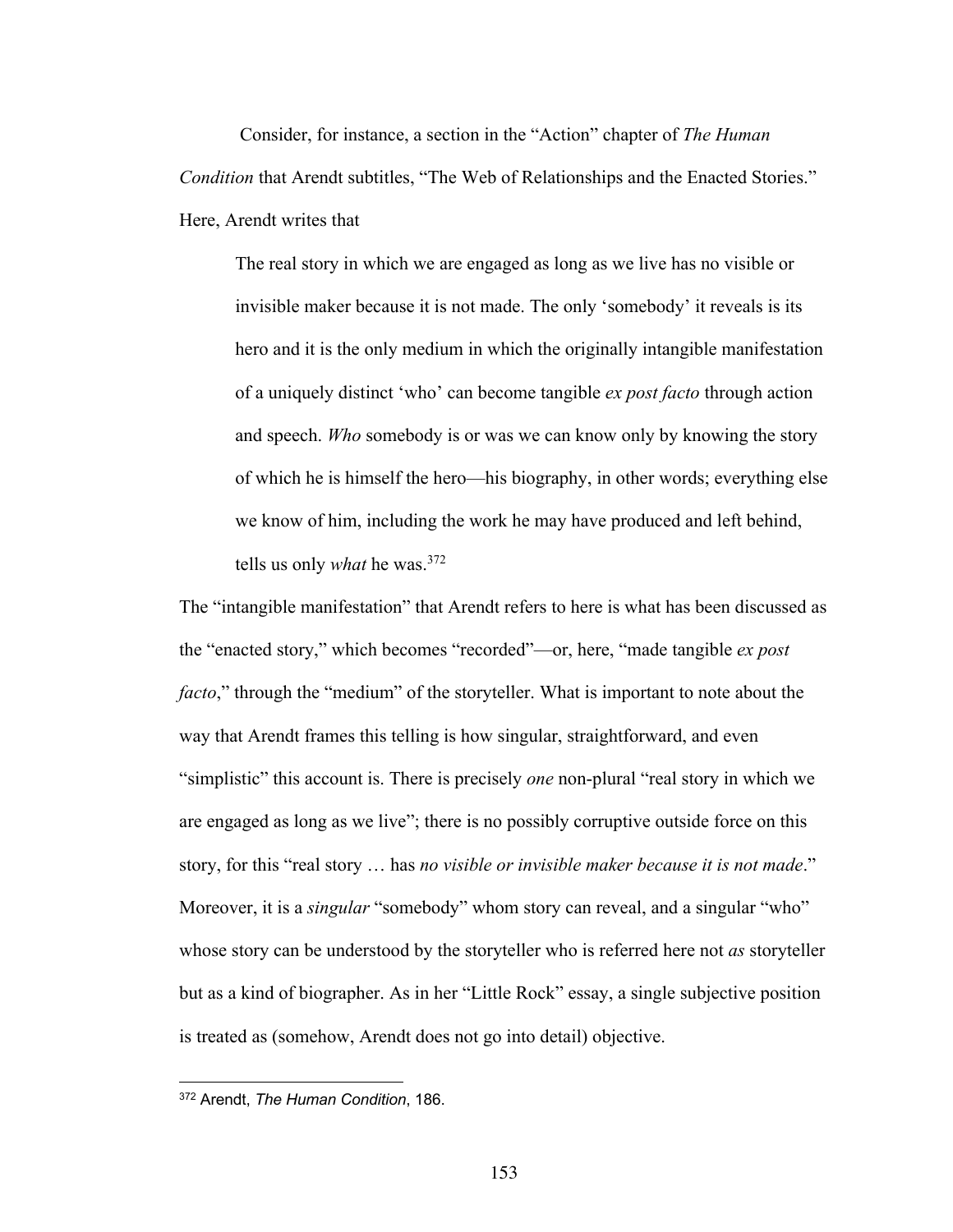Consider, for instance, a section in the "Action" chapter of *The Human Condition* that Arendt subtitles, "The Web of Relationships and the Enacted Stories." Here, Arendt writes that

> The real story in which we are engaged as long as we live has no visible or invisible maker because it is not made. The only 'somebody' it reveals is its hero and it is the only medium in which the originally intangible manifestation of a uniquely distinct 'who' can become tangible *ex post facto* through action and speech. *Who* somebody is or was we can know only by knowing the story of which he is himself the hero—his biography, in other words; everything else we know of him, including the work he may have produced and left behind, tells us only *what* he was.[372]

The "intangible manifestation" that Arendt refers to here is what has been discussed as the "enacted story," which becomes "recorded"—or, here, "made tangible *ex post facto*," through the "medium" of the storyteller. What is important to note about the way that Arendt frames this telling is how singular, straightforward, and even "simplistic" this account is. There is precisely *one* non-plural "real story in which we are engaged as long as we live"; there is no possibly corruptive outside force on this story, for this "real story … has *no visible or invisible maker because it is not made*." Moreover, it is a *singular* "somebody" whom story can reveal, and a singular "who" whose story can be understood by the storyteller who is referred here not *as* storyteller but as a kind of biographer. As in her "Little Rock" essay, a single subjective position is treated as (somehow, Arendt does not go into detail) objective.

---

[372] Arendt, *The Human Condition*, 186.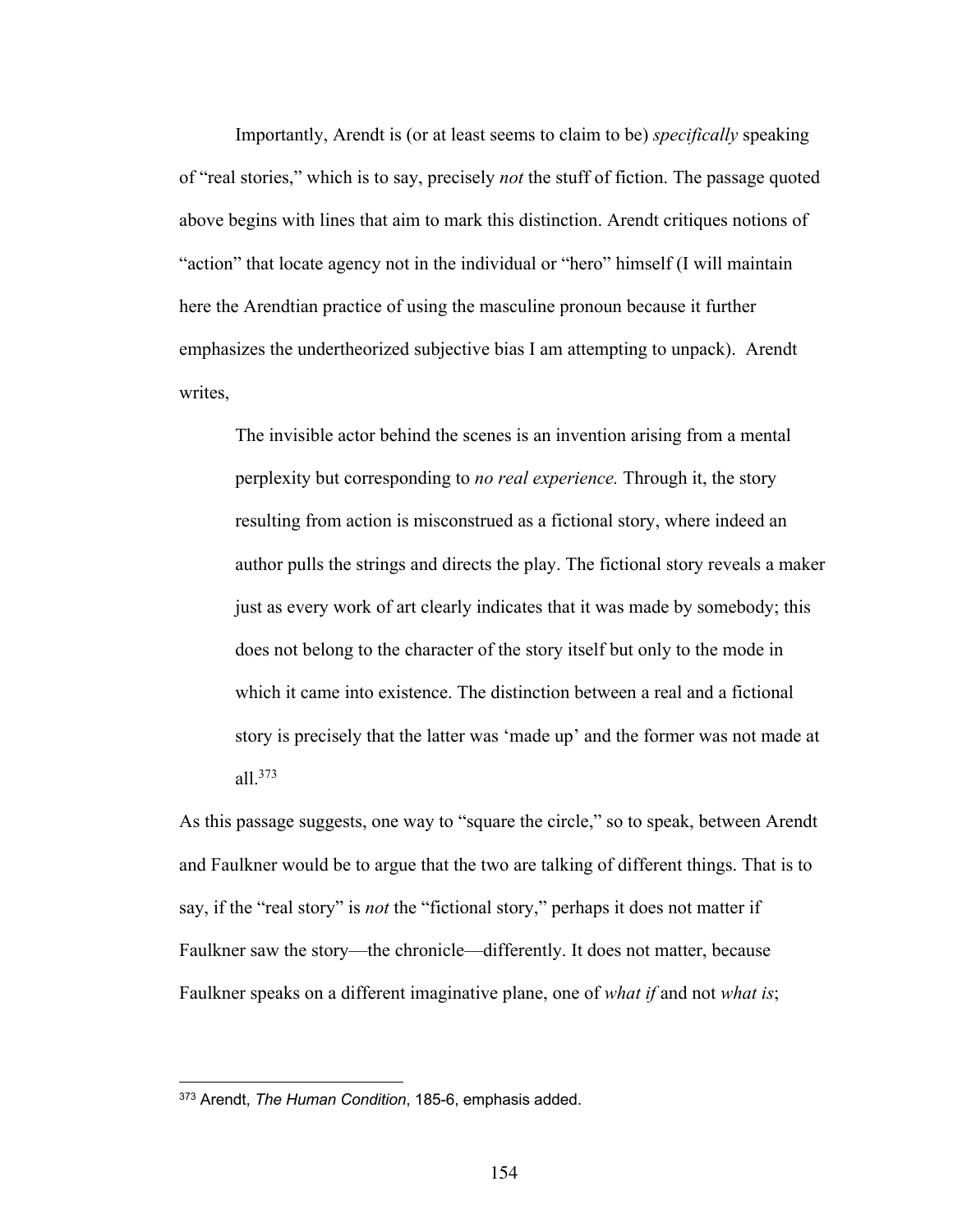Importantly, Arendt is (or at least seems to claim to be) *specifically* speaking of "real stories," which is to say, precisely *not* the stuff of fiction. The passage quoted above begins with lines that aim to mark this distinction. Arendt critiques notions of "action" that locate agency not in the individual or "hero" himself (I will maintain here the Arendtian practice of using the masculine pronoun because it further emphasizes the undertheorized subjective bias I am attempting to unpack). Arendt writes,

> The invisible actor behind the scenes is an invention arising from a mental perplexity but corresponding to *no real experience.* Through it, the story resulting from action is misconstrued as a fictional story, where indeed an author pulls the strings and directs the play. The fictional story reveals a maker just as every work of art clearly indicates that it was made by somebody; this does not belong to the character of the story itself but only to the mode in which it came into existence. The distinction between a real and a fictional story is precisely that the latter was 'made up' and the former was not made at all.[373]

As this passage suggests, one way to "square the circle," so to speak, between Arendt and Faulkner would be to argue that the two are talking of different things. That is to say, if the "real story" is *not* the "fictional story," perhaps it does not matter if Faulkner saw the story—the chronicle—differently. It does not matter, because Faulkner speaks on a different imaginative plane, one of *what if* and not *what is*;

---

[373] Arendt, *The Human Condition*, 185-6, emphasis added.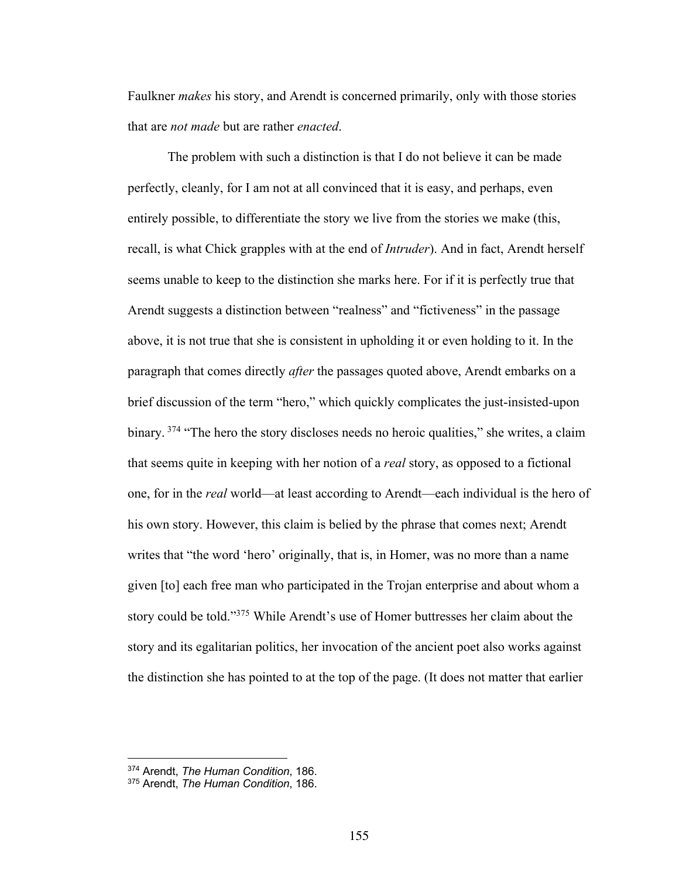Faulkner *makes* his story, and Arendt is concerned primarily, only with those stories that are *not made* but are rather *enacted*.

The problem with such a distinction is that I do not believe it can be made perfectly, cleanly, for I am not at all convinced that it is easy, and perhaps, even entirely possible, to differentiate the story we live from the stories we make (this, recall, is what Chick grapples with at the end of *Intruder*). And in fact, Arendt herself seems unable to keep to the distinction she marks here. For if it is perfectly true that Arendt suggests a distinction between "realness" and "fictiveness" in the passage above, it is not true that she is consistent in upholding it or even holding to it. In the paragraph that comes directly *after* the passages quoted above, Arendt embarks on a brief discussion of the term "hero," which quickly complicates the just-insisted-upon binary. [374] "The hero the story discloses needs no heroic qualities," she writes, a claim that seems quite in keeping with her notion of a *real* story, as opposed to a fictional one, for in the *real* world—at least according to Arendt—each individual is the hero of his own story. However, this claim is belied by the phrase that comes next; Arendt writes that "the word 'hero' originally, that is, in Homer, was no more than a name given [to] each free man who participated in the Trojan enterprise and about whom a story could be told."[375] While Arendt's use of Homer buttresses her claim about the story and its egalitarian politics, her invocation of the ancient poet also works against the distinction she has pointed to at the top of the page. (It does not matter that earlier

[374] Arendt, *The Human Condition*, 186.
[375] Arendt, *The Human Condition*, 186.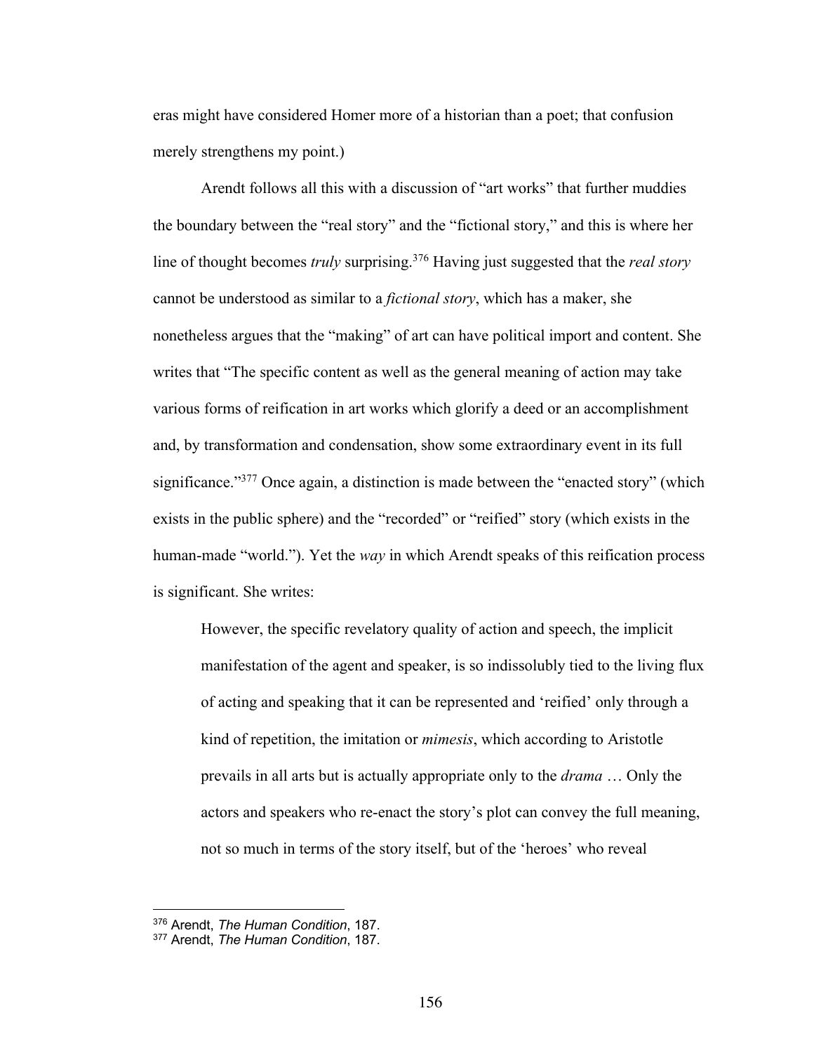eras might have considered Homer more of a historian than a poet; that confusion merely strengthens my point.)

Arendt follows all this with a discussion of "art works" that further muddies the boundary between the "real story" and the "fictional story," and this is where her line of thought becomes *truly* surprising.[376] Having just suggested that the *real story* cannot be understood as similar to a *fictional story*, which has a maker, she nonetheless argues that the "making" of art can have political import and content. She writes that "The specific content as well as the general meaning of action may take various forms of reification in art works which glorify a deed or an accomplishment and, by transformation and condensation, show some extraordinary event in its full significance."[377] Once again, a distinction is made between the "enacted story" (which exists in the public sphere) and the "recorded" or "reified" story (which exists in the human-made "world."). Yet the *way* in which Arendt speaks of this reification process is significant. She writes:

> However, the specific revelatory quality of action and speech, the implicit manifestation of the agent and speaker, is so indissolubly tied to the living flux of acting and speaking that it can be represented and 'reified' only through a kind of repetition, the imitation or *mimesis*, which according to Aristotle prevails in all arts but is actually appropriate only to the *drama* … Only the actors and speakers who re-enact the story's plot can convey the full meaning, not so much in terms of the story itself, but of the 'heroes' who reveal

---

[376] Arendt, *The Human Condition*, 187.

[377] Arendt, *The Human Condition*, 187.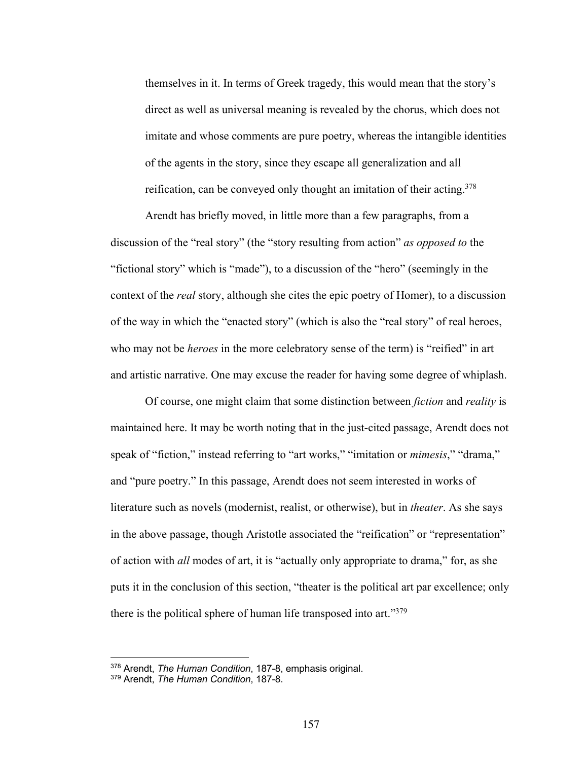> themselves in it. In terms of Greek tragedy, this would mean that the story's direct as well as universal meaning is revealed by the chorus, which does not imitate and whose comments are pure poetry, whereas the intangible identities of the agents in the story, since they escape all generalization and all reification, can be conveyed only thought an imitation of their acting.[378]

Arendt has briefly moved, in little more than a few paragraphs, from a discussion of the "real story" (the "story resulting from action" *as opposed to* the "fictional story" which is "made"), to a discussion of the "hero" (seemingly in the context of the *real* story, although she cites the epic poetry of Homer), to a discussion of the way in which the "enacted story" (which is also the "real story" of real heroes, who may not be *heroes* in the more celebratory sense of the term) is "reified" in art and artistic narrative. One may excuse the reader for having some degree of whiplash.

Of course, one might claim that some distinction between *fiction* and *reality* is maintained here. It may be worth noting that in the just-cited passage, Arendt does not speak of "fiction," instead referring to "art works," "imitation or *mimesis*," "drama," and "pure poetry." In this passage, Arendt does not seem interested in works of literature such as novels (modernist, realist, or otherwise), but in *theater*. As she says in the above passage, though Aristotle associated the "reification" or "representation" of action with *all* modes of art, it is "actually only appropriate to drama," for, as she puts it in the conclusion of this section, "theater is the political art par excellence; only there is the political sphere of human life transposed into art."[379]

---

[378] Arendt, *The Human Condition*, 187-8, emphasis original.

[379] Arendt, *The Human Condition*, 187-8.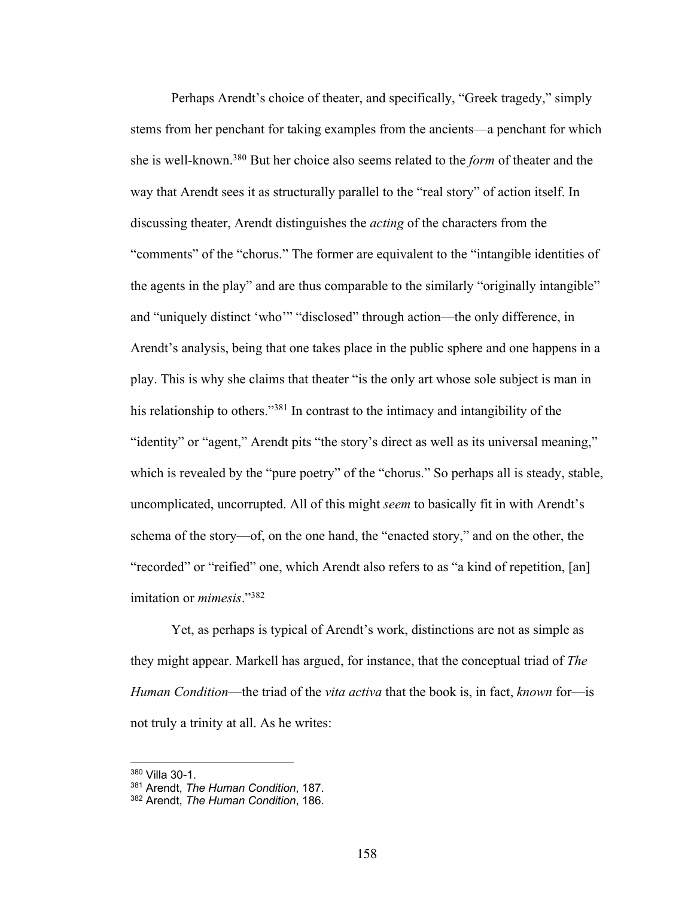Perhaps Arendt's choice of theater, and specifically, "Greek tragedy," simply stems from her penchant for taking examples from the ancients—a penchant for which she is well-known.[380] But her choice also seems related to the *form* of theater and the way that Arendt sees it as structurally parallel to the "real story" of action itself. In discussing theater, Arendt distinguishes the *acting* of the characters from the "comments" of the "chorus." The former are equivalent to the "intangible identities of the agents in the play" and are thus comparable to the similarly "originally intangible" and "uniquely distinct 'who'" "disclosed" through action—the only difference, in Arendt's analysis, being that one takes place in the public sphere and one happens in a play. This is why she claims that theater "is the only art whose sole subject is man in his relationship to others."[381] In contrast to the intimacy and intangibility of the "identity" or "agent," Arendt pits "the story's direct as well as its universal meaning," which is revealed by the "pure poetry" of the "chorus." So perhaps all is steady, stable, uncomplicated, uncorrupted. All of this might *seem* to basically fit in with Arendt's schema of the story—of, on the one hand, the "enacted story," and on the other, the "recorded" or "reified" one, which Arendt also refers to as "a kind of repetition, [an] imitation or *mimesis*."[382]

Yet, as perhaps is typical of Arendt's work, distinctions are not as simple as they might appear. Markell has argued, for instance, that the conceptual triad of *The Human Condition*—the triad of the *vita activa* that the book is, in fact, *known* for—is not truly a trinity at all. As he writes:

---

[380] Villa 30-1.

[381] Arendt, *The Human Condition*, 187.

[382] Arendt, *The Human Condition*, 186.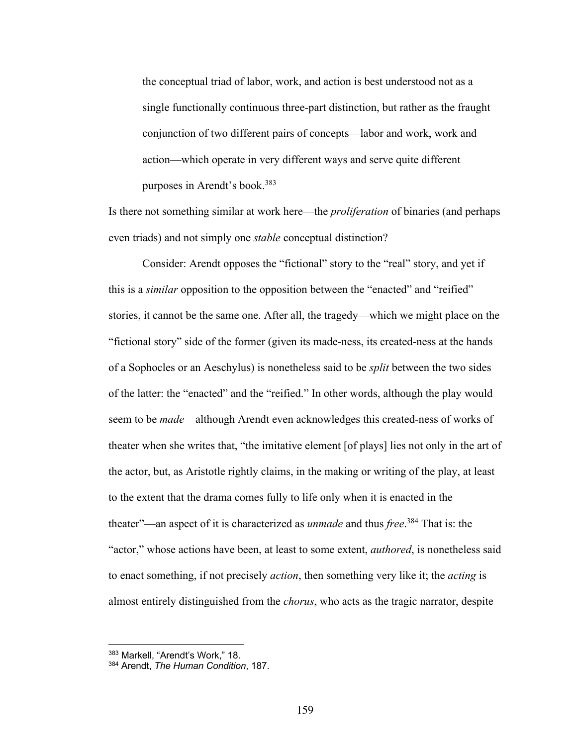> the conceptual triad of labor, work, and action is best understood not as a single functionally continuous three-part distinction, but rather as the fraught conjunction of two different pairs of concepts—labor and work, work and action—which operate in very different ways and serve quite different purposes in Arendt's book.[383]

Is there not something similar at work here—the *proliferation* of binaries (and perhaps even triads) and not simply one *stable* conceptual distinction?

Consider: Arendt opposes the "fictional" story to the "real" story, and yet if this is a *similar* opposition to the opposition between the "enacted" and "reified" stories, it cannot be the same one. After all, the tragedy—which we might place on the "fictional story" side of the former (given its made-ness, its created-ness at the hands of a Sophocles or an Aeschylus) is nonetheless said to be *split* between the two sides of the latter: the "enacted" and the "reified." In other words, although the play would seem to be *made*—although Arendt even acknowledges this created-ness of works of theater when she writes that, "the imitative element [of plays] lies not only in the art of the actor, but, as Aristotle rightly claims, in the making or writing of the play, at least to the extent that the drama comes fully to life only when it is enacted in the theater"—an aspect of it is characterized as *unmade* and thus *free*.[384] That is: the "actor," whose actions have been, at least to some extent, *authored*, is nonetheless said to enact something, if not precisely *action*, then something very like it; the *acting* is almost entirely distinguished from the *chorus*, who acts as the tragic narrator, despite

---

[383] Markell, "Arendt's Work," 18.

[384] Arendt, *The Human Condition*, 187.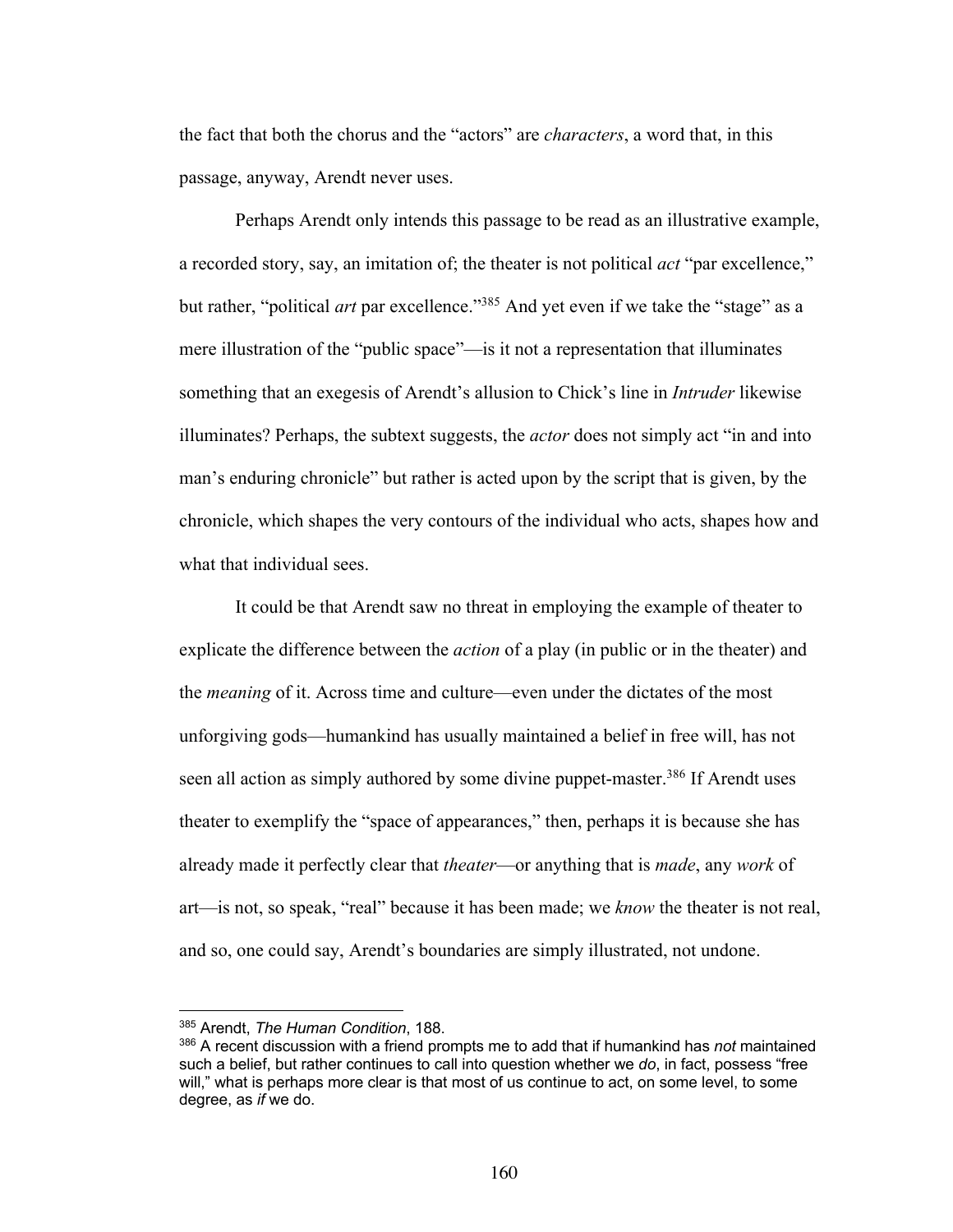the fact that both the chorus and the "actors" are *characters*, a word that, in this passage, anyway, Arendt never uses.

Perhaps Arendt only intends this passage to be read as an illustrative example, a recorded story, say, an imitation of; the theater is not political *act* "par excellence," but rather, "political *art* par excellence."[385] And yet even if we take the "stage" as a mere illustration of the "public space"—is it not a representation that illuminates something that an exegesis of Arendt's allusion to Chick's line in *Intruder* likewise illuminates? Perhaps, the subtext suggests, the *actor* does not simply act "in and into man's enduring chronicle" but rather is acted upon by the script that is given, by the chronicle, which shapes the very contours of the individual who acts, shapes how and what that individual sees.

It could be that Arendt saw no threat in employing the example of theater to explicate the difference between the *action* of a play (in public or in the theater) and the *meaning* of it. Across time and culture—even under the dictates of the most unforgiving gods—humankind has usually maintained a belief in free will, has not seen all action as simply authored by some divine puppet-master.[386] If Arendt uses theater to exemplify the "space of appearances," then, perhaps it is because she has already made it perfectly clear that *theater*—or anything that is *made*, any *work* of art—is not, so speak, "real" because it has been made; we *know* the theater is not real, and so, one could say, Arendt's boundaries are simply illustrated, not undone.

---

[385] Arendt, *The Human Condition*, 188.

[386] A recent discussion with a friend prompts me to add that if humankind has *not* maintained such a belief, but rather continues to call into question whether we *do*, in fact, possess "free will," what is perhaps more clear is that most of us continue to act, on some level, to some degree, as *if* we do.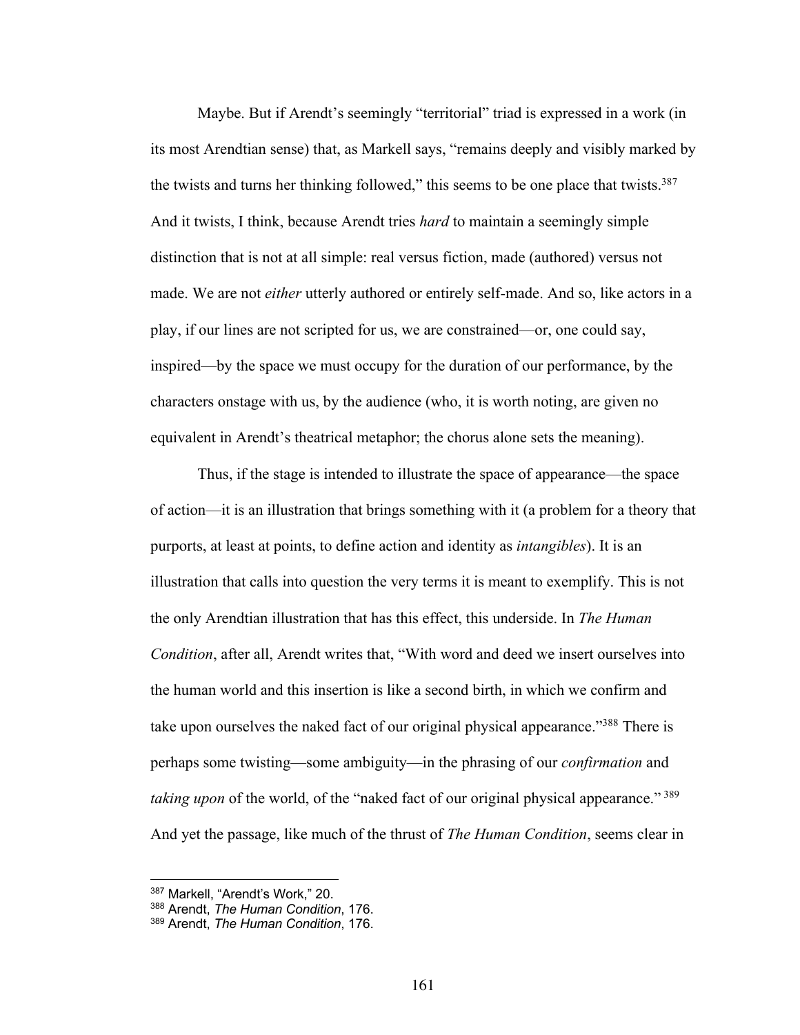Maybe. But if Arendt's seemingly "territorial" triad is expressed in a work (in its most Arendtian sense) that, as Markell says, "remains deeply and visibly marked by the twists and turns her thinking followed," this seems to be one place that twists.[387] And it twists, I think, because Arendt tries *hard* to maintain a seemingly simple distinction that is not at all simple: real versus fiction, made (authored) versus not made. We are not *either* utterly authored or entirely self-made. And so, like actors in a play, if our lines are not scripted for us, we are constrained—or, one could say, inspired—by the space we must occupy for the duration of our performance, by the characters onstage with us, by the audience (who, it is worth noting, are given no equivalent in Arendt's theatrical metaphor; the chorus alone sets the meaning).

Thus, if the stage is intended to illustrate the space of appearance—the space of action—it is an illustration that brings something with it (a problem for a theory that purports, at least at points, to define action and identity as *intangibles*). It is an illustration that calls into question the very terms it is meant to exemplify. This is not the only Arendtian illustration that has this effect, this underside. In *The Human Condition*, after all, Arendt writes that, "With word and deed we insert ourselves into the human world and this insertion is like a second birth, in which we confirm and take upon ourselves the naked fact of our original physical appearance."[388] There is perhaps some twisting—some ambiguity—in the phrasing of our *confirmation* and *taking upon* of the world, of the "naked fact of our original physical appearance."[389] And yet the passage, like much of the thrust of *The Human Condition*, seems clear in

---

[387] Markell, "Arendt's Work," 20.
[388] Arendt, *The Human Condition*, 176.
[389] Arendt, *The Human Condition*, 176.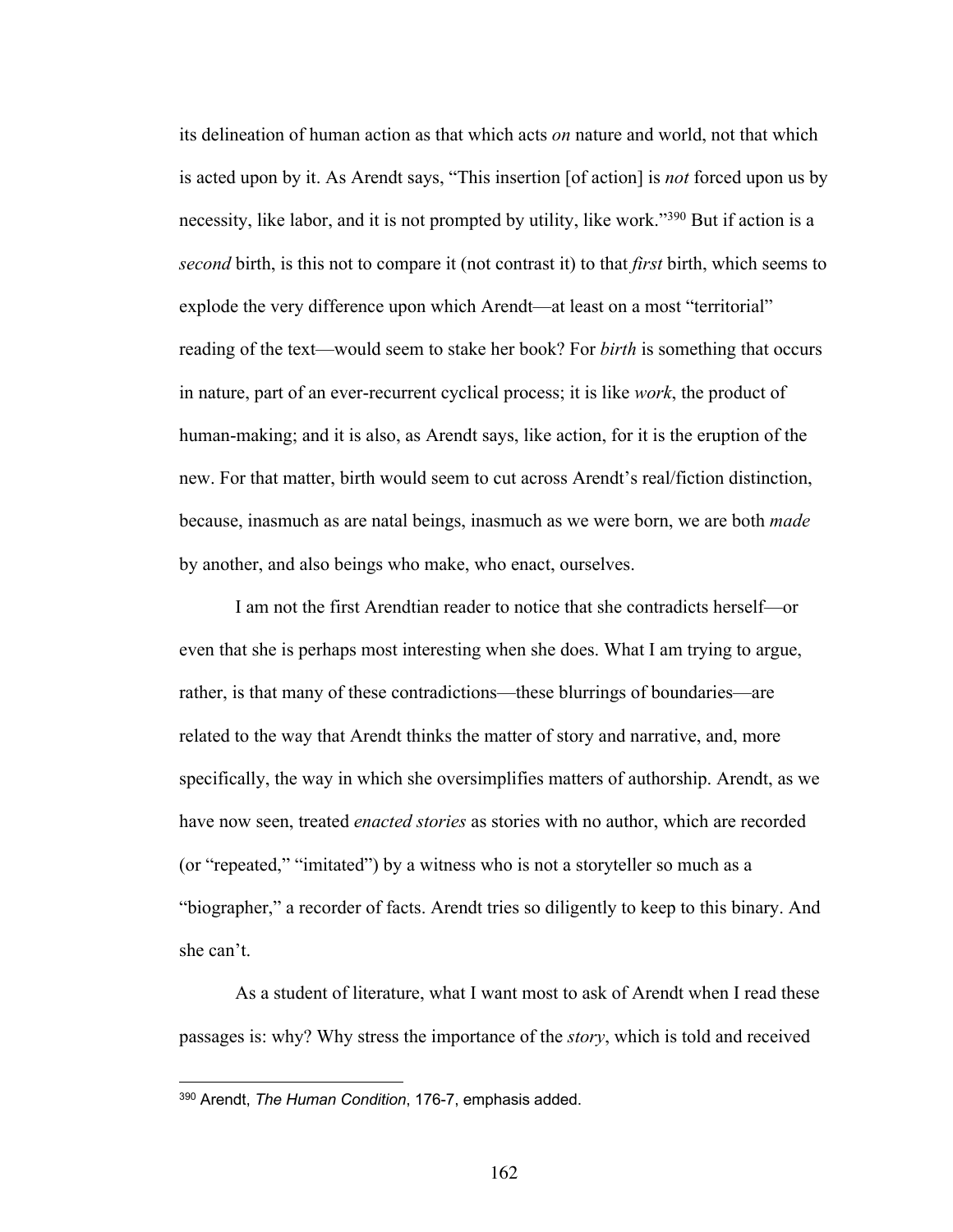its delineation of human action as that which acts *on* nature and world, not that which is acted upon by it. As Arendt says, "This insertion [of action] is *not* forced upon us by necessity, like labor, and it is not prompted by utility, like work."[390] But if action is a *second* birth, is this not to compare it (not contrast it) to that *first* birth, which seems to explode the very difference upon which Arendt—at least on a most "territorial" reading of the text—would seem to stake her book? For *birth* is something that occurs in nature, part of an ever-recurrent cyclical process; it is like *work*, the product of human-making; and it is also, as Arendt says, like action, for it is the eruption of the new. For that matter, birth would seem to cut across Arendt's real/fiction distinction, because, inasmuch as are natal beings, inasmuch as we were born, we are both *made* by another, and also beings who make, who enact, ourselves.

I am not the first Arendtian reader to notice that she contradicts herself—or even that she is perhaps most interesting when she does. What I am trying to argue, rather, is that many of these contradictions—these blurrings of boundaries—are related to the way that Arendt thinks the matter of story and narrative, and, more specifically, the way in which she oversimplifies matters of authorship. Arendt, as we have now seen, treated *enacted stories* as stories with no author, which are recorded (or "repeated," "imitated") by a witness who is not a storyteller so much as a "biographer," a recorder of facts. Arendt tries so diligently to keep to this binary. And she can't.

As a student of literature, what I want most to ask of Arendt when I read these passages is: why? Why stress the importance of the *story*, which is told and received

---

[390] Arendt, *The Human Condition*, 176-7, emphasis added.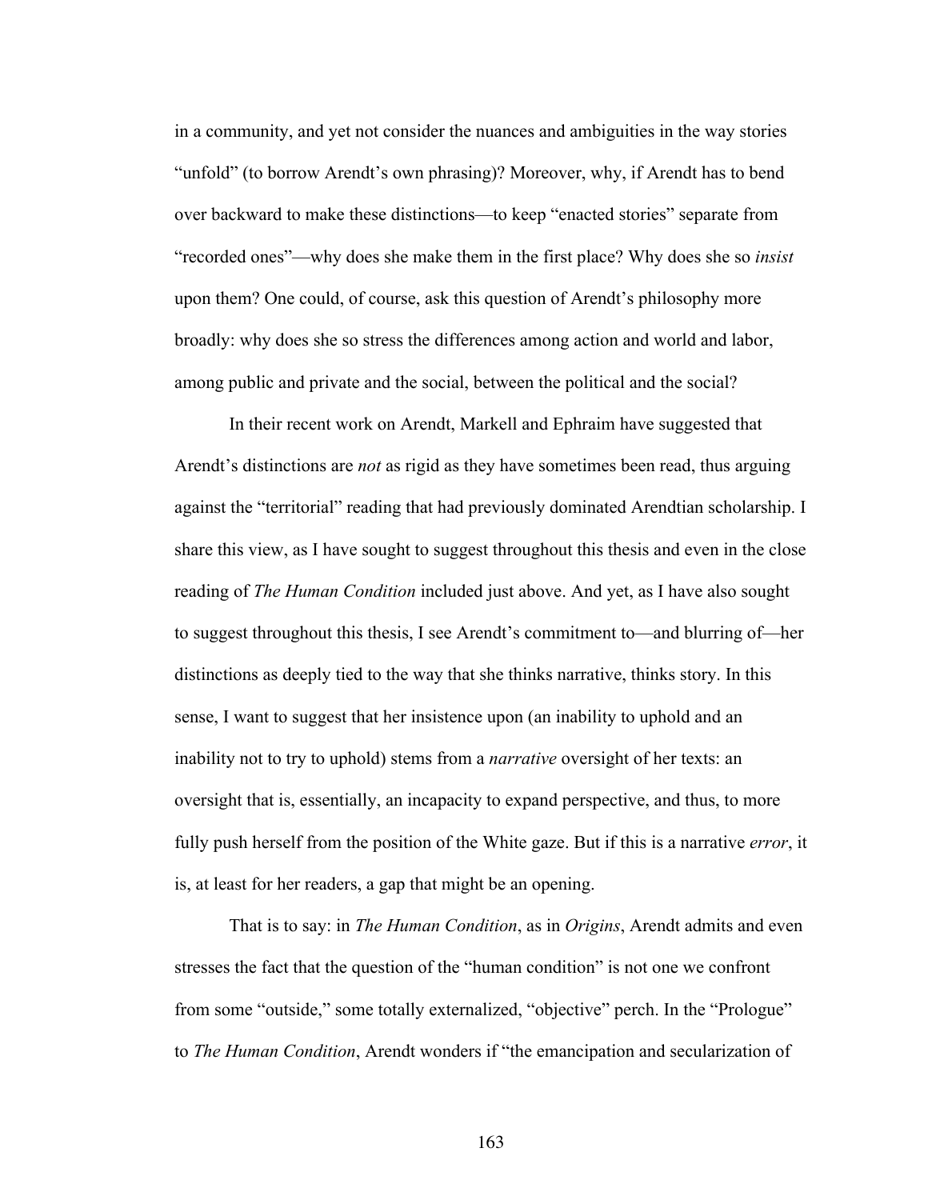in a community, and yet not consider the nuances and ambiguities in the way stories "unfold" (to borrow Arendt's own phrasing)? Moreover, why, if Arendt has to bend over backward to make these distinctions—to keep "enacted stories" separate from "recorded ones"—why does she make them in the first place? Why does she so *insist* upon them? One could, of course, ask this question of Arendt's philosophy more broadly: why does she so stress the differences among action and world and labor, among public and private and the social, between the political and the social?

In their recent work on Arendt, Markell and Ephraim have suggested that Arendt's distinctions are *not* as rigid as they have sometimes been read, thus arguing against the "territorial" reading that had previously dominated Arendtian scholarship. I share this view, as I have sought to suggest throughout this thesis and even in the close reading of *The Human Condition* included just above. And yet, as I have also sought to suggest throughout this thesis, I see Arendt's commitment to—and blurring of—her distinctions as deeply tied to the way that she thinks narrative, thinks story. In this sense, I want to suggest that her insistence upon (an inability to uphold and an inability not to try to uphold) stems from a *narrative* oversight of her texts: an oversight that is, essentially, an incapacity to expand perspective, and thus, to more fully push herself from the position of the White gaze. But if this is a narrative *error*, it is, at least for her readers, a gap that might be an opening.

That is to say: in *The Human Condition*, as in *Origins*, Arendt admits and even stresses the fact that the question of the "human condition" is not one we confront from some "outside," some totally externalized, "objective" perch. In the "Prologue" to *The Human Condition*, Arendt wonders if "the emancipation and secularization of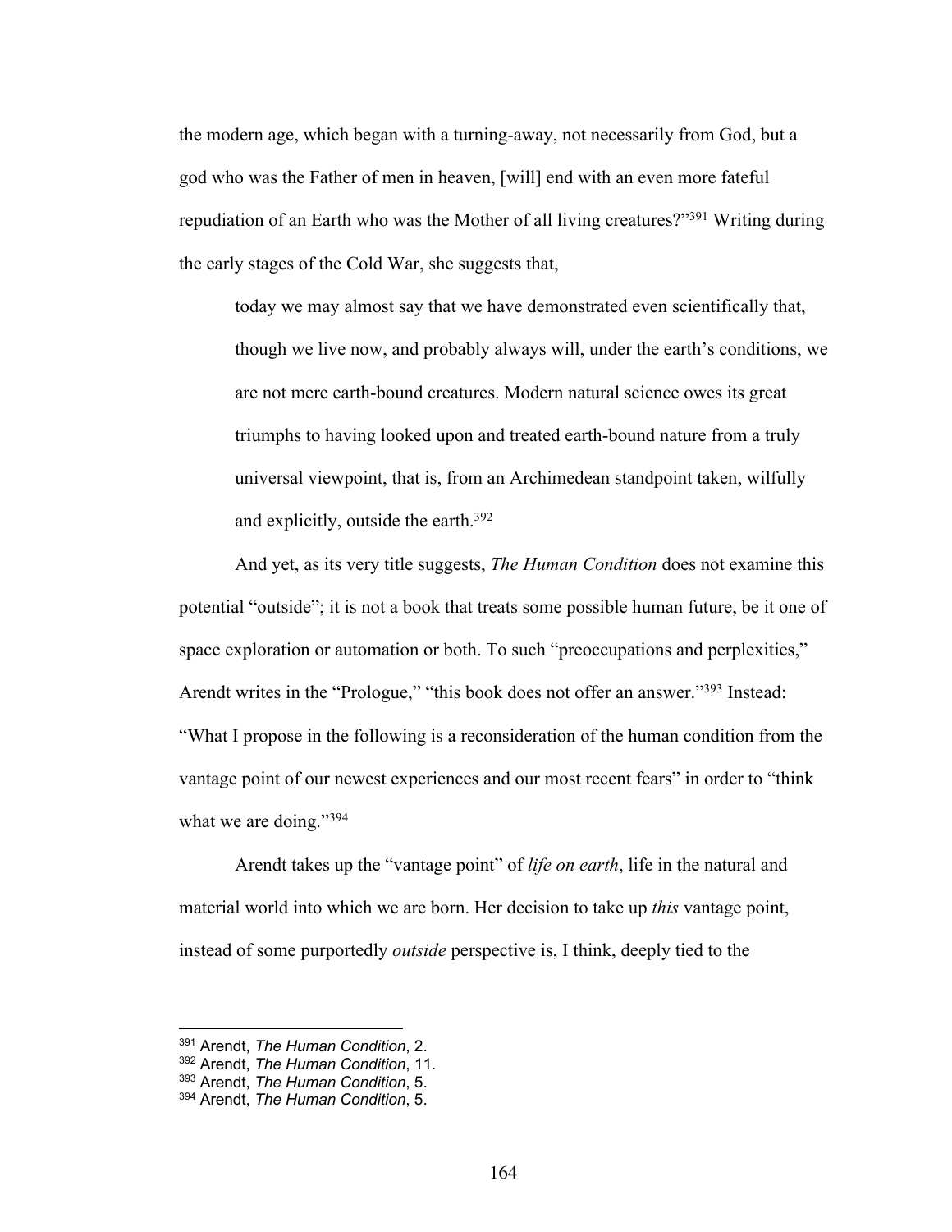the modern age, which began with a turning-away, not necessarily from God, but a god who was the Father of men in heaven, [will] end with an even more fateful repudiation of an Earth who was the Mother of all living creatures?"[391] Writing during the early stages of the Cold War, she suggests that,

> today we may almost say that we have demonstrated even scientifically that, though we live now, and probably always will, under the earth's conditions, we are not mere earth-bound creatures. Modern natural science owes its great triumphs to having looked upon and treated earth-bound nature from a truly universal viewpoint, that is, from an Archimedean standpoint taken, wilfully and explicitly, outside the earth.[392]

And yet, as its very title suggests, *The Human Condition* does not examine this potential "outside"; it is not a book that treats some possible human future, be it one of space exploration or automation or both. To such "preoccupations and perplexities," Arendt writes in the "Prologue," "this book does not offer an answer."[393] Instead: "What I propose in the following is a reconsideration of the human condition from the vantage point of our newest experiences and our most recent fears" in order to "think what we are doing."[394]

Arendt takes up the "vantage point" of *life on earth*, life in the natural and material world into which we are born. Her decision to take up *this* vantage point, instead of some purportedly *outside* perspective is, I think, deeply tied to the

---

[391] Arendt, *The Human Condition*, 2.
[392] Arendt, *The Human Condition*, 11.
[393] Arendt, *The Human Condition*, 5.
[394] Arendt, *The Human Condition*, 5.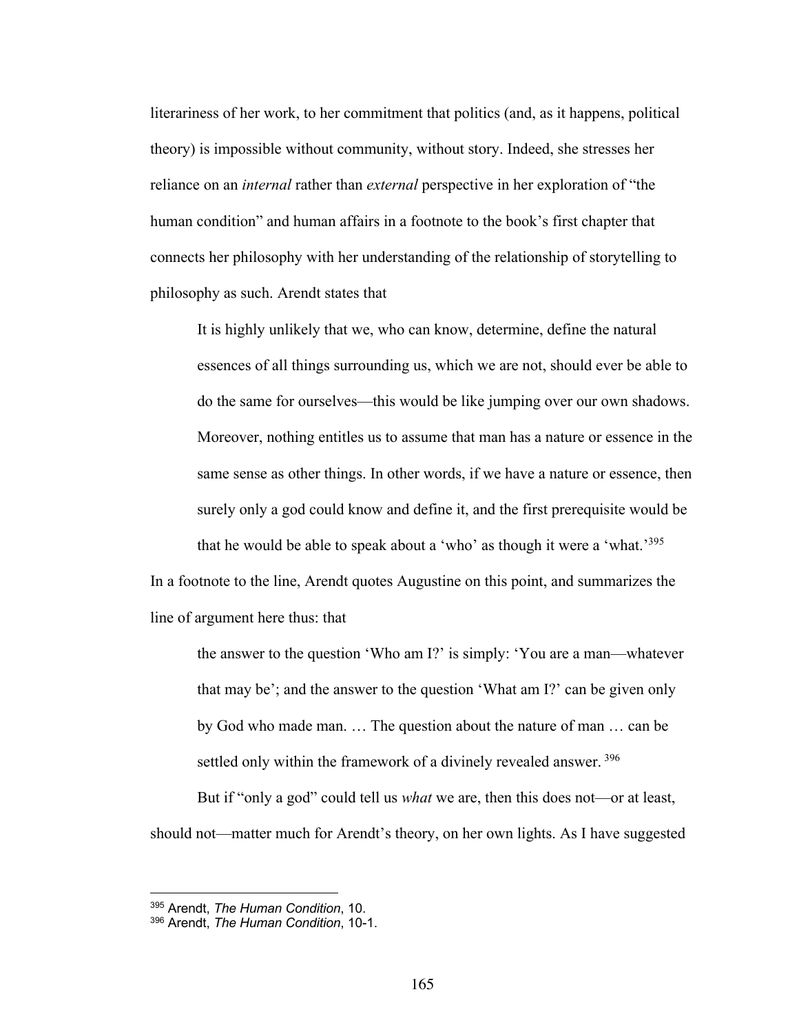literariness of her work, to her commitment that politics (and, as it happens, political theory) is impossible without community, without story. Indeed, she stresses her reliance on an *internal* rather than *external* perspective in her exploration of "the human condition" and human affairs in a footnote to the book's first chapter that connects her philosophy with her understanding of the relationship of storytelling to philosophy as such. Arendt states that

> It is highly unlikely that we, who can know, determine, define the natural essences of all things surrounding us, which we are not, should ever be able to do the same for ourselves—this would be like jumping over our own shadows. Moreover, nothing entitles us to assume that man has a nature or essence in the same sense as other things. In other words, if we have a nature or essence, then surely only a god could know and define it, and the first prerequisite would be that he would be able to speak about a 'who' as though it were a 'what.'[395]

In a footnote to the line, Arendt quotes Augustine on this point, and summarizes the line of argument here thus: that

> the answer to the question 'Who am I?' is simply: 'You are a man—whatever that may be'; and the answer to the question 'What am I?' can be given only by God who made man. … The question about the nature of man … can be settled only within the framework of a divinely revealed answer.[396]

But if "only a god" could tell us *what* we are, then this does not—or at least, should not—matter much for Arendt's theory, on her own lights. As I have suggested

---

[395] Arendt, *The Human Condition*, 10.
[396] Arendt, *The Human Condition*, 10-1.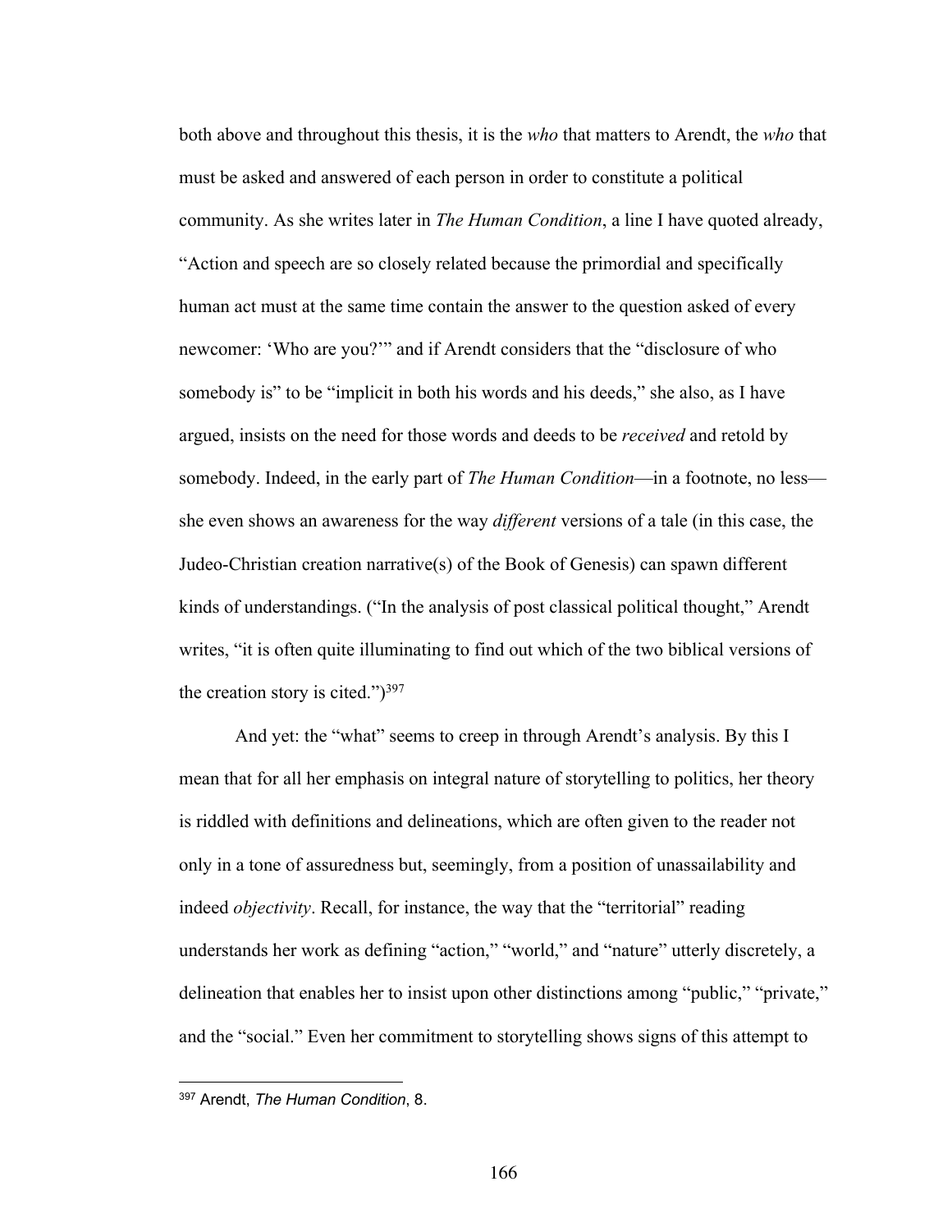both above and throughout this thesis, it is the *who* that matters to Arendt, the *who* that must be asked and answered of each person in order to constitute a political community. As she writes later in *The Human Condition*, a line I have quoted already, "Action and speech are so closely related because the primordial and specifically human act must at the same time contain the answer to the question asked of every newcomer: 'Who are you?'" and if Arendt considers that the "disclosure of who somebody is" to be "implicit in both his words and his deeds," she also, as I have argued, insists on the need for those words and deeds to be *received* and retold by somebody. Indeed, in the early part of *The Human Condition*—in a footnote, no less—she even shows an awareness for the way *different* versions of a tale (in this case, the Judeo-Christian creation narrative(s) of the Book of Genesis) can spawn different kinds of understandings. ("In the analysis of post classical political thought," Arendt writes, "it is often quite illuminating to find out which of the two biblical versions of the creation story is cited.")[397]

And yet: the "what" seems to creep in through Arendt's analysis. By this I mean that for all her emphasis on integral nature of storytelling to politics, her theory is riddled with definitions and delineations, which are often given to the reader not only in a tone of assuredness but, seemingly, from a position of unassailability and indeed *objectivity*. Recall, for instance, the way that the "territorial" reading understands her work as defining "action," "world," and "nature" utterly discretely, a delineation that enables her to insist upon other distinctions among "public," "private," and the "social." Even her commitment to storytelling shows signs of this attempt to

---

[397] Arendt, *The Human Condition*, 8.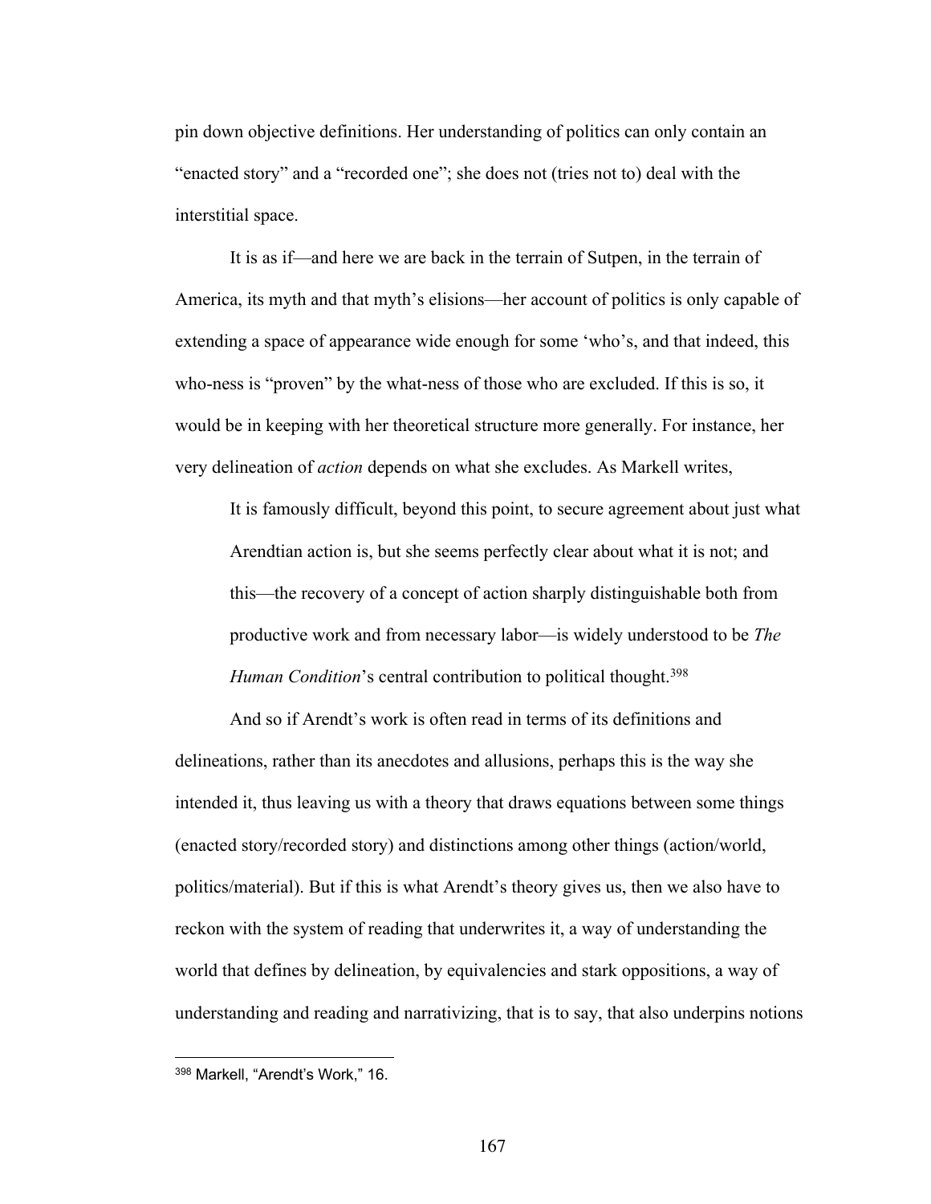pin down objective definitions. Her understanding of politics can only contain an "enacted story" and a "recorded one"; she does not (tries not to) deal with the interstitial space.

It is as if—and here we are back in the terrain of Sutpen, in the terrain of America, its myth and that myth's elisions—her account of politics is only capable of extending a space of appearance wide enough for some 'who's, and that indeed, this who-ness is "proven" by the what-ness of those who are excluded. If this is so, it would be in keeping with her theoretical structure more generally. For instance, her very delineation of *action* depends on what she excludes. As Markell writes,

> It is famously difficult, beyond this point, to secure agreement about just what Arendtian action is, but she seems perfectly clear about what it is not; and this—the recovery of a concept of action sharply distinguishable both from productive work and from necessary labor—is widely understood to be *The Human Condition*'s central contribution to political thought.[398]

And so if Arendt's work is often read in terms of its definitions and delineations, rather than its anecdotes and allusions, perhaps this is the way she intended it, thus leaving us with a theory that draws equations between some things (enacted story/recorded story) and distinctions among other things (action/world, politics/material). But if this is what Arendt's theory gives us, then we also have to reckon with the system of reading that underwrites it, a way of understanding the world that defines by delineation, by equivalencies and stark oppositions, a way of understanding and reading and narrativizing, that is to say, that also underpins notions

---

[398] Markell, "Arendt's Work," 16.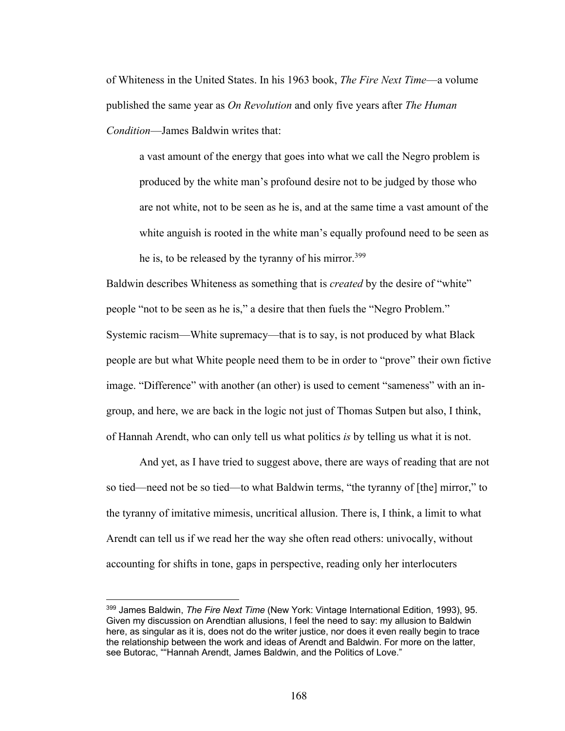of Whiteness in the United States. In his 1963 book, *The Fire Next Time*—a volume published the same year as *On Revolution* and only five years after *The Human Condition*—James Baldwin writes that:

> a vast amount of the energy that goes into what we call the Negro problem is produced by the white man's profound desire not to be judged by those who are not white, not to be seen as he is, and at the same time a vast amount of the white anguish is rooted in the white man's equally profound need to be seen as he is, to be released by the tyranny of his mirror.[399]

Baldwin describes Whiteness as something that is *created* by the desire of "white" people "not to be seen as he is," a desire that then fuels the "Negro Problem." Systemic racism—White supremacy—that is to say, is not produced by what Black people are but what White people need them to be in order to "prove" their own fictive image. "Difference" with another (an other) is used to cement "sameness" with an in-group, and here, we are back in the logic not just of Thomas Sutpen but also, I think, of Hannah Arendt, who can only tell us what politics *is* by telling us what it is not.

And yet, as I have tried to suggest above, there are ways of reading that are not so tied—need not be so tied—to what Baldwin terms, "the tyranny of [the] mirror," to the tyranny of imitative mimesis, uncritical allusion. There is, I think, a limit to what Arendt can tell us if we read her the way she often read others: univocally, without accounting for shifts in tone, gaps in perspective, reading only her interlocuters

---

[399] James Baldwin, *The Fire Next Time* (New York: Vintage International Edition, 1993), 95. Given my discussion on Arendtian allusions, I feel the need to say: my allusion to Baldwin here, as singular as it is, does not do the writer justice, nor does it even really begin to trace the relationship between the work and ideas of Arendt and Baldwin. For more on the latter, see Butorac, ""Hannah Arendt, James Baldwin, and the Politics of Love."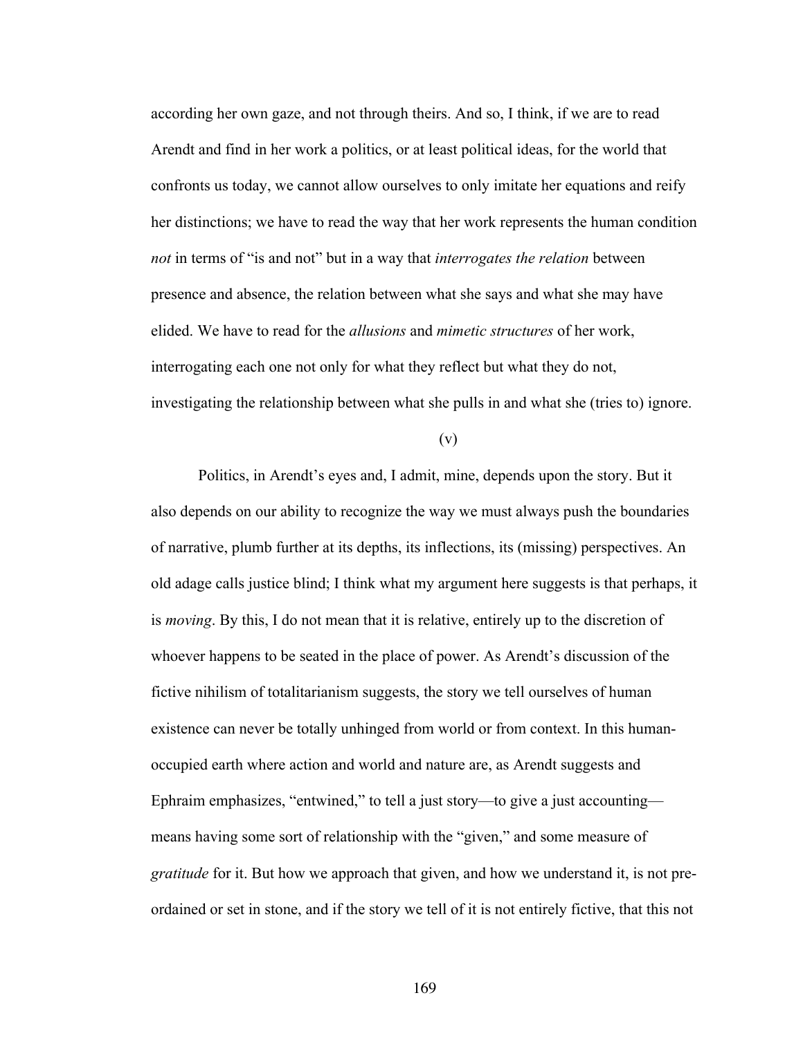according her own gaze, and not through theirs. And so, I think, if we are to read Arendt and find in her work a politics, or at least political ideas, for the world that confronts us today, we cannot allow ourselves to only imitate her equations and reify her distinctions; we have to read the way that her work represents the human condition *not* in terms of "is and not" but in a way that *interrogates the relation* between presence and absence, the relation between what she says and what she may have elided. We have to read for the *allusions* and *mimetic structures* of her work, interrogating each one not only for what they reflect but what they do not, investigating the relationship between what she pulls in and what she (tries to) ignore.

(v)

Politics, in Arendt's eyes and, I admit, mine, depends upon the story. But it also depends on our ability to recognize the way we must always push the boundaries of narrative, plumb further at its depths, its inflections, its (missing) perspectives. An old adage calls justice blind; I think what my argument here suggests is that perhaps, it is *moving*. By this, I do not mean that it is relative, entirely up to the discretion of whoever happens to be seated in the place of power. As Arendt's discussion of the fictive nihilism of totalitarianism suggests, the story we tell ourselves of human existence can never be totally unhinged from world or from context. In this human-occupied earth where action and world and nature are, as Arendt suggests and Ephraim emphasizes, "entwined," to tell a just story—to give a just accounting—means having some sort of relationship with the "given," and some measure of *gratitude* for it. But how we approach that given, and how we understand it, is not pre-ordained or set in stone, and if the story we tell of it is not entirely fictive, that this not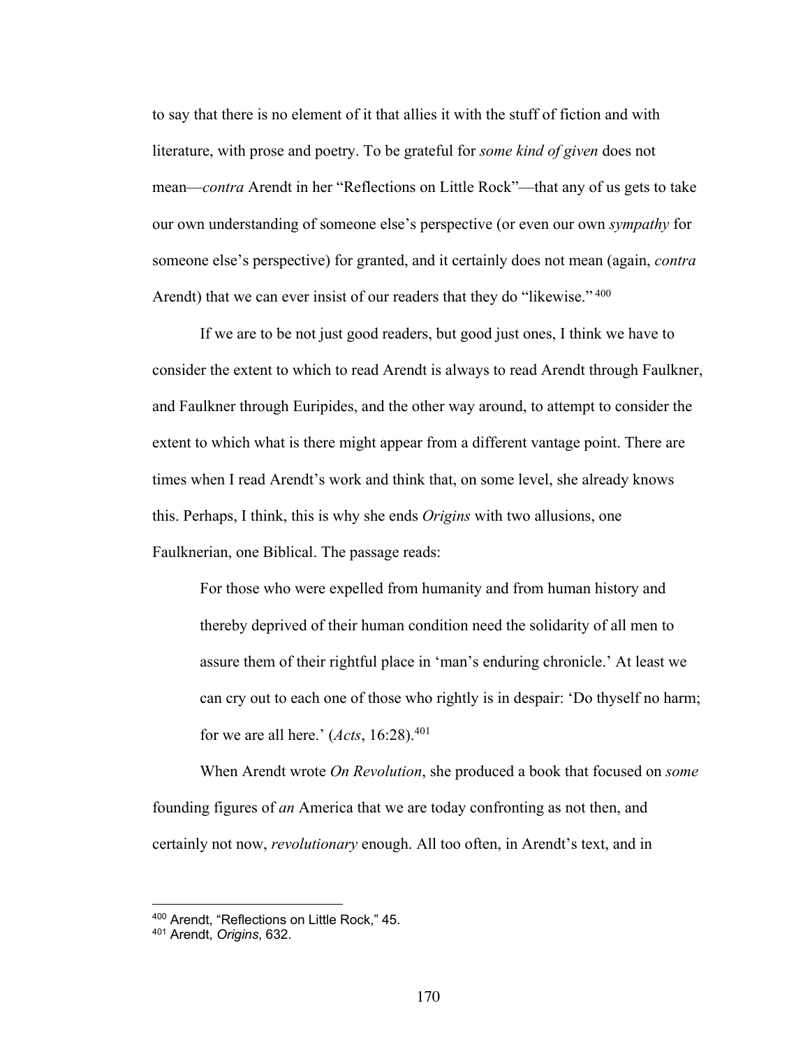to say that there is no element of it that allies it with the stuff of fiction and with literature, with prose and poetry. To be grateful for *some kind of given* does not mean—*contra* Arendt in her "Reflections on Little Rock"—that any of us gets to take our own understanding of someone else's perspective (or even our own *sympathy* for someone else's perspective) for granted, and it certainly does not mean (again, *contra* Arendt) that we can ever insist of our readers that they do "likewise."[400]

If we are to be not just good readers, but good just ones, I think we have to consider the extent to which to read Arendt is always to read Arendt through Faulkner, and Faulkner through Euripides, and the other way around, to attempt to consider the extent to which what is there might appear from a different vantage point. There are times when I read Arendt's work and think that, on some level, she already knows this. Perhaps, I think, this is why she ends *Origins* with two allusions, one Faulknerian, one Biblical. The passage reads:

> For those who were expelled from humanity and from human history and thereby deprived of their human condition need the solidarity of all men to assure them of their rightful place in 'man's enduring chronicle.' At least we can cry out to each one of those who rightly is in despair: 'Do thyself no harm; for we are all here.' (*Acts*, 16:28).[401]

When Arendt wrote *On Revolution*, she produced a book that focused on *some* founding figures of *an* America that we are today confronting as not then, and certainly not now, *revolutionary* enough. All too often, in Arendt's text, and in

---

[400] Arendt, "Reflections on Little Rock," 45.
[401] Arendt, *Origins*, 632.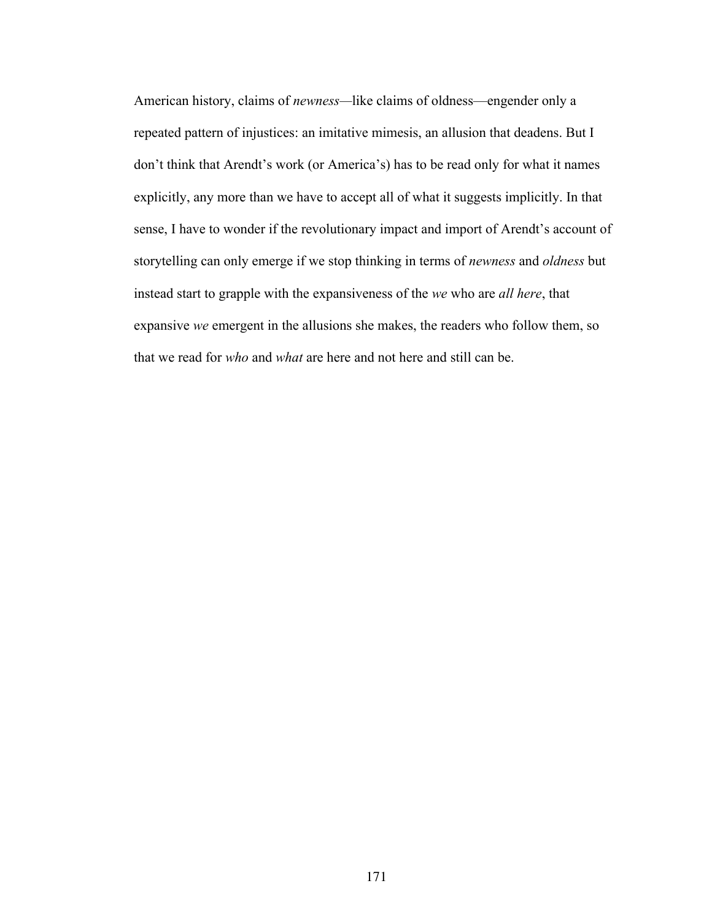American history, claims of *newness*—like claims of oldness—engender only a repeated pattern of injustices: an imitative mimesis, an allusion that deadens. But I don't think that Arendt's work (or America's) has to be read only for what it names explicitly, any more than we have to accept all of what it suggests implicitly. In that sense, I have to wonder if the revolutionary impact and import of Arendt's account of storytelling can only emerge if we stop thinking in terms of *newness* and *oldness* but instead start to grapple with the expansiveness of the *we* who are *all here*, that expansive *we* emergent in the allusions she makes, the readers who follow them, so that we read for *who* and *what* are here and not here and still can be.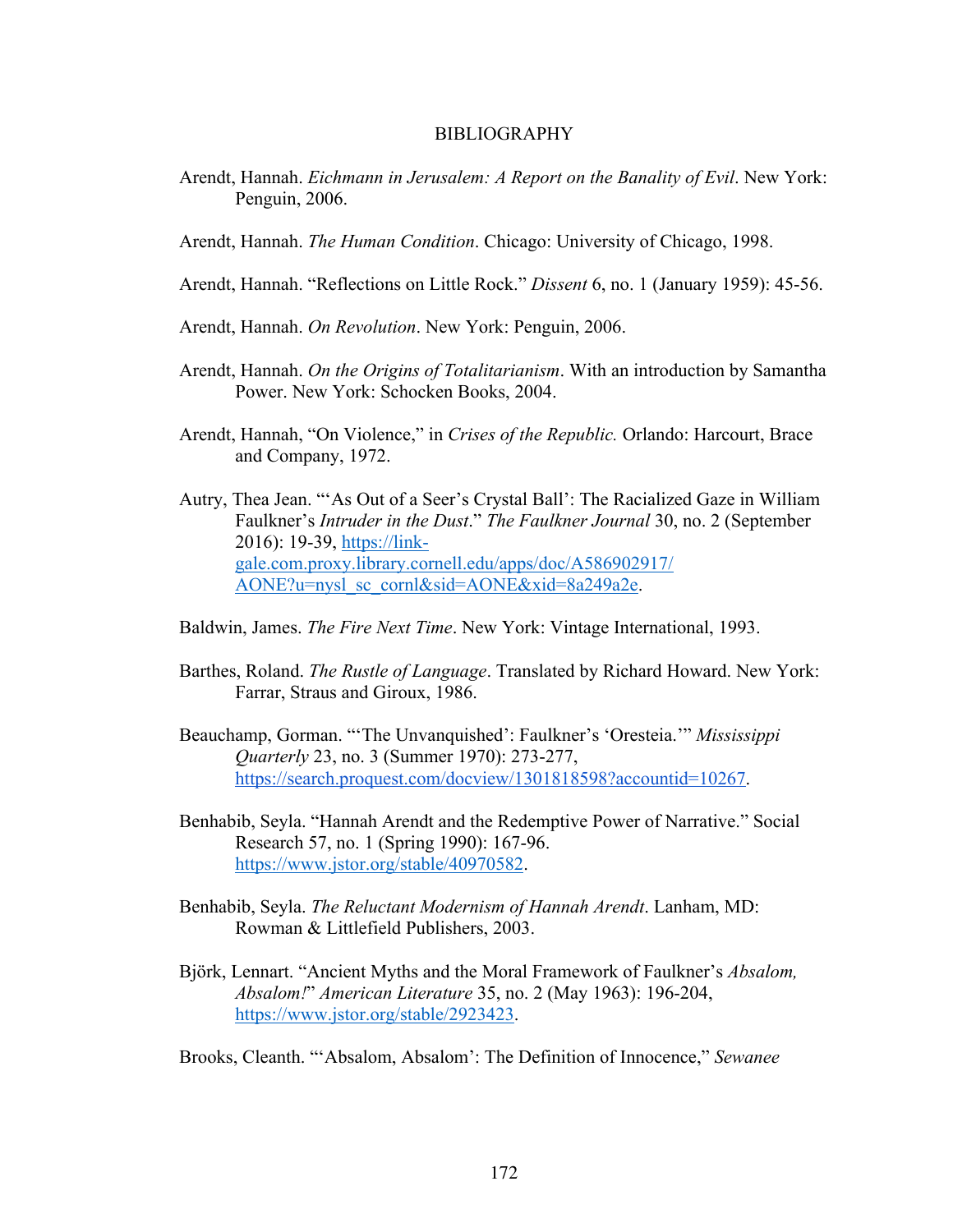# BIBLIOGRAPHY

Arendt, Hannah. *Eichmann in Jerusalem: A Report on the Banality of Evil*. New York: Penguin, 2006.

Arendt, Hannah. *The Human Condition*. Chicago: University of Chicago, 1998.

Arendt, Hannah. "Reflections on Little Rock." *Dissent* 6, no. 1 (January 1959): 45-56.

Arendt, Hannah. *On Revolution*. New York: Penguin, 2006.

Arendt, Hannah. *On the Origins of Totalitarianism*. With an introduction by Samantha Power. New York: Schocken Books, 2004.

Arendt, Hannah, "On Violence," in *Crises of the Republic.* Orlando: Harcourt, Brace and Company, 1972.

Autry, Thea Jean. "'As Out of a Seer's Crystal Ball': The Racialized Gaze in William Faulkner's *Intruder in the Dust*." *The Faulkner Journal* 30, no. 2 (September 2016): 19-39, https://link-gale.com.proxy.library.cornell.edu/apps/doc/A586902917/AONE?u=nysl_sc_cornl&sid=AONE&xid=8a249a2e.

Baldwin, James. *The Fire Next Time*. New York: Vintage International, 1993.

Barthes, Roland. *The Rustle of Language*. Translated by Richard Howard. New York: Farrar, Straus and Giroux, 1986.

Beauchamp, Gorman. "'The Unvanquished': Faulkner's 'Oresteia.'" *Mississippi Quarterly* 23, no. 3 (Summer 1970): 273-277, https://search.proquest.com/docview/1301818598?accountid=10267.

Benhabib, Seyla. "Hannah Arendt and the Redemptive Power of Narrative." Social Research 57, no. 1 (Spring 1990): 167-96. https://www.jstor.org/stable/40970582.

Benhabib, Seyla. *The Reluctant Modernism of Hannah Arendt*. Lanham, MD: Rowman & Littlefield Publishers, 2003.

Björk, Lennart. "Ancient Myths and the Moral Framework of Faulkner's *Absalom, Absalom!*" *American Literature* 35, no. 2 (May 1963): 196-204, https://www.jstor.org/stable/2923423.

Brooks, Cleanth. "'Absalom, Absalom': The Definition of Innocence," *Sewanee*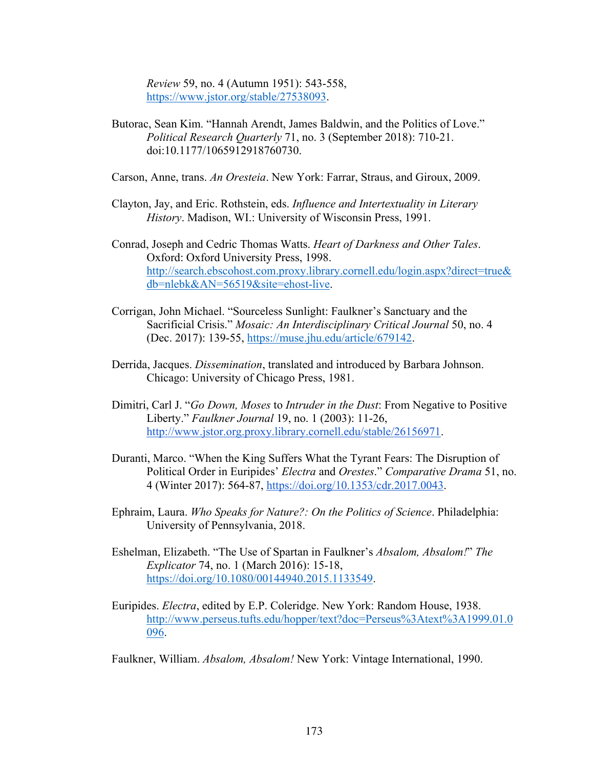*Review* 59, no. 4 (Autumn 1951): 543-558, https://www.jstor.org/stable/27538093.

Butorac, Sean Kim. "Hannah Arendt, James Baldwin, and the Politics of Love." *Political Research Quarterly* 71, no. 3 (September 2018): 710-21. doi:10.1177/1065912918760730.

Carson, Anne, trans. *An Oresteia*. New York: Farrar, Straus, and Giroux, 2009.

Clayton, Jay, and Eric. Rothstein, eds. *Influence and Intertextuality in Literary History*. Madison, WI.: University of Wisconsin Press, 1991.

Conrad, Joseph and Cedric Thomas Watts. *Heart of Darkness and Other Tales*. Oxford: Oxford University Press, 1998. http://search.ebscohost.com.proxy.library.cornell.edu/login.aspx?direct=true&db=nlebk&AN=56519&site=ehost-live.

Corrigan, John Michael. "Sourceless Sunlight: Faulkner's Sanctuary and the Sacrificial Crisis." *Mosaic: An Interdisciplinary Critical Journal* 50, no. 4 (Dec. 2017): 139-55, https://muse.jhu.edu/article/679142.

Derrida, Jacques. *Dissemination*, translated and introduced by Barbara Johnson. Chicago: University of Chicago Press, 1981.

Dimitri, Carl J. "*Go Down, Moses* to *Intruder in the Dust*: From Negative to Positive Liberty." *Faulkner Journal* 19, no. 1 (2003): 11-26, http://www.jstor.org.proxy.library.cornell.edu/stable/26156971.

Duranti, Marco. "When the King Suffers What the Tyrant Fears: The Disruption of Political Order in Euripides' *Electra* and *Orestes*." *Comparative Drama* 51, no. 4 (Winter 2017): 564-87, https://doi.org/10.1353/cdr.2017.0043.

Ephraim, Laura. *Who Speaks for Nature?: On the Politics of Science*. Philadelphia: University of Pennsylvania, 2018.

Eshelman, Elizabeth. "The Use of Spartan in Faulkner's *Absalom, Absalom!*" *The Explicator* 74, no. 1 (March 2016): 15-18, https://doi.org/10.1080/00144940.2015.1133549.

Euripides. *Electra*, edited by E.P. Coleridge. New York: Random House, 1938. http://www.perseus.tufts.edu/hopper/text?doc=Perseus%3Atext%3A1999.01.0096.

Faulkner, William. *Absalom, Absalom!* New York: Vintage International, 1990.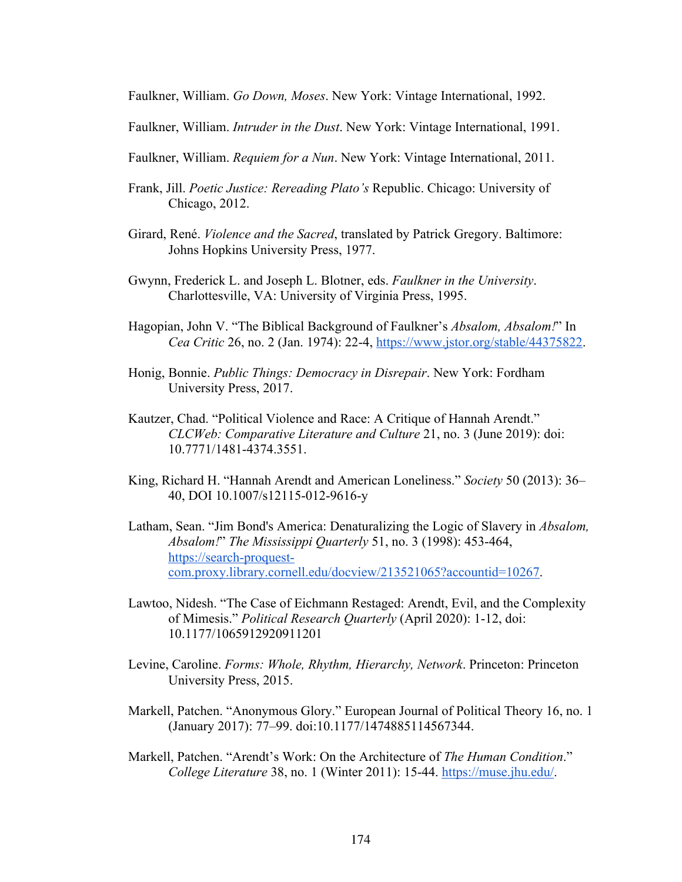Faulkner, William. *Go Down, Moses*. New York: Vintage International, 1992.

Faulkner, William. *Intruder in the Dust*. New York: Vintage International, 1991.

Faulkner, William. *Requiem for a Nun*. New York: Vintage International, 2011.

Frank, Jill. *Poetic Justice: Rereading Plato's* Republic. Chicago: University of Chicago, 2012.

Girard, René. *Violence and the Sacred*, translated by Patrick Gregory. Baltimore: Johns Hopkins University Press, 1977.

Gwynn, Frederick L. and Joseph L. Blotner, eds. *Faulkner in the University*. Charlottesville, VA: University of Virginia Press, 1995.

Hagopian, John V. "The Biblical Background of Faulkner's *Absalom, Absalom!*" In *Cea Critic* 26, no. 2 (Jan. 1974): 22-4, https://www.jstor.org/stable/44375822.

Honig, Bonnie. *Public Things: Democracy in Disrepair*. New York: Fordham University Press, 2017.

Kautzer, Chad. "Political Violence and Race: A Critique of Hannah Arendt." *CLCWeb: Comparative Literature and Culture* 21, no. 3 (June 2019): doi: 10.7771/1481-4374.3551.

King, Richard H. "Hannah Arendt and American Loneliness." *Society* 50 (2013): 36–40, DOI 10.1007/s12115-012-9616-y

Latham, Sean. "Jim Bond's America: Denaturalizing the Logic of Slavery in *Absalom, Absalom!*" *The Mississippi Quarterly* 51, no. 3 (1998): 453-464, https://search-proquest-com.proxy.library.cornell.edu/docview/213521065?accountid=10267.

Lawtoo, Nidesh. "The Case of Eichmann Restaged: Arendt, Evil, and the Complexity of Mimesis." *Political Research Quarterly* (April 2020): 1-12, doi: 10.1177/1065912920911201

Levine, Caroline. *Forms: Whole, Rhythm, Hierarchy, Network*. Princeton: Princeton University Press, 2015.

Markell, Patchen. "Anonymous Glory." European Journal of Political Theory 16, no. 1 (January 2017): 77–99. doi:10.1177/1474885114567344.

Markell, Patchen. "Arendt's Work: On the Architecture of *The Human Condition*." *College Literature* 38, no. 1 (Winter 2011): 15-44. https://muse.jhu.edu/.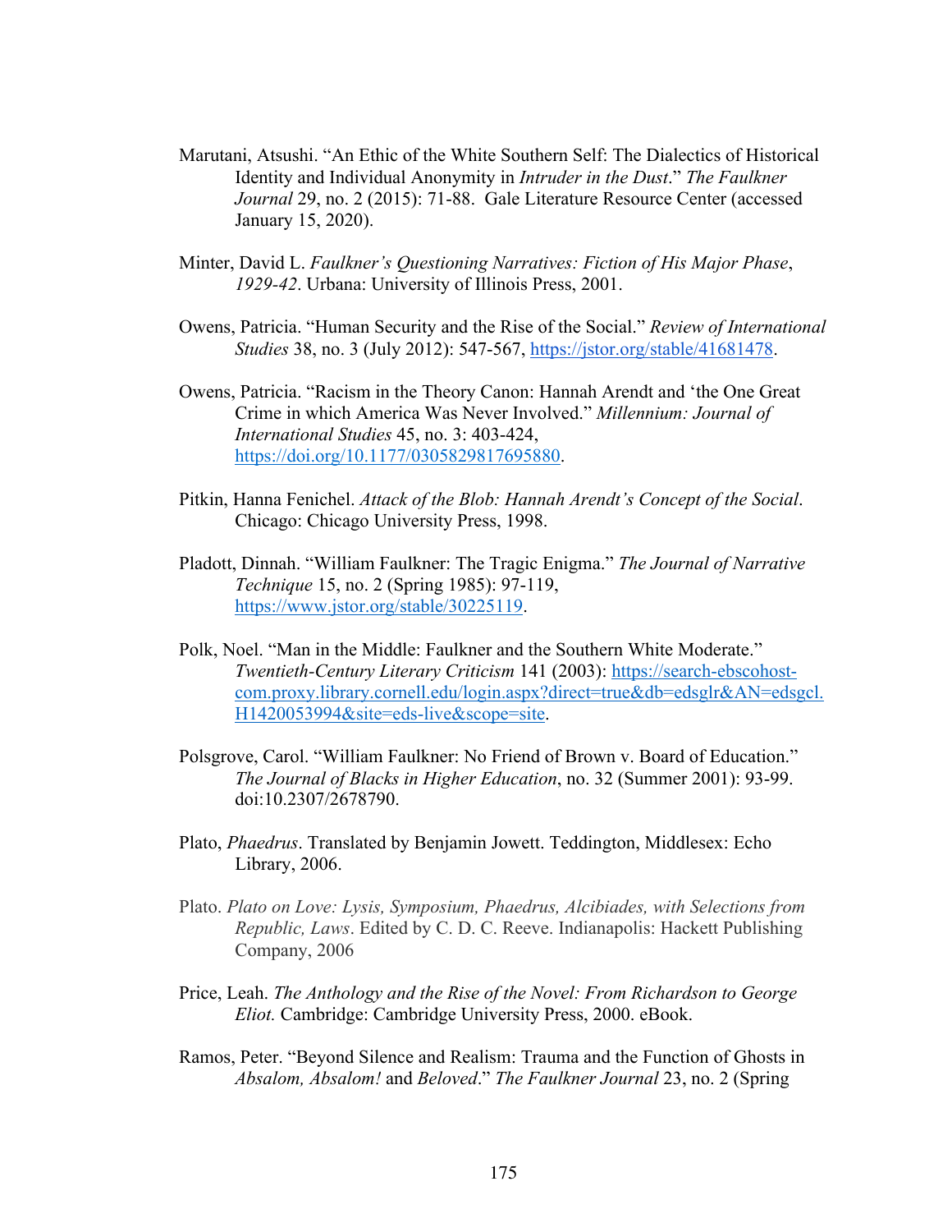Marutani, Atsushi. “An Ethic of the White Southern Self: The Dialectics of Historical Identity and Individual Anonymity in *Intruder in the Dust*.” *The Faulkner Journal* 29, no. 2 (2015): 71-88. Gale Literature Resource Center (accessed January 15, 2020).

Minter, David L. *Faulkner’s Questioning Narratives: Fiction of His Major Phase, 1929-42*. Urbana: University of Illinois Press, 2001.

Owens, Patricia. “Human Security and the Rise of the Social.” *Review of International Studies* 38, no. 3 (July 2012): 547-567, https://jstor.org/stable/41681478.

Owens, Patricia. “Racism in the Theory Canon: Hannah Arendt and ‘the One Great Crime in which America Was Never Involved.” *Millennium: Journal of International Studies* 45, no. 3: 403-424, https://doi.org/10.1177/0305829817695880.

Pitkin, Hanna Fenichel. *Attack of the Blob: Hannah Arendt’s Concept of the Social*. Chicago: Chicago University Press, 1998.

Pladott, Dinnah. “William Faulkner: The Tragic Enigma.” *The Journal of Narrative Technique* 15, no. 2 (Spring 1985): 97-119, https://www.jstor.org/stable/30225119.

Polk, Noel. “Man in the Middle: Faulkner and the Southern White Moderate.” *Twentieth-Century Literary Criticism* 141 (2003): https://search-ebscohost-com.proxy.library.cornell.edu/login.aspx?direct=true&db=edsglr&AN=edsgcl.H1420053994&site=eds-live&scope=site.

Polsgrove, Carol. “William Faulkner: No Friend of Brown v. Board of Education.” *The Journal of Blacks in Higher Education*, no. 32 (Summer 2001): 93-99. doi:10.2307/2678790.

Plato, *Phaedrus*. Translated by Benjamin Jowett. Teddington, Middlesex: Echo Library, 2006.

Plato. *Plato on Love: Lysis, Symposium, Phaedrus, Alcibiades, with Selections from Republic, Laws*. Edited by C. D. C. Reeve. Indianapolis: Hackett Publishing Company, 2006

Price, Leah. *The Anthology and the Rise of the Novel: From Richardson to George Eliot.* Cambridge: Cambridge University Press, 2000. eBook.

Ramos, Peter. “Beyond Silence and Realism: Trauma and the Function of Ghosts in *Absalom, Absalom!* and *Beloved*.” *The Faulkner Journal* 23, no. 2 (Spring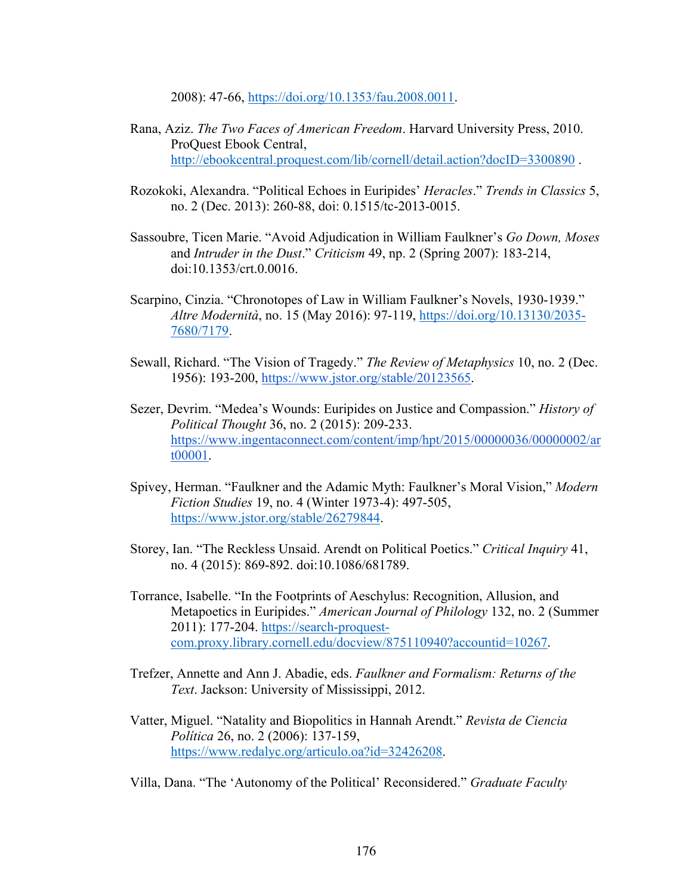2008): 47-66, https://doi.org/10.1353/fau.2008.0011.

Rana, Aziz. *The Two Faces of American Freedom*. Harvard University Press, 2010. ProQuest Ebook Central, http://ebookcentral.proquest.com/lib/cornell/detail.action?docID=3300890 .

Rozokoki, Alexandra. "Political Echoes in Euripides' *Heracles*." *Trends in Classics* 5, no. 2 (Dec. 2013): 260-88, doi: 0.1515/tc-2013-0015.

Sassoubre, Ticen Marie. "Avoid Adjudication in William Faulkner's *Go Down, Moses* and *Intruder in the Dust*." *Criticism* 49, np. 2 (Spring 2007): 183-214, doi:10.1353/crt.0.0016.

Scarpino, Cinzia. "Chronotopes of Law in William Faulkner's Novels, 1930-1939." *Altre Modernità*, no. 15 (May 2016): 97-119, https://doi.org/10.13130/2035-7680/7179.

Sewall, Richard. "The Vision of Tragedy." *The Review of Metaphysics* 10, no. 2 (Dec. 1956): 193-200, https://www.jstor.org/stable/20123565.

Sezer, Devrim. "Medea's Wounds: Euripides on Justice and Compassion." *History of Political Thought* 36, no. 2 (2015): 209-233. https://www.ingentaconnect.com/content/imp/hpt/2015/00000036/00000002/art00001.

Spivey, Herman. "Faulkner and the Adamic Myth: Faulkner's Moral Vision," *Modern Fiction Studies* 19, no. 4 (Winter 1973-4): 497-505, https://www.jstor.org/stable/26279844.

Storey, Ian. "The Reckless Unsaid. Arendt on Political Poetics." *Critical Inquiry* 41, no. 4 (2015): 869-892. doi:10.1086/681789.

Torrance, Isabelle. "In the Footprints of Aeschylus: Recognition, Allusion, and Metapoetics in Euripides." *American Journal of Philology* 132, no. 2 (Summer 2011): 177-204. https://search-proquest-com.proxy.library.cornell.edu/docview/875110940?accountid=10267.

Trefzer, Annette and Ann J. Abadie, eds. *Faulkner and Formalism: Returns of the Text*. Jackson: University of Mississippi, 2012.

Vatter, Miguel. "Natality and Biopolitics in Hannah Arendt." *Revista de Ciencia Política* 26, no. 2 (2006): 137-159, https://www.redalyc.org/articulo.oa?id=32426208.

Villa, Dana. "The 'Autonomy of the Political' Reconsidered." *Graduate Faculty*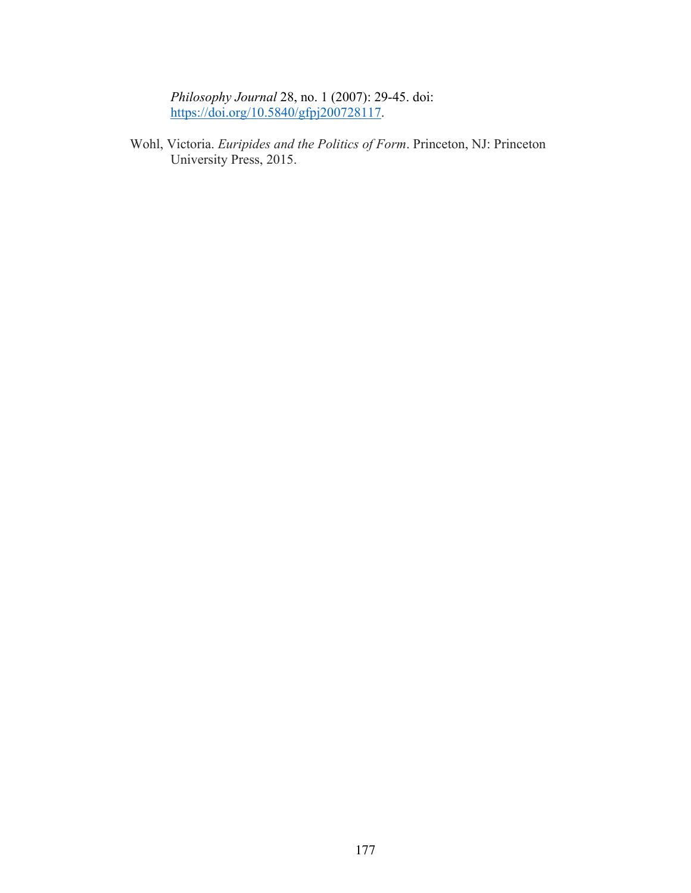*Philosophy Journal* 28, no. 1 (2007): 29-45. doi: https://doi.org/10.5840/gfpj200728117.

Wohl, Victoria. *Euripides and the Politics of Form*. Princeton, NJ: Princeton University Press, 2015.